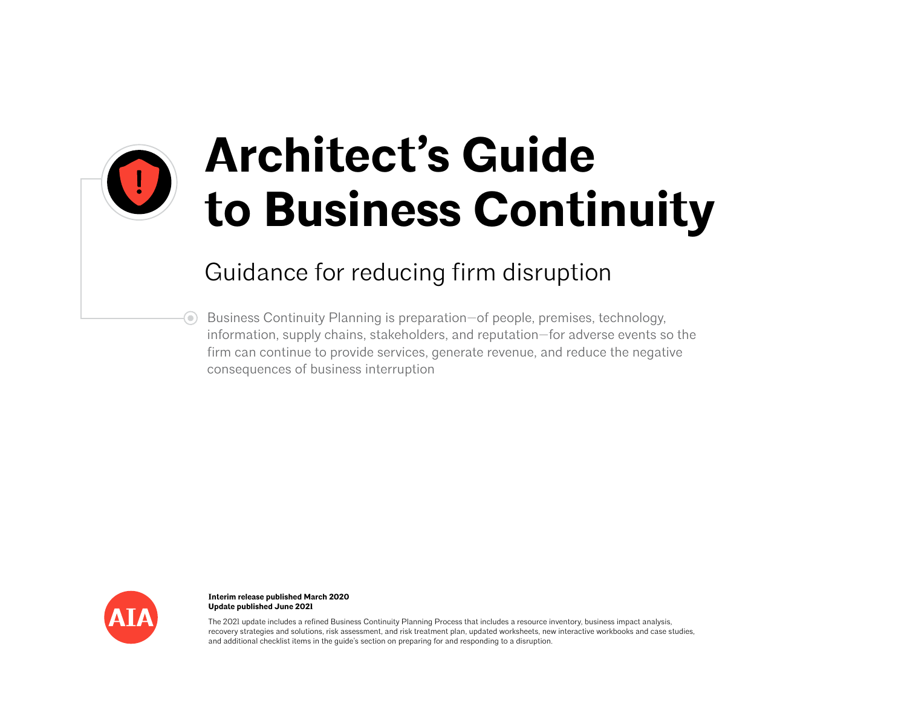# Architect's Guide to Business Continuity

## Guidance for reducing firm disruption

Business Continuity Planning is preparation—of people, premises, technology, information, supply chains, stakeholders, and reputation—for adverse events so the firm can continue to provide services, generate revenue, and reduce the negative consequences of business interruption

AIA

**Interim release published March 2020**
**Update published June 2021**

The 2021 update includes a refined Business Continuity Planning Process that includes a resource inventory, business impact analysis, recovery strategies and solutions, risk assessment, and risk treatment plan, updated worksheets, new interactive workbooks and case studies, and additional checklist items in the guide's section on preparing for and responding to a disruption.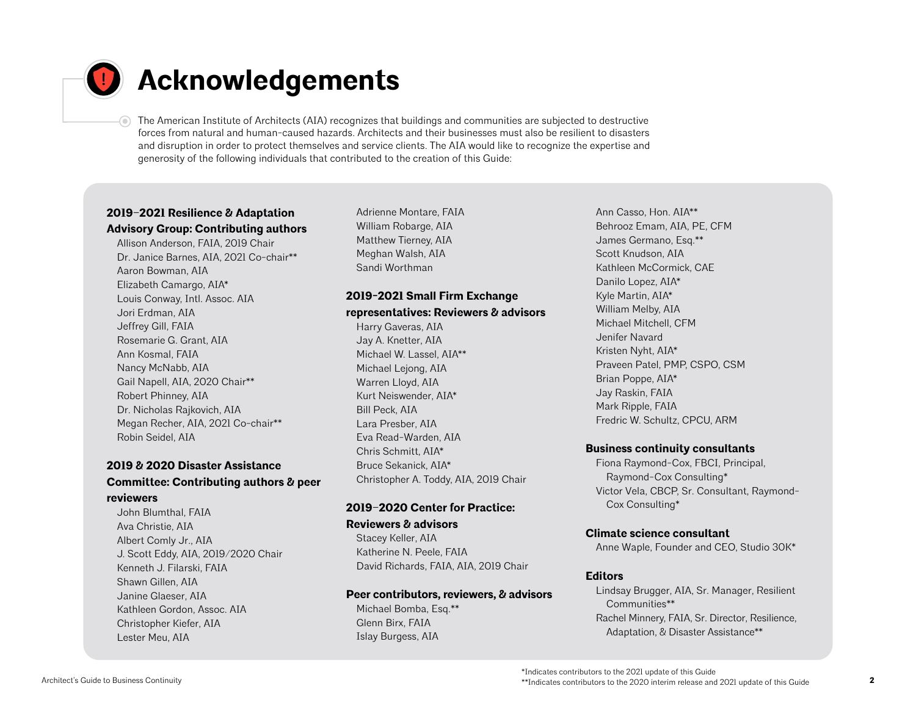# Acknowledgements

The American Institute of Architects (AIA) recognizes that buildings and communities are subjected to destructive forces from natural and human-caused hazards. Architects and their businesses must also be resilient to disasters and disruption in order to protect themselves and service clients. The AIA would like to recognize the expertise and generosity of the following individuals that contributed to the creation of this Guide:

**2019–2021 Resilience & Adaptation Advisory Group: Contributing authors**

- Allison Anderson, FAIA, 2019 Chair
- Dr. Janice Barnes, AIA, 2021 Co-chair**
- Aaron Bowman, AIA
- Elizabeth Camargo, AIA*
- Louis Conway, Intl. Assoc. AIA
- Jori Erdman, AIA
- Jeffrey Gill, FAIA
- Rosemarie G. Grant, AIA
- Ann Kosmal, FAIA
- Nancy McNabb, AIA
- Gail Napell, AIA, 2020 Chair**
- Robert Phinney, AIA
- Dr. Nicholas Rajkovich, AIA
- Megan Recher, AIA, 2021 Co-chair**
- Robin Seidel, AIA
- Adrienne Montare, FAIA
- William Robarge, AIA
- Matthew Tierney, AIA
- Meghan Walsh, AIA
- Sandi Worthman

**2019 & 2020 Disaster Assistance Committee: Contributing authors & peer reviewers**

- John Blumthal, FAIA
- Ava Christie, AIA
- Albert Comly Jr., AIA
- J. Scott Eddy, AIA, 2019/2020 Chair
- Kenneth J. Filarski, FAIA
- Shawn Gillen, AIA
- Janine Glaeser, AIA
- Kathleen Gordon, Assoc. AIA
- Christopher Kiefer, AIA
- Lester Meu, AIA

**2019-2021 Small Firm Exchange representatives: Reviewers & advisors**

- Harry Gaveras, AIA
- Jay A. Knetter, AIA
- Michael W. Lassel, AIA**
- Michael Lejong, AIA
- Warren Lloyd, AIA
- Kurt Neiswender, AIA*
- Bill Peck, AIA
- Lara Presber, AIA
- Eva Read-Warden, AIA
- Chris Schmitt, AIA*
- Bruce Sekanick, AIA*
- Christopher A. Toddy, AIA, 2019 Chair

**2019–2020 Center for Practice: Reviewers & advisors**

- Stacey Keller, AIA
- Katherine N. Peele, FAIA
- David Richards, FAIA, AIA, 2019 Chair

**Peer contributors, reviewers, & advisors**

- Michael Bomba, Esq.**
- Glenn Birx, FAIA
- Islay Burgess, AIA
- Ann Casso, Hon. AIA**
- Behrooz Emam, AIA, PE, CFM
- James Germano, Esq.**
- Scott Knudson, AIA
- Kathleen McCormick, CAE
- Danilo Lopez, AIA*
- Kyle Martin, AIA*
- William Melby, AIA
- Michael Mitchell, CFM
- Jenifer Navard
- Kristen Nyht, AIA*
- Praveen Patel, PMP, CSPO, CSM
- Brian Poppe, AIA*
- Jay Raskin, FAIA
- Mark Ripple, FAIA
- Fredric W. Schultz, CPCU, ARM

**Business continuity consultants**

- Fiona Raymond-Cox, FBCI, Principal, Raymond-Cox Consulting*
- Victor Vela, CBCP, Sr. Consultant, Raymond-Cox Consulting*

**Climate science consultant**

- Anne Waple, Founder and CEO, Studio 30K*

**Editors**

- Lindsay Brugger, AIA, Sr. Manager, Resilient Communities**
- Rachel Minnery, FAIA, Sr. Director, Resilience, Adaptation, & Disaster Assistance**

*Indicates contributors to the 2021 update of this Guide
**Indicates contributors to the 2020 interim release and 2021 update of this Guide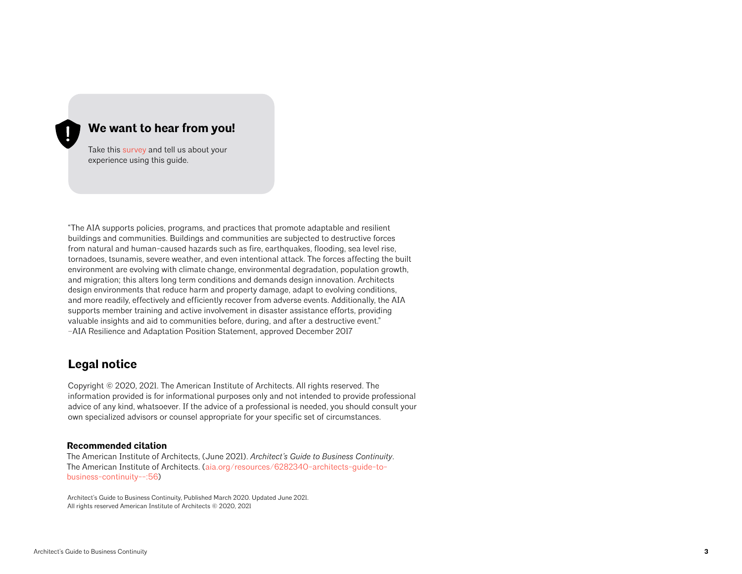**We want to hear from you!**

Take this survey and tell us about your experience using this guide.

"The AIA supports policies, programs, and practices that promote adaptable and resilient buildings and communities. Buildings and communities are subjected to destructive forces from natural and human-caused hazards such as fire, earthquakes, flooding, sea level rise, tornadoes, tsunamis, severe weather, and even intentional attack. The forces affecting the built environment are evolving with climate change, environmental degradation, population growth, and migration; this alters long term conditions and demands design innovation. Architects design environments that reduce harm and property damage, adapt to evolving conditions, and more readily, effectively and efficiently recover from adverse events. Additionally, the AIA supports member training and active involvement in disaster assistance efforts, providing valuable insights and aid to communities before, during, and after a destructive event."
–AIA Resilience and Adaptation Position Statement, approved December 2017

## Legal notice

Copyright © 2020, 2021. The American Institute of Architects. All rights reserved. The information provided is for informational purposes only and not intended to provide professional advice of any kind, whatsoever. If the advice of a professional is needed, you should consult your own specialized advisors or counsel appropriate for your specific set of circumstances.

**Recommended citation**

The American Institute of Architects, (June 2021). *Architect's Guide to Business Continuity*. The American Institute of Architects. (aia.org/resources/6282340-architects-guide-to-business-continuity--:56)

Architect's Guide to Business Continuity, Published March 2020. Updated June 2021.
All rights reserved American Institute of Architects © 2020, 2021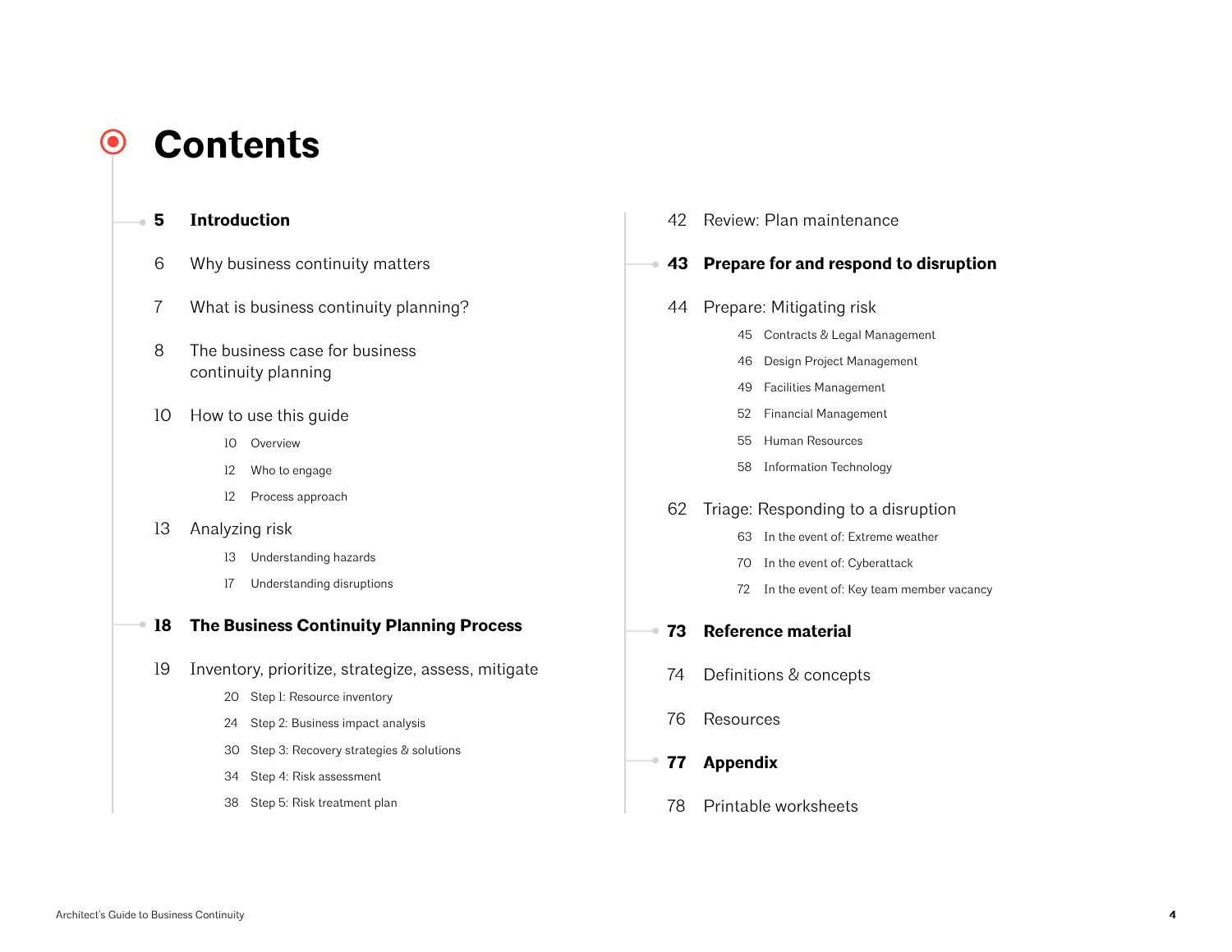# Contents

**5 Introduction**

6 Why business continuity matters

7 What is business continuity planning?

8 The business case for business continuity planning

10 How to use this guide

- 10 Overview
- 12 Who to engage
- 12 Process approach

13 Analyzing risk

- 13 Understanding hazards
- 17 Understanding disruptions

**18 The Business Continuity Planning Process**

19 Inventory, prioritize, strategize, assess, mitigate

- 20 Step 1: Resource inventory
- 24 Step 2: Business impact analysis
- 30 Step 3: Recovery strategies & solutions
- 34 Step 4: Risk assessment
- 38 Step 5: Risk treatment plan

42 Review: Plan maintenance

**43 Prepare for and respond to disruption**

44 Prepare: Mitigating risk

- 45 Contracts & Legal Management
- 46 Design Project Management
- 49 Facilities Management
- 52 Financial Management
- 55 Human Resources
- 58 Information Technology

62 Triage: Responding to a disruption

- 63 In the event of: Extreme weather
- 70 In the event of: Cyberattack
- 72 In the event of: Key team member vacancy

**73 Reference material**

74 Definitions & concepts

76 Resources

**77 Appendix**

78 Printable worksheets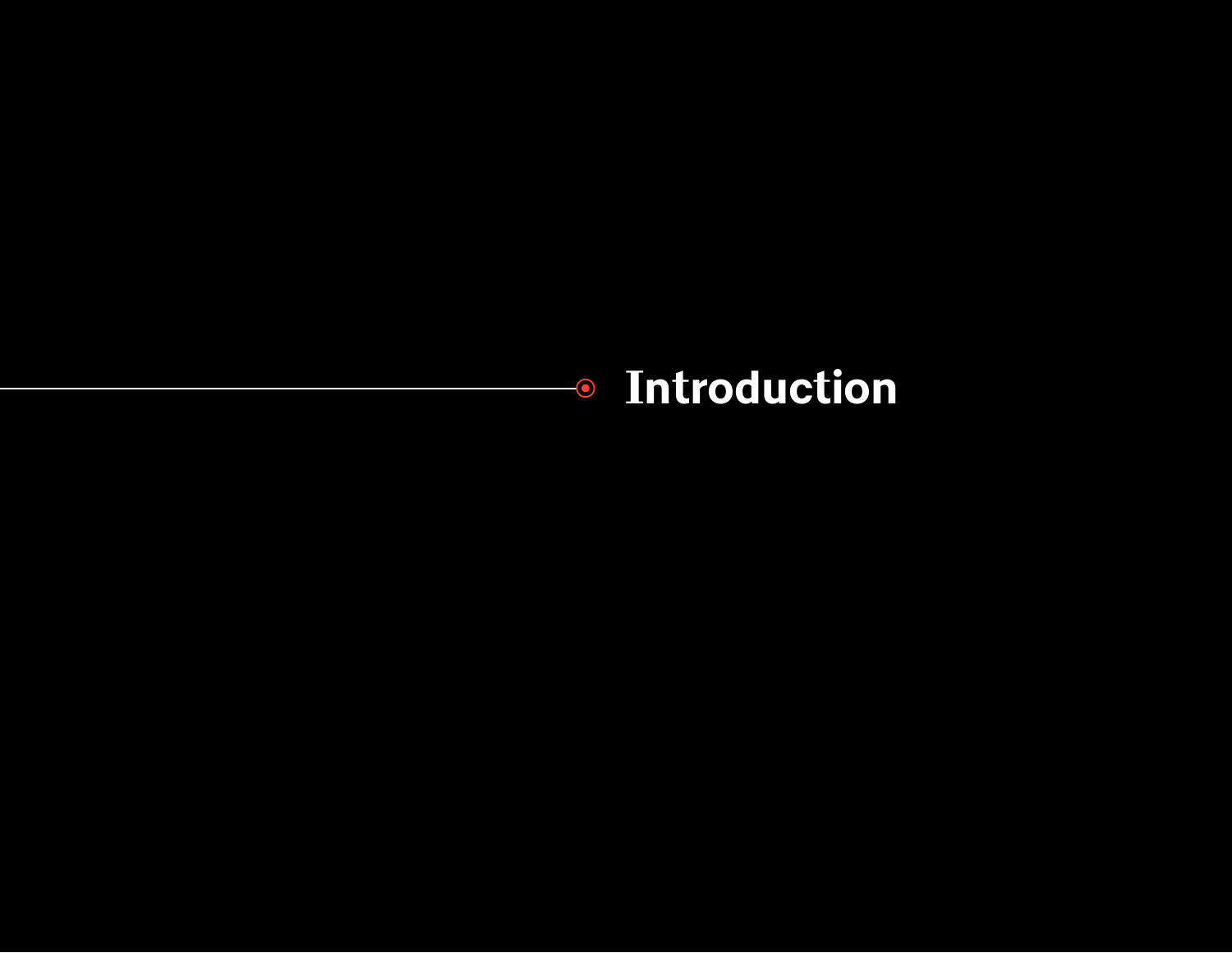# Introduction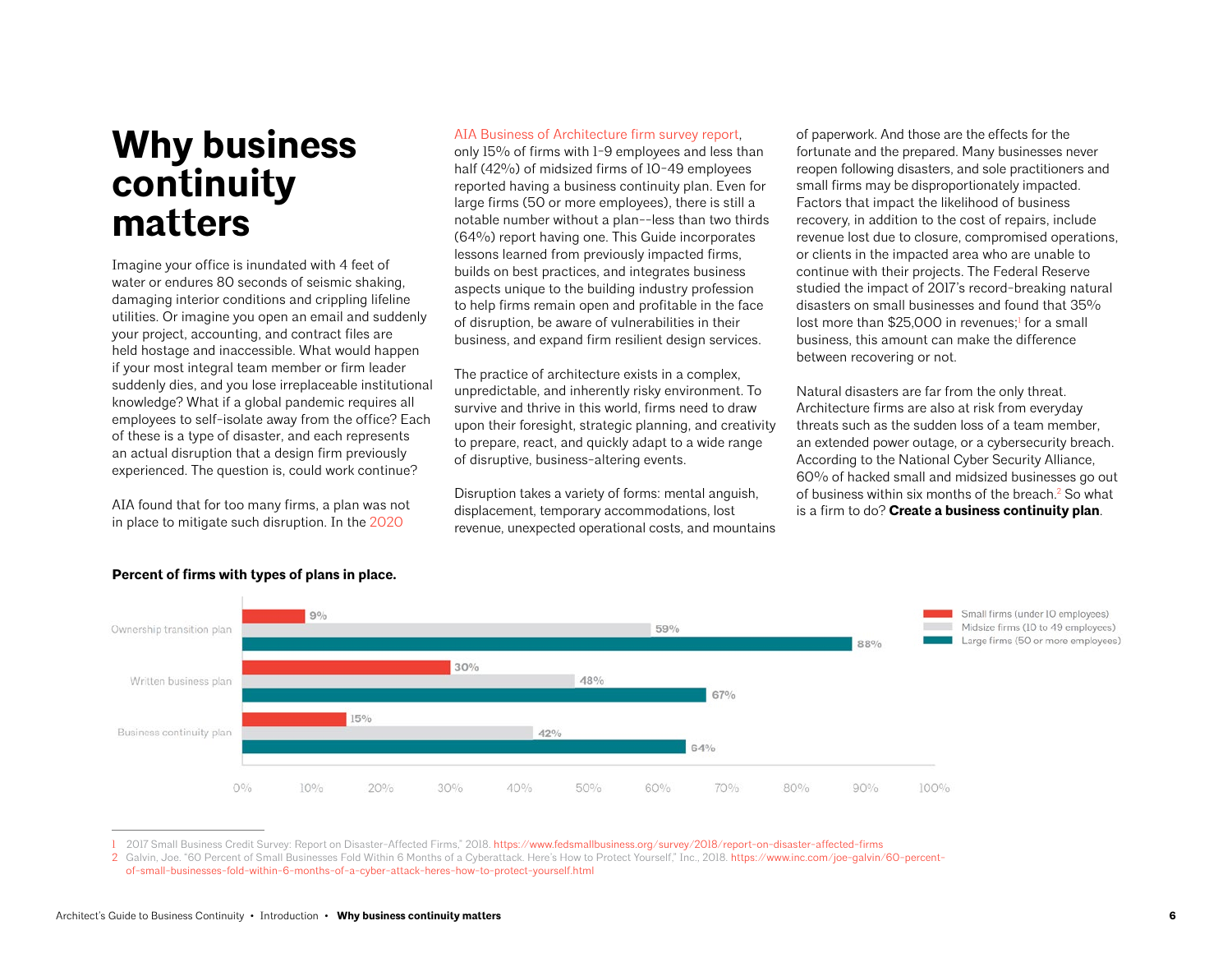# Why business continuity matters

Imagine your office is inundated with 4 feet of water or endures 80 seconds of seismic shaking, damaging interior conditions and crippling lifeline utilities. Or imagine you open an email and suddenly your project, accounting, and contract files are held hostage and inaccessible. What would happen if your most integral team member or firm leader suddenly dies, and you lose irreplaceable institutional knowledge? What if a global pandemic requires all employees to self-isolate away from the office? Each of these is a type of disaster, and each represents an actual disruption that a design firm previously experienced. The question is, could work continue?

AIA found that for too many firms, a plan was not in place to mitigate such disruption. In the 2020 AIA Business of Architecture firm survey report, only 15% of firms with 1-9 employees and less than half (42%) of midsized firms of 10-49 employees reported having a business continuity plan. Even for large firms (50 or more employees), there is still a notable number without a plan--less than two thirds (64%) report having one. This Guide incorporates lessons learned from previously impacted firms, builds on best practices, and integrates business aspects unique to the building industry profession to help firms remain open and profitable in the face of disruption, be aware of vulnerabilities in their business, and expand firm resilient design services.

The practice of architecture exists in a complex, unpredictable, and inherently risky environment. To survive and thrive in this world, firms need to draw upon their foresight, strategic planning, and creativity to prepare, react, and quickly adapt to a wide range of disruptive, business-altering events.

Disruption takes a variety of forms: mental anguish, displacement, temporary accommodations, lost revenue, unexpected operational costs, and mountains of paperwork. And those are the effects for the fortunate and the prepared. Many businesses never reopen following disasters, and sole practitioners and small firms may be disproportionately impacted. Factors that impact the likelihood of business recovery, in addition to the cost of repairs, include revenue lost due to closure, compromised operations, or clients in the impacted area who are unable to continue with their projects. The Federal Reserve studied the impact of 2017's record-breaking natural disasters on small businesses and found that 35% lost more than $25,000 in revenues;[1] for a small business, this amount can make the difference between recovering or not.

Natural disasters are far from the only threat. Architecture firms are also at risk from everyday threats such as the sudden loss of a team member, an extended power outage, or a cybersecurity breach. According to the National Cyber Security Alliance, 60% of hacked small and midsized businesses go out of business within six months of the breach.[2] So what is a firm to do? **Create a business continuity plan**.

**Percent of firms with types of plans in place.**

| Plan type | Small firms (under 10 employees) | Midsize firms (10 to 49 employees) | Large firms (50 or more employees) |
|---|---|---|---|
| Ownership transition plan | 9% | 59% | 88% |
| Written business plan | 30% | 48% | 67% |
| Business continuity plan | 15% | 42% | 64% |

1 2017 Small Business Credit Survey: Report on Disaster-Affected Firms," 2018. https://www.fedsmallbusiness.org/survey/2018/report-on-disaster-affected-firms

2 Galvin, Joe. "60 Percent of Small Businesses Fold Within 6 Months of a Cyberattack. Here's How to Protect Yourself," Inc., 2018. https://www.inc.com/joe-galvin/60-percent-of-small-businesses-fold-within-6-months-of-a-cyber-attack-heres-how-to-protect-yourself.html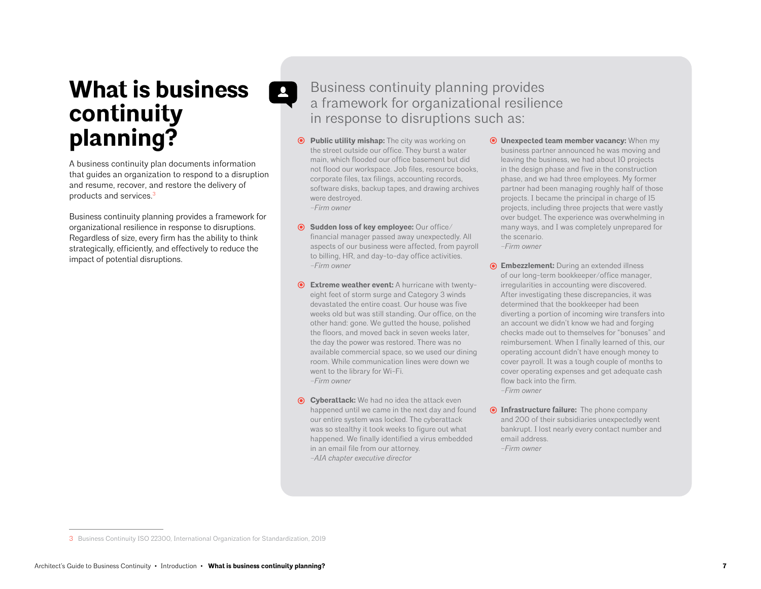# What is business continuity planning?

A business continuity plan documents information that guides an organization to respond to a disruption and resume, recover, and restore the delivery of products and services.[3]

Business continuity planning provides a framework for organizational resilience in response to disruptions. Regardless of size, every firm has the ability to think strategically, efficiently, and effectively to reduce the impact of potential disruptions.

## Business continuity planning provides a framework for organizational resilience in response to disruptions such as:

- **Public utility mishap:** The city was working on the street outside our office. They burst a water main, which flooded our office basement but did not flood our workspace. Job files, resource books, corporate files, tax filings, accounting records, software disks, backup tapes, and drawing archives were destroyed.
  *–Firm owner*

- **Sudden loss of key employee:** Our office/financial manager passed away unexpectedly. All aspects of our business were affected, from payroll to billing, HR, and day-to-day office activities.
  *–Firm owner*

- **Extreme weather event:** A hurricane with twenty-eight feet of storm surge and Category 3 winds devastated the entire coast. Our house was five weeks old but was still standing. Our office, on the other hand: gone. We gutted the house, polished the floors, and moved back in seven weeks later, the day the power was restored. There was no available commercial space, so we used our dining room. While communication lines were down we went to the library for Wi-Fi.
  *–Firm owner*

- **Cyberattack:** We had no idea the attack even happened until we came in the next day and found our entire system was locked. The cyberattack was so stealthy it took weeks to figure out what happened. We finally identified a virus embedded in an email file from our attorney.
  *–AIA chapter executive director*

- **Unexpected team member vacancy:** When my business partner announced he was moving and leaving the business, we had about 10 projects in the design phase and five in the construction phase, and we had three employees. My former partner had been managing roughly half of those projects. I became the principal in charge of 15 projects, including three projects that were vastly over budget. The experience was overwhelming in many ways, and I was completely unprepared for the scenario.
  *–Firm owner*

- **Embezzlement:** During an extended illness of our long-term bookkeeper/office manager, irregularities in accounting were discovered. After investigating these discrepancies, it was determined that the bookkeeper had been diverting a portion of incoming wire transfers into an account we didn't know we had and forging checks made out to themselves for "bonuses" and reimbursement. When I finally learned of this, our operating account didn't have enough money to cover payroll. It was a tough couple of months to cover operating expenses and get adequate cash flow back into the firm.
  *–Firm owner*

- **Infrastructure failure:** The phone company and 200 of their subsidiaries unexpectedly went bankrupt. I lost nearly every contact number and email address.
  *–Firm owner*

---

3 Business Continuity ISO 22300, International Organization for Standardization, 2019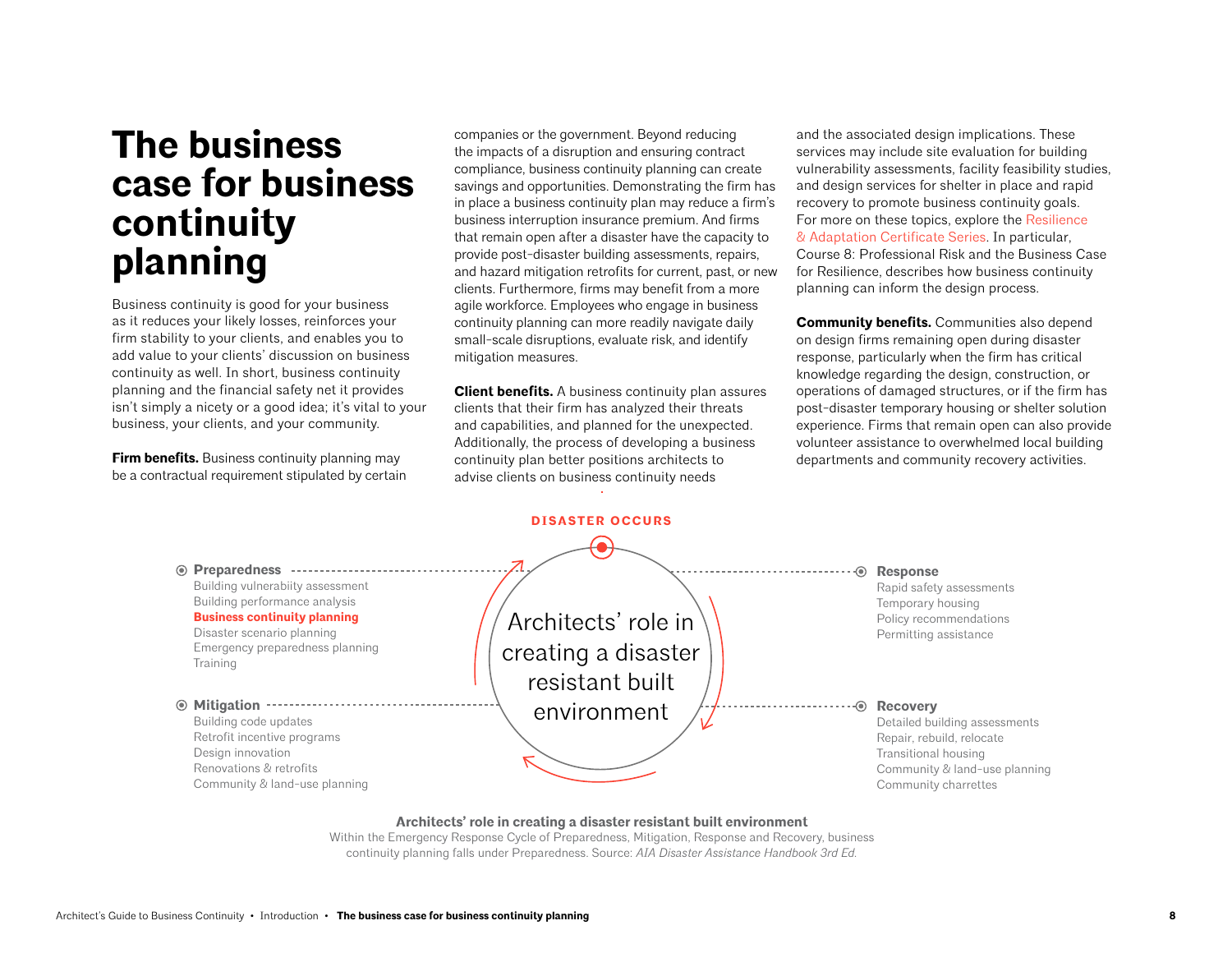# The business case for business continuity planning

Business continuity is good for your business as it reduces your likely losses, reinforces your firm stability to your clients, and enables you to add value to your clients' discussion on business continuity as well. In short, business continuity planning and the financial safety net it provides isn't simply a nicety or a good idea; it's vital to your business, your clients, and your community.

**Firm benefits.** Business continuity planning may be a contractual requirement stipulated by certain companies or the government. Beyond reducing the impacts of a disruption and ensuring contract compliance, business continuity planning can create savings and opportunities. Demonstrating the firm has in place a business continuity plan may reduce a firm's business interruption insurance premium. And firms that remain open after a disaster have the capacity to provide post-disaster building assessments, repairs, and hazard mitigation retrofits for current, past, or new clients. Furthermore, firms may benefit from a more agile workforce. Employees who engage in business continuity planning can more readily navigate daily small-scale disruptions, evaluate risk, and identify mitigation measures.

**Client benefits.** A business continuity plan assures clients that their firm has analyzed their threats and capabilities, and planned for the unexpected. Additionally, the process of developing a business continuity plan better positions architects to advise clients on business continuity needs and the associated design implications. These services may include site evaluation for building vulnerability assessments, facility feasibility studies, and design services for shelter in place and rapid recovery to promote business continuity goals. For more on these topics, explore the Resilience & Adaptation Certificate Series. In particular, Course 8: Professional Risk and the Business Case for Resilience, describes how business continuity planning can inform the design process.

**Community benefits.** Communities also depend on design firms remaining open during disaster response, particularly when the firm has critical knowledge regarding the design, construction, or operations of damaged structures, or if the firm has post-disaster temporary housing or shelter solution experience. Firms that remain open can also provide volunteer assistance to overwhelmed local building departments and community recovery activities.

DISASTER OCCURS

Architects' role in creating a disaster resistant built environment

**Preparedness**
- Building vulnerabiity assessment
- Building performance analysis
- **Business continuity planning**
- Disaster scenario planning
- Emergency preparedness planning
- Training

**Mitigation**
- Building code updates
- Retrofit incentive programs
- Design innovation
- Renovations & retrofits
- Community & land-use planning

**Response**
- Rapid safety assessments
- Temporary housing
- Policy recommendations
- Permitting assistance

**Recovery**
- Detailed building assessments
- Repair, rebuild, relocate
- Transitional housing
- Community & land-use planning
- Community charrettes

**Architects' role in creating a disaster resistant built environment**
Within the Emergency Response Cycle of Preparedness, Mitigation, Response and Recovery, business continuity planning falls under Preparedness. Source: *AIA Disaster Assistance Handbook 3rd Ed.*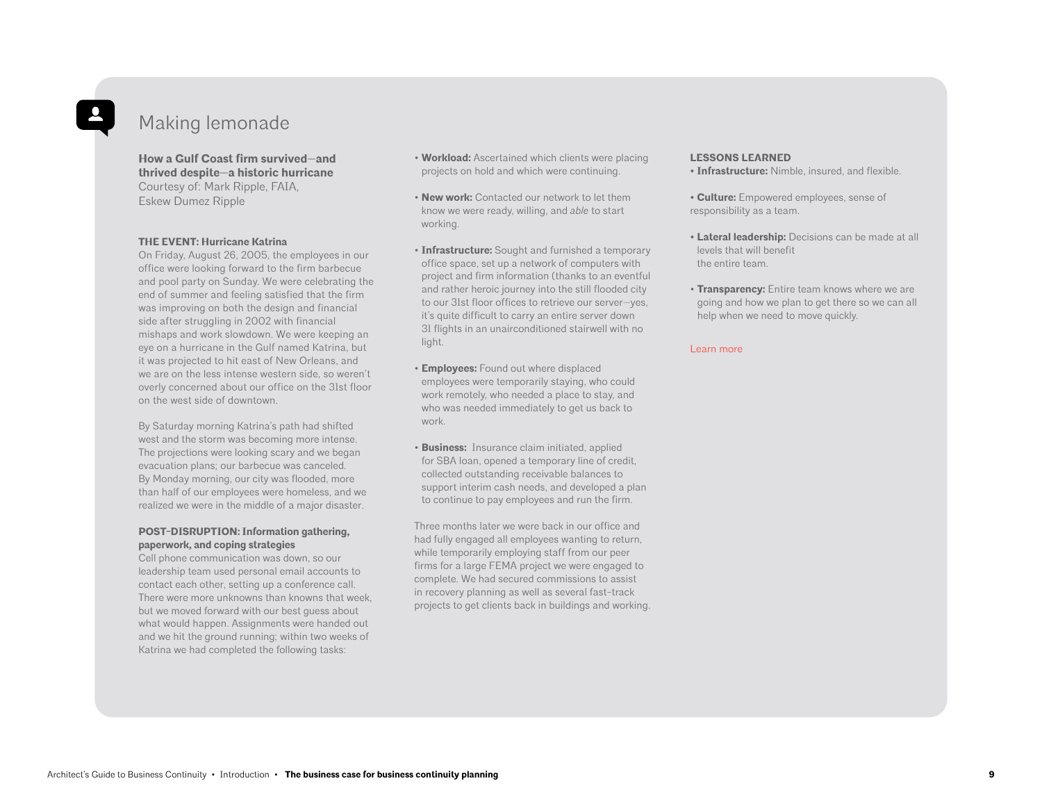## Making lemonade

**How a Gulf Coast firm survived—and thrived despite—a historic hurricane**
Courtesy of: Mark Ripple, FAIA, Eskew Dumez Ripple

**THE EVENT: Hurricane Katrina**

On Friday, August 26, 2005, the employees in our office were looking forward to the firm barbecue and pool party on Sunday. We were celebrating the end of summer and feeling satisfied that the firm was improving on both the design and financial side after struggling in 2002 with financial mishaps and work slowdown. We were keeping an eye on a hurricane in the Gulf named Katrina, but it was projected to hit east of New Orleans, and we are on the less intense western side, so weren't overly concerned about our office on the 31st floor on the west side of downtown.

By Saturday morning Katrina's path had shifted west and the storm was becoming more intense. The projections were looking scary and we began evacuation plans; our barbecue was canceled. By Monday morning, our city was flooded, more than half of our employees were homeless, and we realized we were in the middle of a major disaster.

**POST-DISRUPTION: Information gathering, paperwork, and coping strategies**

Cell phone communication was down, so our leadership team used personal email accounts to contact each other, setting up a conference call. There were more unknowns than knowns that week, but we moved forward with our best guess about what would happen. Assignments were handed out and we hit the ground running; within two weeks of Katrina we had completed the following tasks:

- **Workload:** Ascertained which clients were placing projects on hold and which were continuing.
- **New work:** Contacted our network to let them know we were ready, willing, and *able* to start working.
- **Infrastructure:** Sought and furnished a temporary office space, set up a network of computers with project and firm information (thanks to an eventful and rather heroic journey into the still flooded city to our 31st floor offices to retrieve our server—yes, it's quite difficult to carry an entire server down 31 flights in an unairconditioned stairwell with no light.
- **Employees:** Found out where displaced employees were temporarily staying, who could work remotely, who needed a place to stay, and who was needed immediately to get us back to work.
- **Business:** Insurance claim initiated, applied for SBA loan, opened a temporary line of credit, collected outstanding receivable balances to support interim cash needs, and developed a plan to continue to pay employees and run the firm.

Three months later we were back in our office and had fully engaged all employees wanting to return, while temporarily employing staff from our peer firms for a large FEMA project we were engaged to complete. We had secured commissions to assist in recovery planning as well as several fast-track projects to get clients back in buildings and working.

**LESSONS LEARNED**

- **Infrastructure:** Nimble, insured, and flexible.
- **Culture:** Empowered employees, sense of responsibility as a team.
- **Lateral leadership:** Decisions can be made at all levels that will benefit the entire team.
- **Transparency:** Entire team knows where we are going and how we plan to get there so we can all help when we need to move quickly.

Learn more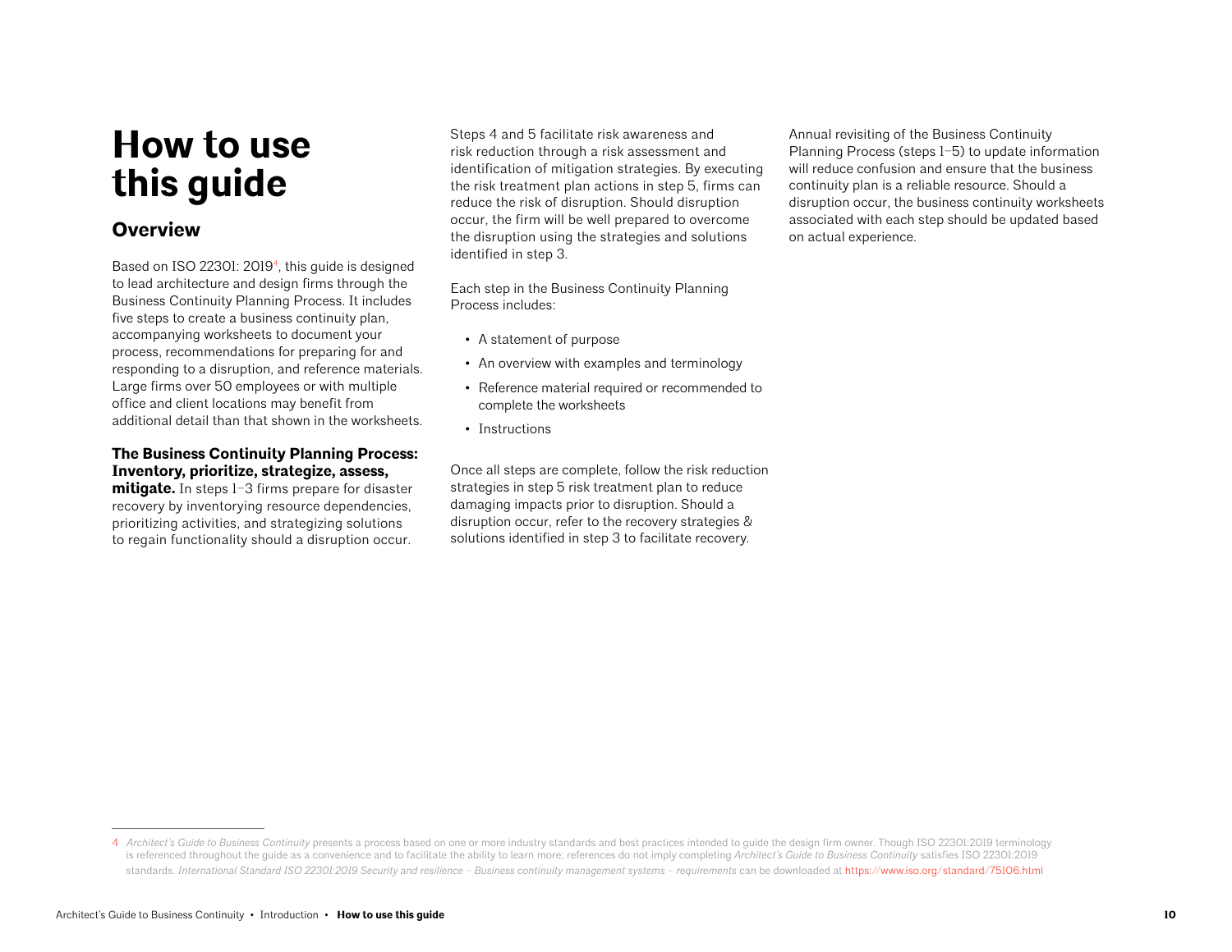# How to use this guide

## Overview

Based on ISO 22301: 2019[4], this guide is designed to lead architecture and design firms through the Business Continuity Planning Process. It includes five steps to create a business continuity plan, accompanying worksheets to document your process, recommendations for preparing for and responding to a disruption, and reference materials. Large firms over 50 employees or with multiple office and client locations may benefit from additional detail than that shown in the worksheets.

**The Business Continuity Planning Process: Inventory, prioritize, strategize, assess, mitigate.** In steps 1–3 firms prepare for disaster recovery by inventorying resource dependencies, prioritizing activities, and strategizing solutions to regain functionality should a disruption occur.

Steps 4 and 5 facilitate risk awareness and risk reduction through a risk assessment and identification of mitigation strategies. By executing the risk treatment plan actions in step 5, firms can reduce the risk of disruption. Should disruption occur, the firm will be well prepared to overcome the disruption using the strategies and solutions identified in step 3.

Each step in the Business Continuity Planning Process includes:

- A statement of purpose
- An overview with examples and terminology
- Reference material required or recommended to complete the worksheets
- Instructions

Once all steps are complete, follow the risk reduction strategies in step 5 risk treatment plan to reduce damaging impacts prior to disruption. Should a disruption occur, refer to the recovery strategies & solutions identified in step 3 to facilitate recovery.

Annual revisiting of the Business Continuity Planning Process (steps 1–5) to update information will reduce confusion and ensure that the business continuity plan is a reliable resource. Should a disruption occur, the business continuity worksheets associated with each step should be updated based on actual experience.

---

4 *Architect's Guide to Business Continuity* presents a process based on one or more industry standards and best practices intended to guide the design firm owner. Though ISO 22301:2019 terminology is referenced throughout the guide as a convenience and to facilitate the ability to learn more; references do not imply completing *Architect's Guide to Business Continuity* satisfies ISO 22301:2019 standards. *International Standard ISO 22301:2019 Security and resilience – Business continuity management systems – requirements* can be downloaded at https://www.iso.org/standard/75106.html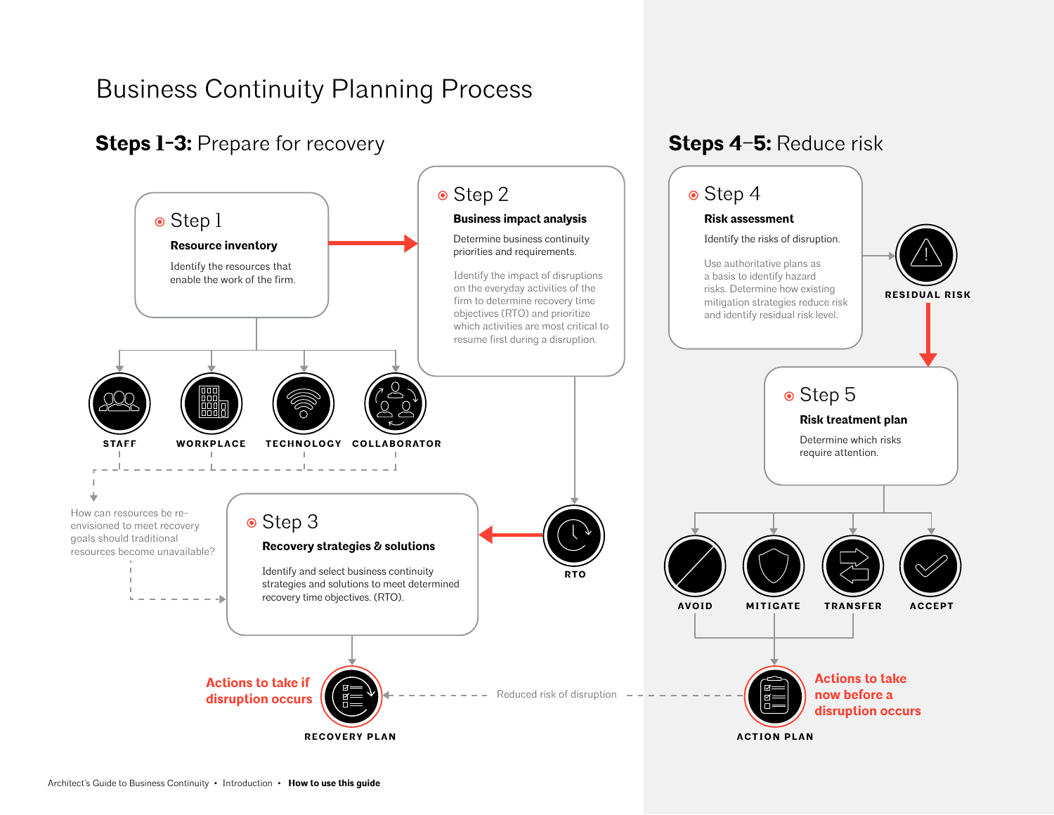# Business Continuity Planning Process

## **Steps 1–3:** Prepare for recovery

### Step 1

**Resource inventory**

Identify the resources that enable the work of the firm.

STAFF

WORKPLACE

TECHNOLOGY

COLLABORATOR

How can resources be re-envisioned to meet recovery goals should traditional resources become unavailable?

### Step 2

**Business impact analysis**

Determine business continuity priorities and requirements.

Identify the impact of disruptions on the everyday activities of the firm to determine recovery time objectives (RTO) and prioritize which activities are most critical to resume first during a disruption.

RTO

### Step 3

**Recovery strategies & solutions**

Identify and select business continuity strategies and solutions to meet determined recovery time objectives. (RTO).

**Actions to take if disruption occurs**

RECOVERY PLAN

Reduced risk of disruption

## **Steps 4–5:** Reduce risk

### Step 4

**Risk assessment**

Identify the risks of disruption.

Use authoritative plans as a basis to identify hazard risks. Determine how existing mitigation strategies reduce risk and identify residual risk level.

RESIDUAL RISK

### Step 5

**Risk treatment plan**

Determine which risks require attention.

AVOID

MITIGATE

TRANSFER

ACCEPT

**Actions to take now before a disruption occurs**

ACTION PLAN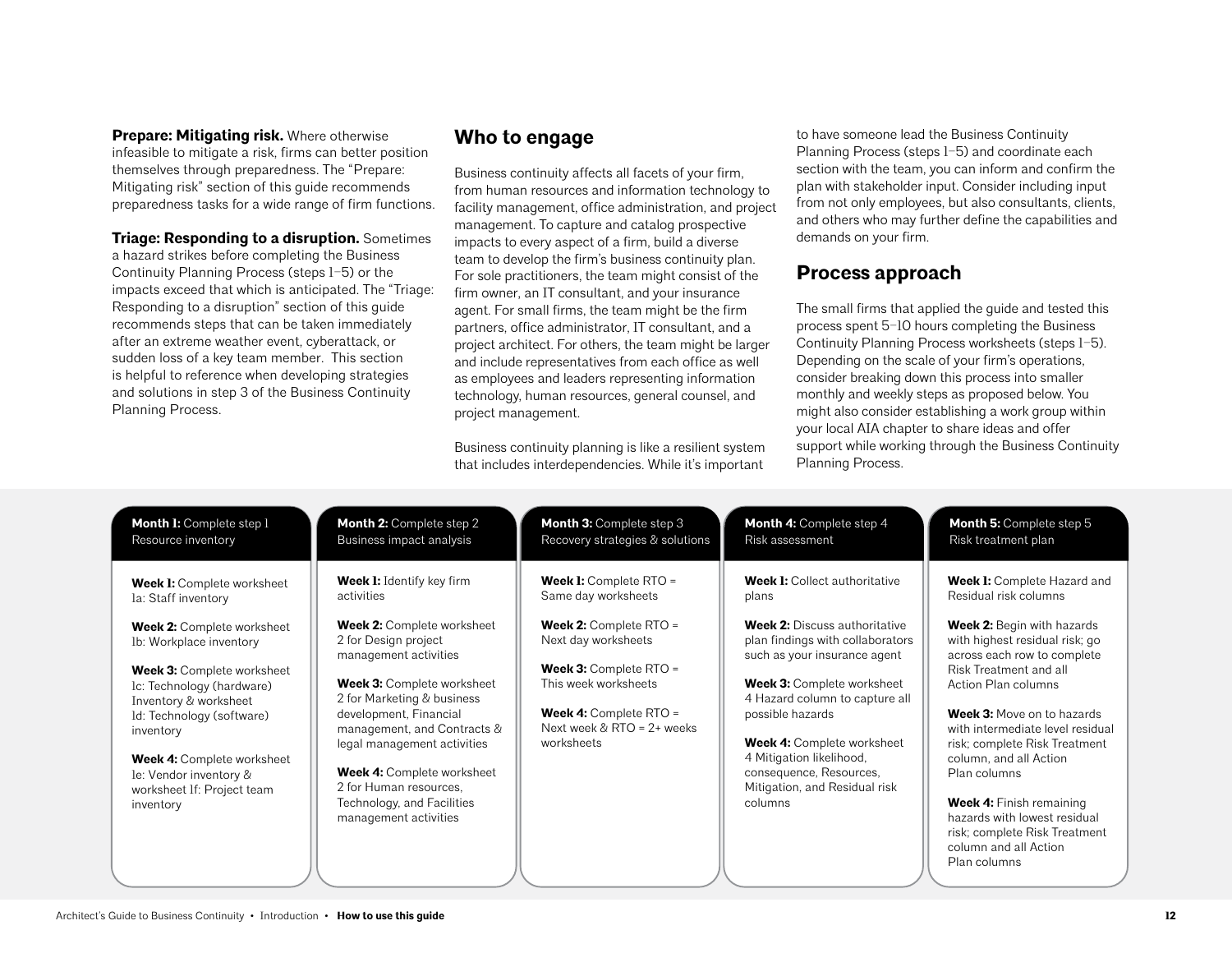**Prepare: Mitigating risk.** Where otherwise infeasible to mitigate a risk, firms can better position themselves through preparedness. The "Prepare: Mitigating risk" section of this guide recommends preparedness tasks for a wide range of firm functions.

**Triage: Responding to a disruption.** Sometimes a hazard strikes before completing the Business Continuity Planning Process (steps 1–5) or the impacts exceed that which is anticipated. The "Triage: Responding to a disruption" section of this guide recommends steps that can be taken immediately after an extreme weather event, cyberattack, or sudden loss of a key team member. This section is helpful to reference when developing strategies and solutions in step 3 of the Business Continuity Planning Process.

## Who to engage

Business continuity affects all facets of your firm, from human resources and information technology to facility management, office administration, and project management. To capture and catalog prospective impacts to every aspect of a firm, build a diverse team to develop the firm's business continuity plan. For sole practitioners, the team might consist of the firm owner, an IT consultant, and your insurance agent. For small firms, the team might be the firm partners, office administrator, IT consultant, and a project architect. For others, the team might be larger and include representatives from each office as well as employees and leaders representing information technology, human resources, general counsel, and project management.

Business continuity planning is like a resilient system that includes interdependencies. While it's important to have someone lead the Business Continuity Planning Process (steps 1–5) and coordinate each section with the team, you can inform and confirm the plan with stakeholder input. Consider including input from not only employees, but also consultants, clients, and others who may further define the capabilities and demands on your firm.

## Process approach

The small firms that applied the guide and tested this process spent 5–10 hours completing the Business Continuity Planning Process worksheets (steps 1–5). Depending on the scale of your firm's operations, consider breaking down this process into smaller monthly and weekly steps as proposed below. You might also consider establishing a work group within your local AIA chapter to share ideas and offer support while working through the Business Continuity Planning Process.

| **Month 1:** Complete step 1 Resource inventory | **Month 2:** Complete step 2 Business impact analysis | **Month 3:** Complete step 3 Recovery strategies & solutions | **Month 4:** Complete step 4 Risk assessment | **Month 5:** Complete step 5 Risk treatment plan |
|---|---|---|---|---|
| **Week 1:** Complete worksheet 1a: Staff inventory | **Week 1:** Identify key firm activities | **Week 1:** Complete RTO = Same day worksheets | **Week 1:** Collect authoritative plans | **Week 1:** Complete Hazard and Residual risk columns |
| **Week 2:** Complete worksheet 1b: Workplace inventory | **Week 2:** Complete worksheet 2 for Design project management activities | **Week 2:** Complete RTO = Next day worksheets | **Week 2:** Discuss authoritative plan findings with collaborators such as your insurance agent | **Week 2:** Begin with hazards with highest residual risk; go across each row to complete Risk Treatment and all Action Plan columns |
| **Week 3:** Complete worksheet 1c: Technology (hardware) Inventory & worksheet 1d: Technology (software) inventory | **Week 3:** Complete worksheet 2 for Marketing & business development, Financial management, and Contracts & legal management activities | **Week 3:** Complete RTO = This week worksheets | **Week 3:** Complete worksheet 4 Hazard column to capture all possible hazards | **Week 3:** Move on to hazards with intermediate level residual risk; complete Risk Treatment column, and all Action Plan columns |
| **Week 4:** Complete worksheet 1e: Vendor inventory & worksheet 1f: Project team inventory | **Week 4:** Complete worksheet 2 for Human resources, Technology, and Facilities management activities | **Week 4:** Complete RTO = Next week & RTO = 2+ weeks worksheets | **Week 4:** Complete worksheet 4 Mitigation likelihood, consequence, Resources, Mitigation, and Residual risk columns | **Week 4:** Finish remaining hazards with lowest residual risk; complete Risk Treatment column and all Action Plan columns |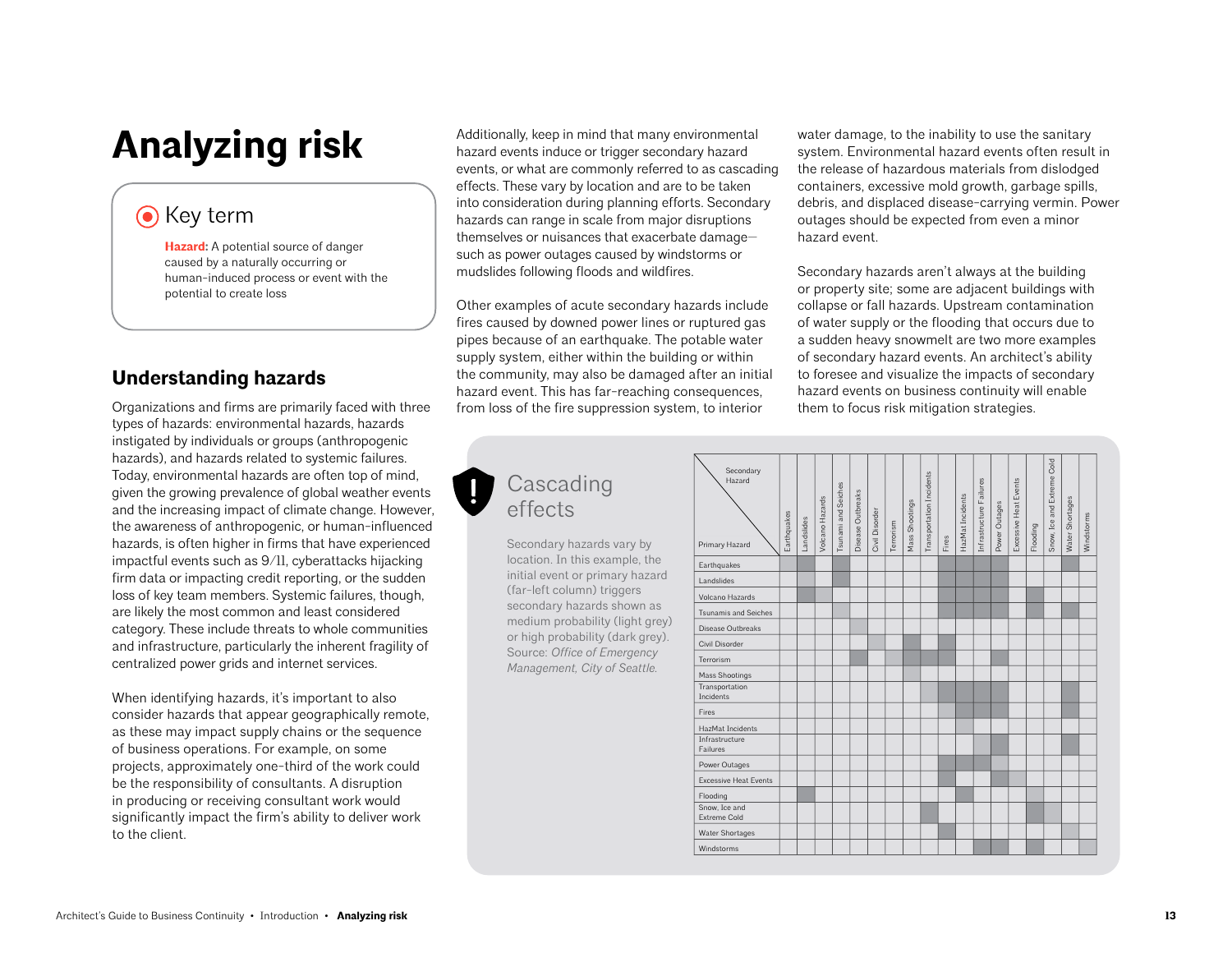# Analyzing risk

## Key term

**Hazard:** A potential source of danger caused by a naturally occurring or human-induced process or event with the potential to create loss

## Understanding hazards

Organizations and firms are primarily faced with three types of hazards: environmental hazards, hazards instigated by individuals or groups (anthropogenic hazards), and hazards related to systemic failures. Today, environmental hazards are often top of mind, given the growing prevalence of global weather events and the increasing impact of climate change. However, the awareness of anthropogenic, or human-influenced hazards, is often higher in firms that have experienced impactful events such as 9/11, cyberattacks hijacking firm data or impacting credit reporting, or the sudden loss of key team members. Systemic failures, though, are likely the most common and least considered category. These include threats to whole communities and infrastructure, particularly the inherent fragility of centralized power grids and internet services.

When identifying hazards, it's important to also consider hazards that appear geographically remote, as these may impact supply chains or the sequence of business operations. For example, on some projects, approximately one-third of the work could be the responsibility of consultants. A disruption in producing or receiving consultant work would significantly impact the firm's ability to deliver work to the client.

Additionally, keep in mind that many environmental hazard events induce or trigger secondary hazard events, or what are commonly referred to as cascading effects. These vary by location and are to be taken into consideration during planning efforts. Secondary hazards can range in scale from major disruptions themselves or nuisances that exacerbate damage—such as power outages caused by windstorms or mudslides following floods and wildfires.

Other examples of acute secondary hazards include fires caused by downed power lines or ruptured gas pipes because of an earthquake. The potable water supply system, either within the building or within the community, may also be damaged after an initial hazard event. This has far-reaching consequences, from loss of the fire suppression system, to interior water damage, to the inability to use the sanitary system. Environmental hazard events often result in the release of hazardous materials from dislodged containers, excessive mold growth, garbage spills, debris, and displaced disease-carrying vermin. Power outages should be expected from even a minor hazard event.

Secondary hazards aren't always at the building or property site; some are adjacent buildings with collapse or fall hazards. Upstream contamination of water supply or the flooding that occurs due to a sudden heavy snowmelt are two more examples of secondary hazard events. An architect's ability to foresee and visualize the impacts of secondary hazard events on business continuity will enable them to focus risk mitigation strategies.

## Cascading effects

Secondary hazards vary by location. In this example, the initial event or primary hazard (far-left column) triggers secondary hazards shown as medium probability (light grey) or high probability (dark grey). Source: *Office of Emergency Management, City of Seattle.*

| Primary Hazard \ Secondary Hazard | Earthquakes | Landslides | Volcano Hazards | Tsunami and Seiches | Disease Outbreaks | Civil Disorder | Terrorism | Mass Shootings | Transportation Incidents | Fires | HazMat Incidents | Infrastructure Failures | Power Outages | Excessive Heat Events | Flooding | Snow, Ice and Extreme Cold | Water Shortages | Windstorms |
|---|---|---|---|---|---|---|---|---|---|---|---|---|---|---|---|---|---|---|
| Earthquakes | Medium | High | | High | | | | | | High | High | High | High | | | | High | |
| Landslides | | Medium | | High | | | | | | High | High | High | High | | | | | |
| Volcano Hazards | | High | Medium | | | | | | | High | High | High | High | | High | | | |
| Tsunamis and Seiches | | | | Medium | | | | | | High | High | High | High | | High | | High | |
| Disease Outbreaks | | | | | Medium | | | | | | | | | | | | | |
| Civil Disorder | | | | | | Medium | | High | | High | | | | | | | | |
| Terrorism | | | | | High | | Medium | High | High | High | | | High | | | | | |
| Mass Shootings | | | | | | | | Medium | | | | | | | | | | |
| Transportation Incidents | | | | | | | | | Medium | High | High | High | High | | | | High | |
| Fires | | | | | | | | | | Medium | High | High | High | | | | High | |
| HazMat Incidents | | | | | | | | | | | Medium | | | | | | | |
| Infrastructure Failures | | | | | | | | | | | | Medium | High | | | | High | |
| Power Outages | | | | | | | | | | High | High | High | Medium | | | | | |
| Excessive Heat Events | | | | | | | | | | High | | | High | Medium | | | | |
| Flooding | | High | | | | | | | | | High | | | | Medium | | | |
| Snow, Ice and Extreme Cold | | | | | | | | | High | | | | | | High | Medium | | |
| Water Shortages | | | | | | | | | | High | | | | | | | Medium | |
| Windstorms | | | | | | | | | | | | High | High | | High | | | Medium |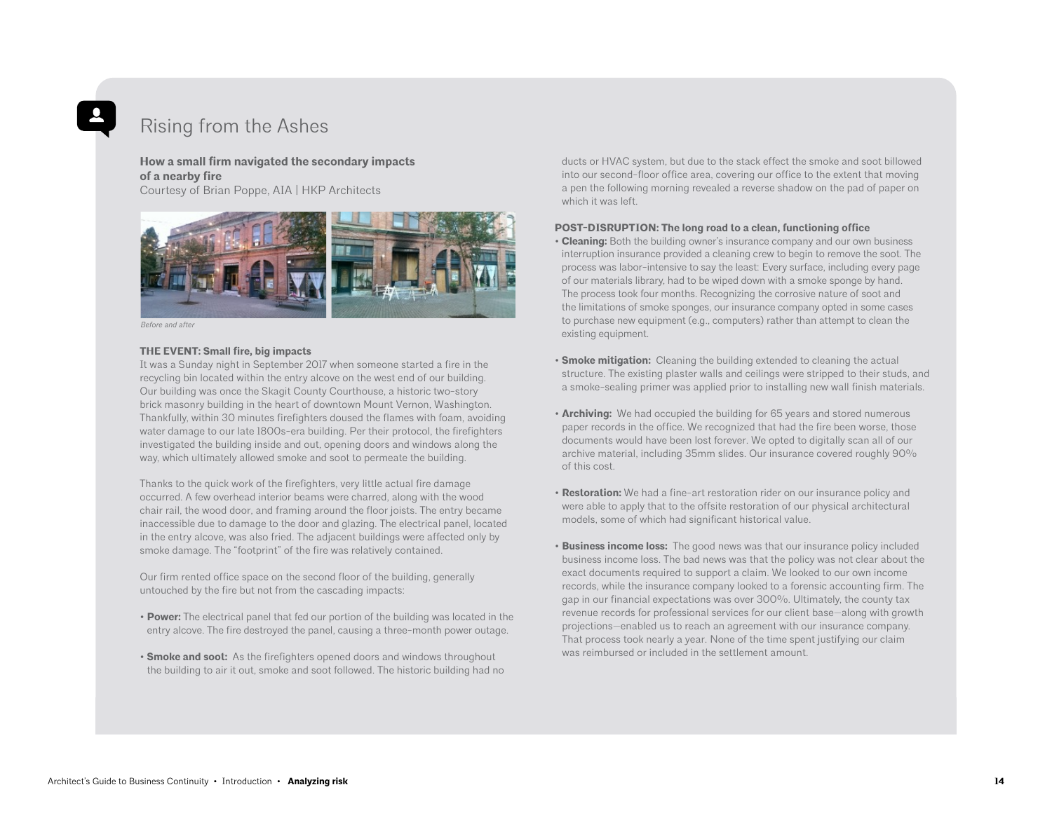# Rising from the Ashes

**How a small firm navigated the secondary impacts of a nearby fire**
Courtesy of Brian Poppe, AIA | HKP Architects

*Before and after*

**THE EVENT: Small fire, big impacts**

It was a Sunday night in September 2017 when someone started a fire in the recycling bin located within the entry alcove on the west end of our building. Our building was once the Skagit County Courthouse, a historic two-story brick masonry building in the heart of downtown Mount Vernon, Washington. Thankfully, within 30 minutes firefighters doused the flames with foam, avoiding water damage to our late 1800s-era building. Per their protocol, the firefighters investigated the building inside and out, opening doors and windows along the way, which ultimately allowed smoke and soot to permeate the building.

Thanks to the quick work of the firefighters, very little actual fire damage occurred. A few overhead interior beams were charred, along with the wood chair rail, the wood door, and framing around the floor joists. The entry became inaccessible due to damage to the door and glazing. The electrical panel, located in the entry alcove, was also fried. The adjacent buildings were affected only by smoke damage. The "footprint" of the fire was relatively contained.

Our firm rented office space on the second floor of the building, generally untouched by the fire but not from the cascading impacts:

- **Power:** The electrical panel that fed our portion of the building was located in the entry alcove. The fire destroyed the panel, causing a three-month power outage.
- **Smoke and soot:** As the firefighters opened doors and windows throughout the building to air it out, smoke and soot followed. The historic building had no ducts or HVAC system, but due to the stack effect the smoke and soot billowed into our second-floor office area, covering our office to the extent that moving a pen the following morning revealed a reverse shadow on the pad of paper on which it was left.

**POST-DISRUPTION: The long road to a clean, functioning office**

- **Cleaning:** Both the building owner's insurance company and our own business interruption insurance provided a cleaning crew to begin to remove the soot. The process was labor-intensive to say the least: Every surface, including every page of our materials library, had to be wiped down with a smoke sponge by hand. The process took four months. Recognizing the corrosive nature of soot and the limitations of smoke sponges, our insurance company opted in some cases to purchase new equipment (e.g., computers) rather than attempt to clean the existing equipment.
- **Smoke mitigation:** Cleaning the building extended to cleaning the actual structure. The existing plaster walls and ceilings were stripped to their studs, and a smoke-sealing primer was applied prior to installing new wall finish materials.
- **Archiving:** We had occupied the building for 65 years and stored numerous paper records in the office. We recognized that had the fire been worse, those documents would have been lost forever. We opted to digitally scan all of our archive material, including 35mm slides. Our insurance covered roughly 90% of this cost.
- **Restoration:** We had a fine-art restoration rider on our insurance policy and were able to apply that to the offsite restoration of our physical architectural models, some of which had significant historical value.
- **Business income loss:** The good news was that our insurance policy included business income loss. The bad news was that the policy was not clear about the exact documents required to support a claim. We looked to our own income records, while the insurance company looked to a forensic accounting firm. The gap in our financial expectations was over 300%. Ultimately, the county tax revenue records for professional services for our client base—along with growth projections—enabled us to reach an agreement with our insurance company. That process took nearly a year. None of the time spent justifying our claim was reimbursed or included in the settlement amount.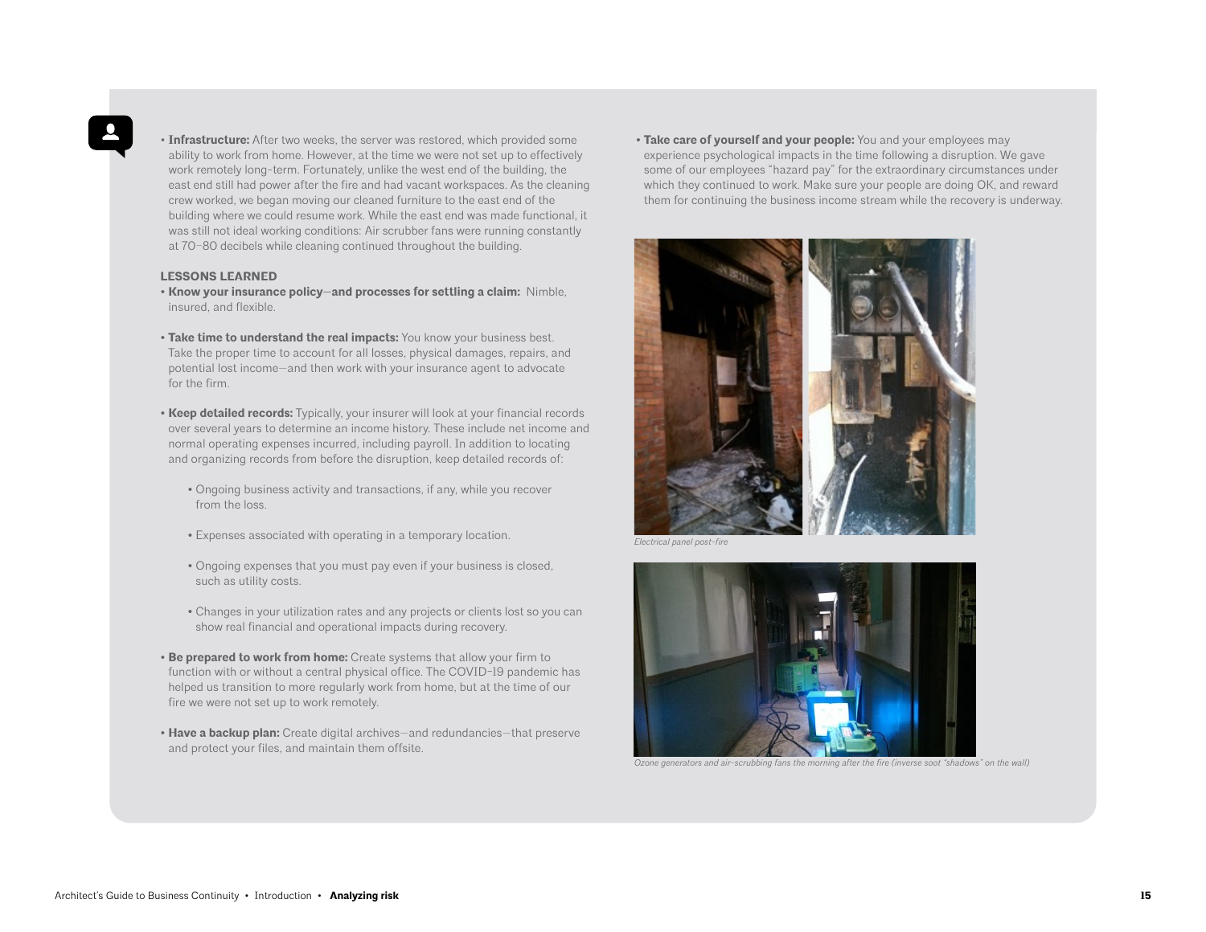- **Infrastructure:** After two weeks, the server was restored, which provided some ability to work from home. However, at the time we were not set up to effectively work remotely long-term. Fortunately, unlike the west end of the building, the east end still had power after the fire and had vacant workspaces. As the cleaning crew worked, we began moving our cleaned furniture to the east end of the building where we could resume work. While the east end was made functional, it was still not ideal working conditions: Air scrubber fans were running constantly at 70–80 decibels while cleaning continued throughout the building.

**LESSONS LEARNED**

- **Know your insurance policy—and processes for settling a claim:** Nimble, insured, and flexible.
- **Take time to understand the real impacts:** You know your business best. Take the proper time to account for all losses, physical damages, repairs, and potential lost income—and then work with your insurance agent to advocate for the firm.
- **Keep detailed records:** Typically, your insurer will look at your financial records over several years to determine an income history. These include net income and normal operating expenses incurred, including payroll. In addition to locating and organizing records from before the disruption, keep detailed records of:
    - Ongoing business activity and transactions, if any, while you recover from the loss.
    - Expenses associated with operating in a temporary location.
    - Ongoing expenses that you must pay even if your business is closed, such as utility costs.
    - Changes in your utilization rates and any projects or clients lost so you can show real financial and operational impacts during recovery.
- **Be prepared to work from home:** Create systems that allow your firm to function with or without a central physical office. The COVID-19 pandemic has helped us transition to more regularly work from home, but at the time of our fire we were not set up to work remotely.
- **Have a backup plan:** Create digital archives—and redundancies—that preserve and protect your files, and maintain them offsite.
- **Take care of yourself and your people:** You and your employees may experience psychological impacts in the time following a disruption. We gave some of our employees "hazard pay" for the extraordinary circumstances under which they continued to work. Make sure your people are doing OK, and reward them for continuing the business income stream while the recovery is underway.

*Electrical panel post-fire*

*Ozone generators and air-scrubbing fans the morning after the fire (inverse soot "shadows" on the wall)*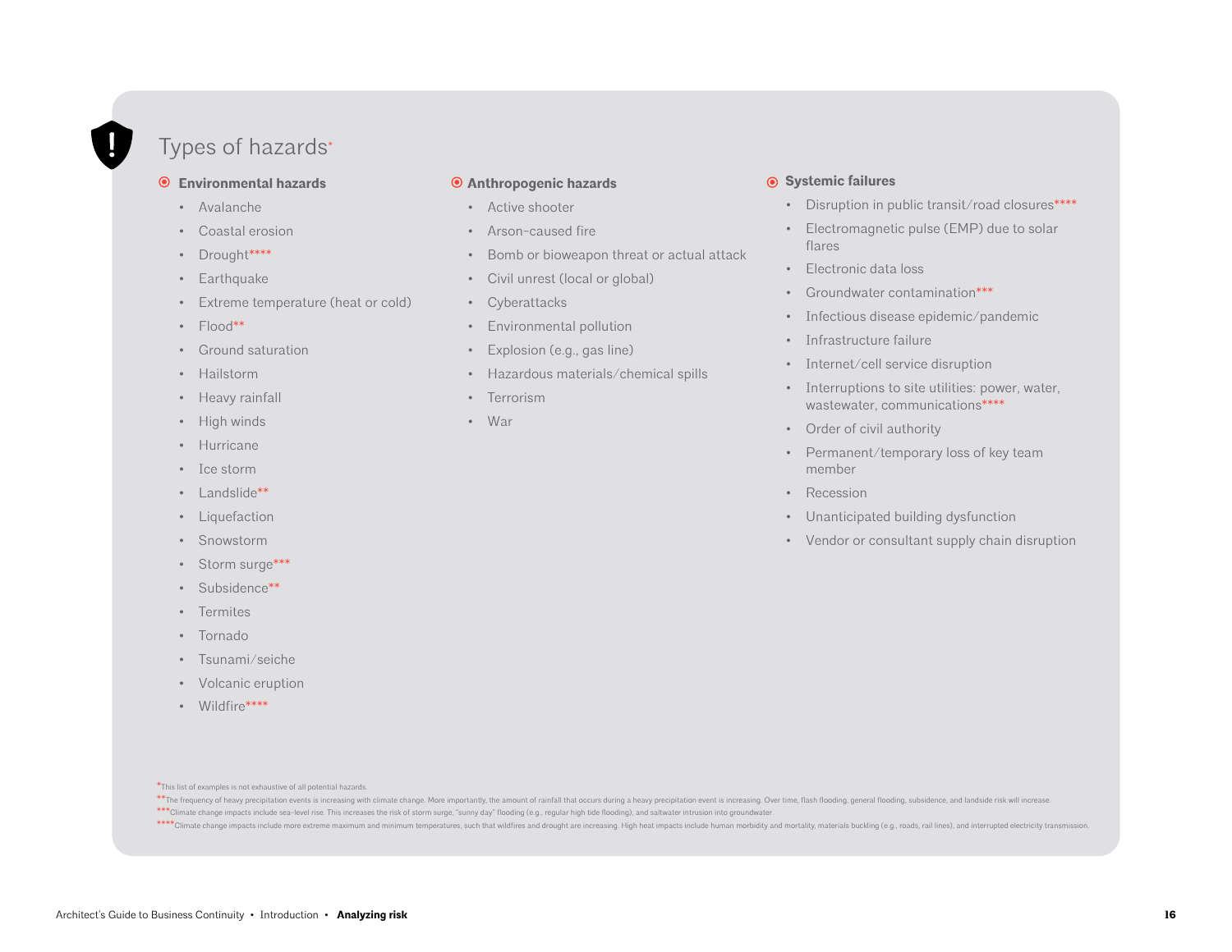# Types of hazards*

### Environmental hazards

- Avalanche
- Coastal erosion
- Drought****
- Earthquake
- Extreme temperature (heat or cold)
- Flood**
- Ground saturation
- Hailstorm
- Heavy rainfall
- High winds
- Hurricane
- Ice storm
- Landslide**
- Liquefaction
- Snowstorm
- Storm surge***
- Subsidence**
- Termites
- Tornado
- Tsunami/seiche
- Volcanic eruption
- Wildfire****

### Anthropogenic hazards

- Active shooter
- Arson-caused fire
- Bomb or bioweapon threat or actual attack
- Civil unrest (local or global)
- Cyberattacks
- Environmental pollution
- Explosion (e.g., gas line)
- Hazardous materials/chemical spills
- Terrorism
- War

### Systemic failures

- Disruption in public transit/road closures****
- Electromagnetic pulse (EMP) due to solar flares
- Electronic data loss
- Groundwater contamination***
- Infectious disease epidemic/pandemic
- Infrastructure failure
- Internet/cell service disruption
- Interruptions to site utilities: power, water, wastewater, communications****
- Order of civil authority
- Permanent/temporary loss of key team member
- Recession
- Unanticipated building dysfunction
- Vendor or consultant supply chain disruption

*This list of examples is not exhaustive of all potential hazards.

**The frequency of heavy precipitation events is increasing with climate change. More importantly, the amount of rainfall that occurs during a heavy precipitation event is increasing. Over time, flash flooding, general flooding, subsidence, and landslide risk will increase.

***Climate change impacts include sea-level rise. This increases the risk of storm surge, "sunny day" flooding (e.g., regular high tide flooding), and saltwater intrusion into groundwater.

****Climate change impacts include more extreme maximum and minimum temperatures, such that wildfires and drought are increasing. High heat impacts include human morbidity and mortality, materials buckling (e.g., roads, rail lines), and interrupted electricity transmission.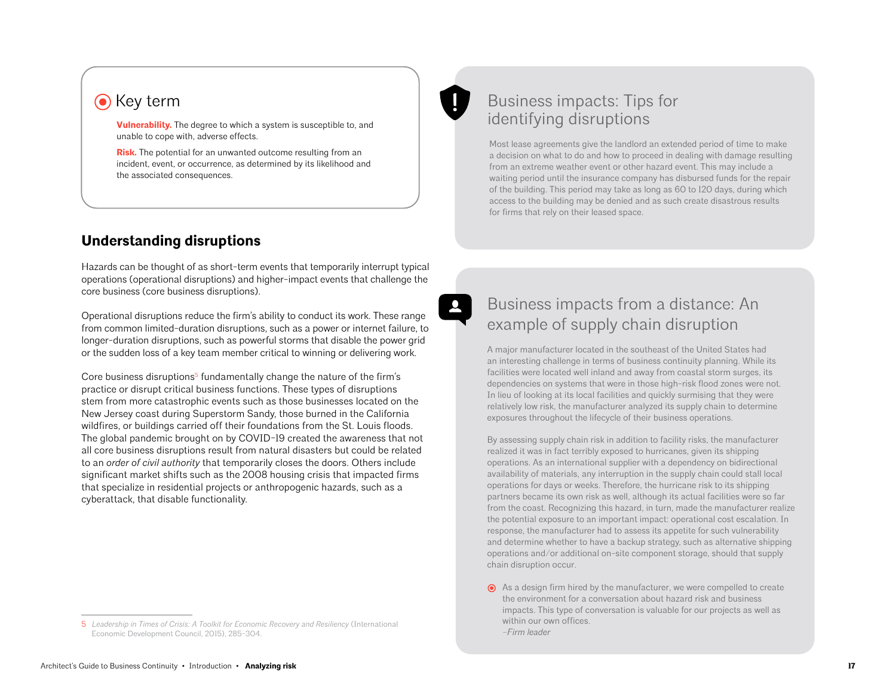## Key term

**Vulnerability.** The degree to which a system is susceptible to, and unable to cope with, adverse effects.

**Risk.** The potential for an unwanted outcome resulting from an incident, event, or occurrence, as determined by its likelihood and the associated consequences.

## Understanding disruptions

Hazards can be thought of as short-term events that temporarily interrupt typical operations (operational disruptions) and higher-impact events that challenge the core business (core business disruptions).

Operational disruptions reduce the firm's ability to conduct its work. These range from common limited-duration disruptions, such as a power or internet failure, to longer-duration disruptions, such as powerful storms that disable the power grid or the sudden loss of a key team member critical to winning or delivering work.

Core business disruptions[5] fundamentally change the nature of the firm's practice or disrupt critical business functions. These types of disruptions stem from more catastrophic events such as those businesses located on the New Jersey coast during Superstorm Sandy, those burned in the California wildfires, or buildings carried off their foundations from the St. Louis floods. The global pandemic brought on by COVID-19 created the awareness that not all core business disruptions result from natural disasters but could be related to an *order of civil authority* that temporarily closes the doors. Others include significant market shifts such as the 2008 housing crisis that impacted firms that specialize in residential projects or anthropogenic hazards, such as a cyberattack, that disable functionality.

5 *Leadership in Times of Crisis: A Toolkit for Economic Recovery and Resiliency* (International Economic Development Council, 2015), 285-304.

## Business impacts: Tips for identifying disruptions

Most lease agreements give the landlord an extended period of time to make a decision on what to do and how to proceed in dealing with damage resulting from an extreme weather event or other hazard event. This may include a waiting period until the insurance company has disbursed funds for the repair of the building. This period may take as long as 60 to 120 days, during which access to the building may be denied and as such create disastrous results for firms that rely on their leased space.

## Business impacts from a distance: An example of supply chain disruption

A major manufacturer located in the southeast of the United States had an interesting challenge in terms of business continuity planning. While its facilities were located well inland and away from coastal storm surges, its dependencies on systems that were in those high-risk flood zones were not. In lieu of looking at its local facilities and quickly surmising that they were relatively low risk, the manufacturer analyzed its supply chain to determine exposures throughout the lifecycle of their business operations.

By assessing supply chain risk in addition to facility risks, the manufacturer realized it was in fact terribly exposed to hurricanes, given its shipping operations. As an international supplier with a dependency on bidirectional availability of materials, any interruption in the supply chain could stall local operations for days or weeks. Therefore, the hurricane risk to its shipping partners became its own risk as well, although its actual facilities were so far from the coast. Recognizing this hazard, in turn, made the manufacturer realize the potential exposure to an important impact: operational cost escalation. In response, the manufacturer had to assess its appetite for such vulnerability and determine whether to have a backup strategy, such as alternative shipping operations and/or additional on-site component storage, should that supply chain disruption occur.

As a design firm hired by the manufacturer, we were compelled to create the environment for a conversation about hazard risk and business impacts. This type of conversation is valuable for our projects as well as within our own offices.
*–Firm leader*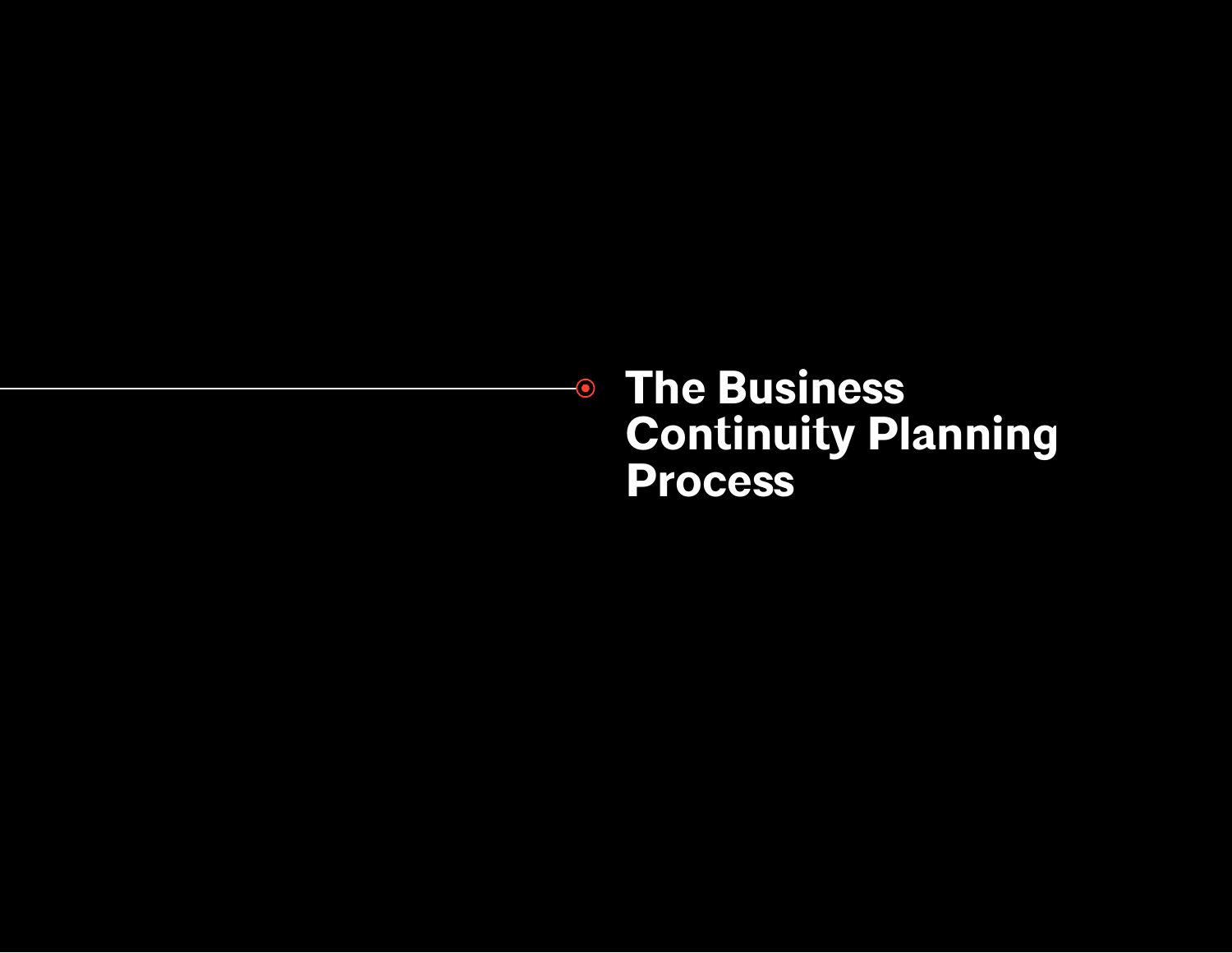# The Business Continuity Planning Process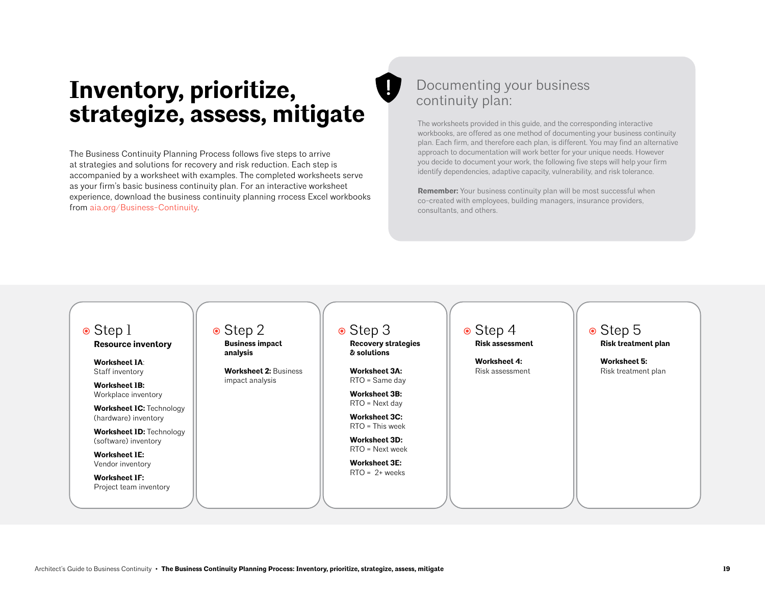# Inventory, prioritize, strategize, assess, mitigate

The Business Continuity Planning Process follows five steps to arrive at strategies and solutions for recovery and risk reduction. Each step is accompanied by a worksheet with examples. The completed worksheets serve as your firm's basic business continuity plan. For an interactive worksheet experience, download the business continuity planning rrocess Excel workbooks from aia.org/Business-Continuity.

## Documenting your business continuity plan:

The worksheets provided in this guide, and the corresponding interactive workbooks, are offered as one method of documenting your business continuity plan. Each firm, and therefore each plan, is different. You may find an alternative approach to documentation will work better for your unique needs. However you decide to document your work, the following five steps will help your firm identify dependencies, adaptive capacity, vulnerability, and risk tolerance.

**Remember:** Your business continuity plan will be most successful when co-created with employees, building managers, insurance providers, consultants, and others.

### Step 1

**Resource inventory**

**Worksheet 1A**: Staff inventory

**Worksheet 1B:** Workplace inventory

**Worksheet 1C:** Technology (hardware) inventory

**Worksheet 1D:** Technology (software) inventory

**Worksheet 1E:** Vendor inventory

**Worksheet 1F:** Project team inventory

### Step 2

**Business impact analysis**

**Worksheet 2:** Business impact analysis

### Step 3

**Recovery strategies & solutions**

**Worksheet 3A:** RTO = Same day

**Worksheet 3B:** RTO = Next day

**Worksheet 3C:** RTO = This week

**Worksheet 3D:** RTO = Next week

**Worksheet 3E:** RTO = 2+ weeks

### Step 4

**Risk assessment**

**Worksheet 4:** Risk assessment

### Step 5

**Risk treatment plan**

**Worksheet 5:** Risk treatment plan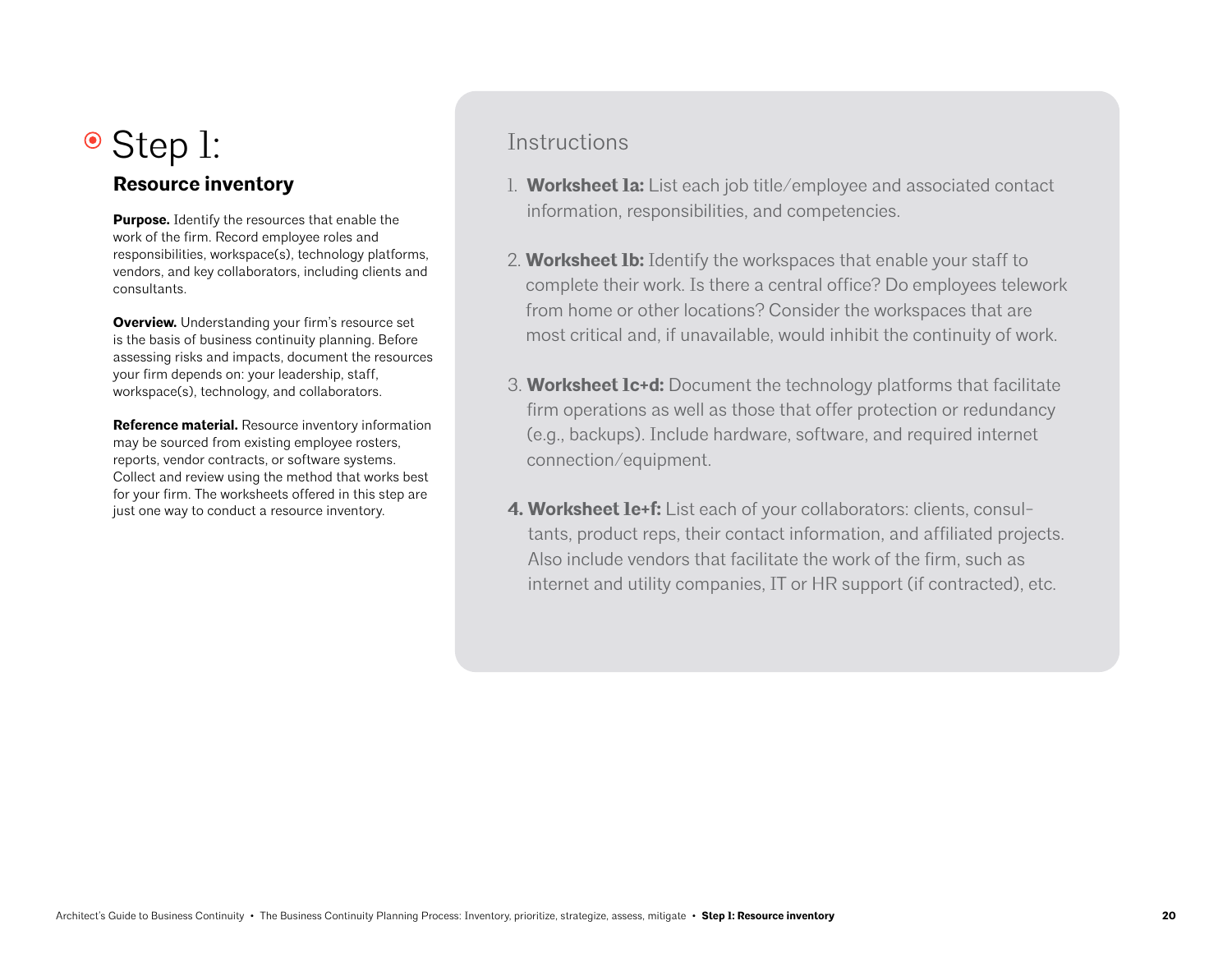# Step 1:

## Resource inventory

**Purpose.** Identify the resources that enable the work of the firm. Record employee roles and responsibilities, workspace(s), technology platforms, vendors, and key collaborators, including clients and consultants.

**Overview.** Understanding your firm's resource set is the basis of business continuity planning. Before assessing risks and impacts, document the resources your firm depends on: your leadership, staff, workspace(s), technology, and collaborators.

**Reference material.** Resource inventory information may be sourced from existing employee rosters, reports, vendor contracts, or software systems. Collect and review using the method that works best for your firm. The worksheets offered in this step are just one way to conduct a resource inventory.

### Instructions

1. **Worksheet 1a:** List each job title/employee and associated contact information, responsibilities, and competencies.
2. **Worksheet 1b:** Identify the workspaces that enable your staff to complete their work. Is there a central office? Do employees telework from home or other locations? Consider the workspaces that are most critical and, if unavailable, would inhibit the continuity of work.
3. **Worksheet 1c+d:** Document the technology platforms that facilitate firm operations as well as those that offer protection or redundancy (e.g., backups). Include hardware, software, and required internet connection/equipment.
4. **Worksheet 1e+f:** List each of your collaborators: clients, consultants, product reps, their contact information, and affiliated projects. Also include vendors that facilitate the work of the firm, such as internet and utility companies, IT or HR support (if contracted), etc.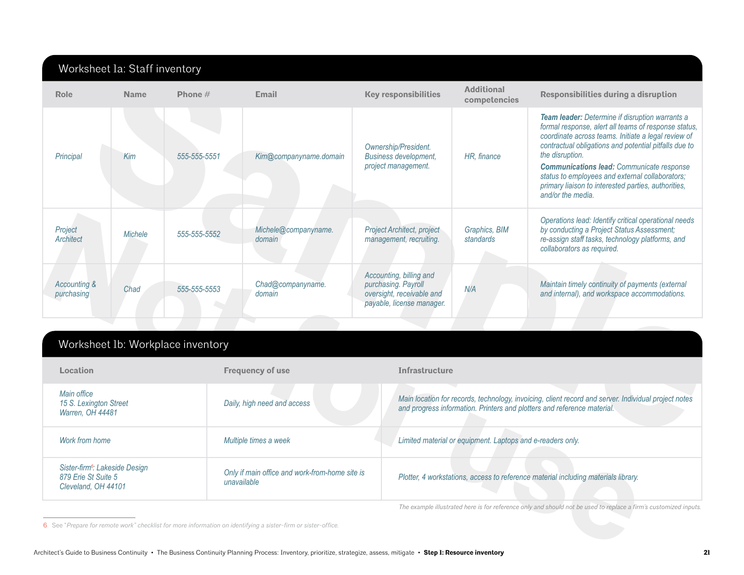## Worksheet 1a: Staff inventory

| Role | Name | Phone # | Email | Key responsibilities | Additional competencies | Responsibilities during a disruption |
|---|---|---|---|---|---|---|
| *Principal* | *Kim* | *555-555-5551* | *Kim@companyname.domain* | *Ownership/President. Business development, project management.* | *HR, finance* | ***Team leader:** Determine if disruption warrants a formal response, alert all teams of response status, coordinate across teams. Initiate a legal review of contractual obligations and potential pitfalls due to the disruption.* ***Communications lead:** Communicate response status to employees and external collaborators; primary liaison to interested parties, authorities, and/or the media.* |
| *Project Architect* | *Michele* | *555-555-5552* | *Michele@companyname.domain* | *Project Architect, project management, recruiting.* | *Graphics, BIM standards* | *Operations lead: Identify critical operational needs by conducting a Project Status Assessment; re-assign staff tasks, technology platforms, and collaborators as required.* |
| *Accounting & purchasing* | *Chad* | *555-555-5553* | *Chad@companyname.domain* | *Accounting, billing and purchasing. Payroll oversight, receivable and payable, license manager.* | *N/A* | *Maintain timely continuity of payments (external and internal), and workspace accommodations.* |

## Worksheet 1b: Workplace inventory

| Location | Frequency of use | Infrastructure |
|---|---|---|
| *Main office 15 S. Lexington Street Warren, OH 44481* | *Daily, high need and access* | *Main location for records, technology, invoicing, client record and server. Individual project notes and progress information. Printers and plotters and reference material.* |
| *Work from home* | *Multiple times a week* | *Limited material or equipment. Laptops and e-readers only.* |
| *Sister-firm[6]: Lakeside Design 879 Erie St Suite 5 Cleveland, OH 44101* | *Only if main office and work-from-home site is unavailable* | *Plotter, 4 workstations, access to reference material including materials library.* |

*The example illustrated here is for reference only and should not be used to replace a firm's customized inputs.*

6 See "*Prepare for remote work" checklist for more information on identifying a sister-firm or sister-office.*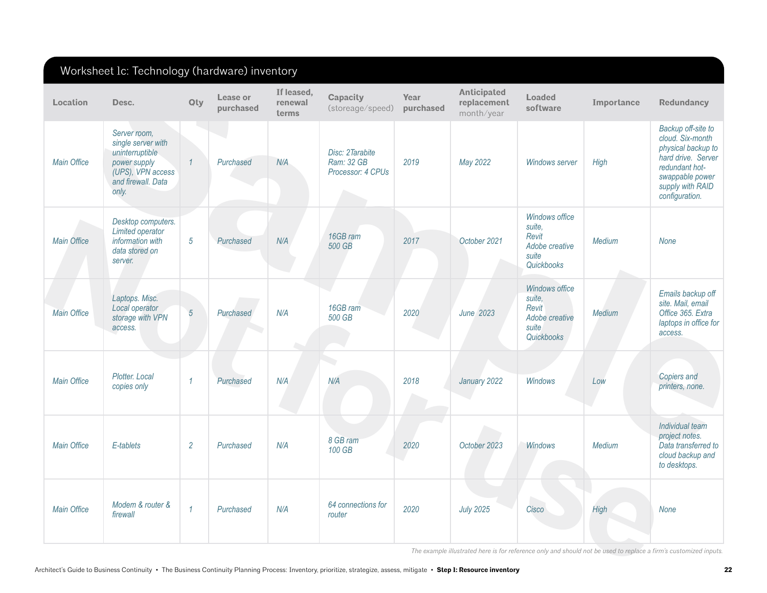## Worksheet 1c: Technology (hardware) inventory

| Location | Desc. | Qty | Lease or purchased | If leased, renewal terms | Capacity (storeage/speed) | Year purchased | Anticipated replacement month/year | Loaded software | Importance | Redundancy |
|---|---|---|---|---|---|---|---|---|---|---|
| *Main Office* | *Server room, single server with uninterruptible power supply (UPS), VPN access and firewall. Data only.* | *1* | *Purchased* | *N/A* | *Disc: 2Tarabite Ram: 32 GB Processor: 4 CPUs* | *2019* | *May 2022* | *Windows server* | *High* | *Backup off-site to cloud. Six-month physical backup to hard drive. Server redundant hot-swappable power supply with RAID configuration.* |
| *Main Office* | *Desktop computers. Limited operator information with data stored on server.* | *5* | *Purchased* | *N/A* | *16GB ram 500 GB* | *2017* | *October 2021* | *Windows office suite, Revit Adobe creative suite Quickbooks* | *Medium* | *None* |
| *Main Office* | *Laptops. Misc. Local operator storage with VPN access.* | *5* | *Purchased* | *N/A* | *16GB ram 500 GB* | *2020* | *June 2023* | *Windows office suite, Revit Adobe creative suite Quickbooks* | *Medium* | *Emails backup off site. Mail, email Office 365. Extra laptops in office for access.* |
| *Main Office* | *Plotter. Local copies only* | *1* | *Purchased* | *N/A* | *N/A* | *2018* | *January 2022* | *Windows* | *Low* | *Copiers and printers, none.* |
| *Main Office* | *E-tablets* | *2* | *Purchased* | *N/A* | *8 GB ram 100 GB* | *2020* | *October 2023* | *Windows* | *Medium* | *Individual team project notes. Data transferred to cloud backup and to desktops.* |
| *Main Office* | *Modem & router & firewall* | *1* | *Purchased* | *N/A* | *64 connections for router* | *2020* | *July 2025* | *Cisco* | *High* | *None* |

*The example illustrated here is for reference only and should not be used to replace a firm's customized inputs.*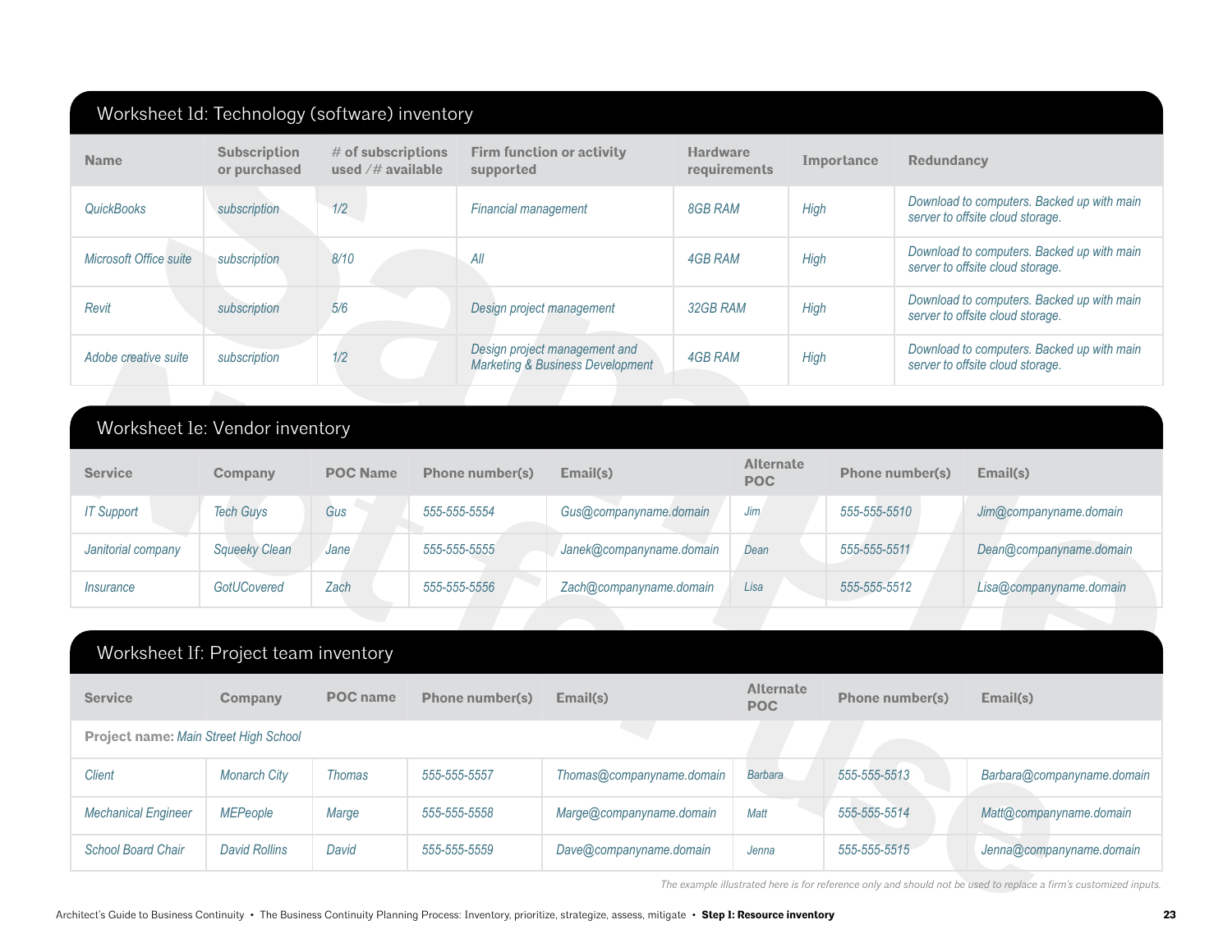## Worksheet 1d: Technology (software) inventory

| Name | Subscription or purchased | # of subscriptions used /# available | Firm function or activity supported | Hardware requirements | Importance | Redundancy |
|---|---|---|---|---|---|---|
| *QuickBooks* | *subscription* | *1/2* | *Financial management* | *8GB RAM* | *High* | *Download to computers. Backed up with main server to offsite cloud storage.* |
| *Microsoft Office suite* | *subscription* | *8/10* | *All* | *4GB RAM* | *High* | *Download to computers. Backed up with main server to offsite cloud storage.* |
| *Revit* | *subscription* | *5/6* | *Design project management* | *32GB RAM* | *High* | *Download to computers. Backed up with main server to offsite cloud storage.* |
| *Adobe creative suite* | *subscription* | *1/2* | *Design project management and Marketing & Business Development* | *4GB RAM* | *High* | *Download to computers. Backed up with main server to offsite cloud storage.* |

## Worksheet 1e: Vendor inventory

| Service | Company | POC Name | Phone number(s) | Email(s) | Alternate POC | Phone number(s) | Email(s) |
|---|---|---|---|---|---|---|---|
| *IT Support* | *Tech Guys* | *Gus* | *555-555-5554* | *Gus@companyname.domain* | *Jim* | *555-555-5510* | *Jim@companyname.domain* |
| *Janitorial company* | *Squeeky Clean* | *Jane* | *555-555-5555* | *Janek@companyname.domain* | *Dean* | *555-555-5511* | *Dean@companyname.domain* |
| *Insurance* | *GotUCovered* | *Zach* | *555-555-5556* | *Zach@companyname.domain* | *Lisa* | *555-555-5512* | *Lisa@companyname.domain* |

## Worksheet 1f: Project team inventory

| Service | Company | POC name | Phone number(s) | Email(s) | Alternate POC | Phone number(s) | Email(s) |
|---|---|---|---|---|---|---|---|
| **Project name:** *Main Street High School* | | | | | | | |
| *Client* | *Monarch City* | *Thomas* | *555-555-5557* | *Thomas@companyname.domain* | *Barbara* | *555-555-5513* | *Barbara@companyname.domain* |
| *Mechanical Engineer* | *MEPeople* | *Marge* | *555-555-5558* | *Marge@companyname.domain* | *Matt* | *555-555-5514* | *Matt@companyname.domain* |
| *School Board Chair* | *David Rollins* | *David* | *555-555-5559* | *Dave@companyname.domain* | *Jenna* | *555-555-5515* | *Jenna@companyname.domain* |

*The example illustrated here is for reference only and should not be used to replace a firm's customized inputs.*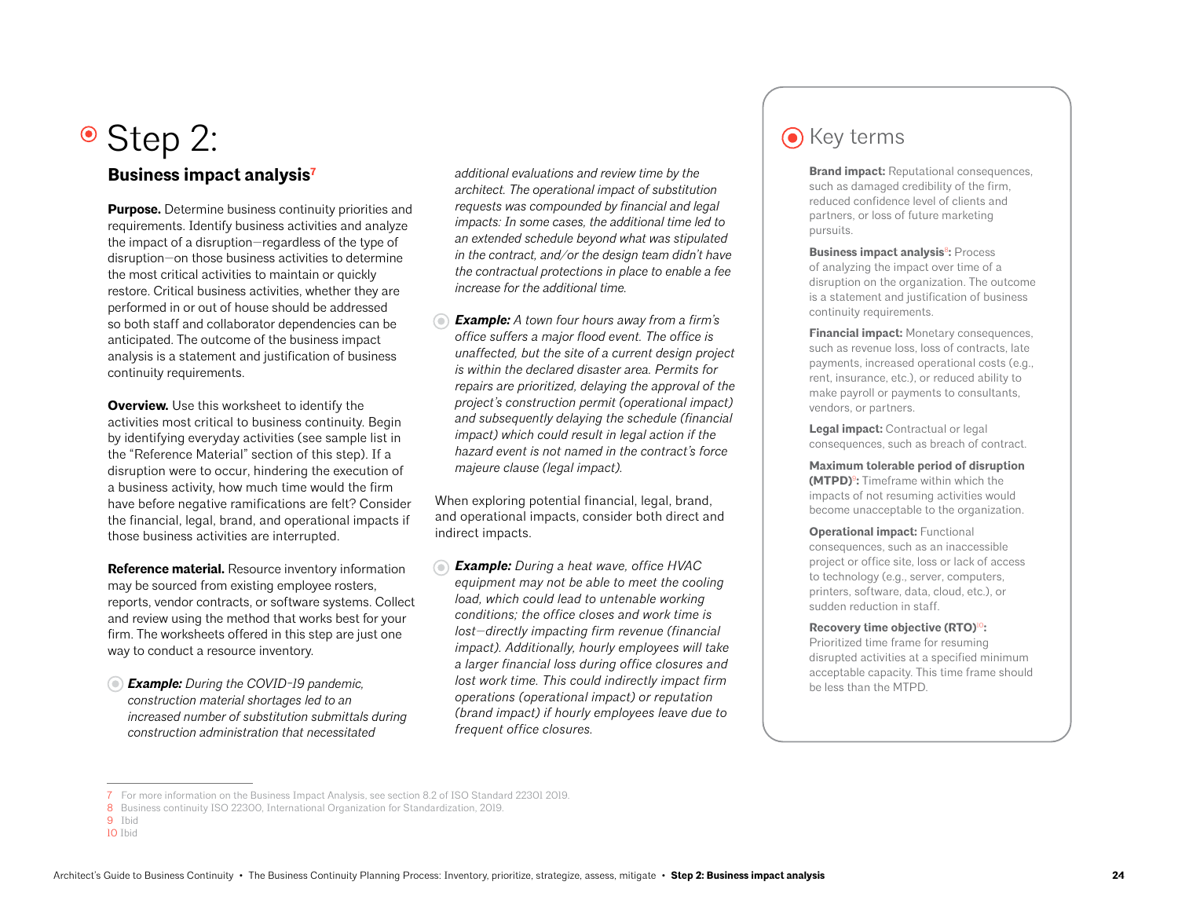# Step 2:

## Business impact analysis[7]

**Purpose.** Determine business continuity priorities and requirements. Identify business activities and analyze the impact of a disruption—regardless of the type of disruption—on those business activities to determine the most critical activities to maintain or quickly restore. Critical business activities, whether they are performed in or out of house should be addressed so both staff and collaborator dependencies can be anticipated. The outcome of the business impact analysis is a statement and justification of business continuity requirements.

**Overview.** Use this worksheet to identify the activities most critical to business continuity. Begin by identifying everyday activities (see sample list in the "Reference Material" section of this step). If a disruption were to occur, hindering the execution of a business activity, how much time would the firm have before negative ramifications are felt? Consider the financial, legal, brand, and operational impacts if those business activities are interrupted.

**Reference material.** Resource inventory information may be sourced from existing employee rosters, reports, vendor contracts, or software systems. Collect and review using the method that works best for your firm. The worksheets offered in this step are just one way to conduct a resource inventory.

***Example:*** *During the COVID-19 pandemic, construction material shortages led to an increased number of substitution submittals during construction administration that necessitated additional evaluations and review time by the architect. The operational impact of substitution requests was compounded by financial and legal impacts: In some cases, the additional time led to an extended schedule beyond what was stipulated in the contract, and/or the design team didn't have the contractual protections in place to enable a fee increase for the additional time.*

***Example:*** *A town four hours away from a firm's office suffers a major flood event. The office is unaffected, but the site of a current design project is within the declared disaster area. Permits for repairs are prioritized, delaying the approval of the project's construction permit (operational impact) and subsequently delaying the schedule (financial impact) which could result in legal action if the hazard event is not named in the contract's force majeure clause (legal impact).*

When exploring potential financial, legal, brand, and operational impacts, consider both direct and indirect impacts.

***Example:*** *During a heat wave, office HVAC equipment may not be able to meet the cooling load, which could lead to untenable working conditions; the office closes and work time is lost—directly impacting firm revenue (financial impact). Additionally, hourly employees will take a larger financial loss during office closures and lost work time. This could indirectly impact firm operations (operational impact) or reputation (brand impact) if hourly employees leave due to frequent office closures.*

## Key terms

**Brand impact:** Reputational consequences, such as damaged credibility of the firm, reduced confidence level of clients and partners, or loss of future marketing pursuits.

**Business impact analysis[8]:** Process of analyzing the impact over time of a disruption on the organization. The outcome is a statement and justification of business continuity requirements.

**Financial impact:** Monetary consequences, such as revenue loss, loss of contracts, late payments, increased operational costs (e.g., rent, insurance, etc.), or reduced ability to make payroll or payments to consultants, vendors, or partners.

**Legal impact:** Contractual or legal consequences, such as breach of contract.

**Maximum tolerable period of disruption (MTPD)[9]:** Timeframe within which the impacts of not resuming activities would become unacceptable to the organization.

**Operational impact:** Functional consequences, such as an inaccessible project or office site, loss or lack of access to technology (e.g., server, computers, printers, software, data, cloud, etc.), or sudden reduction in staff.

**Recovery time objective (RTO)[10]:** Prioritized time frame for resuming disrupted activities at a specified minimum acceptable capacity. This time frame should be less than the MTPD.

---

7 For more information on the Business Impact Analysis, see section 8.2 of ISO Standard 22301 2019.

8 Business continuity ISO 22300, International Organization for Standardization, 2019.

9 Ibid

10 Ibid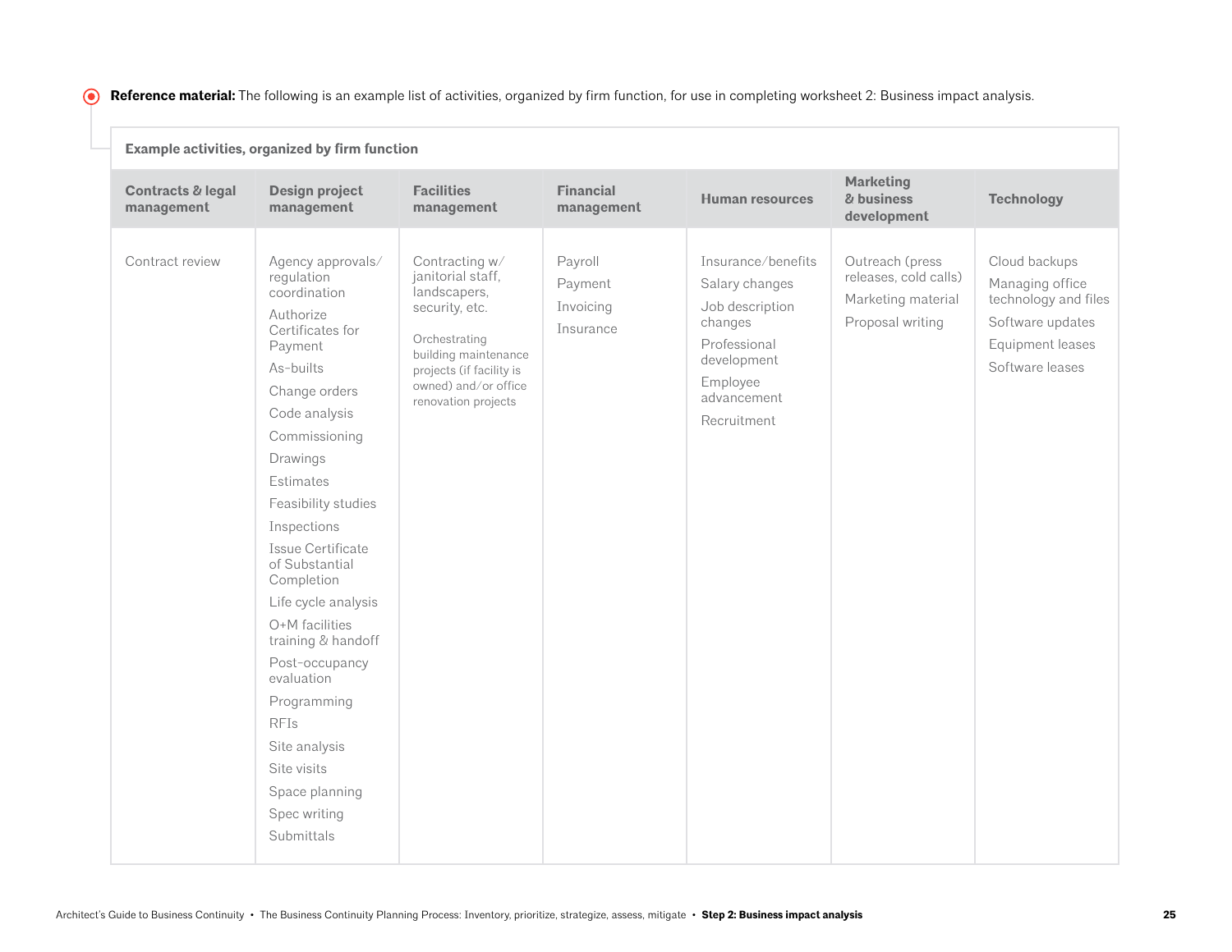**Reference material:** The following is an example list of activities, organized by firm function, for use in completing worksheet 2: Business impact analysis.

**Example activities, organized by firm function**

| Contracts & legal management | Design project management | Facilities management | Financial management | Human resources | Marketing & business development | Technology |
|---|---|---|---|---|---|---|
| Contract review | Agency approvals/ regulation coordination | Contracting w/ janitorial staff, landscapers, security, etc. | Payroll | Insurance/benefits | Outreach (press releases, cold calls) | Cloud backups |
| | Authorize Certificates for Payment | Orchestrating building maintenance projects (if facility is owned) and/or office renovation projects | Payment | Salary changes | Marketing material | Managing office technology and files |
| | As-builts | | Invoicing | Job description changes | Proposal writing | Software updates |
| | Change orders | | Insurance | Professional development | | Equipment leases |
| | Code analysis | | | Employee advancement | | Software leases |
| | Commissioning | | | Recruitment | | |
| | Drawings | | | | | |
| | Estimates | | | | | |
| | Feasibility studies | | | | | |
| | Inspections | | | | | |
| | Issue Certificate of Substantial Completion | | | | | |
| | Life cycle analysis | | | | | |
| | O+M facilities training & handoff | | | | | |
| | Post-occupancy evaluation | | | | | |
| | Programming | | | | | |
| | RFIs | | | | | |
| | Site analysis | | | | | |
| | Site visits | | | | | |
| | Space planning | | | | | |
| | Spec writing | | | | | |
| | Submittals | | | | | |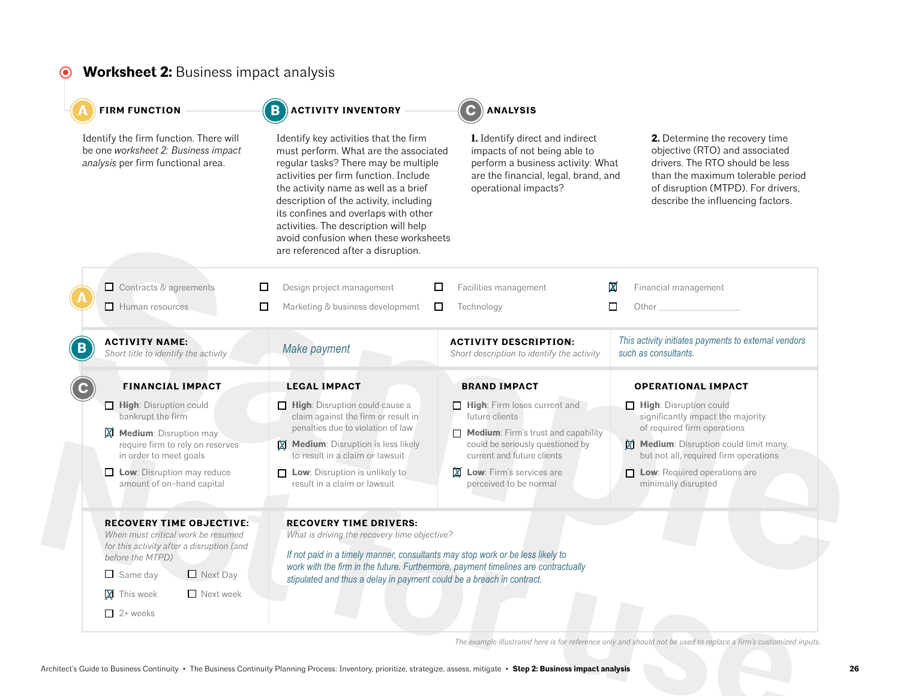# **Worksheet 2:** Business impact analysis

**A FIRM FUNCTION**

Identify the firm function. There will be one *worksheet 2: Business impact analysis* per firm functional area.

**B ACTIVITY INVENTORY**

Identify key activities that the firm must perform. What are the associated regular tasks? There may be multiple activities per firm function. Include the activity name as well as a brief description of the activity, including its confines and overlaps with other activities. The description will help avoid confusion when these worksheets are referenced after a disruption.

**C ANALYSIS**

**1.** Identify direct and indirect impacts of not being able to perform a business activity: What are the financial, legal, brand, and operational impacts?

**2.** Determine the recovery time objective (RTO) and associated drivers. The RTO should be less than the maximum tolerable period of disruption (MTPD). For drivers, describe the influencing factors.

---

**A**

- ☐ Contracts & agreements
- ☐ Design project management
- ☐ Facilities management
- ☒ Financial management
- ☐ Human resources
- ☐ Marketing & business development
- ☐ Technology
- ☐ Other ____________

**B**

**ACTIVITY NAME:** *Short title to identify the activity*

*Make payment*

**ACTIVITY DESCRIPTION:** *Short description to identify the activity*

*This activity initiates payments to external vendors such as consultants.*

**C**

**FINANCIAL IMPACT**

- ☐ **High**: Disruption could bankrupt the firm
- ☒ **Medium**: Disruption may require firm to rely on reserves in order to meet goals
- ☐ **Low**: Disruption may reduce amount of on-hand capital

**LEGAL IMPACT**

- ☐ **High**: Disruption could cause a claim against the firm or result in penalties due to violation of law
- ☒ **Medium**: Disruption is less likely to result in a claim or lawsuit
- ☐ **Low**: Disruption is unlikely to result in a claim or lawsuit

**BRAND IMPACT**

- ☐ **High**: Firm loses current and future clients
- ☐ **Medium**: Firm's trust and capability could be seriously questioned by current and future clients
- ☒ **Low**: Firm's services are perceived to be normal

**OPERATIONAL IMPACT**

- ☐ **High**: Disruption could significantly impact the majority of required firm operations
- ☒ **Medium**: Disruption could limit many, but not all, required firm operations
- ☐ **Low**: Required operations are minimally disrupted

**RECOVERY TIME OBJECTIVE:** *When must critical work be resumed for this activity after a disruption (and before the MTPD)*

- ☐ Same day
- ☐ Next Day
- ☒ This week
- ☐ Next week
- ☐ 2+ weeks

**RECOVERY TIME DRIVERS:** *What is driving the recovery time objective?*

*If not paid in a timely manner, consultants may stop work or be less likely to work with the firm in the future. Furthermore, payment timelines are contractually stipulated and thus a delay in payment could be a breach in contract.*

*The example illustrated here is for reference only and should not be used to replace a firm's customized inputs.*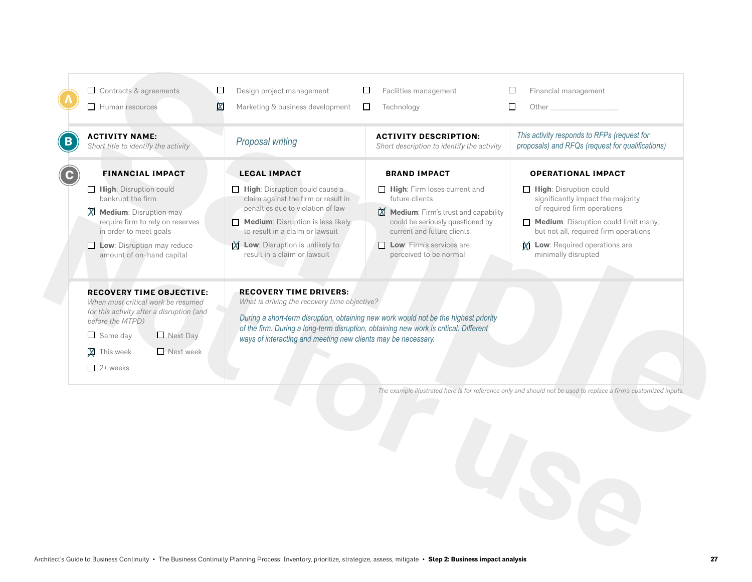**A**

- [ ] Contracts & agreements
- [ ] Design project management
- [ ] Facilities management
- [ ] Financial management
- [ ] Human resources
- [x] Marketing & business development
- [ ] Technology
- [ ] Other ____________

**B**

**ACTIVITY NAME:**
*Short title to identify the activity*

*Proposal writing*

**ACTIVITY DESCRIPTION:**
*Short description to identify the activity*

*This activity responds to RFPs (request for proposals) and RFQs (request for qualifications)*

**C**

**FINANCIAL IMPACT**

- [ ] **High**: Disruption could bankrupt the firm
- [x] **Medium**: Disruption may require firm to rely on reserves in order to meet goals
- [ ] **Low**: Disruption may reduce amount of on-hand capital

**LEGAL IMPACT**

- [ ] **High**: Disruption could cause a claim against the firm or result in penalties due to violation of law
- [ ] **Medium**: Disruption is less likely to result in a claim or lawsuit
- [x] **Low**: Disruption is unlikely to result in a claim or lawsuit

**BRAND IMPACT**

- [ ] **High**: Firm loses current and future clients
- [x] **Medium**: Firm's trust and capability could be seriously questioned by current and future clients
- [ ] **Low**: Firm's services are perceived to be normal

**OPERATIONAL IMPACT**

- [ ] **High**: Disruption could significantly impact the majority of required firm operations
- [ ] **Medium**: Disruption could limit many, but not all, required firm operations
- [x] **Low**: Required operations are minimally disrupted

**RECOVERY TIME OBJECTIVE:**
*When must critical work be resumed for this activity after a disruption (and before the MTPD)*

- [ ] Same day
- [ ] Next Day
- [x] This week
- [ ] Next week
- [ ] 2+ weeks

**RECOVERY TIME DRIVERS:**
*What is driving the recovery time objective?*

*During a short-term disruption, obtaining new work would not be the highest priority of the firm. During a long-term disruption, obtaining new work is critical. Different ways of interacting and meeting new clients may be necessary.*

*The example illustrated here is for reference only and should not be used to replace a firm's customized inputs.*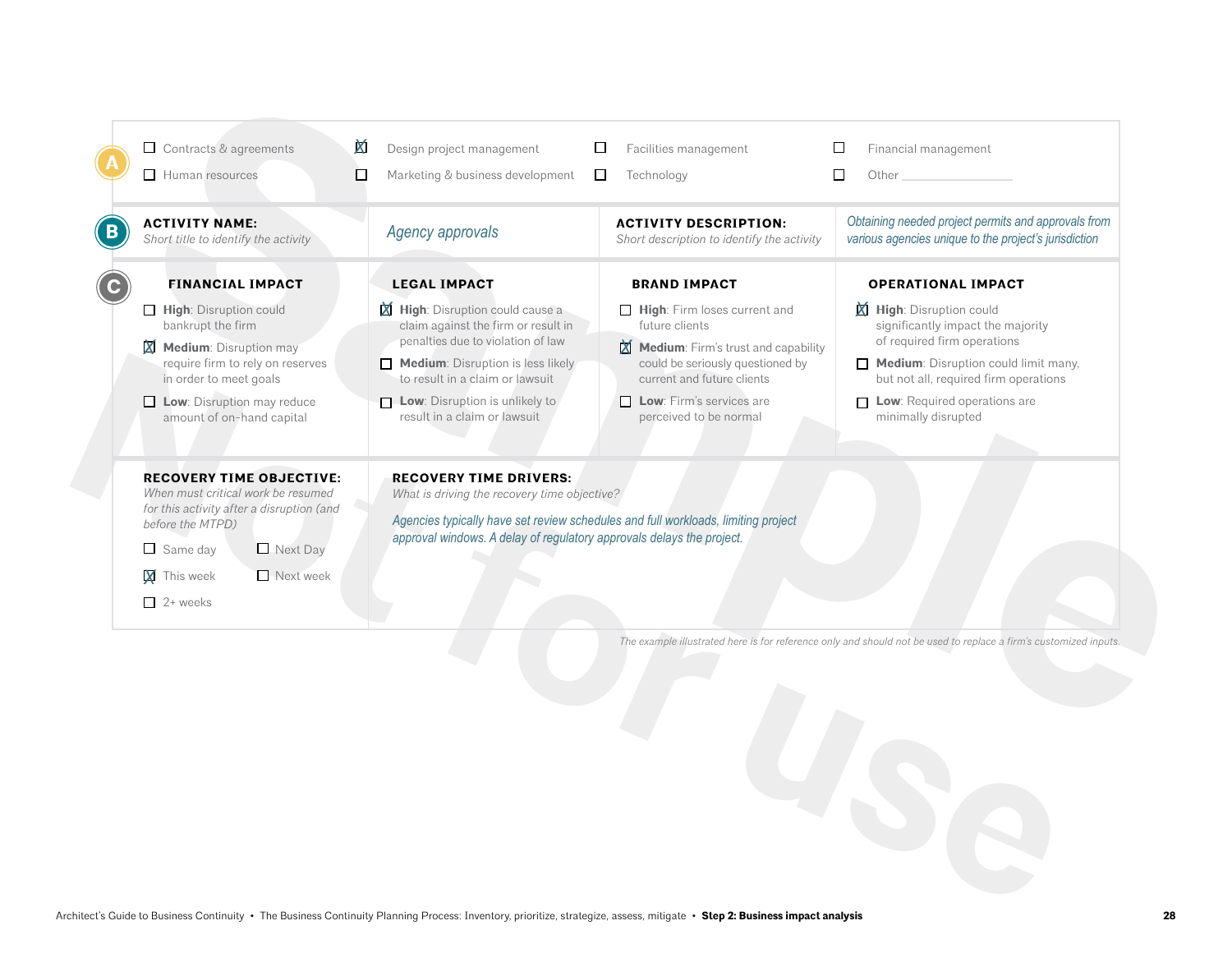**A**

- [ ] Contracts & agreements
- [x] Design project management
- [ ] Facilities management
- [ ] Financial management
- [ ] Human resources
- [ ] Marketing & business development
- [ ] Technology
- [ ] Other ________________

**B**

**ACTIVITY NAME:**
*Short title to identify the activity*

*Agency approvals*

**ACTIVITY DESCRIPTION:**
*Short description to identify the activity*

*Obtaining needed project permits and approvals from various agencies unique to the project's jurisdiction*

**C**

**FINANCIAL IMPACT**

- [ ] **High**: Disruption could bankrupt the firm
- [x] **Medium**: Disruption may require firm to rely on reserves in order to meet goals
- [ ] **Low**: Disruption may reduce amount of on-hand capital

**LEGAL IMPACT**

- [x] **High**: Disruption could cause a claim against the firm or result in penalties due to violation of law
- [ ] **Medium**: Disruption is less likely to result in a claim or lawsuit
- [ ] **Low**: Disruption is unlikely to result in a claim or lawsuit

**BRAND IMPACT**

- [ ] **High**: Firm loses current and future clients
- [x] **Medium**: Firm's trust and capability could be seriously questioned by current and future clients
- [ ] **Low**: Firm's services are perceived to be normal

**OPERATIONAL IMPACT**

- [x] **High**: Disruption could significantly impact the majority of required firm operations
- [ ] **Medium**: Disruption could limit many, but not all, required firm operations
- [ ] **Low**: Required operations are minimally disrupted

**RECOVERY TIME OBJECTIVE:**
*When must critical work be resumed for this activity after a disruption (and before the MTPD)*

- [ ] Same day
- [ ] Next Day
- [x] This week
- [ ] Next week
- [ ] 2+ weeks

**RECOVERY TIME DRIVERS:**
*What is driving the recovery time objective?*

*Agencies typically have set review schedules and full workloads, limiting project approval windows. A delay of regulatory approvals delays the project.*

*The example illustrated here is for reference only and should not be used to replace a firm's customized inputs.*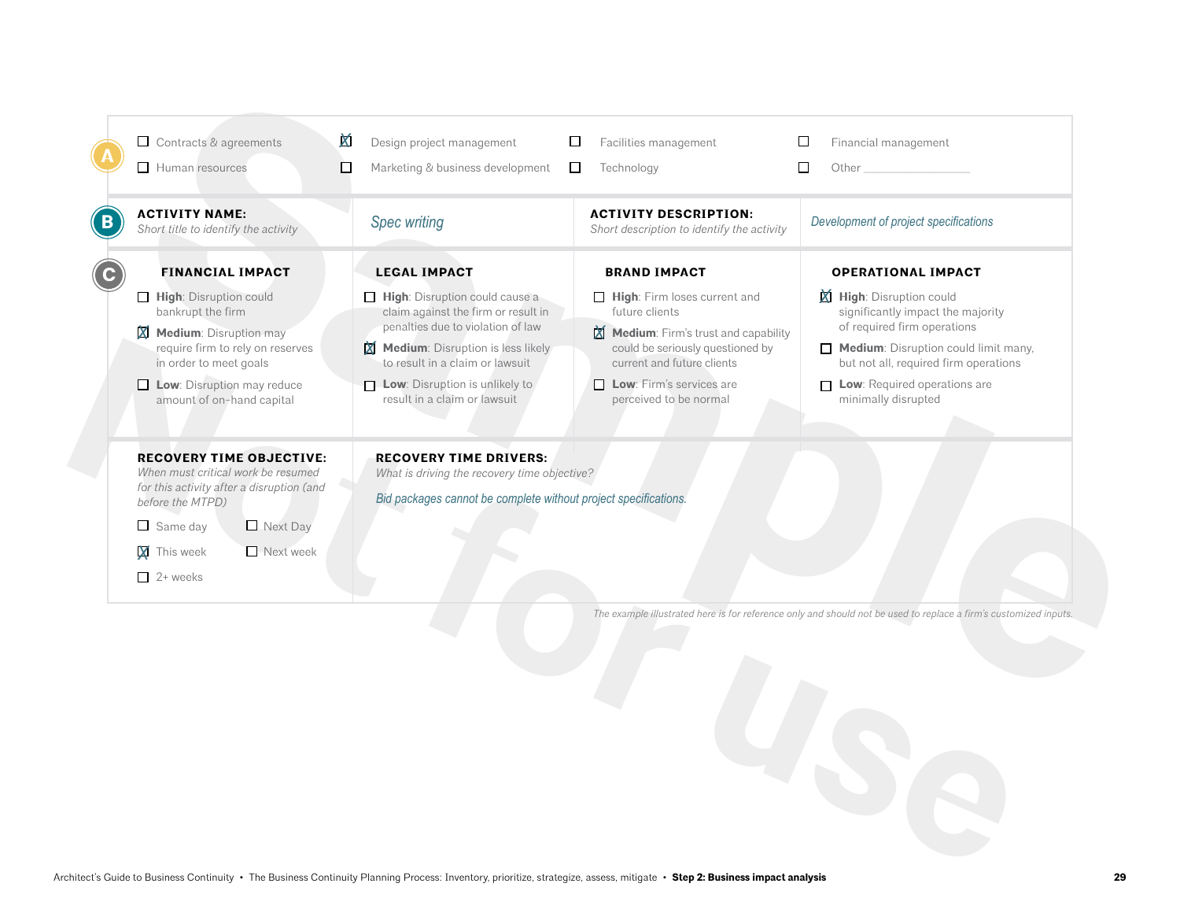**A**

- [ ] Contracts & agreements
- [x] Design project management
- [ ] Facilities management
- [ ] Financial management
- [ ] Human resources
- [ ] Marketing & business development
- [ ] Technology
- [ ] Other ______________

**B**

| **ACTIVITY NAME:** *Short title to identify the activity* | *Spec writing* | **ACTIVITY DESCRIPTION:** *Short description to identify the activity* | *Development of project specifications* |
|---|---|---|---|

**C**

**FINANCIAL IMPACT**

- [ ] **High**: Disruption could bankrupt the firm
- [x] **Medium**: Disruption may require firm to rely on reserves in order to meet goals
- [ ] **Low**: Disruption may reduce amount of on-hand capital

**LEGAL IMPACT**

- [ ] **High**: Disruption could cause a claim against the firm or result in penalties due to violation of law
- [x] **Medium**: Disruption is less likely to result in a claim or lawsuit
- [ ] **Low**: Disruption is unlikely to result in a claim or lawsuit

**BRAND IMPACT**

- [ ] **High**: Firm loses current and future clients
- [x] **Medium**: Firm's trust and capability could be seriously questioned by current and future clients
- [ ] **Low**: Firm's services are perceived to be normal

**OPERATIONAL IMPACT**

- [x] **High**: Disruption could significantly impact the majority of required firm operations
- [ ] **Medium**: Disruption could limit many, but not all, required firm operations
- [ ] **Low**: Required operations are minimally disrupted

**RECOVERY TIME OBJECTIVE:**

*When must critical work be resumed for this activity after a disruption (and before the MTPD)*

- [ ] Same day
- [ ] Next Day
- [x] This week
- [ ] Next week
- [ ] 2+ weeks

**RECOVERY TIME DRIVERS:**

*What is driving the recovery time objective?*

*Bid packages cannot be complete without project specifications.*

*The example illustrated here is for reference only and should not be used to replace a firm's customized inputs.*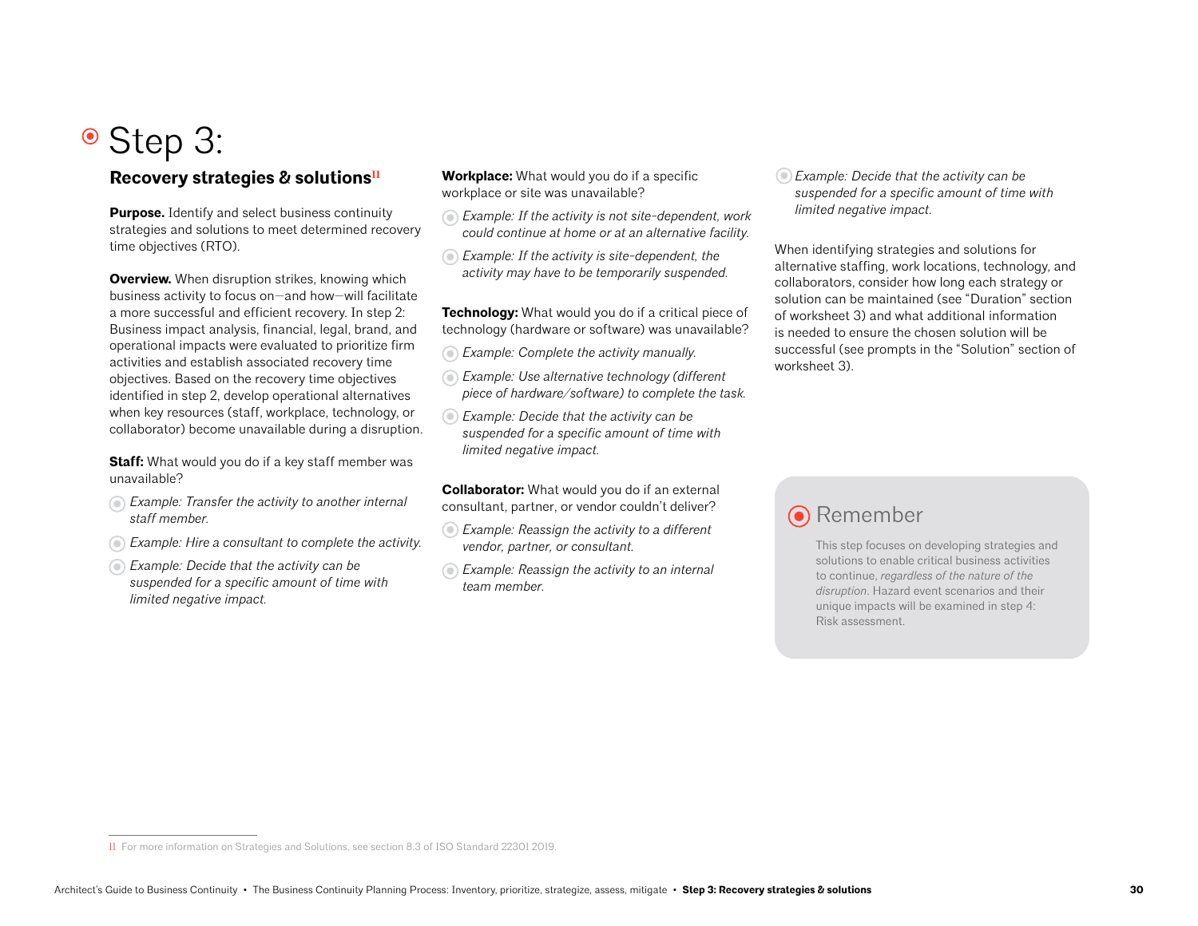# Step 3:

## Recovery strategies & solutions[11]

**Purpose.** Identify and select business continuity strategies and solutions to meet determined recovery time objectives (RTO).

**Overview.** When disruption strikes, knowing which business activity to focus on—and how—will facilitate a more successful and efficient recovery. In step 2: Business impact analysis, financial, legal, brand, and operational impacts were evaluated to prioritize firm activities and establish associated recovery time objectives. Based on the recovery time objectives identified in step 2, develop operational alternatives when key resources (staff, workplace, technology, or collaborator) become unavailable during a disruption.

**Staff:** What would you do if a key staff member was unavailable?

- *Example: Transfer the activity to another internal staff member.*
- *Example: Hire a consultant to complete the activity.*
- *Example: Decide that the activity can be suspended for a specific amount of time with limited negative impact.*

**Workplace:** What would you do if a specific workplace or site was unavailable?

- *Example: If the activity is not site-dependent, work could continue at home or at an alternative facility.*
- *Example: If the activity is site-dependent, the activity may have to be temporarily suspended.*

**Technology:** What would you do if a critical piece of technology (hardware or software) was unavailable?

- *Example: Complete the activity manually.*
- *Example: Use alternative technology (different piece of hardware/software) to complete the task.*
- *Example: Decide that the activity can be suspended for a specific amount of time with limited negative impact.*

**Collaborator:** What would you do if an external consultant, partner, or vendor couldn't deliver?

- *Example: Reassign the activity to a different vendor, partner, or consultant.*
- *Example: Reassign the activity to an internal team member.*
- *Example: Decide that the activity can be suspended for a specific amount of time with limited negative impact.*

When identifying strategies and solutions for alternative staffing, work locations, technology, and collaborators, consider how long each strategy or solution can be maintained (see "Duration" section of worksheet 3) and what additional information is needed to ensure the chosen solution will be successful (see prompts in the "Solution" section of worksheet 3).

### Remember

This step focuses on developing strategies and solutions to enable critical business activities to continue, *regardless of the nature of the disruption*. Hazard event scenarios and their unique impacts will be examined in step 4: Risk assessment.

---

11 For more information on Strategies and Solutions, see section 8.3 of ISO Standard 22301 2019.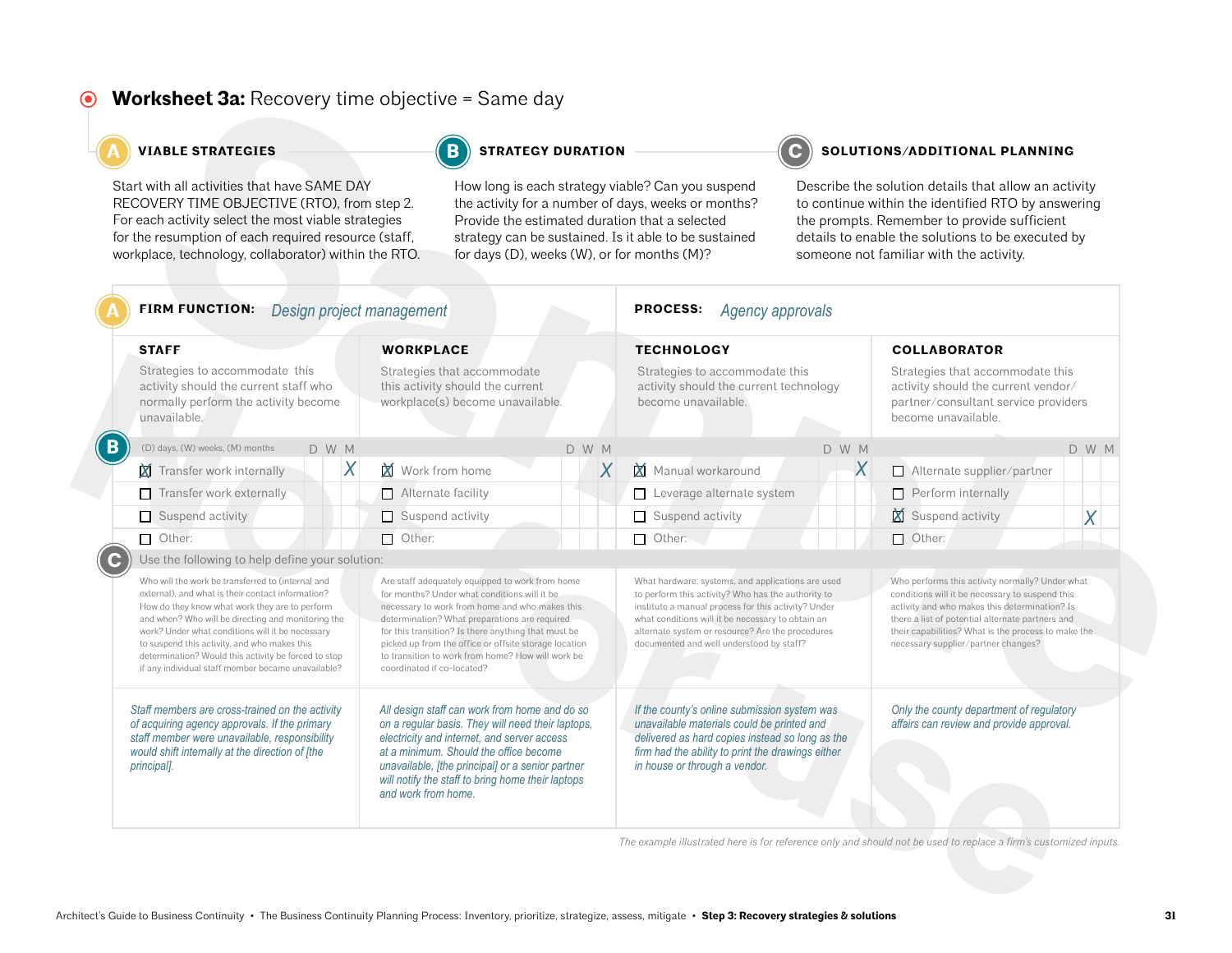# Worksheet 3a: Recovery time objective = Same day

**A — VIABLE STRATEGIES**

Start with all activities that have SAME DAY RECOVERY TIME OBJECTIVE (RTO), from step 2. For each activity select the most viable strategies for the resumption of each required resource (staff, workplace, technology, collaborator) within the RTO.

**B — STRATEGY DURATION**

How long is each strategy viable? Can you suspend the activity for a number of days, weeks or months? Provide the estimated duration that a selected strategy can be sustained. Is it able to be sustained for days (D), weeks (W), or for months (M)?

**C — SOLUTIONS/ADDITIONAL PLANNING**

Describe the solution details that allow an activity to continue within the identified RTO by answering the prompts. Remember to provide sufficient details to enable the solutions to be executed by someone not familiar with the activity.

**A — FIRM FUNCTION:** *Design project management* **PROCESS:** *Agency approvals*

| STAFF | D | W | M | WORKPLACE | D | W | M | TECHNOLOGY | D | W | M | COLLABORATOR | D | W | M |
|---|---|---|---|---|---|---|---|---|---|---|---|---|---|---|---|
| Strategies to accommodate this activity should the current staff who normally perform the activity become unavailable. | | | | Strategies that accommodate this activity should the current workplace(s) become unavailable. | | | | Strategies to accommodate this activity should the current technology become unavailable. | | | | Strategies that accommodate this activity should the current vendor/partner/consultant service providers become unavailable. | | | |
| ☒ Transfer work internally | | | X | ☒ Work from home | | | X | ☒ Manual workaround | | | X | ☐ Alternate supplier/partner | | | |
| ☐ Transfer work externally | | | | ☐ Alternate facility | | | | ☐ Leverage alternate system | | | | ☐ Perform internally | | | |
| ☐ Suspend activity | | | | ☐ Suspend activity | | | | ☐ Suspend activity | | | | ☒ Suspend activity | | X | |
| ☐ Other: | | | | ☐ Other: | | | | ☐ Other: | | | | ☐ Other: | | | |

**C — Use the following to help define your solution:**

| STAFF | WORKPLACE | TECHNOLOGY | COLLABORATOR |
|---|---|---|---|
| Who will the work be transferred to (internal and external), and what is their contact information? How do they know what work they are to perform and when? Who will be directing and monitoring the work? Under what conditions will it be necessary to suspend this activity, and who makes this determination? Would this activity be forced to stop if any individual staff member became unavailable? | Are staff adequately equipped to work from home for months? Under what conditions will it be necessary to work from home and who makes this determination? What preparations are required for this transition? Is there anything that must be picked up from the office or offsite storage location to transition to work from home? How will work be coordinated if co-located? | What hardware, systems, and applications are used to perform this activity? Who has the authority to institute a manual process for this activity? Under what conditions will it be necessary to obtain an alternate system or resource? Are the procedures documented and well understood by staff? | Who performs this activity normally? Under what conditions will it be necessary to suspend this activity and who makes this determination? Is there a list of potential alternate partners and their capabilities? What is the process to make the necessary supplier/partner changes? |
| *Staff members are cross-trained on the activity of acquiring agency approvals. If the primary staff member were unavailable, responsibility would shift internally at the direction of [the principal].* | *All design staff can work from home and do so on a regular basis. They will need their laptops, electricity and internet, and server access at a minimum. Should the office become unavailable, [the principal] or a senior partner will notify the staff to bring home their laptops and work from home.* | *If the county's online submission system was unavailable materials could be printed and delivered as hard copies instead so long as the firm had the ability to print the drawings either in house or through a vendor.* | *Only the county department of regulatory affairs can review and provide approval.* |

*The example illustrated here is for reference only and should not be used to replace a firm's customized inputs.*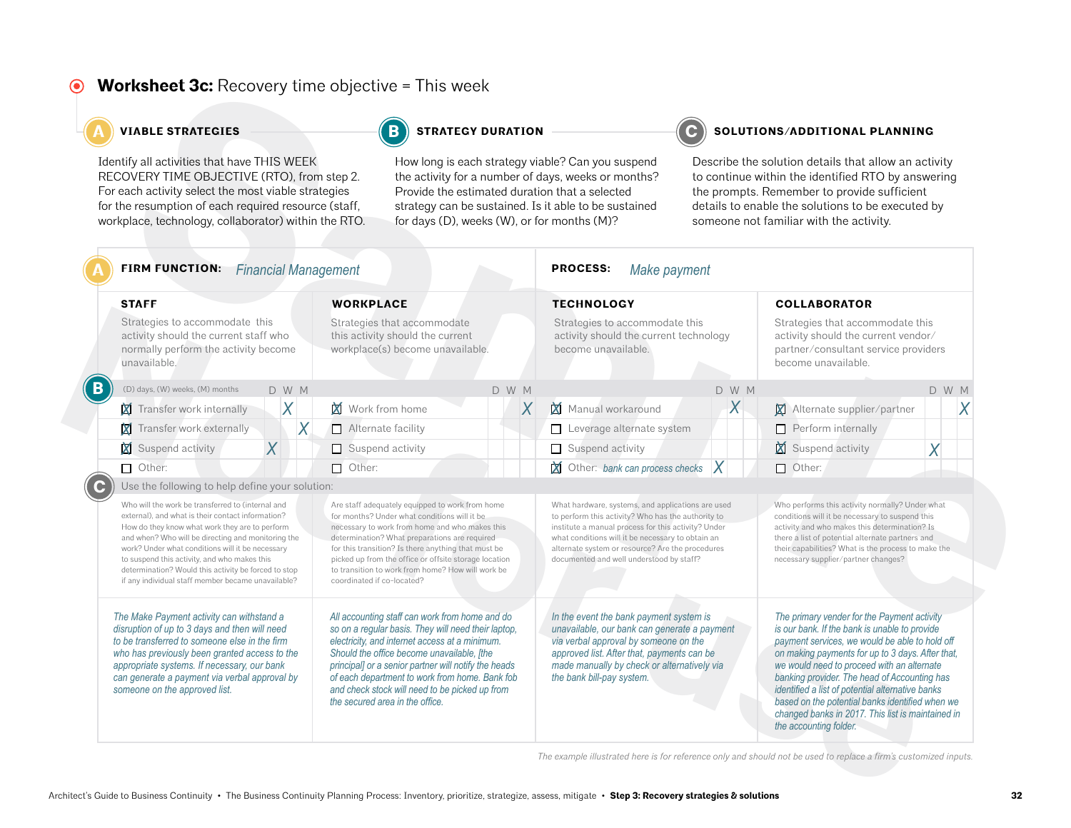## Worksheet 3c: Recovery time objective = This week

### A VIABLE STRATEGIES

Identify all activities that have THIS WEEK RECOVERY TIME OBJECTIVE (RTO), from step 2. For each activity select the most viable strategies for the resumption of each required resource (staff, workplace, technology, collaborator) within the RTO.

### B STRATEGY DURATION

How long is each strategy viable? Can you suspend the activity for a number of days, weeks or months? Provide the estimated duration that a selected strategy can be sustained. Is it able to be sustained for days (D), weeks (W), or for months (M)?

### C SOLUTIONS/ADDITIONAL PLANNING

Describe the solution details that allow an activity to continue within the identified RTO by answering the prompts. Remember to provide sufficient details to enable the solutions to be executed by someone not familiar with the activity.

**A FIRM FUNCTION:** *Financial Management* **PROCESS:** *Make payment*

| STAFF | D | W | M | WORKPLACE | D | W | M | TECHNOLOGY | D | W | M | COLLABORATOR | D | W | M |
|---|---|---|---|---|---|---|---|---|---|---|---|---|---|---|---|
| Strategies to accommodate this activity should the current staff who normally perform the activity become unavailable. | | | | Strategies that accommodate this activity should the current workplace(s) become unavailable. | | | | Strategies to accommodate this activity should the current technology become unavailable. | | | | Strategies that accommodate this activity should the current vendor/partner/consultant service providers become unavailable. | | | |
| ☒ Transfer work internally | | X | | ☒ Work from home | | | X | ☒ Manual workaround | | X | | ☒ Alternate supplier/partner | | | X |
| ☒ Transfer work externally | | | X | ☐ Alternate facility | | | | ☐ Leverage alternate system | | | | ☐ Perform internally | | | |
| ☒ Suspend activity | X | | | ☐ Suspend activity | | | | ☐ Suspend activity | | | | ☒ Suspend activity | X | | |
| ☐ Other: | | | | ☐ Other: | | | | ☒ Other: *bank can process checks* | X | | | ☐ Other: | | | |

**C** Use the following to help define your solution:

| STAFF | WORKPLACE | TECHNOLOGY | COLLABORATOR |
|---|---|---|---|
| Who will the work be transferred to (internal and external), and what is their contact information? How do they know what work they are to perform and when? Who will be directing and monitoring the work? Under what conditions will it be necessary to suspend this activity, and who makes this determination? Would this activity be forced to stop if any individual staff member became unavailable? | Are staff adequately equipped to work from home for months? Under what conditions will it be necessary to work from home and who makes this determination? What preparations are required for this transition? Is there anything that must be picked up from the office or offsite storage location to transition to work from home? How will work be coordinated if co-located? | What hardware, systems, and applications are used to perform this activity? Who has the authority to institute a manual process for this activity? Under what conditions will it be necessary to obtain an alternate system or resource? Are the procedures documented and well understood by staff? | Who performs this activity normally? Under what conditions will it be necessary to suspend this activity and who makes this determination? Is there a list of potential alternate partners and their capabilities? What is the process to make the necessary supplier/partner changes? |
| *The Make Payment activity can withstand a disruption of up to 3 days and then will need to be transferred to someone else in the firm who has previously been granted access to the appropriate systems. If necessary, our bank can generate a payment via verbal approval by someone on the approved list.* | *All accounting staff can work from home and do so on a regular basis. They will need their laptop, electricity, and internet access at a minimum. Should the office become unavailable, [the principal] or a senior partner will notify the heads of each department to work from home. Bank fob and check stock will need to be picked up from the secured area in the office.* | *In the event the bank payment system is unavailable, our bank can generate a payment via verbal approval by someone on the approved list. After that, payments can be made manually by check or alternatively via the bank bill-pay system.* | *The primary vender for the Payment activity is our bank. If the bank is unable to provide payment services, we would be able to hold off on making payments for up to 3 days. After that, we would need to proceed with an alternate banking provider. The head of Accounting has identified a list of potential alternative banks based on the potential banks identified when we changed banks in 2017. This list is maintained in the accounting folder.* |

*The example illustrated here is for reference only and should not be used to replace a firm's customized inputs.*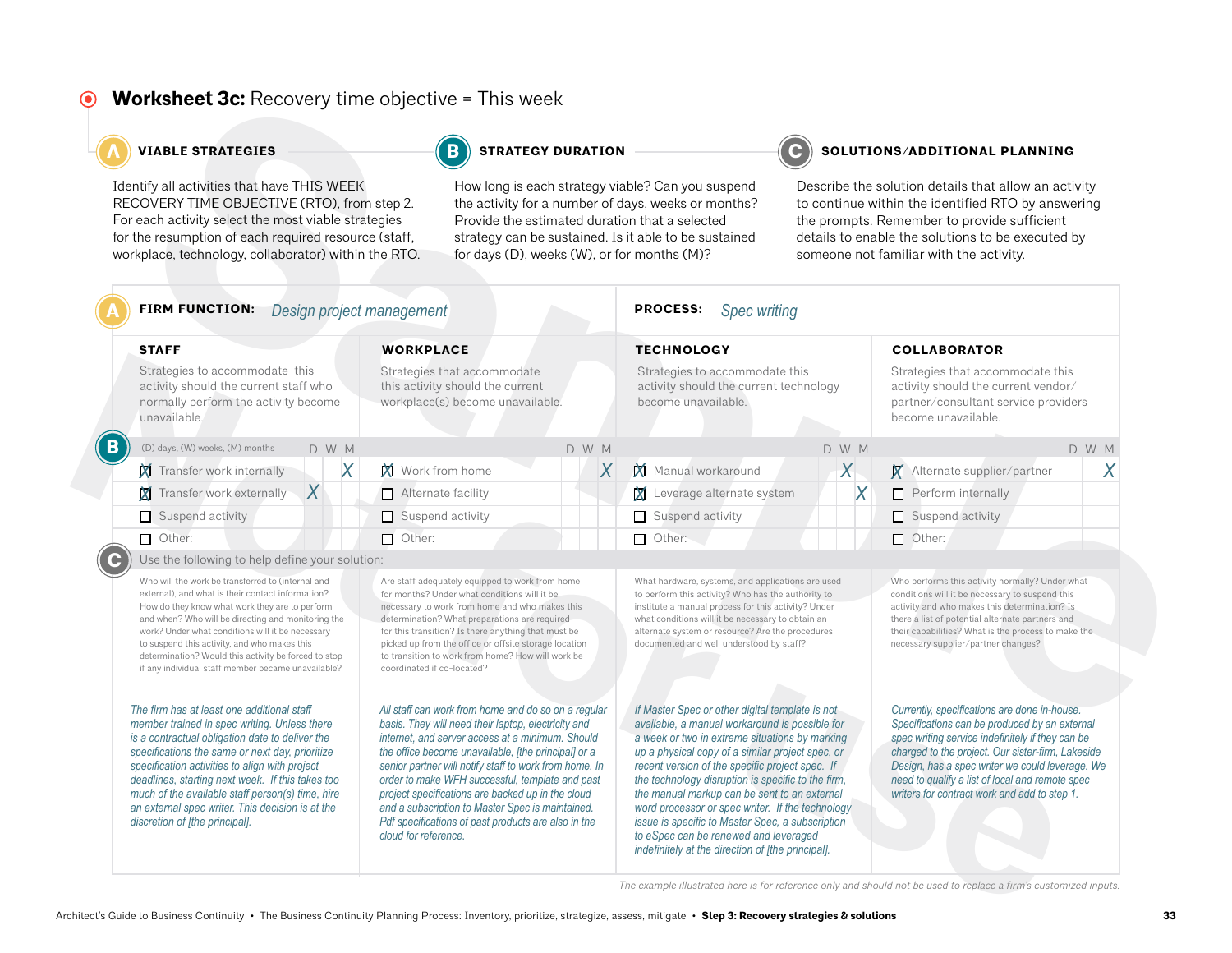## Worksheet 3c: Recovery time objective = This week

### A VIABLE STRATEGIES

Identify all activities that have THIS WEEK RECOVERY TIME OBJECTIVE (RTO), from step 2. For each activity select the most viable strategies for the resumption of each required resource (staff, workplace, technology, collaborator) within the RTO.

### B STRATEGY DURATION

How long is each strategy viable? Can you suspend the activity for a number of days, weeks or months? Provide the estimated duration that a selected strategy can be sustained. Is it able to be sustained for days (D), weeks (W), or for months (M)?

### C SOLUTIONS/ADDITIONAL PLANNING

Describe the solution details that allow an activity to continue within the identified RTO by answering the prompts. Remember to provide sufficient details to enable the solutions to be executed by someone not familiar with the activity.

**A FIRM FUNCTION:** *Design project management* **PROCESS:** *Spec writing*

| STAFF | D | W | M | WORKPLACE | D | W | M | TECHNOLOGY | D | W | M | COLLABORATOR | D | W | M |
|---|---|---|---|---|---|---|---|---|---|---|---|---|---|---|---|
| Strategies to accommodate this activity should the current staff who normally perform the activity become unavailable. | | | | Strategies that accommodate this activity should the current workplace(s) become unavailable. | | | | Strategies to accommodate this activity should the current technology become unavailable. | | | | Strategies that accommodate this activity should the current vendor/partner/consultant service providers become unavailable. | | | |
| ☒ Transfer work internally | | | X | ☒ Work from home | | | X | ☒ Manual workaround | | | X | ☒ Alternate supplier/partner | | | X |
| ☒ Transfer work externally | | X | | ☐ Alternate facility | | | | ☒ Leverage alternate system | | | X | ☐ Perform internally | | | |
| ☐ Suspend activity | | | | ☐ Suspend activity | | | | ☐ Suspend activity | | | | ☐ Suspend activity | | | |
| ☐ Other: | | | | ☐ Other: | | | | ☐ Other: | | | | ☐ Other: | | | |

**C** Use the following to help define your solution:

| STAFF | WORKPLACE | TECHNOLOGY | COLLABORATOR |
|---|---|---|---|
| Who will the work be transferred to (internal and external), and what is their contact information? How do they know what work they are to perform and when? Who will be directing and monitoring the work? Under what conditions will it be necessary to suspend this activity, and who makes this determination? Would this activity be forced to stop if any individual staff member became unavailable? | Are staff adequately equipped to work from home for months? Under what conditions will it be necessary to work from home and who makes this determination? What preparations are required for this transition? Is there anything that must be picked up from the office or offsite storage location to transition to work from home? How will work be coordinated if co-located? | What hardware, systems, and applications are used to perform this activity? Who has the authority to institute a manual process for this activity? Under what conditions will it be necessary to obtain an alternate system or resource? Are the procedures documented and well understood by staff? | Who performs this activity normally? Under what conditions will it be necessary to suspend this activity and who makes this determination? Is there a list of potential alternate partners and their capabilities? What is the process to make the necessary supplier/partner changes? |
| *The firm has at least one additional staff member trained in spec writing. Unless there is a contractual obligation date to deliver the specifications the same or next day, prioritize specification activities to align with project deadlines, starting next week. If this takes too much of the available staff person(s) time, hire an external spec writer. This decision is at the discretion of [the principal].* | *All staff can work from home and do so on a regular basis. They will need their laptop, electricity and internet, and server access at a minimum. Should the office become unavailable, [the principal] or a senior partner will notify staff to work from home. In order to make WFH successful, template and past project specifications are backed up in the cloud and a subscription to Master Spec is maintained. Pdf specifications of past products are also in the cloud for reference.* | *If Master Spec or other digital template is not available, a manual workaround is possible for a week or two in extreme situations by marking up a physical copy of a similar project spec, or recent version of the specific project spec. If the technology disruption is specific to the firm, the manual markup can be sent to an external word processor or spec writer. If the technology issue is specific to Master Spec, a subscription to eSpec can be renewed and leveraged indefinitely at the direction of [the principal].* | *Currently, specifications are done in-house. Specifications can be produced by an external spec writing service indefinitely if they can be charged to the project. Our sister-firm, Lakeside Design, has a spec writer we could leverage. We need to qualify a list of local and remote spec writers for contract work and add to step 1.* |

*The example illustrated here is for reference only and should not be used to replace a firm's customized inputs.*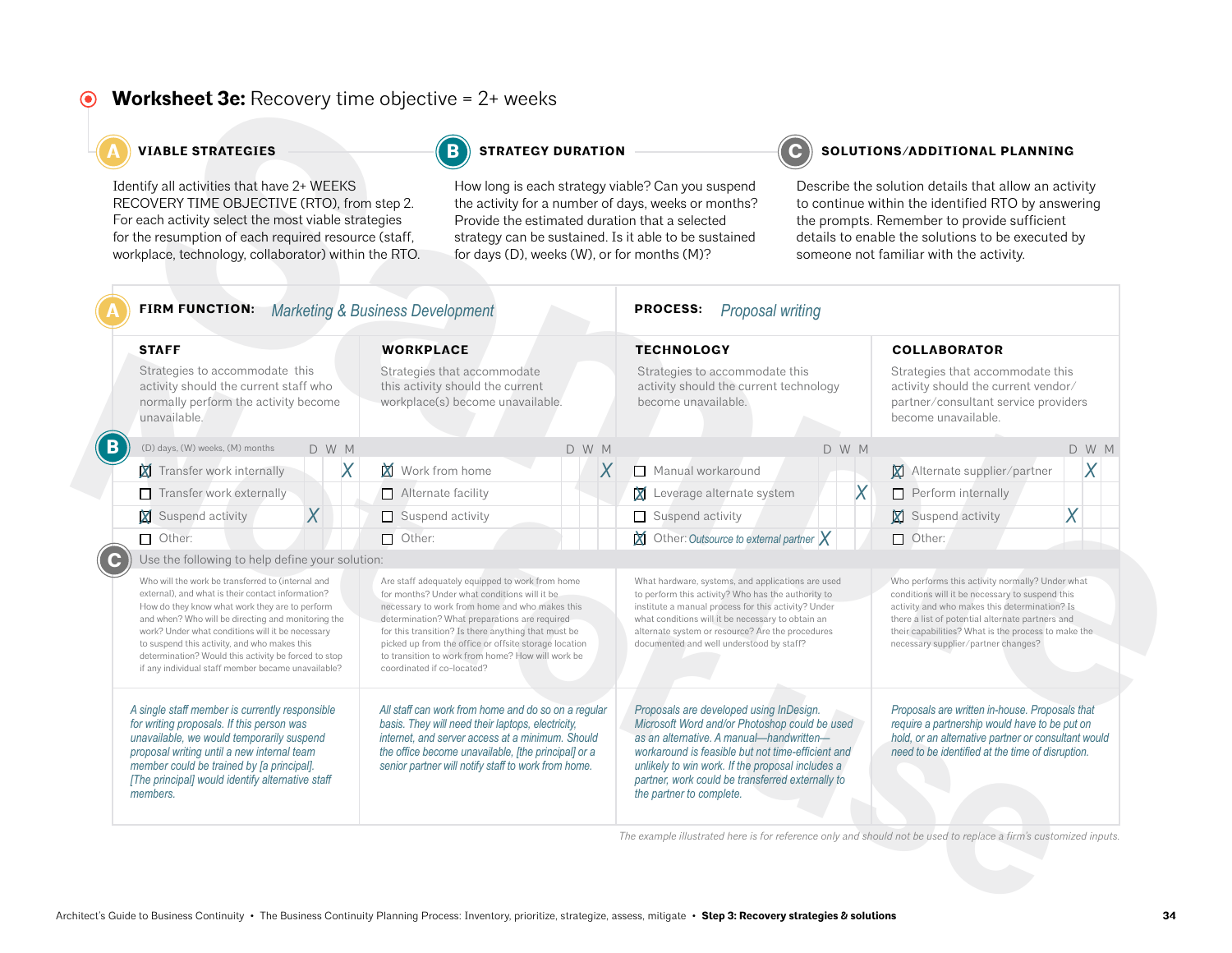# Worksheet 3e: Recovery time objective = 2+ weeks

### A VIABLE STRATEGIES

Identify all activities that have 2+ WEEKS RECOVERY TIME OBJECTIVE (RTO), from step 2. For each activity select the most viable strategies for the resumption of each required resource (staff, workplace, technology, collaborator) within the RTO.

### B STRATEGY DURATION

How long is each strategy viable? Can you suspend the activity for a number of days, weeks or months? Provide the estimated duration that a selected strategy can be sustained. Is it able to be sustained for days (D), weeks (W), or for months (M)?

### C SOLUTIONS/ADDITIONAL PLANNING

Describe the solution details that allow an activity to continue within the identified RTO by answering the prompts. Remember to provide sufficient details to enable the solutions to be executed by someone not familiar with the activity.

**A FIRM FUNCTION:** *Marketing & Business Development*

**PROCESS:** *Proposal writing*

| STAFF | D | W | M | WORKPLACE | D | W | M | TECHNOLOGY | D | W | M | COLLABORATOR | D | W | M |
|---|---|---|---|---|---|---|---|---|---|---|---|---|---|---|---|
| Strategies to accommodate this activity should the current staff who normally perform the activity become unavailable. | | | | Strategies that accommodate this activity should the current workplace(s) become unavailable. | | | | Strategies to accommodate this activity should the current technology become unavailable. | | | | Strategies that accommodate this activity should the current vendor/partner/consultant service providers become unavailable. | | | |
| ☒ Transfer work internally | | | X | ☒ Work from home | | | X | ☐ Manual workaround | | | | ☒ Alternate supplier/partner | | X | |
| ☐ Transfer work externally | | | | ☐ Alternate facility | | | | ☒ Leverage alternate system | | X | | ☐ Perform internally | | | |
| ☒ Suspend activity | | X | | ☐ Suspend activity | | | | ☐ Suspend activity | | | | ☒ Suspend activity | | X | |
| ☐ Other: | | | | ☐ Other: | | | | ☒ Other: *Outsource to external partner* | X | | | ☐ Other: | | | |

**C** Use the following to help define your solution:

| STAFF | WORKPLACE | TECHNOLOGY | COLLABORATOR |
|---|---|---|---|
| Who will the work be transferred to (internal and external), and what is their contact information? How do they know what work they are to perform and when? Who will be directing and monitoring the work? Under what conditions will it be necessary to suspend this activity, and who makes this determination? Would this activity be forced to stop if any individual staff member became unavailable? | Are staff adequately equipped to work from home for months? Under what conditions will it be necessary to work from home and who makes this determination? What preparations are required for this transition? Is there anything that must be picked up from the office or offsite storage location to transition to work from home? How will work be coordinated if co-located? | What hardware, systems, and applications are used to perform this activity? Who has the authority to institute a manual process for this activity? Under what conditions will it be necessary to obtain an alternate system or resource? Are the procedures documented and well understood by staff? | Who performs this activity normally? Under what conditions will it be necessary to suspend this activity and who makes this determination? Is there a list of potential alternate partners and their capabilities? What is the process to make the necessary supplier/partner changes? |
| *A single staff member is currently responsible for writing proposals. If this person was unavailable, we would temporarily suspend proposal writing until a new internal team member could be trained by [a principal]. [The principal] would identify alternative staff members.* | *All staff can work from home and do so on a regular basis. They will need their laptops, electricity, internet, and server access at a minimum. Should the office become unavailable, [the principal] or a senior partner will notify staff to work from home.* | *Proposals are developed using InDesign. Microsoft Word and/or Photoshop could be used as an alternative. A manual—handwritten—workaround is feasible but not time-efficient and unlikely to win work. If the proposal includes a partner, work could be transferred externally to the partner to complete.* | *Proposals are written in-house. Proposals that require a partnership would have to be put on hold, or an alternative partner or consultant would need to be identified at the time of disruption.* |

*The example illustrated here is for reference only and should not be used to replace a firm's customized inputs.*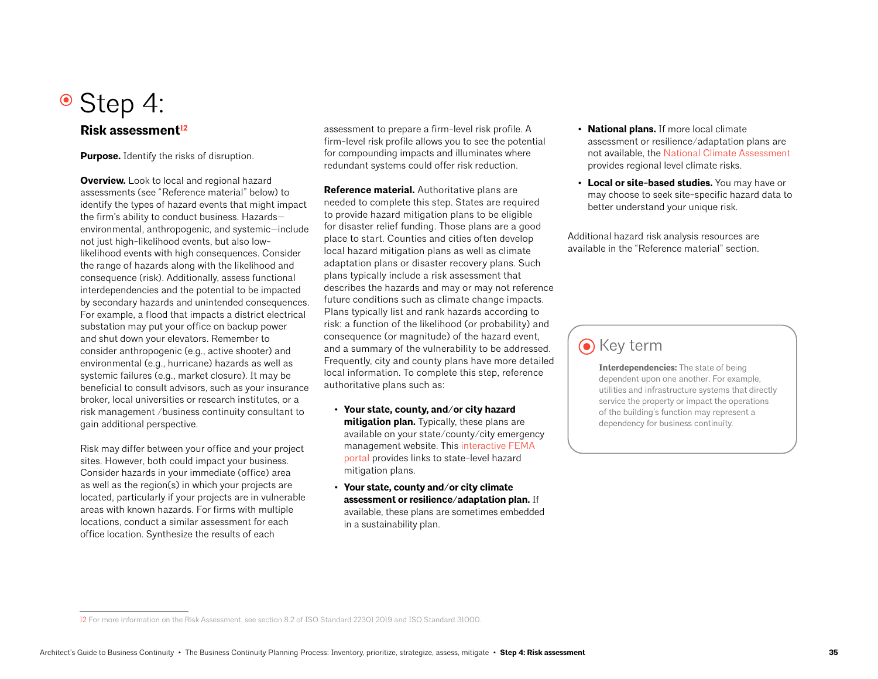# Step 4:

## Risk assessment[12]

**Purpose.** Identify the risks of disruption.

**Overview.** Look to local and regional hazard assessments (see "Reference material" below) to identify the types of hazard events that might impact the firm's ability to conduct business. Hazards—environmental, anthropogenic, and systemic—include not just high-likelihood events, but also low-likelihood events with high consequences. Consider the range of hazards along with the likelihood and consequence (risk). Additionally, assess functional interdependencies and the potential to be impacted by secondary hazards and unintended consequences. For example, a flood that impacts a district electrical substation may put your office on backup power and shut down your elevators. Remember to consider anthropogenic (e.g., active shooter) and environmental (e.g., hurricane) hazards as well as systemic failures (e.g., market closure). It may be beneficial to consult advisors, such as your insurance broker, local universities or research institutes, or a risk management /business continuity consultant to gain additional perspective.

Risk may differ between your office and your project sites. However, both could impact your business. Consider hazards in your immediate (office) area as well as the region(s) in which your projects are located, particularly if your projects are in vulnerable areas with known hazards. For firms with multiple locations, conduct a similar assessment for each office location. Synthesize the results of each assessment to prepare a firm-level risk profile. A firm-level risk profile allows you to see the potential for compounding impacts and illuminates where redundant systems could offer risk reduction.

**Reference material.** Authoritative plans are needed to complete this step. States are required to provide hazard mitigation plans to be eligible for disaster relief funding. Those plans are a good place to start. Counties and cities often develop local hazard mitigation plans as well as climate adaptation plans or disaster recovery plans. Such plans typically include a risk assessment that describes the hazards and may or may not reference future conditions such as climate change impacts. Plans typically list and rank hazards according to risk: a function of the likelihood (or probability) and consequence (or magnitude) of the hazard event, and a summary of the vulnerability to be addressed. Frequently, city and county plans have more detailed local information. To complete this step, reference authoritative plans such as:

- **Your state, county, and/or city hazard mitigation plan.** Typically, these plans are available on your state/county/city emergency management website. This interactive FEMA portal provides links to state-level hazard mitigation plans.
- **Your state, county and/or city climate assessment or resilience/adaptation plan.** If available, these plans are sometimes embedded in a sustainability plan.
- **National plans.** If more local climate assessment or resilience/adaptation plans are not available, the National Climate Assessment provides regional level climate risks.
- **Local or site-based studies.** You may have or may choose to seek site-specific hazard data to better understand your unique risk.

Additional hazard risk analysis resources are available in the "Reference material" section.

> **Key term**
>
> **Interdependencies:** The state of being dependent upon one another. For example, utilities and infrastructure systems that directly service the property or impact the operations of the building's function may represent a dependency for business continuity.

12 For more information on the Risk Assessment, see section 8.2 of ISO Standard 22301 2019 and ISO Standard 31000.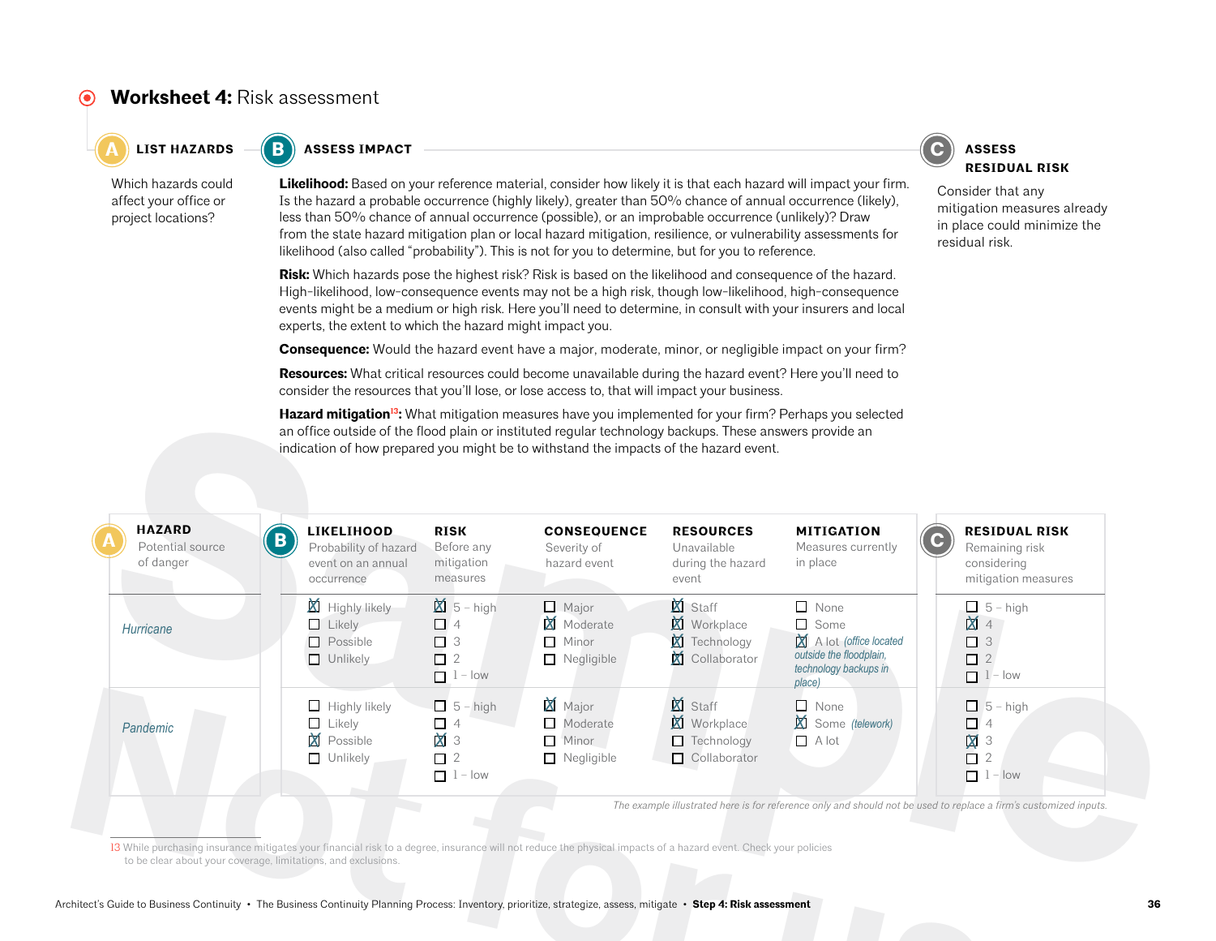# Worksheet 4: Risk assessment

## A LIST HAZARDS

Which hazards could affect your office or project locations?

## B ASSESS IMPACT

**Likelihood:** Based on your reference material, consider how likely it is that each hazard will impact your firm. Is the hazard a probable occurrence (highly likely), greater than 50% chance of annual occurrence (likely), less than 50% chance of annual occurrence (possible), or an improbable occurrence (unlikely)? Draw from the state hazard mitigation plan or local hazard mitigation, resilience, or vulnerability assessments for likelihood (also called "probability"). This is not for you to determine, but for you to reference.

**Risk:** Which hazards pose the highest risk? Risk is based on the likelihood and consequence of the hazard. High-likelihood, low-consequence events may not be a high risk, though low-likelihood, high-consequence events might be a medium or high risk. Here you'll need to determine, in consult with your insurers and local experts, the extent to which the hazard might impact you.

**Consequence:** Would the hazard event have a major, moderate, minor, or negligible impact on your firm?

**Resources:** What critical resources could become unavailable during the hazard event? Here you'll need to consider the resources that you'll lose, or lose access to, that will impact your business.

**Hazard mitigation[13]:** What mitigation measures have you implemented for your firm? Perhaps you selected an office outside of the flood plain or instituted regular technology backups. These answers provide an indication of how prepared you might be to withstand the impacts of the hazard event.

## C ASSESS RESIDUAL RISK

Consider that any mitigation measures already in place could minimize the residual risk.

| **HAZARD** Potential source of danger | **LIKELIHOOD** Probability of hazard event on an annual occurrence | **RISK** Before any mitigation measures | **CONSEQUENCE** Severity of hazard event | **RESOURCES** Unavailable during the hazard event | **MITIGATION** Measures currently in place | **RESIDUAL RISK** Remaining risk considering mitigation measures |
|---|---|---|---|---|---|---|
| *Hurricane* | ☒ Highly likely<br>☐ Likely<br>☐ Possible<br>☐ Unlikely | ☒ 5 – high<br>☐ 4<br>☐ 3<br>☐ 2<br>☐ 1 – low | ☐ Major<br>☒ Moderate<br>☐ Minor<br>☐ Negligible | ☒ Staff<br>☒ Workplace<br>☒ Technology<br>☒ Collaborator | ☐ None<br>☐ Some<br>☒ A lot *(office located outside the floodplain, technology backups in place)* | ☐ 5 – high<br>☒ 4<br>☐ 3<br>☐ 2<br>☐ 1 – low |
| *Pandemic* | ☐ Highly likely<br>☐ Likely<br>☒ Possible<br>☐ Unlikely | ☐ 5 – high<br>☐ 4<br>☒ 3<br>☐ 2<br>☐ 1 – low | ☒ Major<br>☐ Moderate<br>☐ Minor<br>☐ Negligible | ☒ Staff<br>☒ Workplace<br>☐ Technology<br>☐ Collaborator | ☐ None<br>☒ Some *(telework)*<br>☐ A lot | ☐ 5 – high<br>☐ 4<br>☒ 3<br>☐ 2<br>☐ 1 – low |

*The example illustrated here is for reference only and should not be used to replace a firm's customized inputs.*

13 While purchasing insurance mitigates your financial risk to a degree, insurance will not reduce the physical impacts of a hazard event. Check your policies to be clear about your coverage, limitations, and exclusions.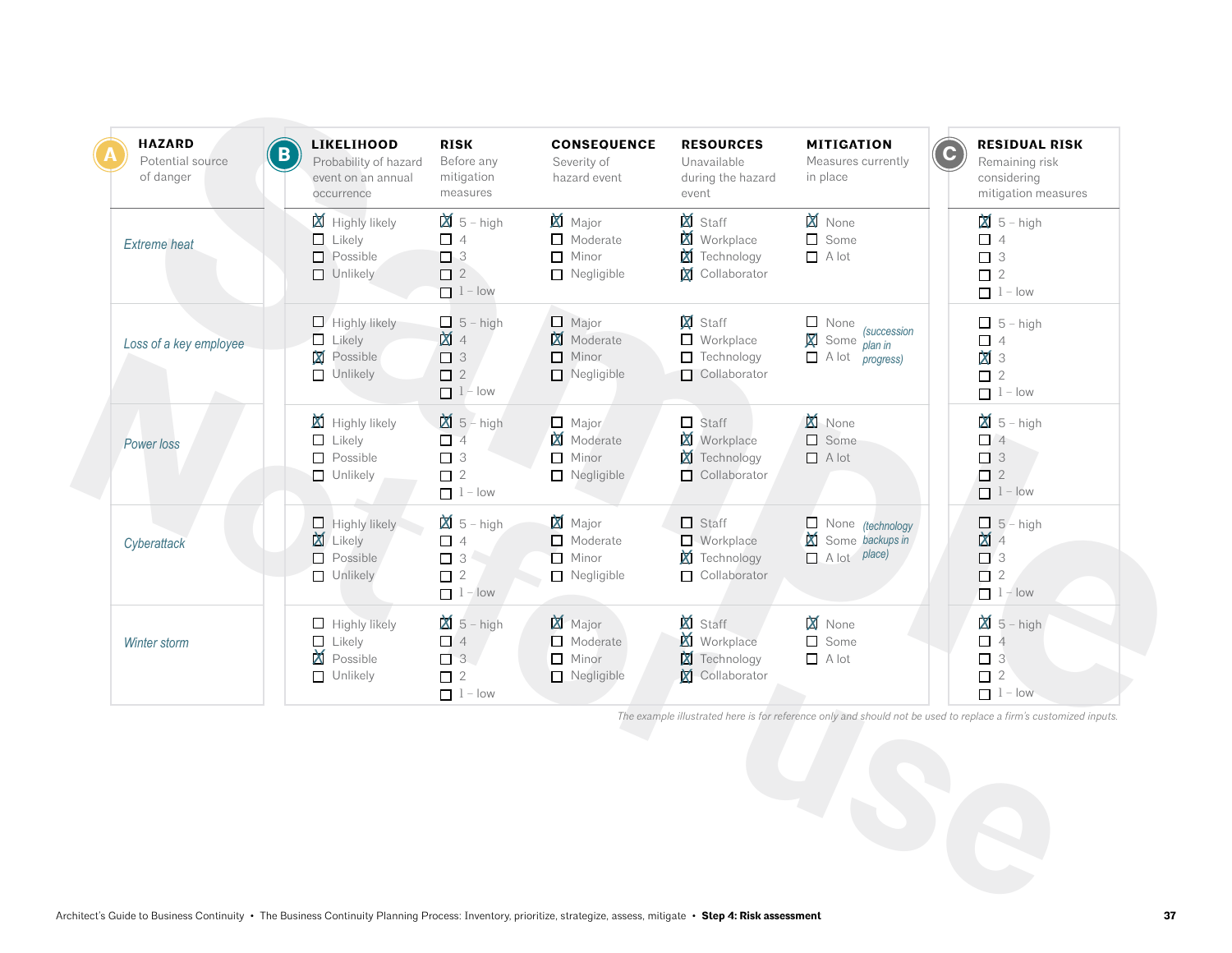| **A** HAZARD Potential source of danger | **B** LIKELIHOOD Probability of hazard event on an annual occurrence | RISK Before any mitigation measures | CONSEQUENCE Severity of hazard event | RESOURCES Unavailable during the hazard event | MITIGATION Measures currently in place | **C** RESIDUAL RISK Remaining risk considering mitigation measures |
|---|---|---|---|---|---|---|
| *Extreme heat* | ☒ Highly likely<br>☐ Likely<br>☐ Possible<br>☐ Unlikely | ☒ 5 – high<br>☐ 4<br>☐ 3<br>☐ 2<br>☐ 1 – low | ☒ Major<br>☐ Moderate<br>☐ Minor<br>☐ Negligible | ☒ Staff<br>☒ Workplace<br>☒ Technology<br>☒ Collaborator | ☒ None<br>☐ Some<br>☐ A lot | ☒ 5 – high<br>☐ 4<br>☐ 3<br>☐ 2<br>☐ 1 – low |
| *Loss of a key employee* | ☐ Highly likely<br>☐ Likely<br>☒ Possible<br>☐ Unlikely | ☐ 5 – high<br>☒ 4<br>☐ 3<br>☐ 2<br>☐ 1 – low | ☐ Major<br>☒ Moderate<br>☐ Minor<br>☐ Negligible | ☒ Staff<br>☐ Workplace<br>☐ Technology<br>☐ Collaborator | ☐ None<br>☒ Some *(succession plan in progress)*<br>☐ A lot | ☐ 5 – high<br>☐ 4<br>☒ 3<br>☐ 2<br>☐ 1 – low |
| *Power loss* | ☒ Highly likely<br>☐ Likely<br>☐ Possible<br>☐ Unlikely | ☒ 5 – high<br>☐ 4<br>☐ 3<br>☐ 2<br>☐ 1 – low | ☐ Major<br>☒ Moderate<br>☐ Minor<br>☐ Negligible | ☐ Staff<br>☒ Workplace<br>☒ Technology<br>☐ Collaborator | ☒ None<br>☐ Some<br>☐ A lot | ☒ 5 – high<br>☐ 4<br>☐ 3<br>☐ 2<br>☐ 1 – low |
| *Cyberattack* | ☐ Highly likely<br>☒ Likely<br>☐ Possible<br>☐ Unlikely | ☒ 5 – high<br>☐ 4<br>☐ 3<br>☐ 2<br>☐ 1 – low | ☒ Major<br>☐ Moderate<br>☐ Minor<br>☐ Negligible | ☐ Staff<br>☐ Workplace<br>☒ Technology<br>☐ Collaborator | ☐ None<br>☒ Some *(technology backups in place)*<br>☐ A lot | ☐ 5 – high<br>☒ 4<br>☐ 3<br>☐ 2<br>☐ 1 – low |
| *Winter storm* | ☐ Highly likely<br>☐ Likely<br>☒ Possible<br>☐ Unlikely | ☒ 5 – high<br>☐ 4<br>☐ 3<br>☐ 2<br>☐ 1 – low | ☒ Major<br>☐ Moderate<br>☐ Minor<br>☐ Negligible | ☒ Staff<br>☒ Workplace<br>☒ Technology<br>☒ Collaborator | ☒ None<br>☐ Some<br>☐ A lot | ☒ 5 – high<br>☐ 4<br>☐ 3<br>☐ 2<br>☐ 1 – low |

*The example illustrated here is for reference only and should not be used to replace a firm's customized inputs.*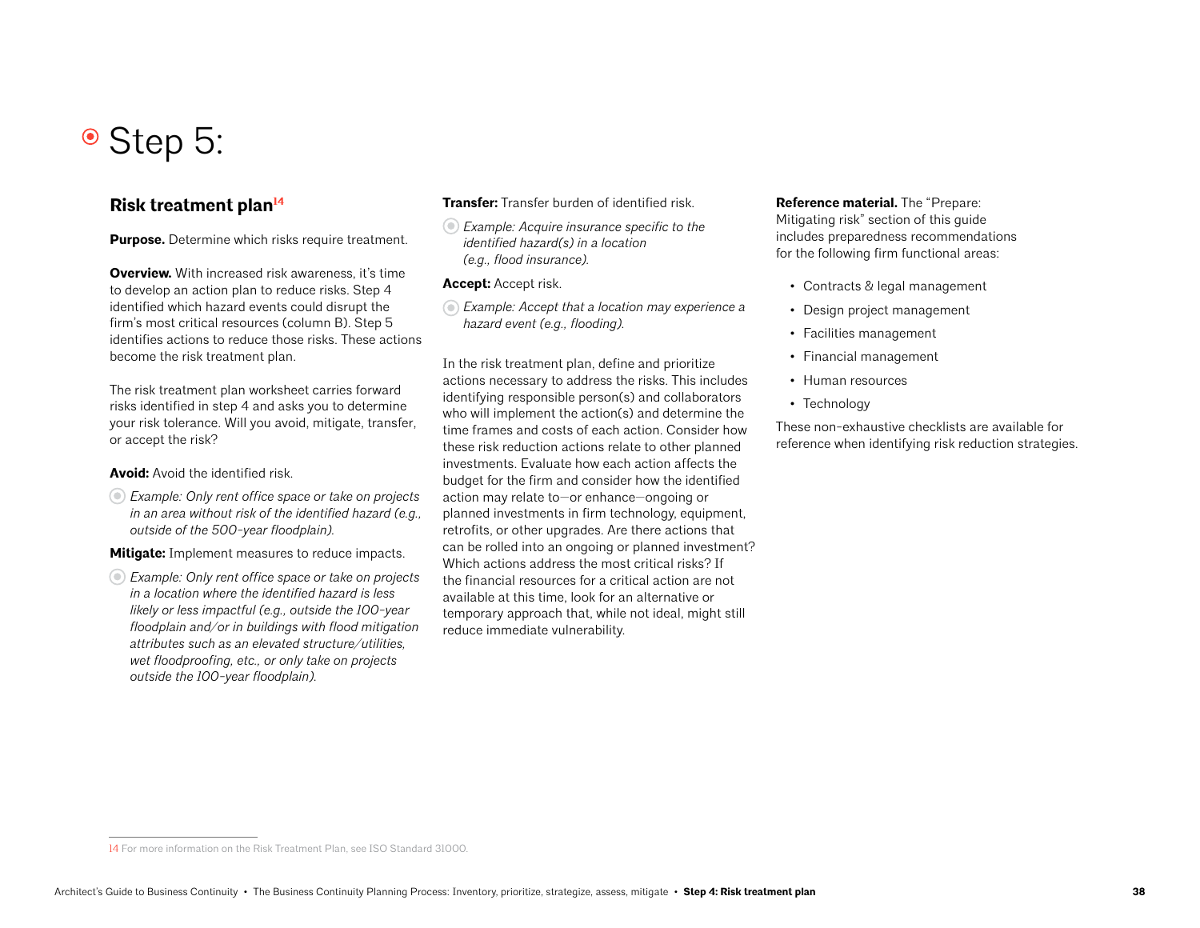# Step 5:

## Risk treatment plan[14]

**Purpose.** Determine which risks require treatment.

**Overview.** With increased risk awareness, it's time to develop an action plan to reduce risks. Step 4 identified which hazard events could disrupt the firm's most critical resources (column B). Step 5 identifies actions to reduce those risks. These actions become the risk treatment plan.

The risk treatment plan worksheet carries forward risks identified in step 4 and asks you to determine your risk tolerance. Will you avoid, mitigate, transfer, or accept the risk?

**Avoid:** Avoid the identified risk.

- *Example: Only rent office space or take on projects in an area without risk of the identified hazard (e.g., outside of the 500-year floodplain).*

**Mitigate:** Implement measures to reduce impacts.

- *Example: Only rent office space or take on projects in a location where the identified hazard is less likely or less impactful (e.g., outside the 100-year floodplain and/or in buildings with flood mitigation attributes such as an elevated structure/utilities, wet floodproofing, etc., or only take on projects outside the 100-year floodplain).*

**Transfer:** Transfer burden of identified risk.

- *Example: Acquire insurance specific to the identified hazard(s) in a location (e.g., flood insurance).*

**Accept:** Accept risk.

- *Example: Accept that a location may experience a hazard event (e.g., flooding).*

In the risk treatment plan, define and prioritize actions necessary to address the risks. This includes identifying responsible person(s) and collaborators who will implement the action(s) and determine the time frames and costs of each action. Consider how these risk reduction actions relate to other planned investments. Evaluate how each action affects the budget for the firm and consider how the identified action may relate to—or enhance—ongoing or planned investments in firm technology, equipment, retrofits, or other upgrades. Are there actions that can be rolled into an ongoing or planned investment? Which actions address the most critical risks? If the financial resources for a critical action are not available at this time, look for an alternative or temporary approach that, while not ideal, might still reduce immediate vulnerability.

**Reference material.** The "Prepare: Mitigating risk" section of this guide includes preparedness recommendations for the following firm functional areas:

- Contracts & legal management
- Design project management
- Facilities management
- Financial management
- Human resources
- Technology

These non-exhaustive checklists are available for reference when identifying risk reduction strategies.

---

14 For more information on the Risk Treatment Plan, see ISO Standard 31000.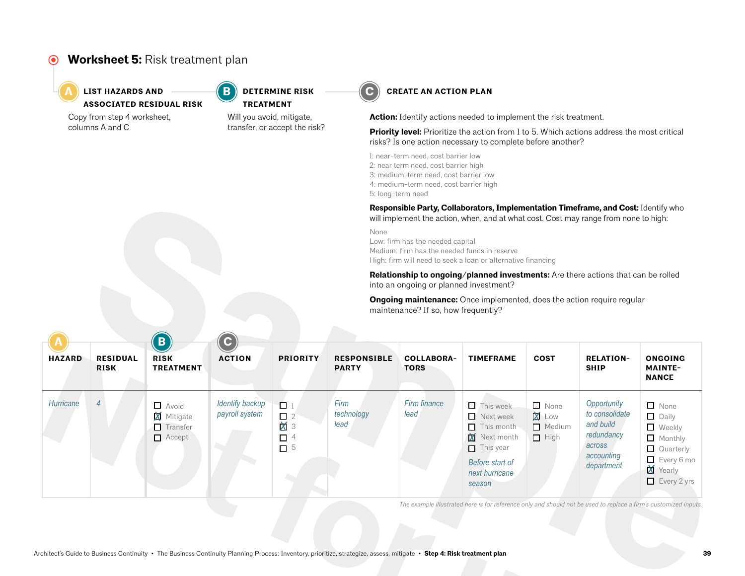# Worksheet 5: Risk treatment plan

**A — LIST HAZARDS AND ASSOCIATED RESIDUAL RISK**

Copy from step 4 worksheet, columns A and C

**B — DETERMINE RISK TREATMENT**

Will you avoid, mitigate, transfer, or accept the risk?

**C — CREATE AN ACTION PLAN**

**Action:** Identify actions needed to implement the risk treatment.

**Priority level:** Prioritize the action from 1 to 5. Which actions address the most critical risks? Is one action necessary to complete before another?

1: near-term need, cost barrier low
2: near term need, cost barrier high
3: medium-term need, cost barrier low
4: medium-term need, cost barrier high
5: long-term need

**Responsible Party, Collaborators, Implementation Timeframe, and Cost:** Identify who will implement the action, when, and at what cost. Cost may range from none to high:

None
Low: firm has the needed capital
Medium: firm has the needed funds in reserve
High: firm will need to seek a loan or alternative financing

**Relationship to ongoing/planned investments:** Are there actions that can be rolled into an ongoing or planned investment?

**Ongoing maintenance:** Once implemented, does the action require regular maintenance? If so, how frequently?

| A: HAZARD | RESIDUAL RISK | B: RISK TREATMENT | C: ACTION | PRIORITY | RESPONSIBLE PARTY | COLLABORATORS | TIMEFRAME | COST | RELATIONSHIP | ONGOING MAINTENANCE |
|---|---|---|---|---|---|---|---|---|---|---|
| *Hurricane* | *4* | ☐ Avoid<br>☒ Mitigate<br>☐ Transfer<br>☐ Accept | *Identify backup payroll system* | ☐ 1<br>☐ 2<br>☒ 3<br>☐ 4<br>☐ 5 | *Firm technology lead* | *Firm finance lead* | ☐ This week<br>☐ Next week<br>☐ This month<br>☒ Next month<br>☐ This year<br>*Before start of next hurricane season* | ☐ None<br>☒ Low<br>☐ Medium<br>☐ High | *Opportunity to consolidate and build redundancy across accounting department* | ☐ None<br>☐ Daily<br>☐ Weekly<br>☐ Monthly<br>☐ Quarterly<br>☐ Every 6 mo<br>☒ Yearly<br>☐ Every 2 yrs |

*The example illustrated here is for reference only and should not be used to replace a firm's customized inputs.*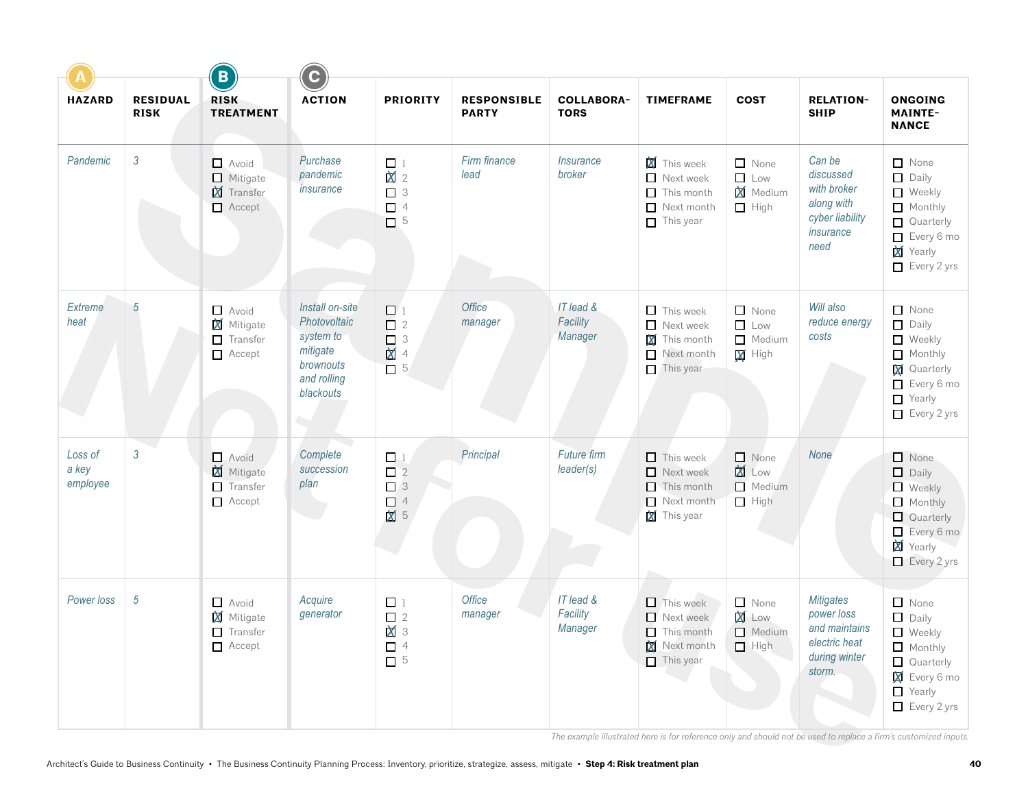| A HAZARD | RESIDUAL RISK | B RISK TREATMENT | C ACTION | PRIORITY | RESPONSIBLE PARTY | COLLABORATORS | TIMEFRAME | COST | RELATIONSHIP | ONGOING MAINTENANCE |
|---|---|---|---|---|---|---|---|---|---|---|
| *Pandemic* | *3* | ☐ Avoid<br>☐ Mitigate<br>☒ Transfer<br>☐ Accept | *Purchase pandemic insurance* | ☐ 1<br>☒ 2<br>☐ 3<br>☐ 4<br>☐ 5 | *Firm finance lead* | *Insurance broker* | ☒ This week<br>☐ Next week<br>☐ This month<br>☐ Next month<br>☐ This year | ☐ None<br>☐ Low<br>☒ Medium<br>☐ High | *Can be discussed with broker along with cyber liability insurance need* | ☐ None<br>☐ Daily<br>☐ Weekly<br>☐ Monthly<br>☐ Quarterly<br>☐ Every 6 mo<br>☒ Yearly<br>☐ Every 2 yrs |
| *Extreme heat* | *5* | ☐ Avoid<br>☒ Mitigate<br>☐ Transfer<br>☐ Accept | *Install on-site Photovoltaic system to mitigate brownouts and rolling blackouts* | ☐ 1<br>☐ 2<br>☐ 3<br>☒ 4<br>☐ 5 | *Office manager* | *IT lead & Facility Manager* | ☐ This week<br>☐ Next week<br>☒ This month<br>☐ Next month<br>☐ This year | ☐ None<br>☐ Low<br>☐ Medium<br>☒ High | *Will also reduce energy costs* | ☐ None<br>☐ Daily<br>☐ Weekly<br>☐ Monthly<br>☒ Quarterly<br>☐ Every 6 mo<br>☐ Yearly<br>☐ Every 2 yrs |
| *Loss of a key employee* | *3* | ☐ Avoid<br>☒ Mitigate<br>☐ Transfer<br>☐ Accept | *Complete succession plan* | ☐ 1<br>☐ 2<br>☐ 3<br>☐ 4<br>☒ 5 | *Principal* | *Future firm leader(s)* | ☐ This week<br>☐ Next week<br>☐ This month<br>☐ Next month<br>☒ This year | ☐ None<br>☒ Low<br>☐ Medium<br>☐ High | *None* | ☐ None<br>☐ Daily<br>☐ Weekly<br>☐ Monthly<br>☐ Quarterly<br>☐ Every 6 mo<br>☒ Yearly<br>☐ Every 2 yrs |
| *Power loss* | *5* | ☐ Avoid<br>☒ Mitigate<br>☐ Transfer<br>☐ Accept | *Acquire generator* | ☐ 1<br>☐ 2<br>☒ 3<br>☐ 4<br>☐ 5 | *Office manager* | *IT lead & Facility Manager* | ☐ This week<br>☐ Next week<br>☐ This month<br>☒ Next month<br>☐ This year | ☐ None<br>☒ Low<br>☐ Medium<br>☐ High | *Mitigates power loss and maintains electric heat during winter storm.* | ☐ None<br>☐ Daily<br>☐ Weekly<br>☐ Monthly<br>☐ Quarterly<br>☒ Every 6 mo<br>☐ Yearly<br>☐ Every 2 yrs |

*The example illustrated here is for reference only and should not be used to replace a firm's customized inputs.*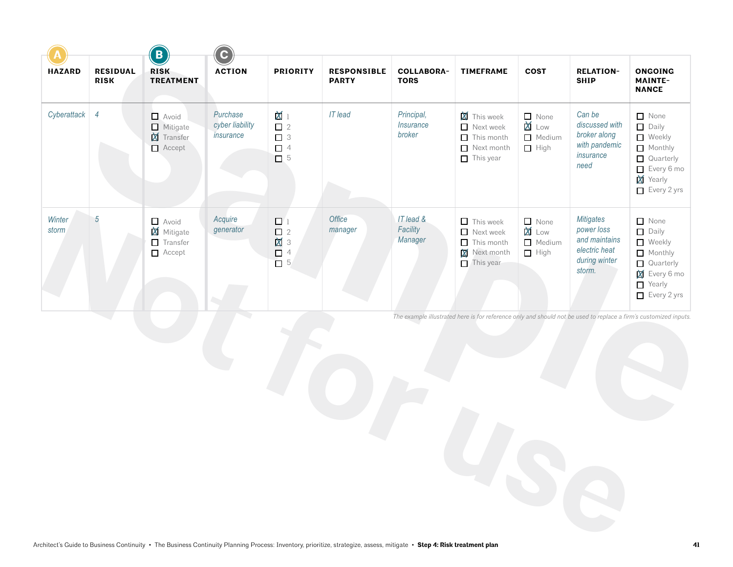| A HAZARD | RESIDUAL RISK | B RISK TREATMENT | C ACTION | PRIORITY | RESPONSIBLE PARTY | COLLABORATORS | TIMEFRAME | COST | RELATIONSHIP | ONGOING MAINTENANCE |
|---|---|---|---|---|---|---|---|---|---|---|
| *Cyberattack* | *4* | ☐ Avoid<br>☐ Mitigate<br>☒ Transfer<br>☐ Accept | *Purchase cyber liability insurance* | ☒ 1<br>☐ 2<br>☐ 3<br>☐ 4<br>☐ 5 | *IT lead* | *Principal, Insurance broker* | ☒ This week<br>☐ Next week<br>☐ This month<br>☐ Next month<br>☐ This year | ☐ None<br>☒ Low<br>☐ Medium<br>☐ High | *Can be discussed with broker along with pandemic insurance need* | ☐ None<br>☐ Daily<br>☐ Weekly<br>☐ Monthly<br>☐ Quarterly<br>☐ Every 6 mo<br>☒ Yearly<br>☐ Every 2 yrs |
| *Winter storm* | *5* | ☐ Avoid<br>☒ Mitigate<br>☐ Transfer<br>☐ Accept | *Acquire generator* | ☐ 1<br>☐ 2<br>☒ 3<br>☐ 4<br>☐ 5 | *Office manager* | *IT lead & Facility Manager* | ☐ This week<br>☐ Next week<br>☐ This month<br>☒ Next month<br>☐ This year | ☐ None<br>☒ Low<br>☐ Medium<br>☐ High | *Mitigates power loss and maintains electric heat during winter storm.* | ☐ None<br>☐ Daily<br>☐ Weekly<br>☐ Monthly<br>☐ Quarterly<br>☒ Every 6 mo<br>☐ Yearly<br>☐ Every 2 yrs |

*The example illustrated here is for reference only and should not be used to replace a firm's customized inputs.*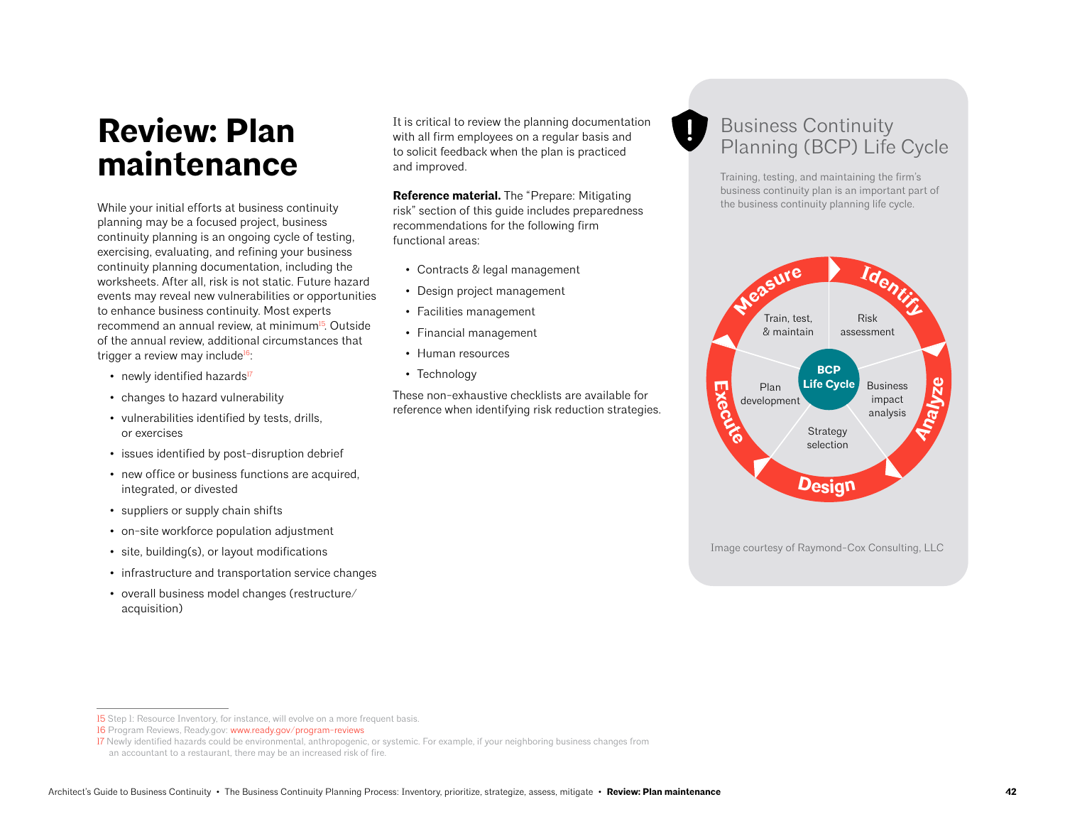# Review: Plan maintenance

While your initial efforts at business continuity planning may be a focused project, business continuity planning is an ongoing cycle of testing, exercising, evaluating, and refining your business continuity planning documentation, including the worksheets. After all, risk is not static. Future hazard events may reveal new vulnerabilities or opportunities to enhance business continuity. Most experts recommend an annual review, at minimum[15]. Outside of the annual review, additional circumstances that trigger a review may include[16]:

- newly identified hazards[17]
- changes to hazard vulnerability
- vulnerabilities identified by tests, drills, or exercises
- issues identified by post-disruption debrief
- new office or business functions are acquired, integrated, or divested
- suppliers or supply chain shifts
- on-site workforce population adjustment
- site, building(s), or layout modifications
- infrastructure and transportation service changes
- overall business model changes (restructure/acquisition)

It is critical to review the planning documentation with all firm employees on a regular basis and to solicit feedback when the plan is practiced and improved.

**Reference material.** The "Prepare: Mitigating risk" section of this guide includes preparedness recommendations for the following firm functional areas:

- Contracts & legal management
- Design project management
- Facilities management
- Financial management
- Human resources
- Technology

These non-exhaustive checklists are available for reference when identifying risk reduction strategies.

## Business Continuity Planning (BCP) Life Cycle

Training, testing, and maintaining the firm's business continuity plan is an important part of the business continuity planning life cycle.

BCP Life Cycle: Identify – Risk assessment; Analyze – Business impact analysis; Design – Strategy selection; Execute – Plan development; Measure – Train, test, & maintain

Image courtesy of Raymond-Cox Consulting, LLC

---

15 Step 1: Resource Inventory, for instance, will evolve on a more frequent basis.

16 Program Reviews, Ready.gov: www.ready.gov/program-reviews

17 Newly identified hazards could be environmental, anthropogenic, or systemic. For example, if your neighboring business changes from an accountant to a restaurant, there may be an increased risk of fire.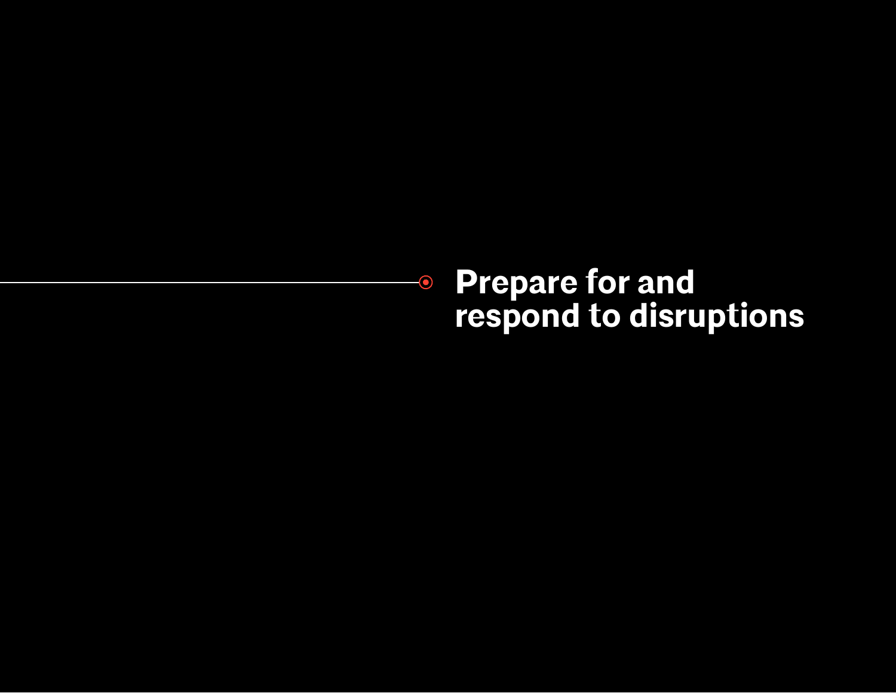# Prepare for and respond to disruptions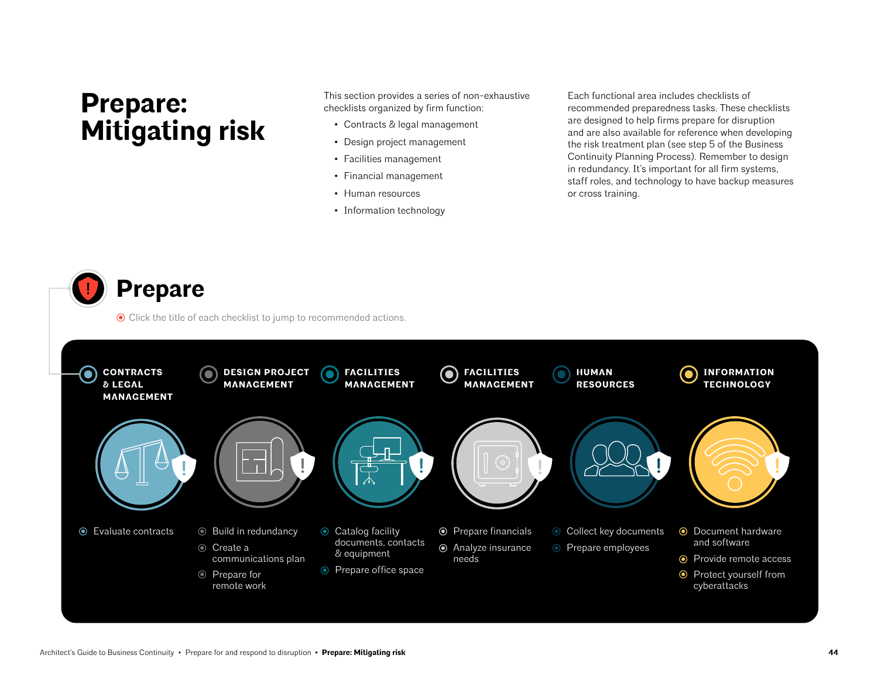# Prepare: Mitigating risk

This section provides a series of non-exhaustive checklists organized by firm function:

- Contracts & legal management
- Design project management
- Facilities management
- Financial management
- Human resources
- Information technology

Each functional area includes checklists of recommended preparedness tasks. These checklists are designed to help firms prepare for disruption and are also available for reference when developing the risk treatment plan (see step 5 of the Business Continuity Planning Process). Remember to design in redundancy. It's important for all firm systems, staff roles, and technology to have backup measures or cross training.

## Prepare

Click the title of each checklist to jump to recommended actions.

**CONTRACTS & LEGAL MANAGEMENT**

- Evaluate contracts

**DESIGN PROJECT MANAGEMENT**

- Build in redundancy
- Create a communications plan
- Prepare for remote work

**FACILITIES MANAGEMENT**

- Catalog facility documents, contacts & equipment
- Prepare office space

**FACILITIES MANAGEMENT**

- Prepare financials
- Analyze insurance needs

**HUMAN RESOURCES**

- Collect key documents
- Prepare employees

**INFORMATION TECHNOLOGY**

- Document hardware and software
- Provide remote access
- Protect yourself from cyberattacks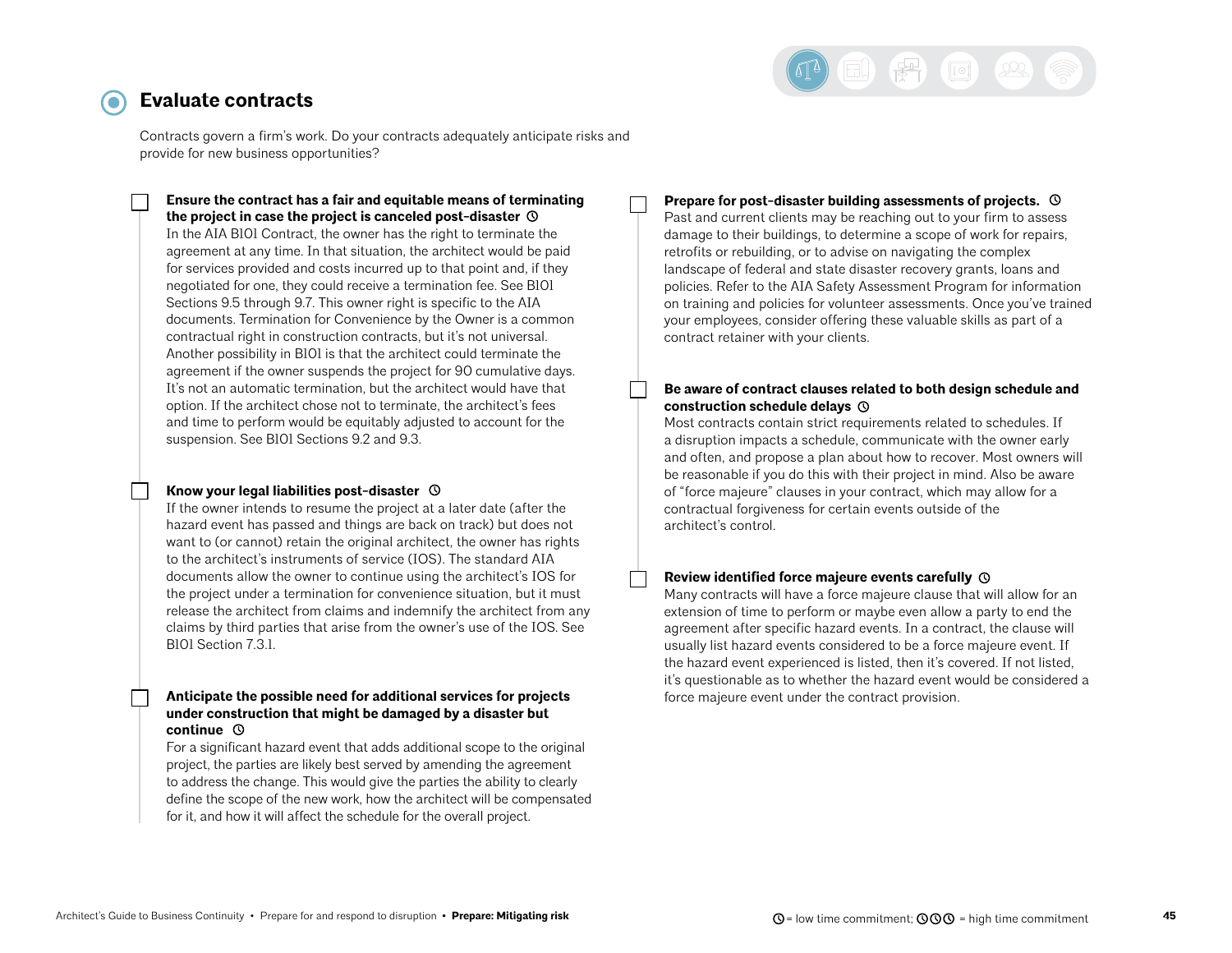## Evaluate contracts

Contracts govern a firm's work. Do your contracts adequately anticipate risks and provide for new business opportunities?

- [ ] **Ensure the contract has a fair and equitable means of terminating the project in case the project is canceled post-disaster** ◷
  In the AIA B101 Contract, the owner has the right to terminate the agreement at any time. In that situation, the architect would be paid for services provided and costs incurred up to that point and, if they negotiated for one, they could receive a termination fee. See B101 Sections 9.5 through 9.7. This owner right is specific to the AIA documents. Termination for Convenience by the Owner is a common contractual right in construction contracts, but it's not universal. Another possibility in B101 is that the architect could terminate the agreement if the owner suspends the project for 90 cumulative days. It's not an automatic termination, but the architect would have that option. If the architect chose not to terminate, the architect's fees and time to perform would be equitably adjusted to account for the suspension. See B101 Sections 9.2 and 9.3.

- [ ] **Know your legal liabilities post-disaster** ◷
  If the owner intends to resume the project at a later date (after the hazard event has passed and things are back on track) but does not want to (or cannot) retain the original architect, the owner has rights to the architect's instruments of service (IOS). The standard AIA documents allow the owner to continue using the architect's IOS for the project under a termination for convenience situation, but it must release the architect from claims and indemnify the architect from any claims by third parties that arise from the owner's use of the IOS. See B101 Section 7.3.1.

- [ ] **Anticipate the possible need for additional services for projects under construction that might be damaged by a disaster but continue** ◷
  For a significant hazard event that adds additional scope to the original project, the parties are likely best served by amending the agreement to address the change. This would give the parties the ability to clearly define the scope of the new work, how the architect will be compensated for it, and how it will affect the schedule for the overall project.

- [ ] **Prepare for post-disaster building assessments of projects.** ◷
  Past and current clients may be reaching out to your firm to assess damage to their buildings, to determine a scope of work for repairs, retrofits or rebuilding, or to advise on navigating the complex landscape of federal and state disaster recovery grants, loans and policies. Refer to the AIA Safety Assessment Program for information on training and policies for volunteer assessments. Once you've trained your employees, consider offering these valuable skills as part of a contract retainer with your clients.

- [ ] **Be aware of contract clauses related to both design schedule and construction schedule delays** ◷
  Most contracts contain strict requirements related to schedules. If a disruption impacts a schedule, communicate with the owner early and often, and propose a plan about how to recover. Most owners will be reasonable if you do this with their project in mind. Also be aware of "force majeure" clauses in your contract, which may allow for a contractual forgiveness for certain events outside of the architect's control.

- [ ] **Review identified force majeure events carefully** ◷
  Many contracts will have a force majeure clause that will allow for an extension of time to perform or maybe even allow a party to end the agreement after specific hazard events. In a contract, the clause will usually list hazard events considered to be a force majeure event. If the hazard event experienced is listed, then it's covered. If not listed, it's questionable as to whether the hazard event would be considered a force majeure event under the contract provision.

◷ = low time commitment; ◷◷◷ = high time commitment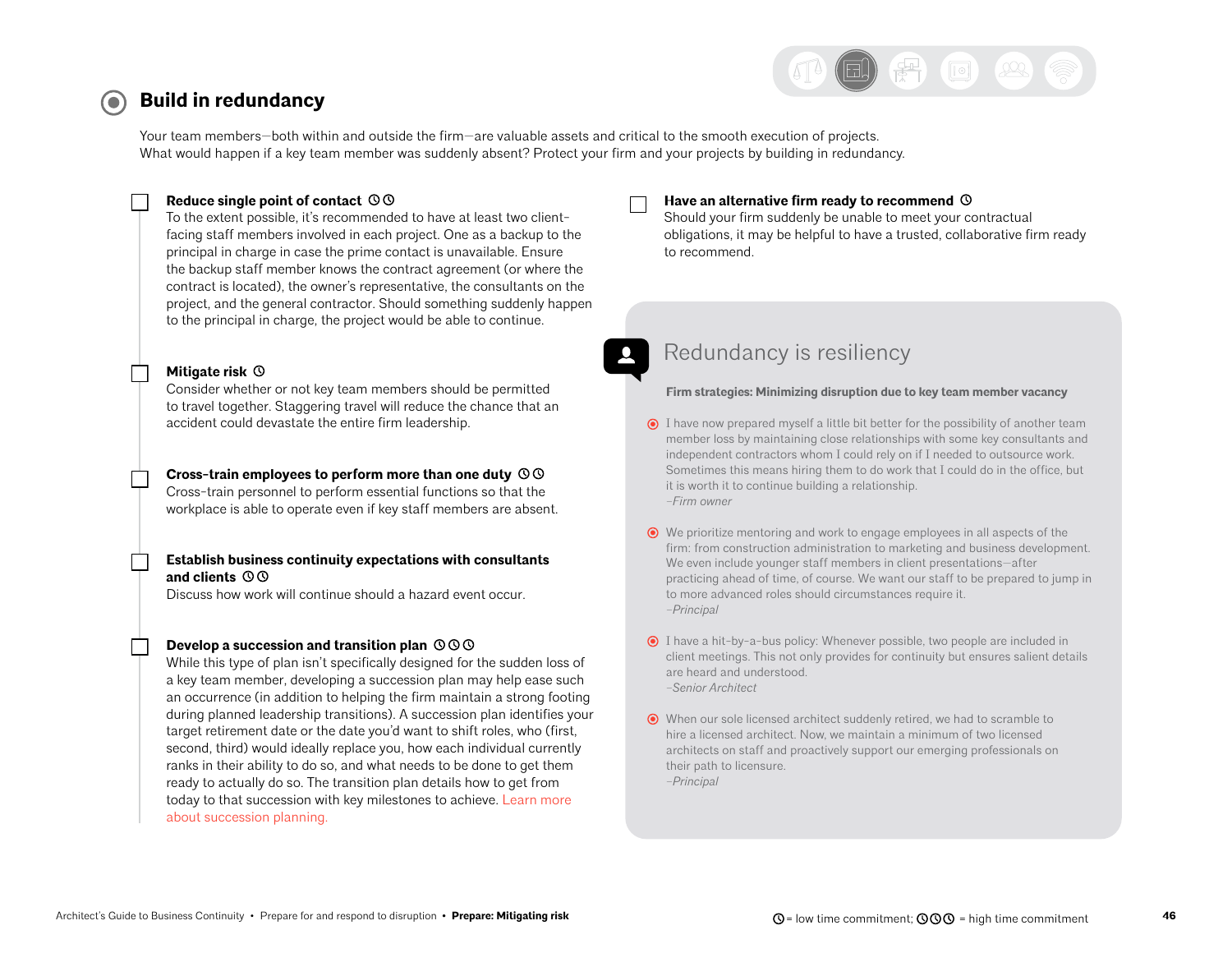## Build in redundancy

Your team members—both within and outside the firm—are valuable assets and critical to the smooth execution of projects. What would happen if a key team member was suddenly absent? Protect your firm and your projects by building in redundancy.

- [ ] **Reduce single point of contact** ◷◷
  To the extent possible, it's recommended to have at least two client-facing staff members involved in each project. One as a backup to the principal in charge in case the prime contact is unavailable. Ensure the backup staff member knows the contract agreement (or where the contract is located), the owner's representative, the consultants on the project, and the general contractor. Should something suddenly happen to the principal in charge, the project would be able to continue.

- [ ] **Mitigate risk** ◷
  Consider whether or not key team members should be permitted to travel together. Staggering travel will reduce the chance that an accident could devastate the entire firm leadership.

- [ ] **Cross-train employees to perform more than one duty** ◷◷
  Cross-train personnel to perform essential functions so that the workplace is able to operate even if key staff members are absent.

- [ ] **Establish business continuity expectations with consultants and clients** ◷◷
  Discuss how work will continue should a hazard event occur.

- [ ] **Develop a succession and transition plan** ◷◷◷
  While this type of plan isn't specifically designed for the sudden loss of a key team member, developing a succession plan may help ease such an occurrence (in addition to helping the firm maintain a strong footing during planned leadership transitions). A succession plan identifies your target retirement date or the date you'd want to shift roles, who (first, second, third) would ideally replace you, how each individual currently ranks in their ability to do so, and what needs to be done to get them ready to actually do so. The transition plan details how to get from today to that succession with key milestones to achieve. Learn more about succession planning.

- [ ] **Have an alternative firm ready to recommend** ◷
  Should your firm suddenly be unable to meet your contractual obligations, it may be helpful to have a trusted, collaborative firm ready to recommend.

### Redundancy is resiliency

**Firm strategies: Minimizing disruption due to key team member vacancy**

- I have now prepared myself a little bit better for the possibility of another team member loss by maintaining close relationships with some key consultants and independent contractors whom I could rely on if I needed to outsource work. Sometimes this means hiring them to do work that I could do in the office, but it is worth it to continue building a relationship.
  *–Firm owner*

- We prioritize mentoring and work to engage employees in all aspects of the firm: from construction administration to marketing and business development. We even include younger staff members in client presentations—after practicing ahead of time, of course. We want our staff to be prepared to jump in to more advanced roles should circumstances require it.
  *–Principal*

- I have a hit-by-a-bus policy: Whenever possible, two people are included in client meetings. This not only provides for continuity but ensures salient details are heard and understood.
  *–Senior Architect*

- When our sole licensed architect suddenly retired, we had to scramble to hire a licensed architect. Now, we maintain a minimum of two licensed architects on staff and proactively support our emerging professionals on their path to licensure.
  *–Principal*

◷ = low time commitment; ◷◷◷ = high time commitment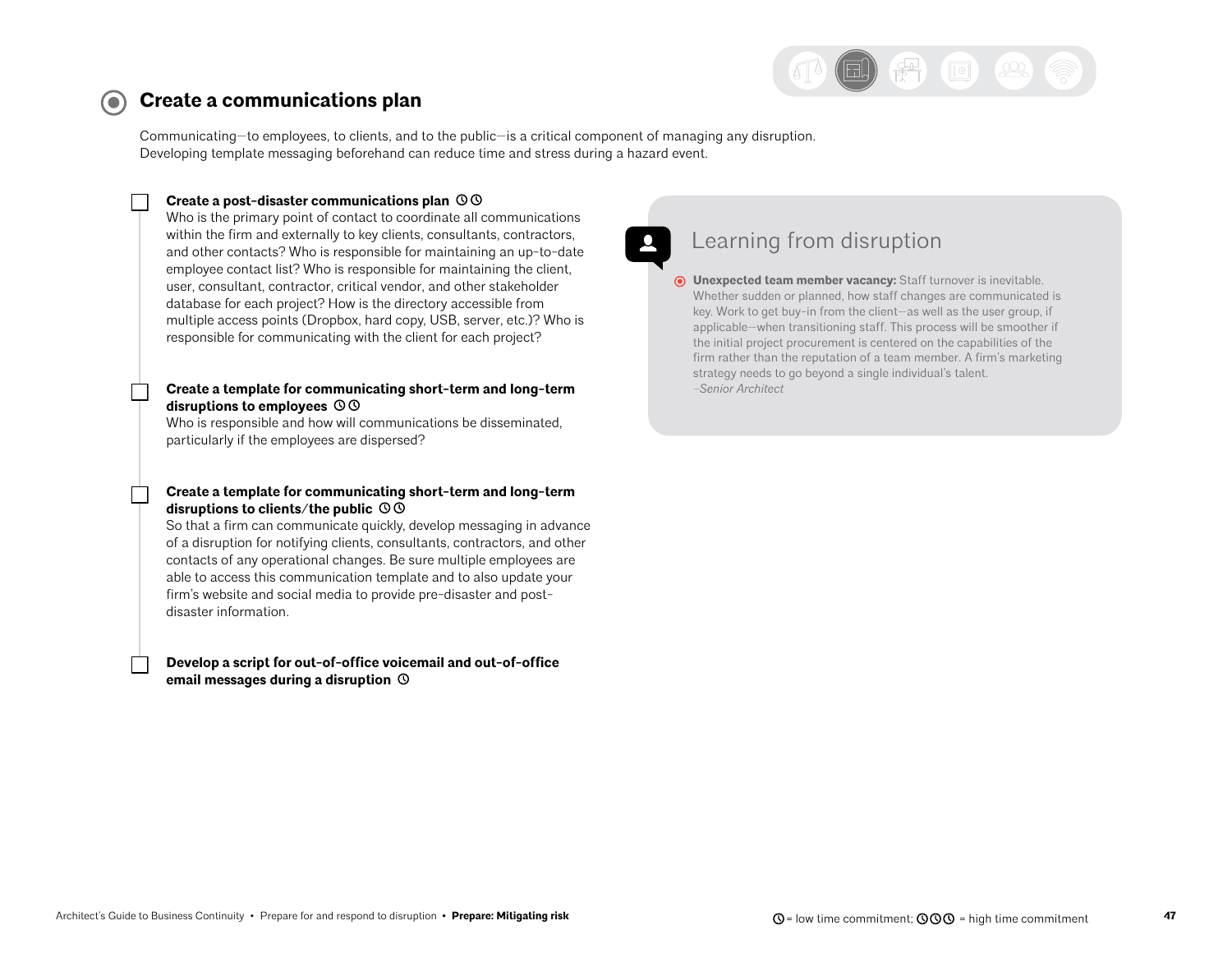## Create a communications plan

Communicating—to employees, to clients, and to the public—is a critical component of managing any disruption. Developing template messaging beforehand can reduce time and stress during a hazard event.

- [ ] **Create a post-disaster communications plan** ◷◷
  Who is the primary point of contact to coordinate all communications within the firm and externally to key clients, consultants, contractors, and other contacts? Who is responsible for maintaining an up-to-date employee contact list? Who is responsible for maintaining the client, user, consultant, contractor, critical vendor, and other stakeholder database for each project? How is the directory accessible from multiple access points (Dropbox, hard copy, USB, server, etc.)? Who is responsible for communicating with the client for each project?

- [ ] **Create a template for communicating short-term and long-term disruptions to employees** ◷◷
  Who is responsible and how will communications be disseminated, particularly if the employees are dispersed?

- [ ] **Create a template for communicating short-term and long-term disruptions to clients/the public** ◷◷
  So that a firm can communicate quickly, develop messaging in advance of a disruption for notifying clients, consultants, contractors, and other contacts of any operational changes. Be sure multiple employees are able to access this communication template and to also update your firm's website and social media to provide pre-disaster and post-disaster information.

- [ ] **Develop a script for out-of-office voicemail and out-of-office email messages during a disruption** ◷

### Learning from disruption

**Unexpected team member vacancy:** Staff turnover is inevitable. Whether sudden or planned, how staff changes are communicated is key. Work to get buy-in from the client—as well as the user group, if applicable—when transitioning staff. This process will be smoother if the initial project procurement is centered on the capabilities of the firm rather than the reputation of a team member. A firm's marketing strategy needs to go beyond a single individual's talent.
*–Senior Architect*

◷ = low time commitment; ◷◷◷ = high time commitment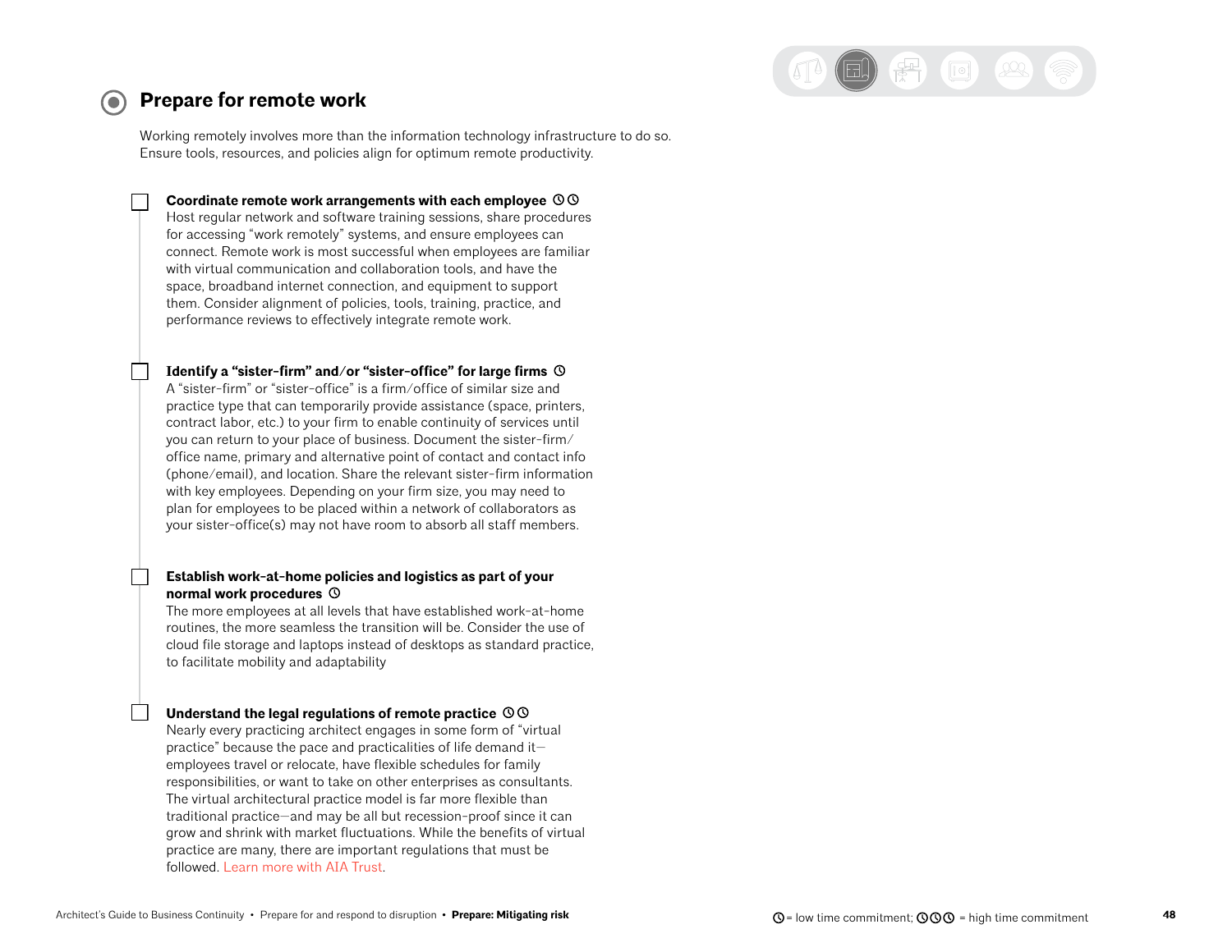## Prepare for remote work

Working remotely involves more than the information technology infrastructure to do so. Ensure tools, resources, and policies align for optimum remote productivity.

- [ ] **Coordinate remote work arrangements with each employee** ◷◷
  Host regular network and software training sessions, share procedures for accessing "work remotely" systems, and ensure employees can connect. Remote work is most successful when employees are familiar with virtual communication and collaboration tools, and have the space, broadband internet connection, and equipment to support them. Consider alignment of policies, tools, training, practice, and performance reviews to effectively integrate remote work.

- [ ] **Identify a "sister-firm" and/or "sister-office" for large firms** ◷
  A "sister-firm" or "sister-office" is a firm/office of similar size and practice type that can temporarily provide assistance (space, printers, contract labor, etc.) to your firm to enable continuity of services until you can return to your place of business. Document the sister-firm/office name, primary and alternative point of contact and contact info (phone/email), and location. Share the relevant sister-firm information with key employees. Depending on your firm size, you may need to plan for employees to be placed within a network of collaborators as your sister-office(s) may not have room to absorb all staff members.

- [ ] **Establish work-at-home policies and logistics as part of your normal work procedures** ◷
  The more employees at all levels that have established work-at-home routines, the more seamless the transition will be. Consider the use of cloud file storage and laptops instead of desktops as standard practice, to facilitate mobility and adaptability

- [ ] **Understand the legal regulations of remote practice** ◷◷
  Nearly every practicing architect engages in some form of "virtual practice" because the pace and practicalities of life demand it—employees travel or relocate, have flexible schedules for family responsibilities, or want to take on other enterprises as consultants. The virtual architectural practice model is far more flexible than traditional practice—and may be all but recession-proof since it can grow and shrink with market fluctuations. While the benefits of virtual practice are many, there are important regulations that must be followed. Learn more with AIA Trust.

◷ = low time commitment; ◷◷◷ = high time commitment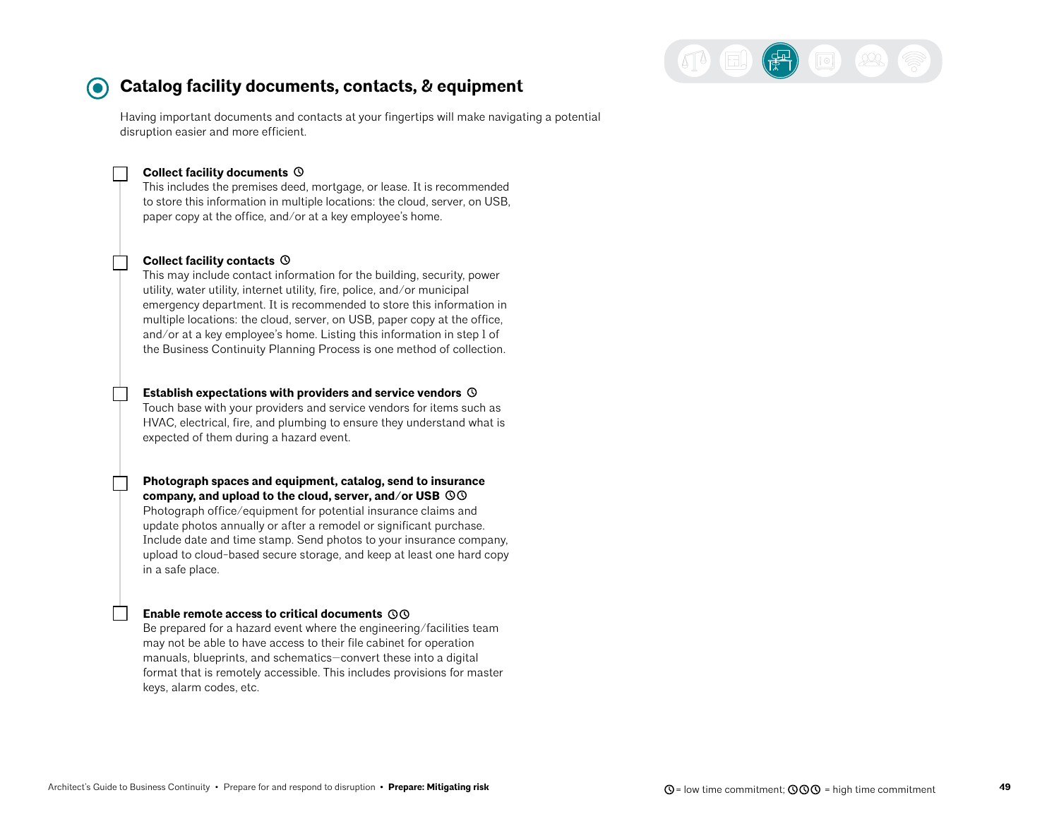## Catalog facility documents, contacts, & equipment

Having important documents and contacts at your fingertips will make navigating a potential disruption easier and more efficient.

- [ ] **Collect facility documents** ◷
  This includes the premises deed, mortgage, or lease. It is recommended to store this information in multiple locations: the cloud, server, on USB, paper copy at the office, and/or at a key employee's home.

- [ ] **Collect facility contacts** ◷
  This may include contact information for the building, security, power utility, water utility, internet utility, fire, police, and/or municipal emergency department. It is recommended to store this information in multiple locations: the cloud, server, on USB, paper copy at the office, and/or at a key employee's home. Listing this information in step 1 of the Business Continuity Planning Process is one method of collection.

- [ ] **Establish expectations with providers and service vendors** ◷
  Touch base with your providers and service vendors for items such as HVAC, electrical, fire, and plumbing to ensure they understand what is expected of them during a hazard event.

- [ ] **Photograph spaces and equipment, catalog, send to insurance company, and upload to the cloud, server, and/or USB** ◷◷
  Photograph office/equipment for potential insurance claims and update photos annually or after a remodel or significant purchase. Include date and time stamp. Send photos to your insurance company, upload to cloud-based secure storage, and keep at least one hard copy in a safe place.

- [ ] **Enable remote access to critical documents** ◷◷
  Be prepared for a hazard event where the engineering/facilities team may not be able to have access to their file cabinet for operation manuals, blueprints, and schematics—convert these into a digital format that is remotely accessible. This includes provisions for master keys, alarm codes, etc.

◷ = low time commitment; ◷◷◷ = high time commitment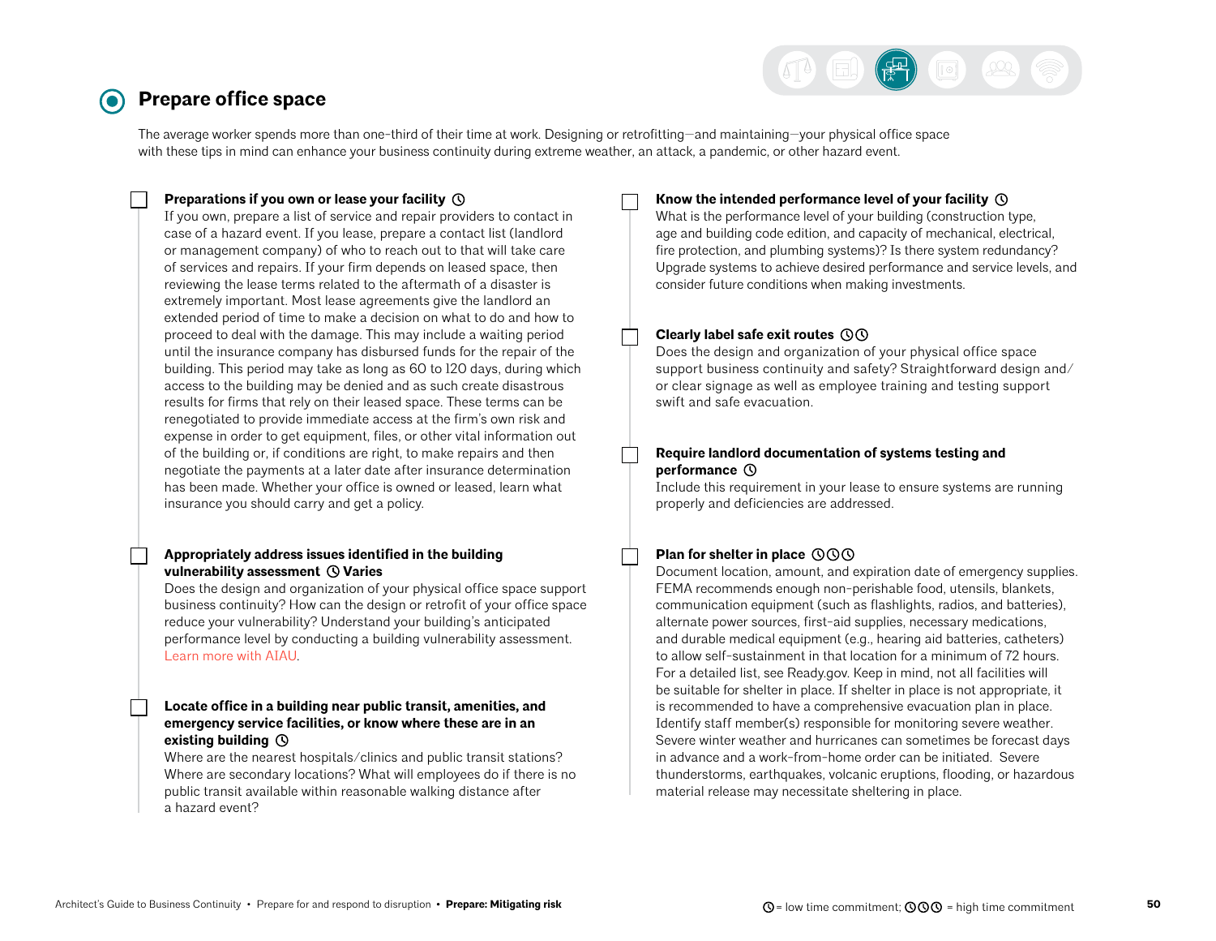## Prepare office space

The average worker spends more than one-third of their time at work. Designing or retrofitting—and maintaining—your physical office space with these tips in mind can enhance your business continuity during extreme weather, an attack, a pandemic, or other hazard event.

- [ ] **Preparations if you own or lease your facility** ◷
If you own, prepare a list of service and repair providers to contact in case of a hazard event. If you lease, prepare a contact list (landlord or management company) of who to reach out to that will take care of services and repairs. If your firm depends on leased space, then reviewing the lease terms related to the aftermath of a disaster is extremely important. Most lease agreements give the landlord an extended period of time to make a decision on what to do and how to proceed to deal with the damage. This may include a waiting period until the insurance company has disbursed funds for the repair of the building. This period may take as long as 60 to 120 days, during which access to the building may be denied and as such create disastrous results for firms that rely on their leased space. These terms can be renegotiated to provide immediate access at the firm's own risk and expense in order to get equipment, files, or other vital information out of the building or, if conditions are right, to make repairs and then negotiate the payments at a later date after insurance determination has been made. Whether your office is owned or leased, learn what insurance you should carry and get a policy.

- [ ] **Appropriately address issues identified in the building vulnerability assessment** ◷ **Varies**
Does the design and organization of your physical office space support business continuity? How can the design or retrofit of your office space reduce your vulnerability? Understand your building's anticipated performance level by conducting a building vulnerability assessment. Learn more with AIAU.

- [ ] **Locate office in a building near public transit, amenities, and emergency service facilities, or know where these are in an existing building** ◷
Where are the nearest hospitals/clinics and public transit stations? Where are secondary locations? What will employees do if there is no public transit available within reasonable walking distance after a hazard event?

- [ ] **Know the intended performance level of your facility** ◷
What is the performance level of your building (construction type, age and building code edition, and capacity of mechanical, electrical, fire protection, and plumbing systems)? Is there system redundancy? Upgrade systems to achieve desired performance and service levels, and consider future conditions when making investments.

- [ ] **Clearly label safe exit routes** ◷◷
Does the design and organization of your physical office space support business continuity and safety? Straightforward design and/or clear signage as well as employee training and testing support swift and safe evacuation.

- [ ] **Require landlord documentation of systems testing and performance** ◷
Include this requirement in your lease to ensure systems are running properly and deficiencies are addressed.

- [ ] **Plan for shelter in place** ◷◷◷
Document location, amount, and expiration date of emergency supplies. FEMA recommends enough non-perishable food, utensils, blankets, communication equipment (such as flashlights, radios, and batteries), alternate power sources, first-aid supplies, necessary medications, and durable medical equipment (e.g., hearing aid batteries, catheters) to allow self-sustainment in that location for a minimum of 72 hours. For a detailed list, see Ready.gov. Keep in mind, not all facilities will be suitable for shelter in place. If shelter in place is not appropriate, it is recommended to have a comprehensive evacuation plan in place. Identify staff member(s) responsible for monitoring severe weather. Severe winter weather and hurricanes can sometimes be forecast days in advance and a work-from-home order can be initiated. Severe thunderstorms, earthquakes, volcanic eruptions, flooding, or hazardous material release may necessitate sheltering in place.

◷ = low time commitment; ◷◷◷ = high time commitment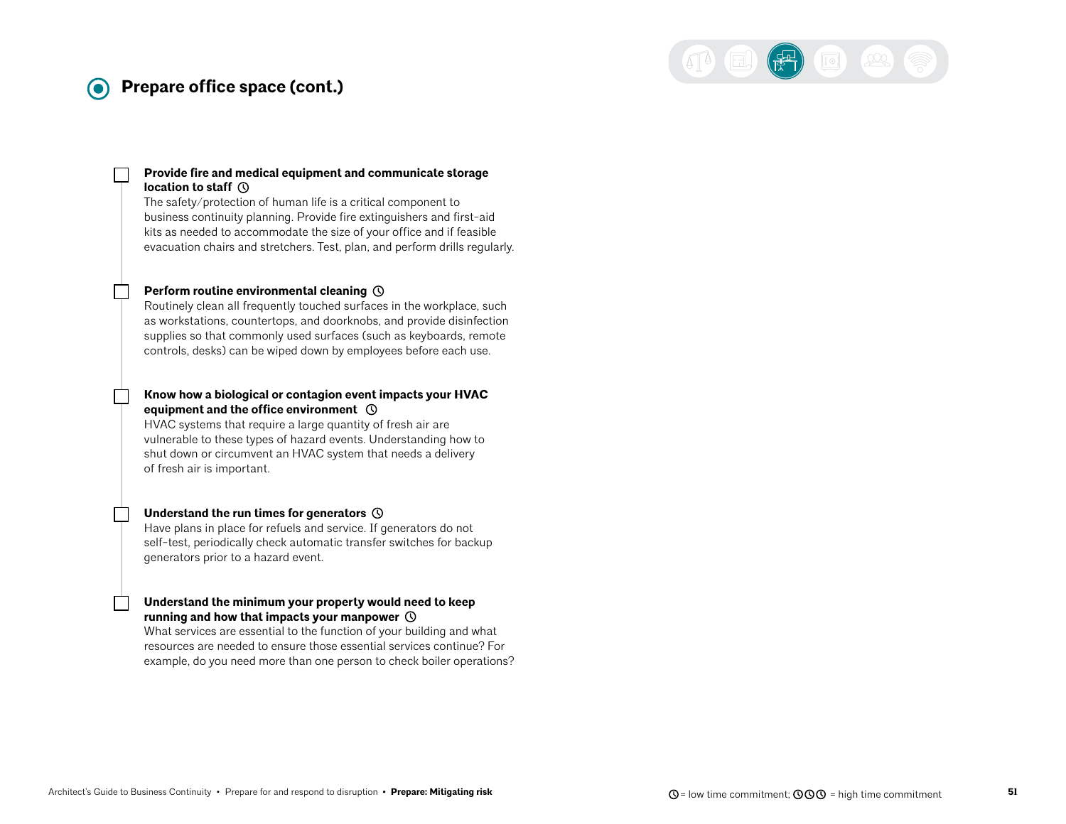## Prepare office space (cont.)

- [ ] **Provide fire and medical equipment and communicate storage location to staff** ◷
  The safety/protection of human life is a critical component to business continuity planning. Provide fire extinguishers and first-aid kits as needed to accommodate the size of your office and if feasible evacuation chairs and stretchers. Test, plan, and perform drills regularly.

- [ ] **Perform routine environmental cleaning** ◷
  Routinely clean all frequently touched surfaces in the workplace, such as workstations, countertops, and doorknobs, and provide disinfection supplies so that commonly used surfaces (such as keyboards, remote controls, desks) can be wiped down by employees before each use.

- [ ] **Know how a biological or contagion event impacts your HVAC equipment and the office environment** ◷
  HVAC systems that require a large quantity of fresh air are vulnerable to these types of hazard events. Understanding how to shut down or circumvent an HVAC system that needs a delivery of fresh air is important.

- [ ] **Understand the run times for generators** ◷
  Have plans in place for refuels and service. If generators do not self-test, periodically check automatic transfer switches for backup generators prior to a hazard event.

- [ ] **Understand the minimum your property would need to keep running and how that impacts your manpower** ◷
  What services are essential to the function of your building and what resources are needed to ensure those essential services continue? For example, do you need more than one person to check boiler operations?

◷ = low time commitment; ◷◷◷ = high time commitment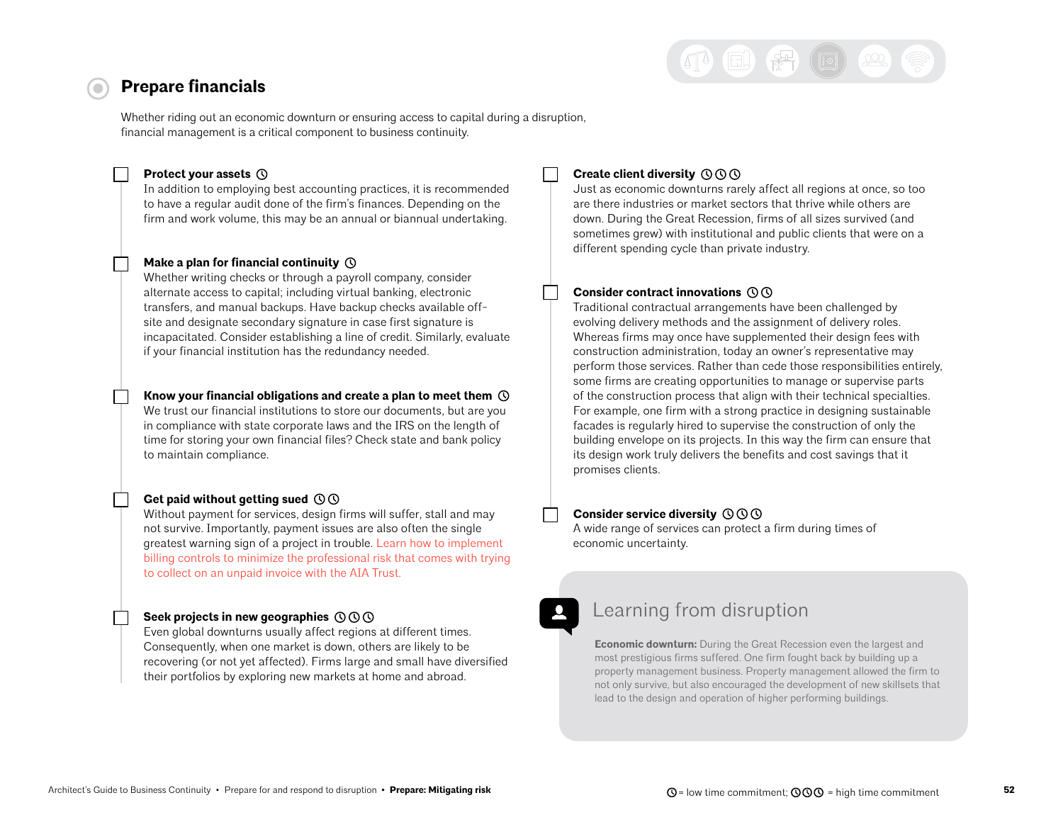# Prepare financials

Whether riding out an economic downturn or ensuring access to capital during a disruption, financial management is a critical component to business continuity.

- [ ] **Protect your assets** ◷
  In addition to employing best accounting practices, it is recommended to have a regular audit done of the firm's finances. Depending on the firm and work volume, this may be an annual or biannual undertaking.

- [ ] **Make a plan for financial continuity** ◷
  Whether writing checks or through a payroll company, consider alternate access to capital; including virtual banking, electronic transfers, and manual backups. Have backup checks available off-site and designate secondary signature in case first signature is incapacitated. Consider establishing a line of credit. Similarly, evaluate if your financial institution has the redundancy needed.

- [ ] **Know your financial obligations and create a plan to meet them** ◷
  We trust our financial institutions to store our documents, but are you in compliance with state corporate laws and the IRS on the length of time for storing your own financial files? Check state and bank policy to maintain compliance.

- [ ] **Get paid without getting sued** ◷◷
  Without payment for services, design firms will suffer, stall and may not survive. Importantly, payment issues are also often the single greatest warning sign of a project in trouble. Learn how to implement billing controls to minimize the professional risk that comes with trying to collect on an unpaid invoice with the AIA Trust.

- [ ] **Seek projects in new geographies** ◷◷◷
  Even global downturns usually affect regions at different times. Consequently, when one market is down, others are likely to be recovering (or not yet affected). Firms large and small have diversified their portfolios by exploring new markets at home and abroad.

- [ ] **Create client diversity** ◷◷◷
  Just as economic downturns rarely affect all regions at once, so too are there industries or market sectors that thrive while others are down. During the Great Recession, firms of all sizes survived (and sometimes grew) with institutional and public clients that were on a different spending cycle than private industry.

- [ ] **Consider contract innovations** ◷◷
  Traditional contractual arrangements have been challenged by evolving delivery methods and the assignment of delivery roles. Whereas firms may once have supplemented their design fees with construction administration, today an owner's representative may perform those services. Rather than cede those responsibilities entirely, some firms are creating opportunities to manage or supervise parts of the construction process that align with their technical specialties. For example, one firm with a strong practice in designing sustainable facades is regularly hired to supervise the construction of only the building envelope on its projects. In this way the firm can ensure that its design work truly delivers the benefits and cost savings that it promises clients.

- [ ] **Consider service diversity** ◷◷◷
  A wide range of services can protect a firm during times of economic uncertainty.

## Learning from disruption

**Economic downturn:** During the Great Recession even the largest and most prestigious firms suffered. One firm fought back by building up a property management business. Property management allowed the firm to not only survive, but also encouraged the development of new skillsets that lead to the design and operation of higher performing buildings.

◷ = low time commitment; ◷◷◷ = high time commitment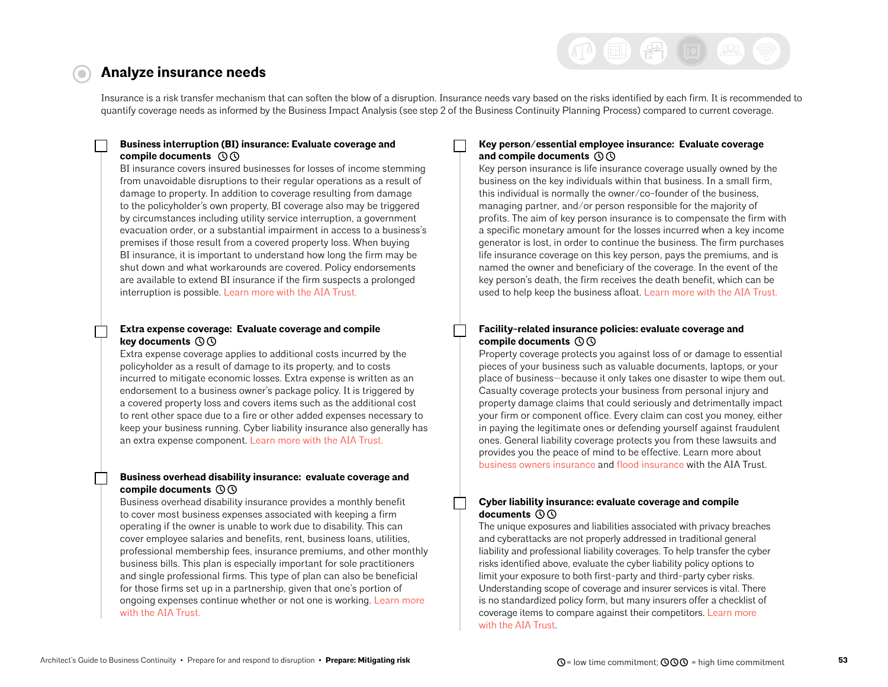## Analyze insurance needs

Insurance is a risk transfer mechanism that can soften the blow of a disruption. Insurance needs vary based on the risks identified by each firm. It is recommended to quantify coverage needs as informed by the Business Impact Analysis (see step 2 of the Business Continuity Planning Process) compared to current coverage.

- [ ] **Business interruption (BI) insurance: Evaluate coverage and compile documents** ◷◷
  BI insurance covers insured businesses for losses of income stemming from unavoidable disruptions to their regular operations as a result of damage to property. In addition to coverage resulting from damage to the policyholder's own property, BI coverage also may be triggered by circumstances including utility service interruption, a government evacuation order, or a substantial impairment in access to a business's premises if those result from a covered property loss. When buying BI insurance, it is important to understand how long the firm may be shut down and what workarounds are covered. Policy endorsements are available to extend BI insurance if the firm suspects a prolonged interruption is possible. Learn more with the AIA Trust.

- [ ] **Extra expense coverage: Evaluate coverage and compile key documents** ◷◷
  Extra expense coverage applies to additional costs incurred by the policyholder as a result of damage to its property, and to costs incurred to mitigate economic losses. Extra expense is written as an endorsement to a business owner's package policy. It is triggered by a covered property loss and covers items such as the additional cost to rent other space due to a fire or other added expenses necessary to keep your business running. Cyber liability insurance also generally has an extra expense component. Learn more with the AIA Trust.

- [ ] **Business overhead disability insurance: evaluate coverage and compile documents** ◷◷
  Business overhead disability insurance provides a monthly benefit to cover most business expenses associated with keeping a firm operating if the owner is unable to work due to disability. This can cover employee salaries and benefits, rent, business loans, utilities, professional membership fees, insurance premiums, and other monthly business bills. This plan is especially important for sole practitioners and single professional firms. This type of plan can also be beneficial for those firms set up in a partnership, given that one's portion of ongoing expenses continue whether or not one is working. Learn more with the AIA Trust.

- [ ] **Key person/essential employee insurance: Evaluate coverage and compile documents** ◷◷
  Key person insurance is life insurance coverage usually owned by the business on the key individuals within that business. In a small firm, this individual is normally the owner/co-founder of the business, managing partner, and/or person responsible for the majority of profits. The aim of key person insurance is to compensate the firm with a specific monetary amount for the losses incurred when a key income generator is lost, in order to continue the business. The firm purchases life insurance coverage on this key person, pays the premiums, and is named the owner and beneficiary of the coverage. In the event of the key person's death, the firm receives the death benefit, which can be used to help keep the business afloat. Learn more with the AIA Trust.

- [ ] **Facility-related insurance policies: evaluate coverage and compile documents** ◷◷
  Property coverage protects you against loss of or damage to essential pieces of your business such as valuable documents, laptops, or your place of business—because it only takes one disaster to wipe them out. Casualty coverage protects your business from personal injury and property damage claims that could seriously and detrimentally impact your firm or component office. Every claim can cost you money, either in paying the legitimate ones or defending yourself against fraudulent ones. General liability coverage protects you from these lawsuits and provides you the peace of mind to be effective. Learn more about business owners insurance and flood insurance with the AIA Trust.

- [ ] **Cyber liability insurance: evaluate coverage and compile documents** ◷◷
  The unique exposures and liabilities associated with privacy breaches and cyberattacks are not properly addressed in traditional general liability and professional liability coverages. To help transfer the cyber risks identified above, evaluate the cyber liability policy options to limit your exposure to both first-party and third-party cyber risks. Understanding scope of coverage and insurer services is vital. There is no standardized policy form, but many insurers offer a checklist of coverage items to compare against their competitors. Learn more with the AIA Trust.

◷ = low time commitment; ◷◷◷ = high time commitment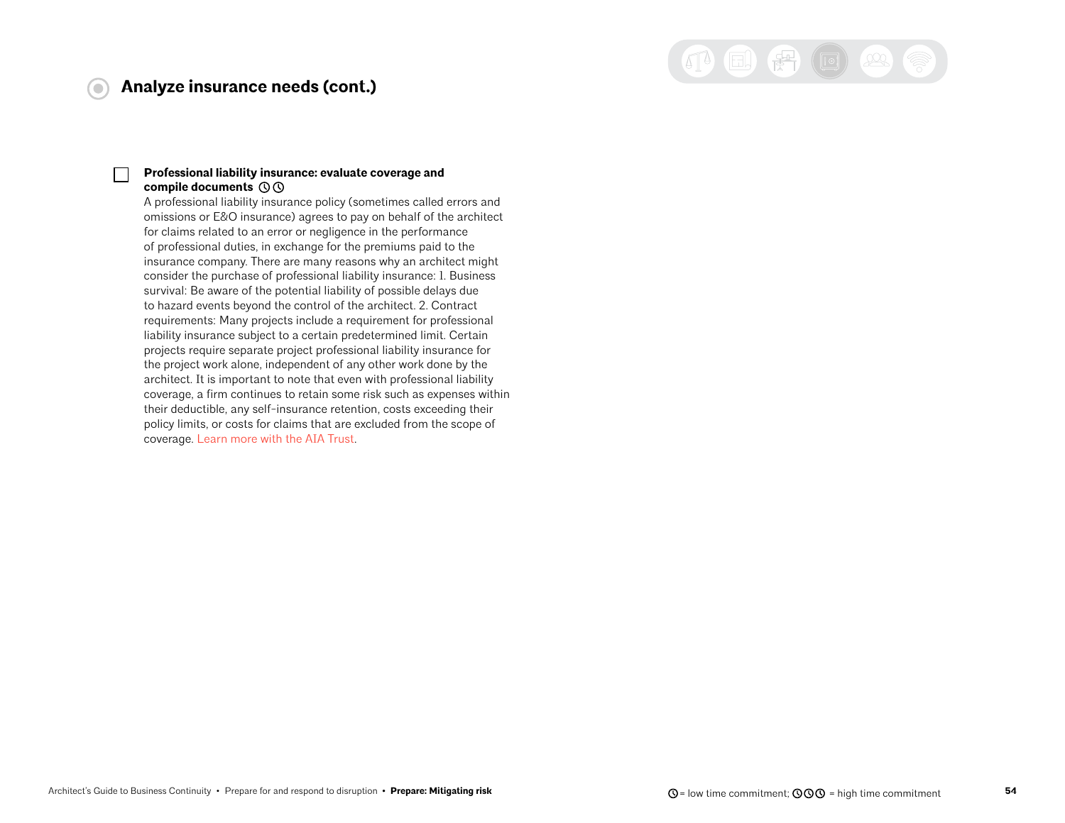## Analyze insurance needs (cont.)

- [ ] **Professional liability insurance: evaluate coverage and compile documents** ⏲⏲
  A professional liability insurance policy (sometimes called errors and omissions or E&O insurance) agrees to pay on behalf of the architect for claims related to an error or negligence in the performance of professional duties, in exchange for the premiums paid to the insurance company. There are many reasons why an architect might consider the purchase of professional liability insurance: 1. Business survival: Be aware of the potential liability of possible delays due to hazard events beyond the control of the architect. 2. Contract requirements: Many projects include a requirement for professional liability insurance subject to a certain predetermined limit. Certain projects require separate project professional liability insurance for the project work alone, independent of any other work done by the architect. It is important to note that even with professional liability coverage, a firm continues to retain some risk such as expenses within their deductible, any self-insurance retention, costs exceeding their policy limits, or costs for claims that are excluded from the scope of coverage. Learn more with the AIA Trust.

⏲ = low time commitment; ⏲⏲⏲ = high time commitment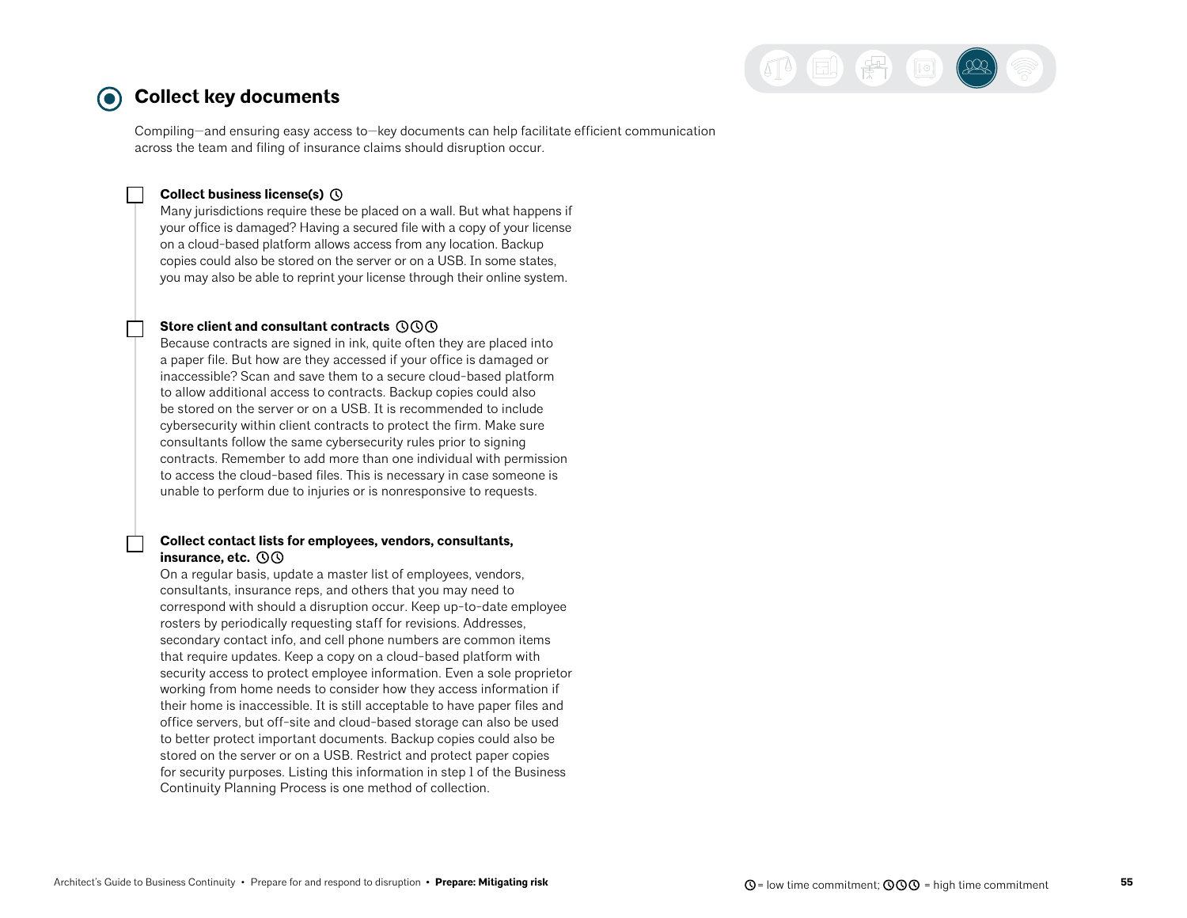## Collect key documents

Compiling—and ensuring easy access to—key documents can help facilitate efficient communication across the team and filing of insurance claims should disruption occur.

- [ ] **Collect business license(s)** ◷
  Many jurisdictions require these be placed on a wall. But what happens if your office is damaged? Having a secured file with a copy of your license on a cloud-based platform allows access from any location. Backup copies could also be stored on the server or on a USB. In some states, you may also be able to reprint your license through their online system.

- [ ] **Store client and consultant contracts** ◷◷◷
  Because contracts are signed in ink, quite often they are placed into a paper file. But how are they accessed if your office is damaged or inaccessible? Scan and save them to a secure cloud-based platform to allow additional access to contracts. Backup copies could also be stored on the server or on a USB. It is recommended to include cybersecurity within client contracts to protect the firm. Make sure consultants follow the same cybersecurity rules prior to signing contracts. Remember to add more than one individual with permission to access the cloud-based files. This is necessary in case someone is unable to perform due to injuries or is nonresponsive to requests.

- [ ] **Collect contact lists for employees, vendors, consultants, insurance, etc.** ◷◷
  On a regular basis, update a master list of employees, vendors, consultants, insurance reps, and others that you may need to correspond with should a disruption occur. Keep up-to-date employee rosters by periodically requesting staff for revisions. Addresses, secondary contact info, and cell phone numbers are common items that require updates. Keep a copy on a cloud-based platform with security access to protect employee information. Even a sole proprietor working from home needs to consider how they access information if their home is inaccessible. It is still acceptable to have paper files and office servers, but off-site and cloud-based storage can also be used to better protect important documents. Backup copies could also be stored on the server or on a USB. Restrict and protect paper copies for security purposes. Listing this information in step 1 of the Business Continuity Planning Process is one method of collection.

◷ = low time commitment; ◷◷◷ = high time commitment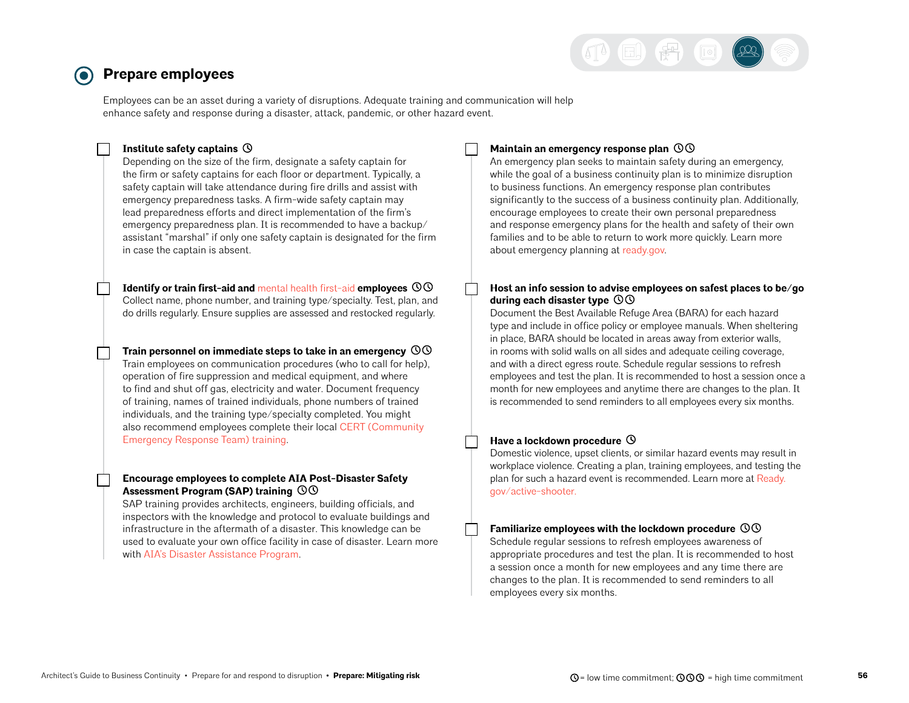## Prepare employees

Employees can be an asset during a variety of disruptions. Adequate training and communication will help enhance safety and response during a disaster, attack, pandemic, or other hazard event.

- [ ] **Institute safety captains** ◷
  Depending on the size of the firm, designate a safety captain for the firm or safety captains for each floor or department. Typically, a safety captain will take attendance during fire drills and assist with emergency preparedness tasks. A firm-wide safety captain may lead preparedness efforts and direct implementation of the firm's emergency preparedness plan. It is recommended to have a backup/assistant "marshal" if only one safety captain is designated for the firm in case the captain is absent.

- [ ] **Identify or train first-aid and mental health first-aid employees** ◷◷
  Collect name, phone number, and training type/specialty. Test, plan, and do drills regularly. Ensure supplies are assessed and restocked regularly.

- [ ] **Train personnel on immediate steps to take in an emergency** ◷◷
  Train employees on communication procedures (who to call for help), operation of fire suppression and medical equipment, and where to find and shut off gas, electricity and water. Document frequency of training, names of trained individuals, phone numbers of trained individuals, and the training type/specialty completed. You might also recommend employees complete their local CERT (Community Emergency Response Team) training.

- [ ] **Encourage employees to complete AIA Post-Disaster Safety Assessment Program (SAP) training** ◷◷
  SAP training provides architects, engineers, building officials, and inspectors with the knowledge and protocol to evaluate buildings and infrastructure in the aftermath of a disaster. This knowledge can be used to evaluate your own office facility in case of disaster. Learn more with AIA's Disaster Assistance Program.

- [ ] **Maintain an emergency response plan** ◷◷
  An emergency plan seeks to maintain safety during an emergency, while the goal of a business continuity plan is to minimize disruption to business functions. An emergency response plan contributes significantly to the success of a business continuity plan. Additionally, encourage employees to create their own personal preparedness and response emergency plans for the health and safety of their own families and to be able to return to work more quickly. Learn more about emergency planning at ready.gov.

- [ ] **Host an info session to advise employees on safest places to be/go during each disaster type** ◷◷
  Document the Best Available Refuge Area (BARA) for each hazard type and include in office policy or employee manuals. When sheltering in place, BARA should be located in areas away from exterior walls, in rooms with solid walls on all sides and adequate ceiling coverage, and with a direct egress route. Schedule regular sessions to refresh employees and test the plan. It is recommended to host a session once a month for new employees and anytime there are changes to the plan. It is recommended to send reminders to all employees every six months.

- [ ] **Have a lockdown procedure** ◷
  Domestic violence, upset clients, or similar hazard events may result in workplace violence. Creating a plan, training employees, and testing the plan for such a hazard event is recommended. Learn more at Ready.gov/active-shooter.

- [ ] **Familiarize employees with the lockdown procedure** ◷◷
  Schedule regular sessions to refresh employees awareness of appropriate procedures and test the plan. It is recommended to host a session once a month for new employees and any time there are changes to the plan. It is recommended to send reminders to all employees every six months.

◷ = low time commitment; ◷◷◷ = high time commitment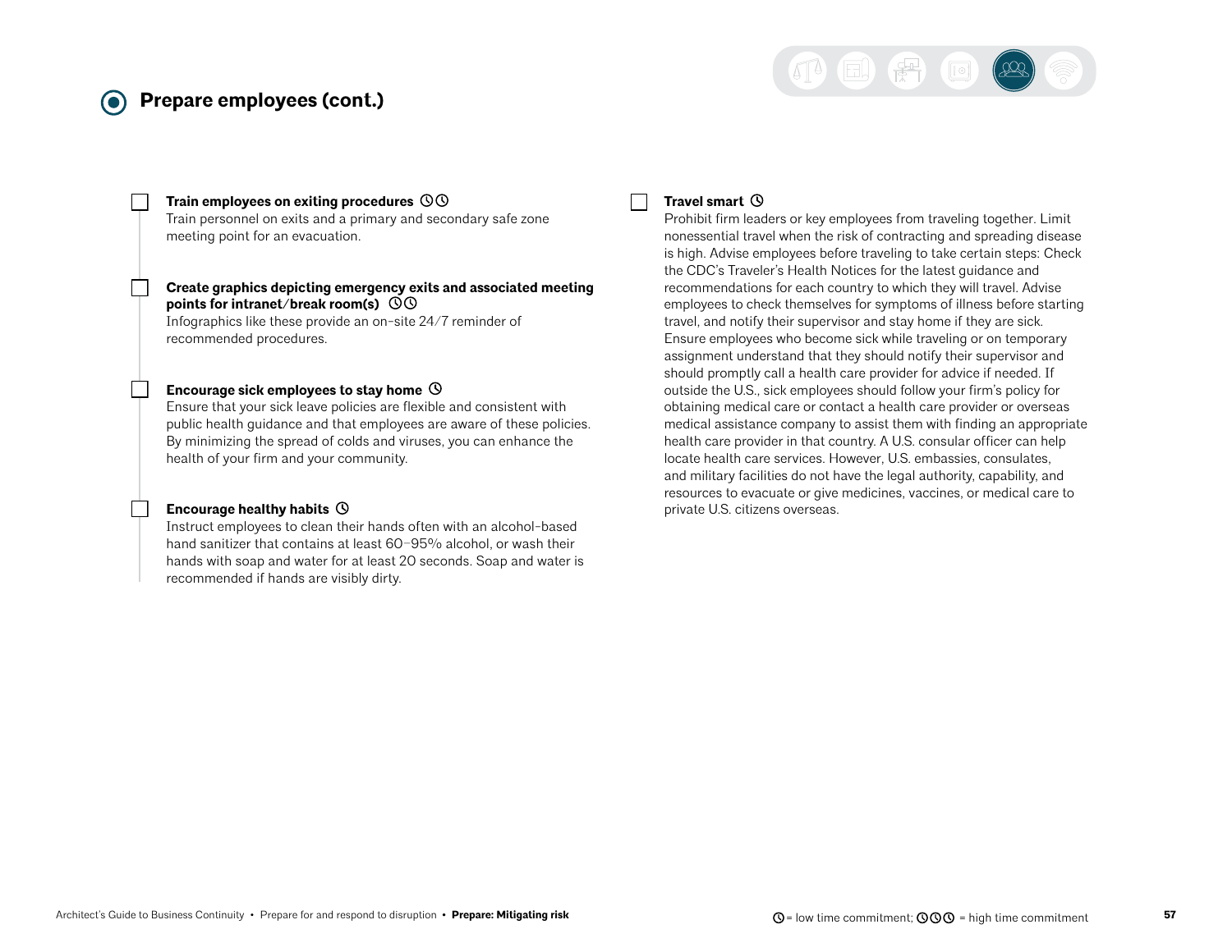## Prepare employees (cont.)

- [ ] **Train employees on exiting procedures** ◷◷
  Train personnel on exits and a primary and secondary safe zone meeting point for an evacuation.

- [ ] **Create graphics depicting emergency exits and associated meeting points for intranet/break room(s)** ◷◷
  Infographics like these provide an on-site 24/7 reminder of recommended procedures.

- [ ] **Encourage sick employees to stay home** ◷
  Ensure that your sick leave policies are flexible and consistent with public health guidance and that employees are aware of these policies. By minimizing the spread of colds and viruses, you can enhance the health of your firm and your community.

- [ ] **Encourage healthy habits** ◷
  Instruct employees to clean their hands often with an alcohol-based hand sanitizer that contains at least 60–95% alcohol, or wash their hands with soap and water for at least 20 seconds. Soap and water is recommended if hands are visibly dirty.

- [ ] **Travel smart** ◷
  Prohibit firm leaders or key employees from traveling together. Limit nonessential travel when the risk of contracting and spreading disease is high. Advise employees before traveling to take certain steps: Check the CDC's Traveler's Health Notices for the latest guidance and recommendations for each country to which they will travel. Advise employees to check themselves for symptoms of illness before starting travel, and notify their supervisor and stay home if they are sick. Ensure employees who become sick while traveling or on temporary assignment understand that they should notify their supervisor and should promptly call a health care provider for advice if needed. If outside the U.S., sick employees should follow your firm's policy for obtaining medical care or contact a health care provider or overseas medical assistance company to assist them with finding an appropriate health care provider in that country. A U.S. consular officer can help locate health care services. However, U.S. embassies, consulates, and military facilities do not have the legal authority, capability, and resources to evacuate or give medicines, vaccines, or medical care to private U.S. citizens overseas.

◷ = low time commitment; ◷◷◷ = high time commitment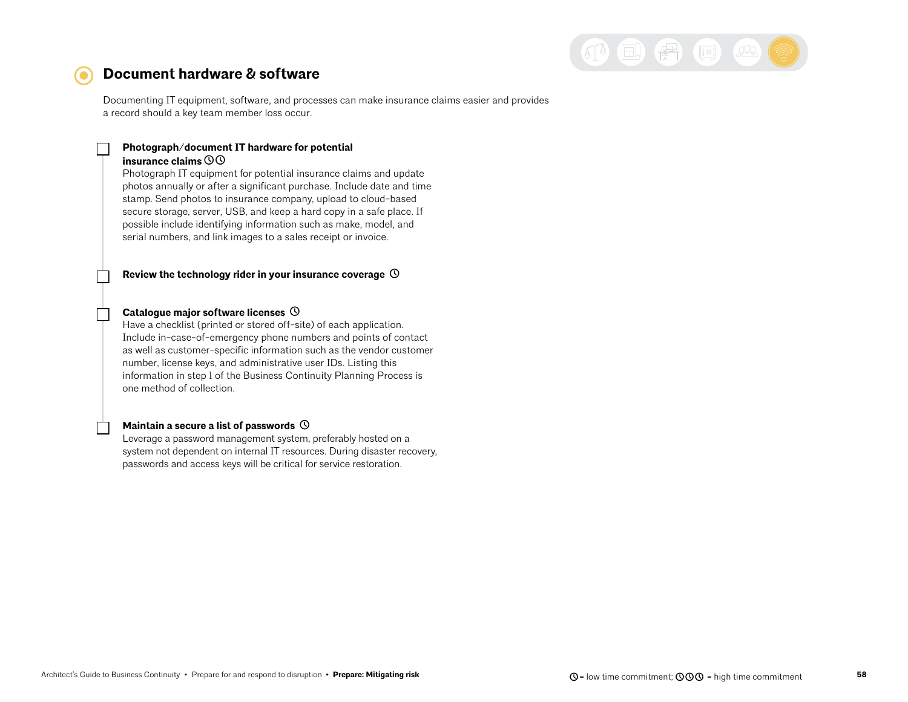## Document hardware & software

Documenting IT equipment, software, and processes can make insurance claims easier and provides a record should a key team member loss occur.

- [ ] **Photograph/document IT hardware for potential insurance claims** 🕓🕓
  Photograph IT equipment for potential insurance claims and update photos annually or after a significant purchase. Include date and time stamp. Send photos to insurance company, upload to cloud-based secure storage, server, USB, and keep a hard copy in a safe place. If possible include identifying information such as make, model, and serial numbers, and link images to a sales receipt or invoice.

- [ ] **Review the technology rider in your insurance coverage** 🕓

- [ ] **Catalogue major software licenses** 🕓
  Have a checklist (printed or stored off-site) of each application. Include in-case-of-emergency phone numbers and points of contact as well as customer-specific information such as the vendor customer number, license keys, and administrative user IDs. Listing this information in step 1 of the Business Continuity Planning Process is one method of collection.

- [ ] **Maintain a secure a list of passwords** 🕓
  Leverage a password management system, preferably hosted on a system not dependent on internal IT resources. During disaster recovery, passwords and access keys will be critical for service restoration.

🕓 = low time commitment; 🕓🕓🕓 = high time commitment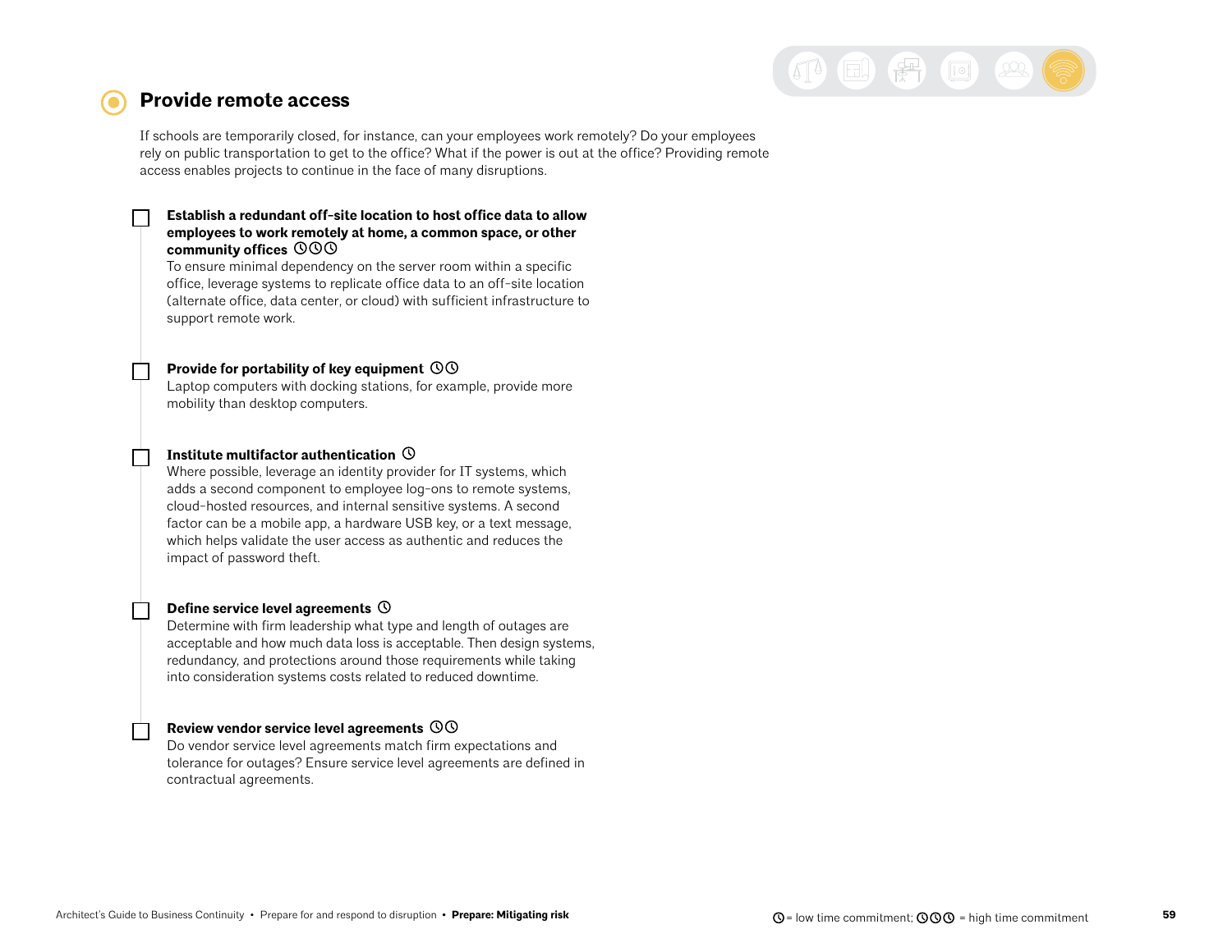## Provide remote access

If schools are temporarily closed, for instance, can your employees work remotely? Do your employees rely on public transportation to get to the office? What if the power is out at the office? Providing remote access enables projects to continue in the face of many disruptions.

- [ ] **Establish a redundant off-site location to host office data to allow employees to work remotely at home, a common space, or other community offices** ◷◷◷
  To ensure minimal dependency on the server room within a specific office, leverage systems to replicate office data to an off-site location (alternate office, data center, or cloud) with sufficient infrastructure to support remote work.

- [ ] **Provide for portability of key equipment** ◷◷
  Laptop computers with docking stations, for example, provide more mobility than desktop computers.

- [ ] **Institute multifactor authentication** ◷
  Where possible, leverage an identity provider for IT systems, which adds a second component to employee log-ons to remote systems, cloud-hosted resources, and internal sensitive systems. A second factor can be a mobile app, a hardware USB key, or a text message, which helps validate the user access as authentic and reduces the impact of password theft.

- [ ] **Define service level agreements** ◷
  Determine with firm leadership what type and length of outages are acceptable and how much data loss is acceptable. Then design systems, redundancy, and protections around those requirements while taking into consideration systems costs related to reduced downtime.

- [ ] **Review vendor service level agreements** ◷◷
  Do vendor service level agreements match firm expectations and tolerance for outages? Ensure service level agreements are defined in contractual agreements.

◷ = low time commitment; ◷◷◷ = high time commitment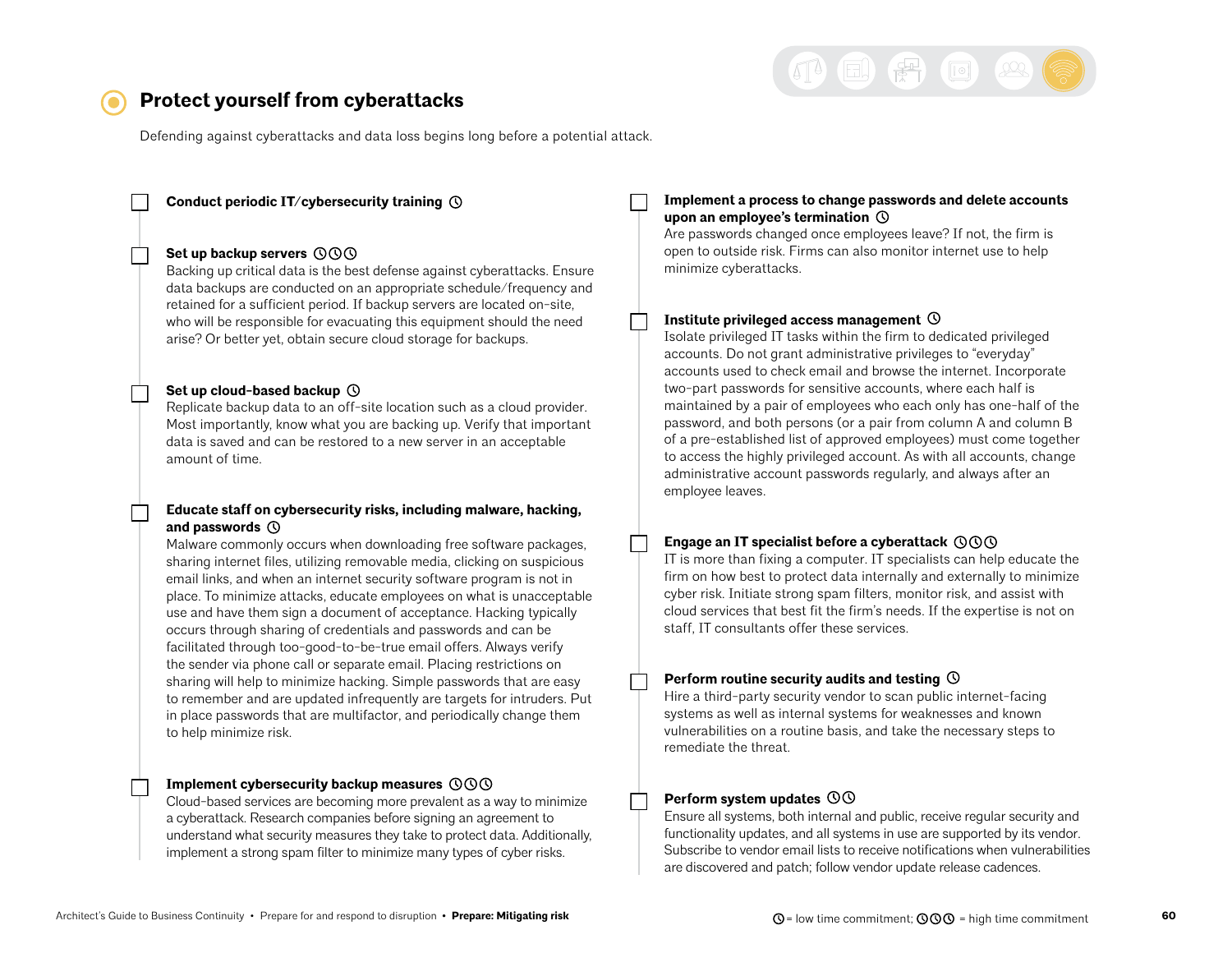## Protect yourself from cyberattacks

Defending against cyberattacks and data loss begins long before a potential attack.

- [ ] **Conduct periodic IT/cybersecurity training** ◷

- [ ] **Set up backup servers** ◷◷◷
Backing up critical data is the best defense against cyberattacks. Ensure data backups are conducted on an appropriate schedule/frequency and retained for a sufficient period. If backup servers are located on-site, who will be responsible for evacuating this equipment should the need arise? Or better yet, obtain secure cloud storage for backups.

- [ ] **Set up cloud-based backup** ◷
Replicate backup data to an off-site location such as a cloud provider. Most importantly, know what you are backing up. Verify that important data is saved and can be restored to a new server in an acceptable amount of time.

- [ ] **Educate staff on cybersecurity risks, including malware, hacking, and passwords** ◷
Malware commonly occurs when downloading free software packages, sharing internet files, utilizing removable media, clicking on suspicious email links, and when an internet security software program is not in place. To minimize attacks, educate employees on what is unacceptable use and have them sign a document of acceptance. Hacking typically occurs through sharing of credentials and passwords and can be facilitated through too-good-to-be-true email offers. Always verify the sender via phone call or separate email. Placing restrictions on sharing will help to minimize hacking. Simple passwords that are easy to remember and are updated infrequently are targets for intruders. Put in place passwords that are multifactor, and periodically change them to help minimize risk.

- [ ] **Implement cybersecurity backup measures** ◷◷◷
Cloud-based services are becoming more prevalent as a way to minimize a cyberattack. Research companies before signing an agreement to understand what security measures they take to protect data. Additionally, implement a strong spam filter to minimize many types of cyber risks.

- [ ] **Implement a process to change passwords and delete accounts upon an employee's termination** ◷
Are passwords changed once employees leave? If not, the firm is open to outside risk. Firms can also monitor internet use to help minimize cyberattacks.

- [ ] **Institute privileged access management** ◷
Isolate privileged IT tasks within the firm to dedicated privileged accounts. Do not grant administrative privileges to "everyday" accounts used to check email and browse the internet. Incorporate two-part passwords for sensitive accounts, where each half is maintained by a pair of employees who each only has one-half of the password, and both persons (or a pair from column A and column B of a pre-established list of approved employees) must come together to access the highly privileged account. As with all accounts, change administrative account passwords regularly, and always after an employee leaves.

- [ ] **Engage an IT specialist before a cyberattack** ◷◷◷
IT is more than fixing a computer. IT specialists can help educate the firm on how best to protect data internally and externally to minimize cyber risk. Initiate strong spam filters, monitor risk, and assist with cloud services that best fit the firm's needs. If the expertise is not on staff, IT consultants offer these services.

- [ ] **Perform routine security audits and testing** ◷
Hire a third-party security vendor to scan public internet-facing systems as well as internal systems for weaknesses and known vulnerabilities on a routine basis, and take the necessary steps to remediate the threat.

- [ ] **Perform system updates** ◷◷
Ensure all systems, both internal and public, receive regular security and functionality updates, and all systems in use are supported by its vendor. Subscribe to vendor email lists to receive notifications when vulnerabilities are discovered and patch; follow vendor update release cadences.

◷ = low time commitment; ◷◷◷ = high time commitment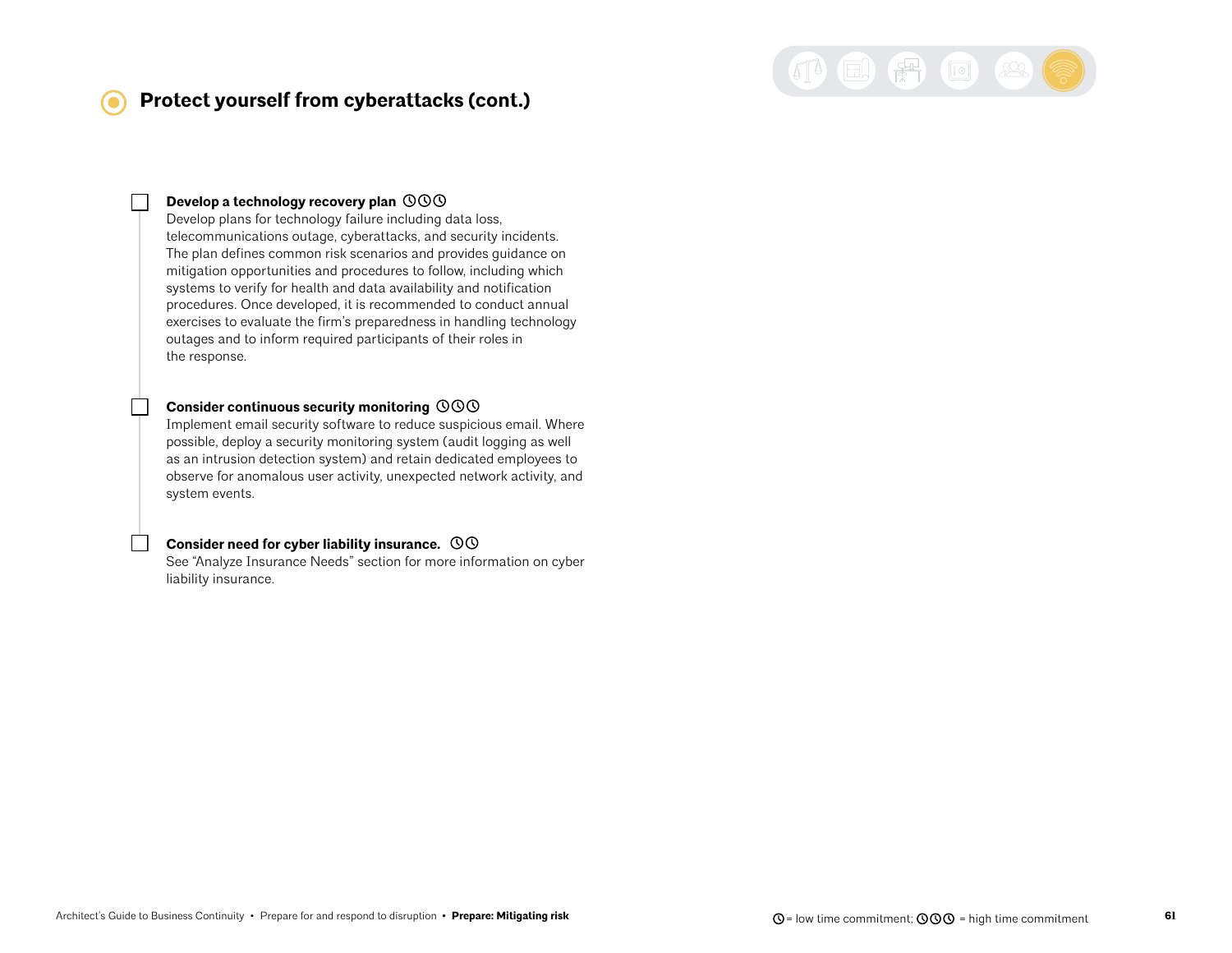## Protect yourself from cyberattacks (cont.)

- [ ] **Develop a technology recovery plan** ⏲⏲⏲
  Develop plans for technology failure including data loss, telecommunications outage, cyberattacks, and security incidents. The plan defines common risk scenarios and provides guidance on mitigation opportunities and procedures to follow, including which systems to verify for health and data availability and notification procedures. Once developed, it is recommended to conduct annual exercises to evaluate the firm's preparedness in handling technology outages and to inform required participants of their roles in the response.

- [ ] **Consider continuous security monitoring** ⏲⏲⏲
  Implement email security software to reduce suspicious email. Where possible, deploy a security monitoring system (audit logging as well as an intrusion detection system) and retain dedicated employees to observe for anomalous user activity, unexpected network activity, and system events.

- [ ] **Consider need for cyber liability insurance.** ⏲⏲
  See "Analyze Insurance Needs" section for more information on cyber liability insurance.

⏲ = low time commitment; ⏲⏲⏲ = high time commitment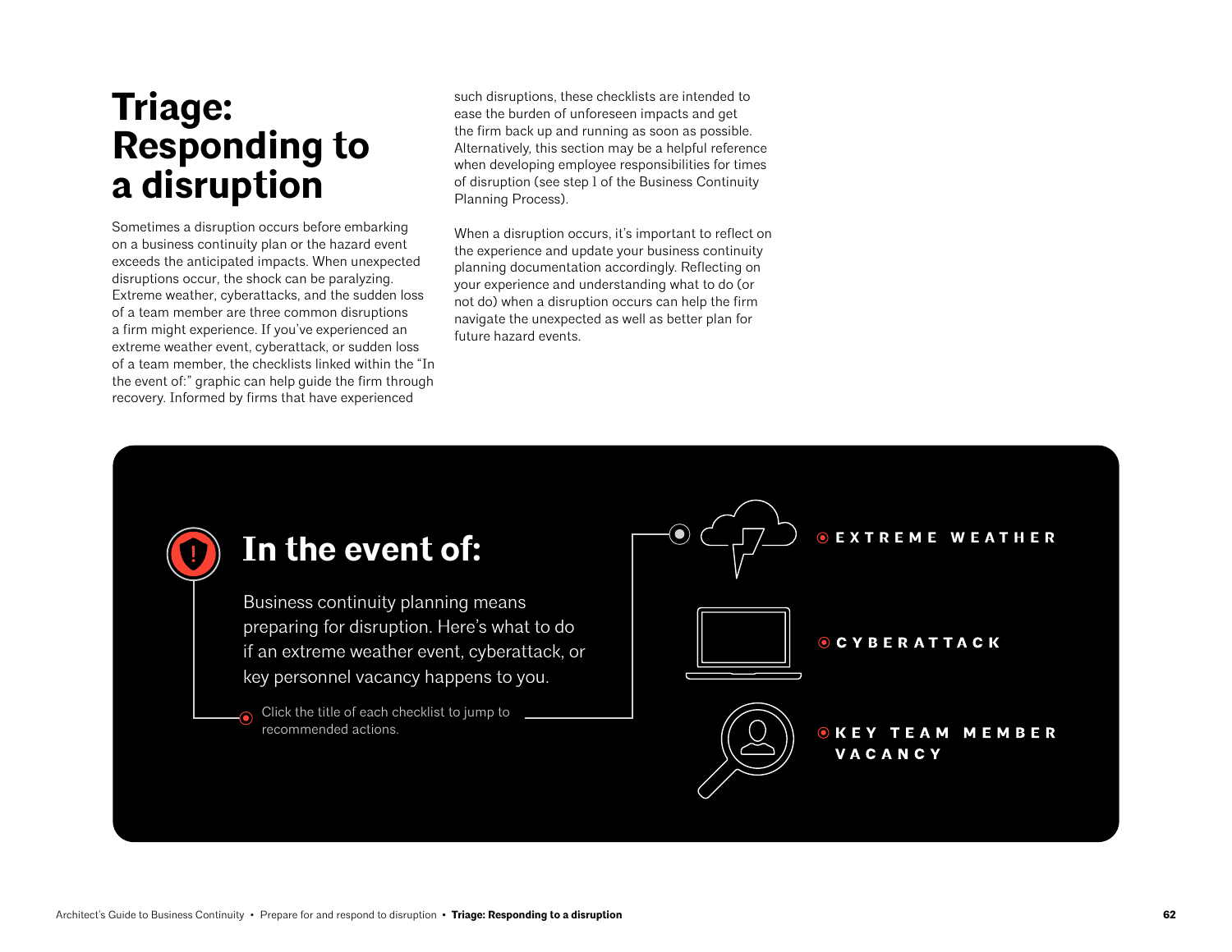# Triage: Responding to a disruption

Sometimes a disruption occurs before embarking on a business continuity plan or the hazard event exceeds the anticipated impacts. When unexpected disruptions occur, the shock can be paralyzing. Extreme weather, cyberattacks, and the sudden loss of a team member are three common disruptions a firm might experience. If you've experienced an extreme weather event, cyberattack, or sudden loss of a team member, the checklists linked within the "In the event of:" graphic can help guide the firm through recovery. Informed by firms that have experienced such disruptions, these checklists are intended to ease the burden of unforeseen impacts and get the firm back up and running as soon as possible. Alternatively, this section may be a helpful reference when developing employee responsibilities for times of disruption (see step 1 of the Business Continuity Planning Process).

When a disruption occurs, it's important to reflect on the experience and update your business continuity planning documentation accordingly. Reflecting on your experience and understanding what to do (or not do) when a disruption occurs can help the firm navigate the unexpected as well as better plan for future hazard events.

## In the event of:

Business continuity planning means preparing for disruption. Here's what to do if an extreme weather event, cyberattack, or key personnel vacancy happens to you.

Click the title of each checklist to jump to recommended actions.

- **EXTREME WEATHER**
- **CYBERATTACK**
- **KEY TEAM MEMBER VACANCY**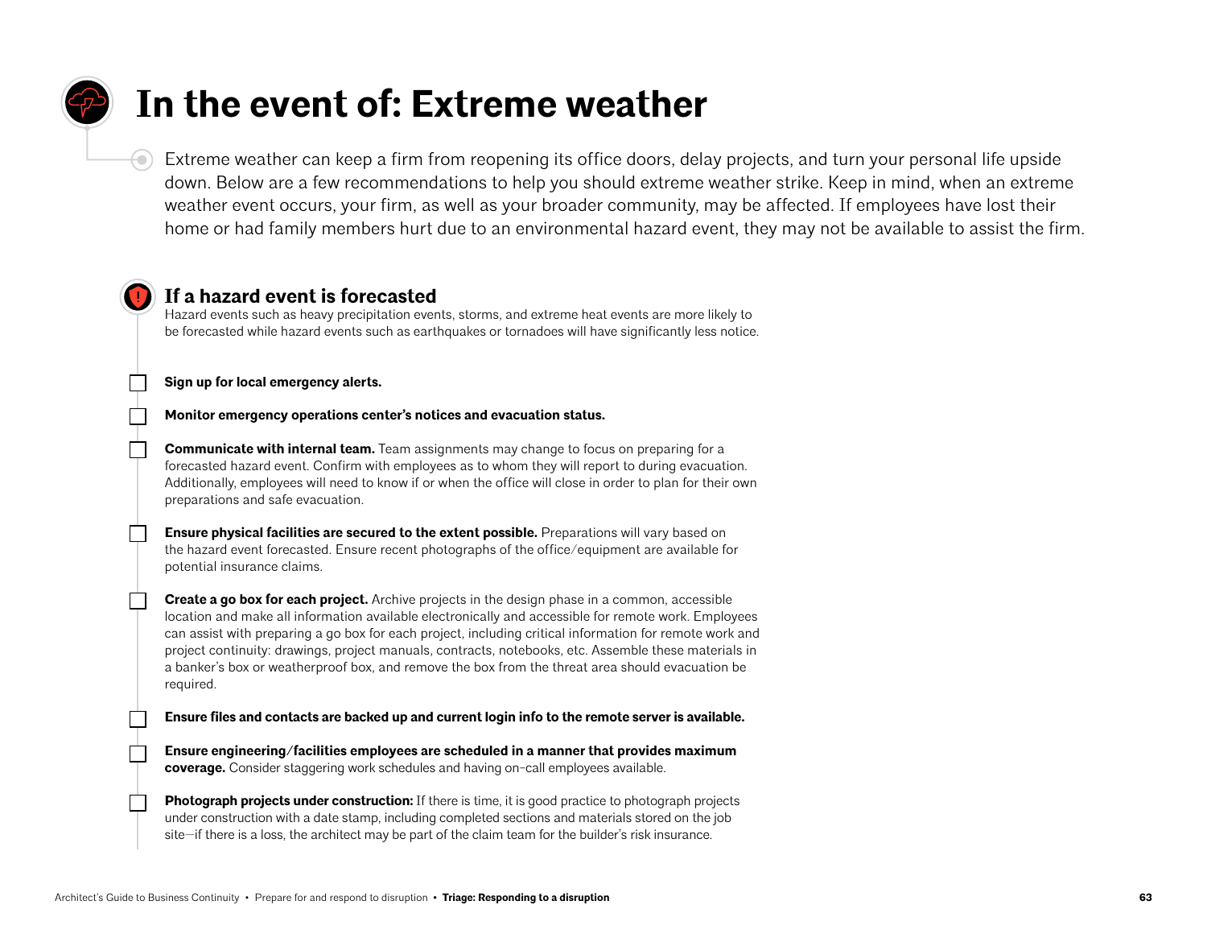# In the event of: Extreme weather

Extreme weather can keep a firm from reopening its office doors, delay projects, and turn your personal life upside down. Below are a few recommendations to help you should extreme weather strike. Keep in mind, when an extreme weather event occurs, your firm, as well as your broader community, may be affected. If employees have lost their home or had family members hurt due to an environmental hazard event, they may not be available to assist the firm.

## If a hazard event is forecasted

Hazard events such as heavy precipitation events, storms, and extreme heat events are more likely to be forecasted while hazard events such as earthquakes or tornadoes will have significantly less notice.

- [ ] **Sign up for local emergency alerts.**
- [ ] **Monitor emergency operations center's notices and evacuation status.**
- [ ] **Communicate with internal team.** Team assignments may change to focus on preparing for a forecasted hazard event. Confirm with employees as to whom they will report to during evacuation. Additionally, employees will need to know if or when the office will close in order to plan for their own preparations and safe evacuation.
- [ ] **Ensure physical facilities are secured to the extent possible.** Preparations will vary based on the hazard event forecasted. Ensure recent photographs of the office/equipment are available for potential insurance claims.
- [ ] **Create a go box for each project.** Archive projects in the design phase in a common, accessible location and make all information available electronically and accessible for remote work. Employees can assist with preparing a go box for each project, including critical information for remote work and project continuity: drawings, project manuals, contracts, notebooks, etc. Assemble these materials in a banker's box or weatherproof box, and remove the box from the threat area should evacuation be required.
- [ ] **Ensure files and contacts are backed up and current login info to the remote server is available.**
- [ ] **Ensure engineering/facilities employees are scheduled in a manner that provides maximum coverage.** Consider staggering work schedules and having on-call employees available.
- [ ] **Photograph projects under construction:** If there is time, it is good practice to photograph projects under construction with a date stamp, including completed sections and materials stored on the job site—if there is a loss, the architect may be part of the claim team for the builder's risk insurance.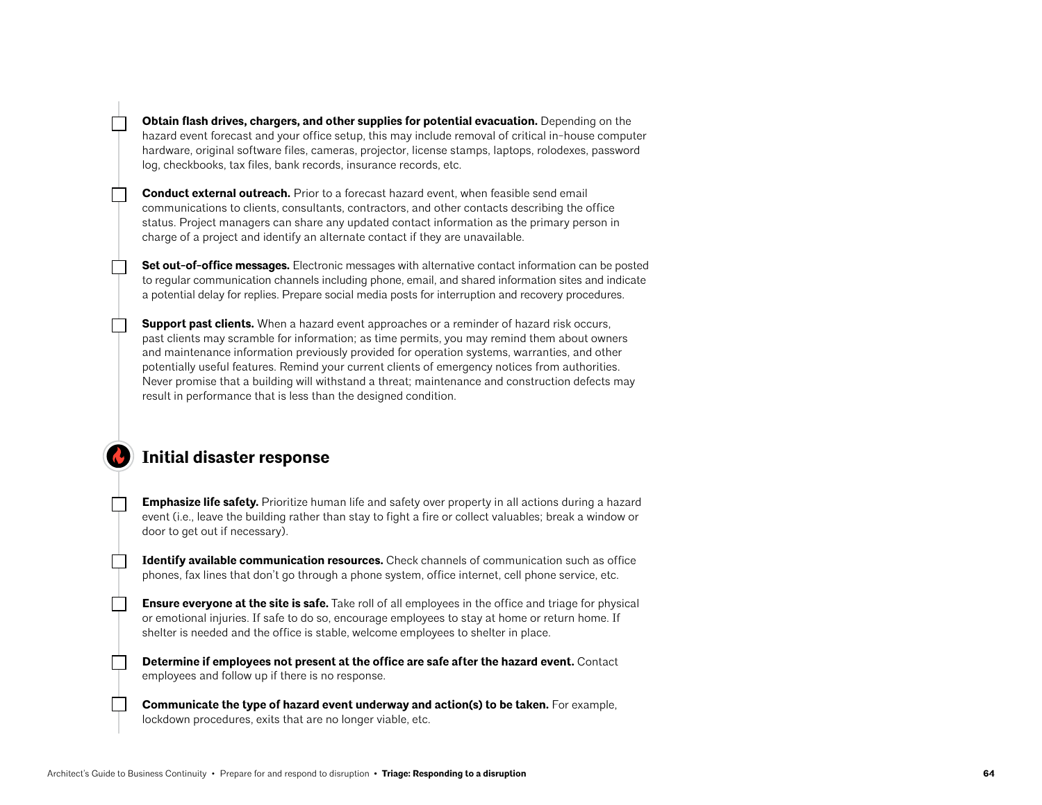- [ ] **Obtain flash drives, chargers, and other supplies for potential evacuation.** Depending on the hazard event forecast and your office setup, this may include removal of critical in-house computer hardware, original software files, cameras, projector, license stamps, laptops, rolodexes, password log, checkbooks, tax files, bank records, insurance records, etc.

- [ ] **Conduct external outreach.** Prior to a forecast hazard event, when feasible send email communications to clients, consultants, contractors, and other contacts describing the office status. Project managers can share any updated contact information as the primary person in charge of a project and identify an alternate contact if they are unavailable.

- [ ] **Set out-of-office messages.** Electronic messages with alternative contact information can be posted to regular communication channels including phone, email, and shared information sites and indicate a potential delay for replies. Prepare social media posts for interruption and recovery procedures.

- [ ] **Support past clients.** When a hazard event approaches or a reminder of hazard risk occurs, past clients may scramble for information; as time permits, you may remind them about owners and maintenance information previously provided for operation systems, warranties, and other potentially useful features. Remind your current clients of emergency notices from authorities. Never promise that a building will withstand a threat; maintenance and construction defects may result in performance that is less than the designed condition.

## Initial disaster response

- [ ] **Emphasize life safety.** Prioritize human life and safety over property in all actions during a hazard event (i.e., leave the building rather than stay to fight a fire or collect valuables; break a window or door to get out if necessary).

- [ ] **Identify available communication resources.** Check channels of communication such as office phones, fax lines that don't go through a phone system, office internet, cell phone service, etc.

- [ ] **Ensure everyone at the site is safe.** Take roll of all employees in the office and triage for physical or emotional injuries. If safe to do so, encourage employees to stay at home or return home. If shelter is needed and the office is stable, welcome employees to shelter in place.

- [ ] **Determine if employees not present at the office are safe after the hazard event.** Contact employees and follow up if there is no response.

- [ ] **Communicate the type of hazard event underway and action(s) to be taken.** For example, lockdown procedures, exits that are no longer viable, etc.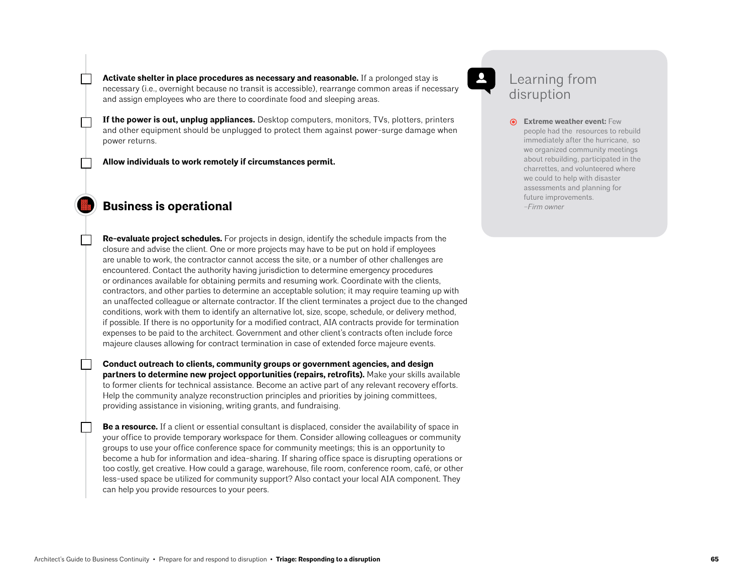- [ ] **Activate shelter in place procedures as necessary and reasonable.** If a prolonged stay is necessary (i.e., overnight because no transit is accessible), rearrange common areas if necessary and assign employees who are there to coordinate food and sleeping areas.

- [ ] **If the power is out, unplug appliances.** Desktop computers, monitors, TVs, plotters, printers and other equipment should be unplugged to protect them against power-surge damage when power returns.

- [ ] **Allow individuals to work remotely if circumstances permit.**

## Business is operational

- [ ] **Re-evaluate project schedules.** For projects in design, identify the schedule impacts from the closure and advise the client. One or more projects may have to be put on hold if employees are unable to work, the contractor cannot access the site, or a number of other challenges are encountered. Contact the authority having jurisdiction to determine emergency procedures or ordinances available for obtaining permits and resuming work. Coordinate with the clients, contractors, and other parties to determine an acceptable solution; it may require teaming up with an unaffected colleague or alternate contractor. If the client terminates a project due to the changed conditions, work with them to identify an alternative lot, size, scope, schedule, or delivery method, if possible. If there is no opportunity for a modified contract, AIA contracts provide for termination expenses to be paid to the architect. Government and other client's contracts often include force majeure clauses allowing for contract termination in case of extended force majeure events.

- [ ] **Conduct outreach to clients, community groups or government agencies, and design partners to determine new project opportunities (repairs, retrofits).** Make your skills available to former clients for technical assistance. Become an active part of any relevant recovery efforts. Help the community analyze reconstruction principles and priorities by joining committees, providing assistance in visioning, writing grants, and fundraising.

- [ ] **Be a resource.** If a client or essential consultant is displaced, consider the availability of space in your office to provide temporary workspace for them. Consider allowing colleagues or community groups to use your office conference space for community meetings; this is an opportunity to become a hub for information and idea-sharing. If sharing office space is disrupting operations or too costly, get creative. How could a garage, warehouse, file room, conference room, café, or other less-used space be utilized for community support? Also contact your local AIA component. They can help you provide resources to your peers.

### Learning from disruption

**Extreme weather event:** Few people had the resources to rebuild immediately after the hurricane, so we organized community meetings about rebuilding, participated in the charrettes, and volunteered where we could to help with disaster assessments and planning for future improvements.
*–Firm owner*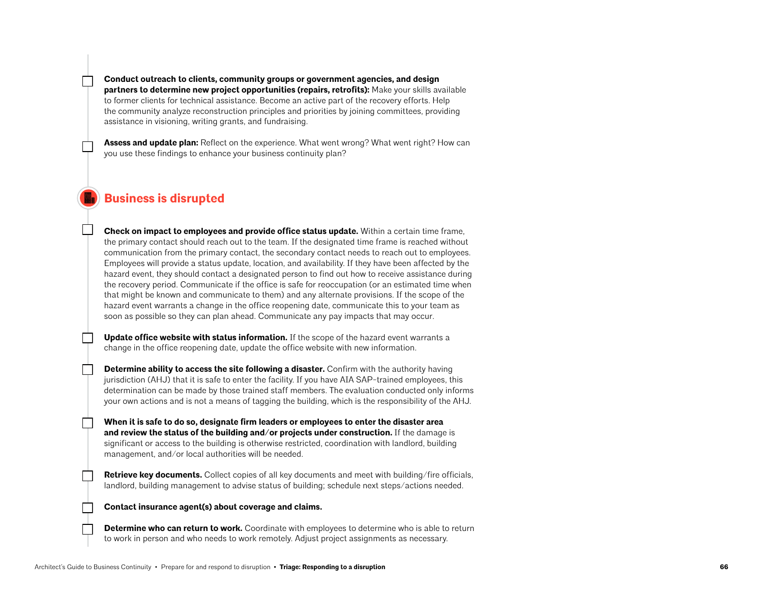- [ ] **Conduct outreach to clients, community groups or government agencies, and design partners to determine new project opportunities (repairs, retrofits):** Make your skills available to former clients for technical assistance. Become an active part of the recovery efforts. Help the community analyze reconstruction principles and priorities by joining committees, providing assistance in visioning, writing grants, and fundraising.

- [ ] **Assess and update plan:** Reflect on the experience. What went wrong? What went right? How can you use these findings to enhance your business continuity plan?

## Business is disrupted

- [ ] **Check on impact to employees and provide office status update.** Within a certain time frame, the primary contact should reach out to the team. If the designated time frame is reached without communication from the primary contact, the secondary contact needs to reach out to employees. Employees will provide a status update, location, and availability. If they have been affected by the hazard event, they should contact a designated person to find out how to receive assistance during the recovery period. Communicate if the office is safe for reoccupation (or an estimated time when that might be known and communicate to them) and any alternate provisions. If the scope of the hazard event warrants a change in the office reopening date, communicate this to your team as soon as possible so they can plan ahead. Communicate any pay impacts that may occur.

- [ ] **Update office website with status information.** If the scope of the hazard event warrants a change in the office reopening date, update the office website with new information.

- [ ] **Determine ability to access the site following a disaster.** Confirm with the authority having jurisdiction (AHJ) that it is safe to enter the facility. If you have AIA SAP-trained employees, this determination can be made by those trained staff members. The evaluation conducted only informs your own actions and is not a means of tagging the building, which is the responsibility of the AHJ.

- [ ] **When it is safe to do so, designate firm leaders or employees to enter the disaster area and review the status of the building and/or projects under construction.** If the damage is significant or access to the building is otherwise restricted, coordination with landlord, building management, and/or local authorities will be needed.

- [ ] **Retrieve key documents.** Collect copies of all key documents and meet with building/fire officials, landlord, building management to advise status of building; schedule next steps/actions needed.

- [ ] **Contact insurance agent(s) about coverage and claims.**

- [ ] **Determine who can return to work.** Coordinate with employees to determine who is able to return to work in person and who needs to work remotely. Adjust project assignments as necessary.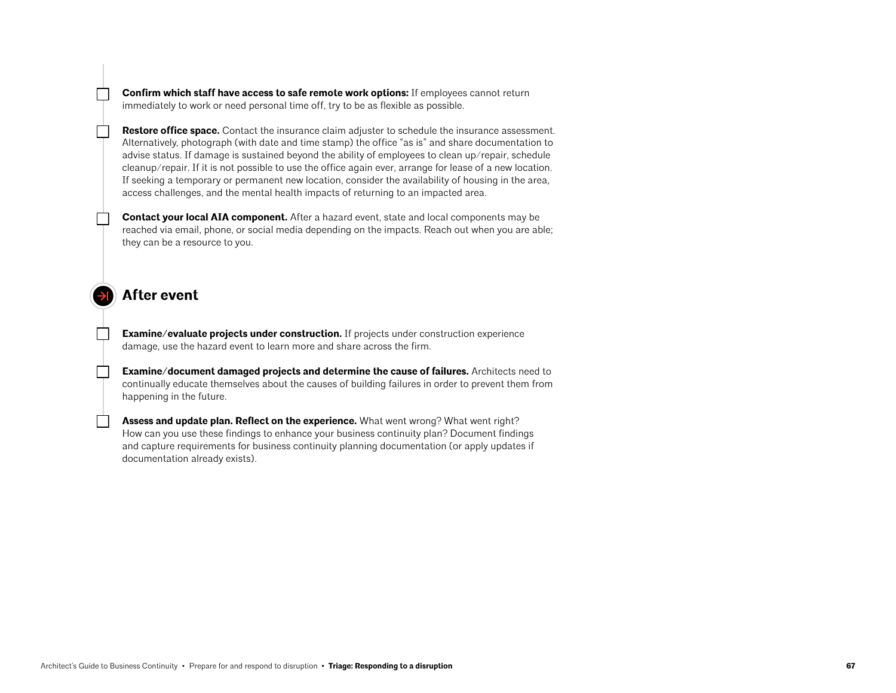- [ ] **Confirm which staff have access to safe remote work options:** If employees cannot return immediately to work or need personal time off, try to be as flexible as possible.

- [ ] **Restore office space.** Contact the insurance claim adjuster to schedule the insurance assessment. Alternatively, photograph (with date and time stamp) the office "as is" and share documentation to advise status. If damage is sustained beyond the ability of employees to clean up/repair, schedule cleanup/repair. If it is not possible to use the office again ever, arrange for lease of a new location. If seeking a temporary or permanent new location, consider the availability of housing in the area, access challenges, and the mental health impacts of returning to an impacted area.

- [ ] **Contact your local AIA component.** After a hazard event, state and local components may be reached via email, phone, or social media depending on the impacts. Reach out when you are able; they can be a resource to you.

## After event

- [ ] **Examine/evaluate projects under construction.** If projects under construction experience damage, use the hazard event to learn more and share across the firm.

- [ ] **Examine/document damaged projects and determine the cause of failures.** Architects need to continually educate themselves about the causes of building failures in order to prevent them from happening in the future.

- [ ] **Assess and update plan. Reflect on the experience.** What went wrong? What went right? How can you use these findings to enhance your business continuity plan? Document findings and capture requirements for business continuity planning documentation (or apply updates if documentation already exists).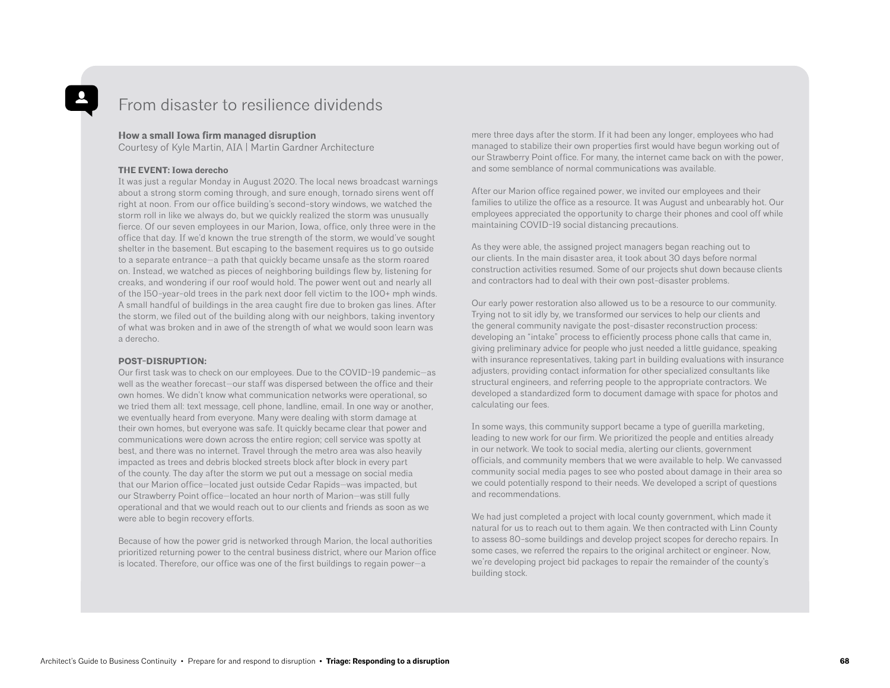## From disaster to resilience dividends

**How a small Iowa firm managed disruption**
Courtesy of Kyle Martin, AIA | Martin Gardner Architecture

**THE EVENT: Iowa derecho**
It was just a regular Monday in August 2020. The local news broadcast warnings about a strong storm coming through, and sure enough, tornado sirens went off right at noon. From our office building's second-story windows, we watched the storm roll in like we always do, but we quickly realized the storm was unusually fierce. Of our seven employees in our Marion, Iowa, office, only three were in the office that day. If we'd known the true strength of the storm, we would've sought shelter in the basement. But escaping to the basement requires us to go outside to a separate entrance—a path that quickly became unsafe as the storm roared on. Instead, we watched as pieces of neighboring buildings flew by, listening for creaks, and wondering if our roof would hold. The power went out and nearly all of the 150-year-old trees in the park next door fell victim to the 100+ mph winds. A small handful of buildings in the area caught fire due to broken gas lines. After the storm, we filed out of the building along with our neighbors, taking inventory of what was broken and in awe of the strength of what we would soon learn was a derecho.

**POST-DISRUPTION:**
Our first task was to check on our employees. Due to the COVID-19 pandemic—as well as the weather forecast—our staff was dispersed between the office and their own homes. We didn't know what communication networks were operational, so we tried them all: text message, cell phone, landline, email. In one way or another, we eventually heard from everyone. Many were dealing with storm damage at their own homes, but everyone was safe. It quickly became clear that power and communications were down across the entire region; cell service was spotty at best, and there was no internet. Travel through the metro area was also heavily impacted as trees and debris blocked streets block after block in every part of the county. The day after the storm we put out a message on social media that our Marion office—located just outside Cedar Rapids—was impacted, but our Strawberry Point office—located an hour north of Marion—was still fully operational and that we would reach out to our clients and friends as soon as we were able to begin recovery efforts.

Because of how the power grid is networked through Marion, the local authorities prioritized returning power to the central business district, where our Marion office is located. Therefore, our office was one of the first buildings to regain power—a mere three days after the storm. If it had been any longer, employees who had managed to stabilize their own properties first would have begun working out of our Strawberry Point office. For many, the internet came back on with the power, and some semblance of normal communications was available.

After our Marion office regained power, we invited our employees and their families to utilize the office as a resource. It was August and unbearably hot. Our employees appreciated the opportunity to charge their phones and cool off while maintaining COVID-19 social distancing precautions.

As they were able, the assigned project managers began reaching out to our clients. In the main disaster area, it took about 30 days before normal construction activities resumed. Some of our projects shut down because clients and contractors had to deal with their own post-disaster problems.

Our early power restoration also allowed us to be a resource to our community. Trying not to sit idly by, we transformed our services to help our clients and the general community navigate the post-disaster reconstruction process: developing an "intake" process to efficiently process phone calls that came in, giving preliminary advice for people who just needed a little guidance, speaking with insurance representatives, taking part in building evaluations with insurance adjusters, providing contact information for other specialized consultants like structural engineers, and referring people to the appropriate contractors. We developed a standardized form to document damage with space for photos and calculating our fees.

In some ways, this community support became a type of guerilla marketing, leading to new work for our firm. We prioritized the people and entities already in our network. We took to social media, alerting our clients, government officials, and community members that we were available to help. We canvassed community social media pages to see who posted about damage in their area so we could potentially respond to their needs. We developed a script of questions and recommendations.

We had just completed a project with local county government, which made it natural for us to reach out to them again. We then contracted with Linn County to assess 80-some buildings and develop project scopes for derecho repairs. In some cases, we referred the repairs to the original architect or engineer. Now, we're developing project bid packages to repair the remainder of the county's building stock.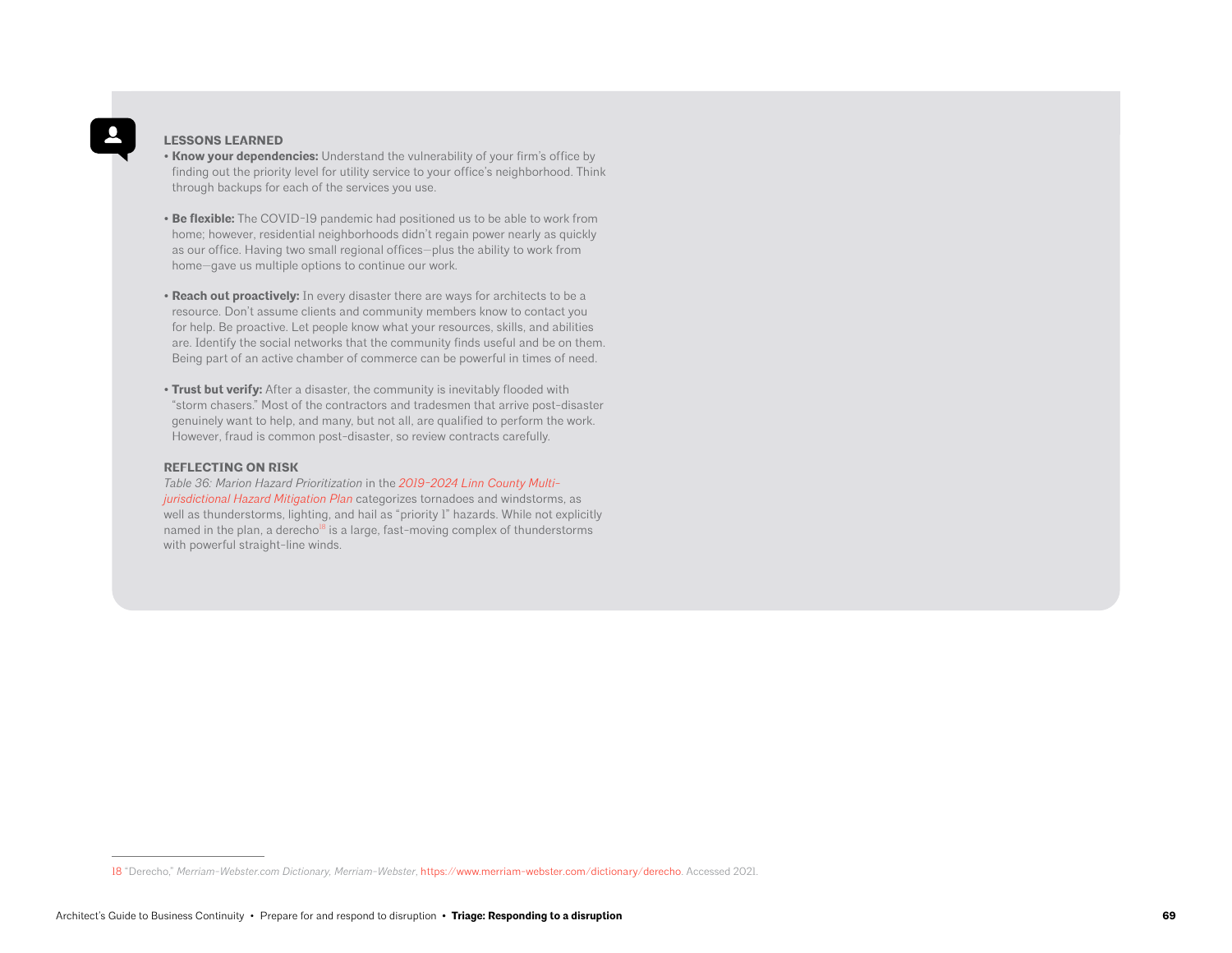### LESSONS LEARNED

- **Know your dependencies:** Understand the vulnerability of your firm's office by finding out the priority level for utility service to your office's neighborhood. Think through backups for each of the services you use.
- **Be flexible:** The COVID-19 pandemic had positioned us to be able to work from home; however, residential neighborhoods didn't regain power nearly as quickly as our office. Having two small regional offices—plus the ability to work from home—gave us multiple options to continue our work.
- **Reach out proactively:** In every disaster there are ways for architects to be a resource. Don't assume clients and community members know to contact you for help. Be proactive. Let people know what your resources, skills, and abilities are. Identify the social networks that the community finds useful and be on them. Being part of an active chamber of commerce can be powerful in times of need.
- **Trust but verify:** After a disaster, the community is inevitably flooded with "storm chasers." Most of the contractors and tradesmen that arrive post-disaster genuinely want to help, and many, but not all, are qualified to perform the work. However, fraud is common post-disaster, so review contracts carefully.

### REFLECTING ON RISK

*Table 36: Marion Hazard Prioritization* in the *2019-2024 Linn County Multi-jurisdictional Hazard Mitigation Plan* categorizes tornadoes and windstorms, as well as thunderstorms, lighting, and hail as "priority 1" hazards. While not explicitly named in the plan, a derecho[18] is a large, fast-moving complex of thunderstorms with powerful straight-line winds.

---

18 "Derecho," *Merriam-Webster.com Dictionary, Merriam-Webster*, https://www.merriam-webster.com/dictionary/derecho. Accessed 2021.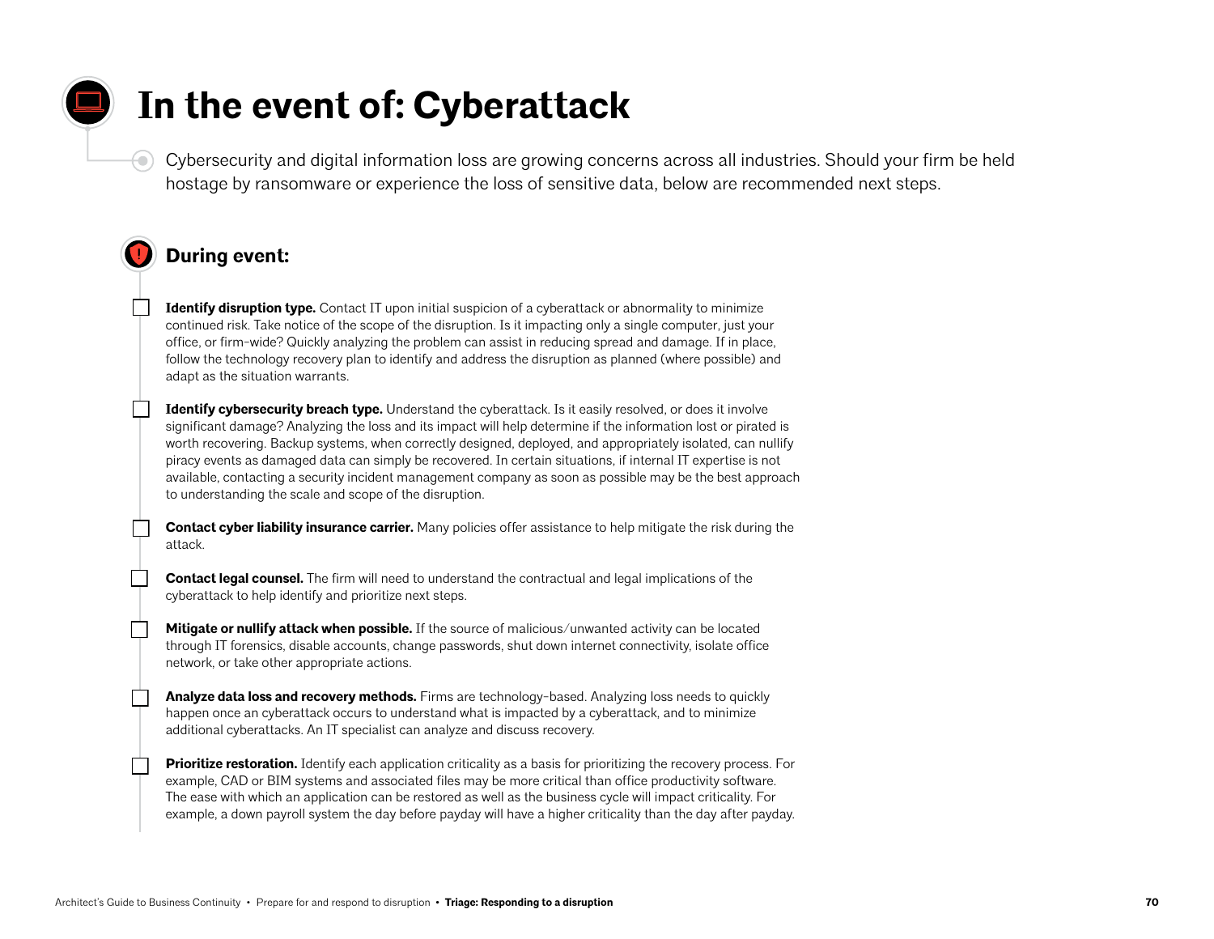# In the event of: Cyberattack

Cybersecurity and digital information loss are growing concerns across all industries. Should your firm be held hostage by ransomware or experience the loss of sensitive data, below are recommended next steps.

## During event:

- [ ] **Identify disruption type.** Contact IT upon initial suspicion of a cyberattack or abnormality to minimize continued risk. Take notice of the scope of the disruption. Is it impacting only a single computer, just your office, or firm-wide? Quickly analyzing the problem can assist in reducing spread and damage. If in place, follow the technology recovery plan to identify and address the disruption as planned (where possible) and adapt as the situation warrants.

- [ ] **Identify cybersecurity breach type.** Understand the cyberattack. Is it easily resolved, or does it involve significant damage? Analyzing the loss and its impact will help determine if the information lost or pirated is worth recovering. Backup systems, when correctly designed, deployed, and appropriately isolated, can nullify piracy events as damaged data can simply be recovered. In certain situations, if internal IT expertise is not available, contacting a security incident management company as soon as possible may be the best approach to understanding the scale and scope of the disruption.

- [ ] **Contact cyber liability insurance carrier.** Many policies offer assistance to help mitigate the risk during the attack.

- [ ] **Contact legal counsel.** The firm will need to understand the contractual and legal implications of the cyberattack to help identify and prioritize next steps.

- [ ] **Mitigate or nullify attack when possible.** If the source of malicious/unwanted activity can be located through IT forensics, disable accounts, change passwords, shut down internet connectivity, isolate office network, or take other appropriate actions.

- [ ] **Analyze data loss and recovery methods.** Firms are technology-based. Analyzing loss needs to quickly happen once an cyberattack occurs to understand what is impacted by a cyberattack, and to minimize additional cyberattacks. An IT specialist can analyze and discuss recovery.

- [ ] **Prioritize restoration.** Identify each application criticality as a basis for prioritizing the recovery process. For example, CAD or BIM systems and associated files may be more critical than office productivity software. The ease with which an application can be restored as well as the business cycle will impact criticality. For example, a down payroll system the day before payday will have a higher criticality than the day after payday.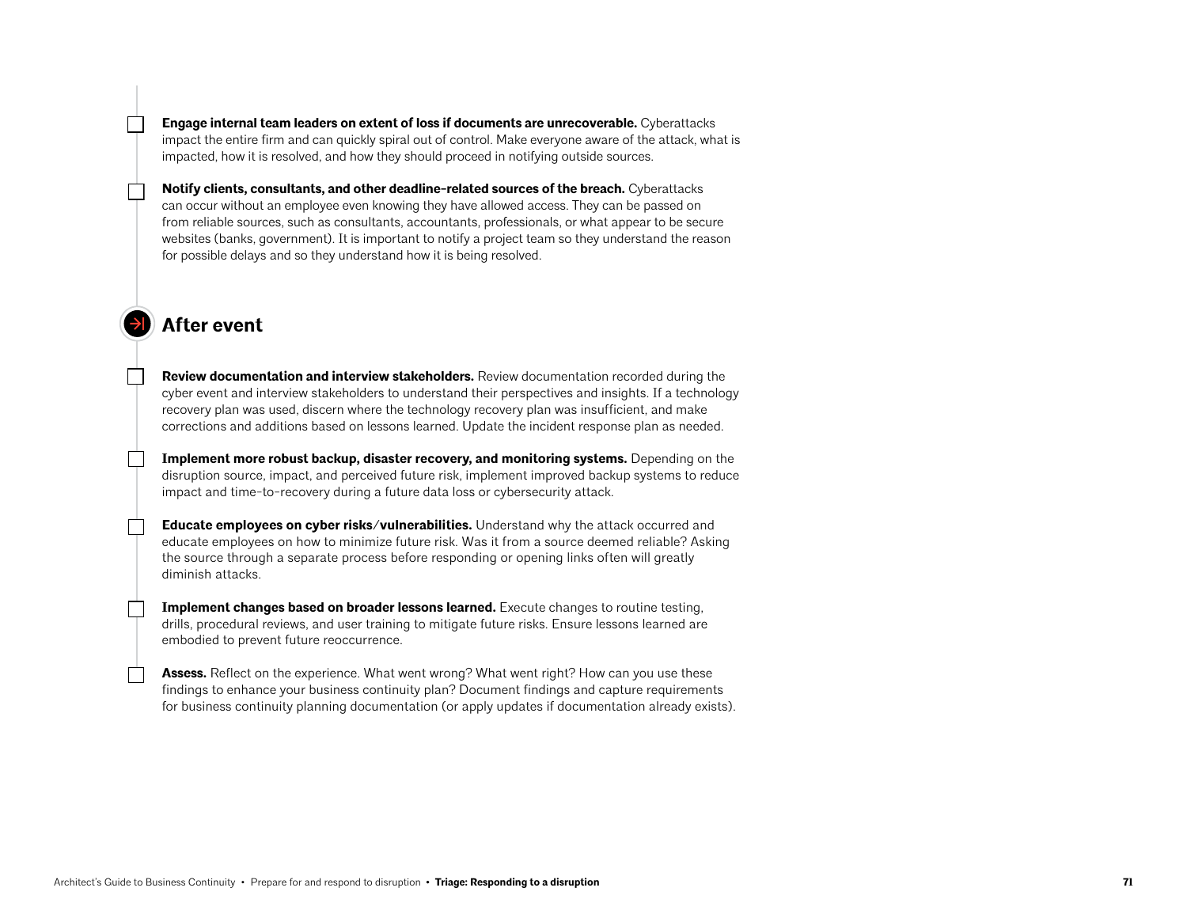- [ ] **Engage internal team leaders on extent of loss if documents are unrecoverable.** Cyberattacks impact the entire firm and can quickly spiral out of control. Make everyone aware of the attack, what is impacted, how it is resolved, and how they should proceed in notifying outside sources.

- [ ] **Notify clients, consultants, and other deadline-related sources of the breach.** Cyberattacks can occur without an employee even knowing they have allowed access. They can be passed on from reliable sources, such as consultants, accountants, professionals, or what appear to be secure websites (banks, government). It is important to notify a project team so they understand the reason for possible delays and so they understand how it is being resolved.

## After event

- [ ] **Review documentation and interview stakeholders.** Review documentation recorded during the cyber event and interview stakeholders to understand their perspectives and insights. If a technology recovery plan was used, discern where the technology recovery plan was insufficient, and make corrections and additions based on lessons learned. Update the incident response plan as needed.

- [ ] **Implement more robust backup, disaster recovery, and monitoring systems.** Depending on the disruption source, impact, and perceived future risk, implement improved backup systems to reduce impact and time-to-recovery during a future data loss or cybersecurity attack.

- [ ] **Educate employees on cyber risks/vulnerabilities.** Understand why the attack occurred and educate employees on how to minimize future risk. Was it from a source deemed reliable? Asking the source through a separate process before responding or opening links often will greatly diminish attacks.

- [ ] **Implement changes based on broader lessons learned.** Execute changes to routine testing, drills, procedural reviews, and user training to mitigate future risks. Ensure lessons learned are embodied to prevent future reoccurrence.

- [ ] **Assess.** Reflect on the experience. What went wrong? What went right? How can you use these findings to enhance your business continuity plan? Document findings and capture requirements for business continuity planning documentation (or apply updates if documentation already exists).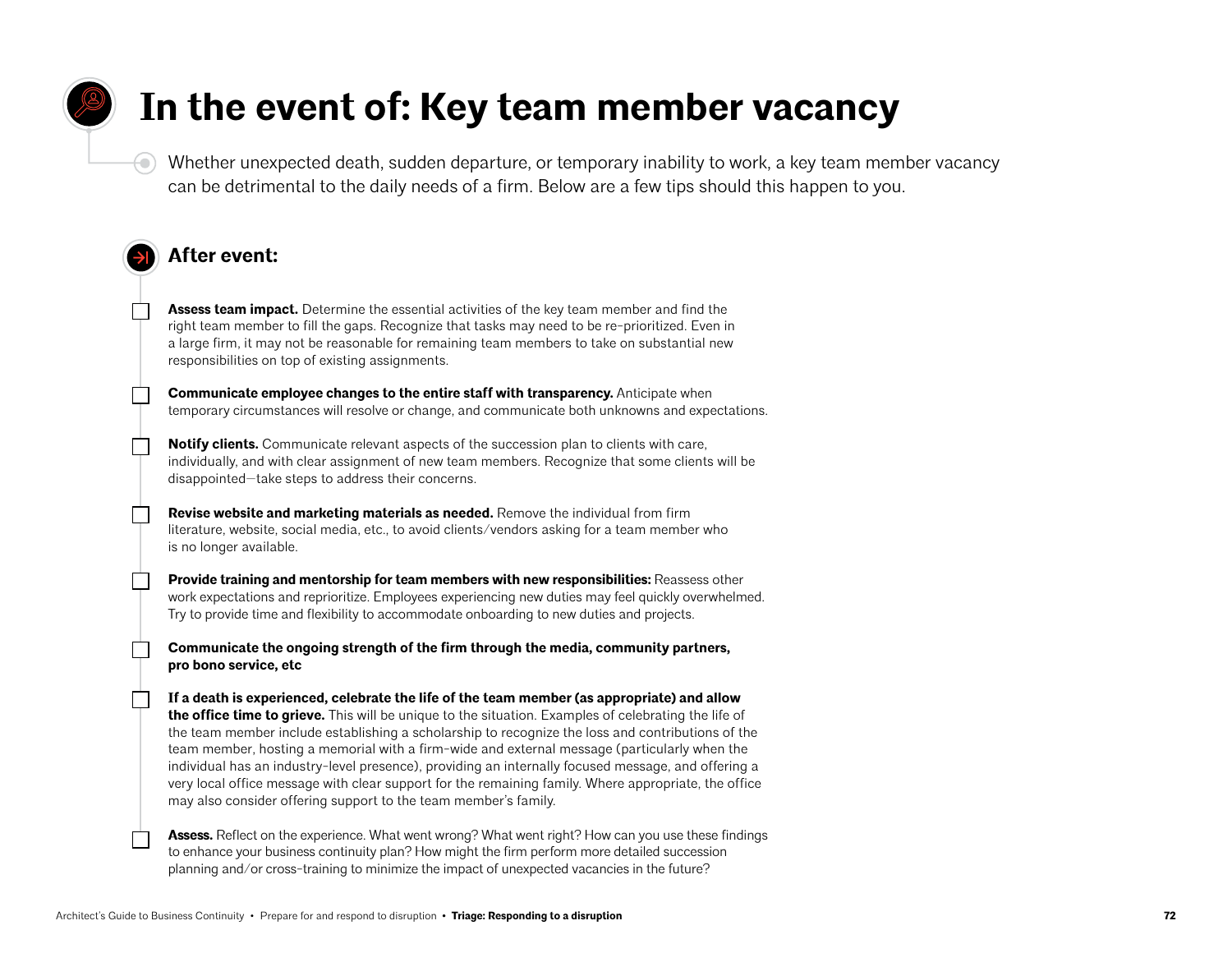# In the event of: Key team member vacancy

Whether unexpected death, sudden departure, or temporary inability to work, a key team member vacancy can be detrimental to the daily needs of a firm. Below are a few tips should this happen to you.

## After event:

- [ ] **Assess team impact.** Determine the essential activities of the key team member and find the right team member to fill the gaps. Recognize that tasks may need to be re-prioritized. Even in a large firm, it may not be reasonable for remaining team members to take on substantial new responsibilities on top of existing assignments.
- [ ] **Communicate employee changes to the entire staff with transparency.** Anticipate when temporary circumstances will resolve or change, and communicate both unknowns and expectations.
- [ ] **Notify clients.** Communicate relevant aspects of the succession plan to clients with care, individually, and with clear assignment of new team members. Recognize that some clients will be disappointed—take steps to address their concerns.
- [ ] **Revise website and marketing materials as needed.** Remove the individual from firm literature, website, social media, etc., to avoid clients/vendors asking for a team member who is no longer available.
- [ ] **Provide training and mentorship for team members with new responsibilities:** Reassess other work expectations and reprioritize. Employees experiencing new duties may feel quickly overwhelmed. Try to provide time and flexibility to accommodate onboarding to new duties and projects.
- [ ] **Communicate the ongoing strength of the firm through the media, community partners, pro bono service, etc**
- [ ] **If a death is experienced, celebrate the life of the team member (as appropriate) and allow the office time to grieve.** This will be unique to the situation. Examples of celebrating the life of the team member include establishing a scholarship to recognize the loss and contributions of the team member, hosting a memorial with a firm-wide and external message (particularly when the individual has an industry-level presence), providing an internally focused message, and offering a very local office message with clear support for the remaining family. Where appropriate, the office may also consider offering support to the team member's family.
- [ ] **Assess.** Reflect on the experience. What went wrong? What went right? How can you use these findings to enhance your business continuity plan? How might the firm perform more detailed succession planning and/or cross-training to minimize the impact of unexpected vacancies in the future?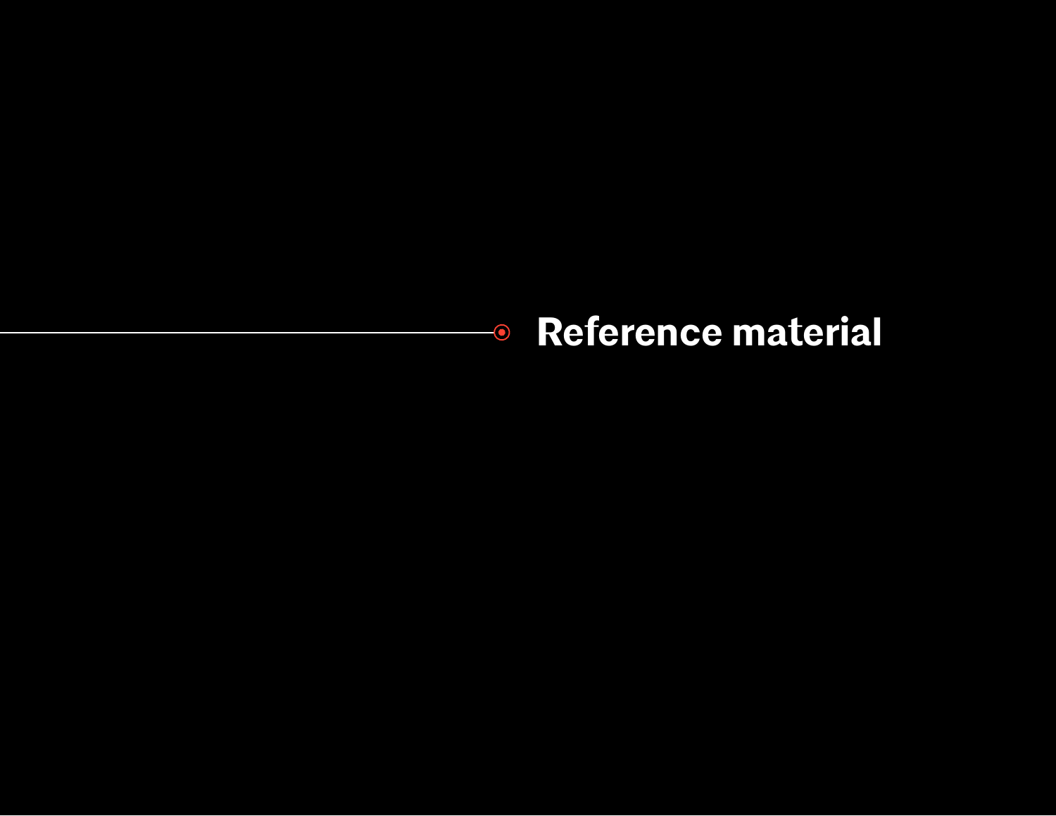# Reference material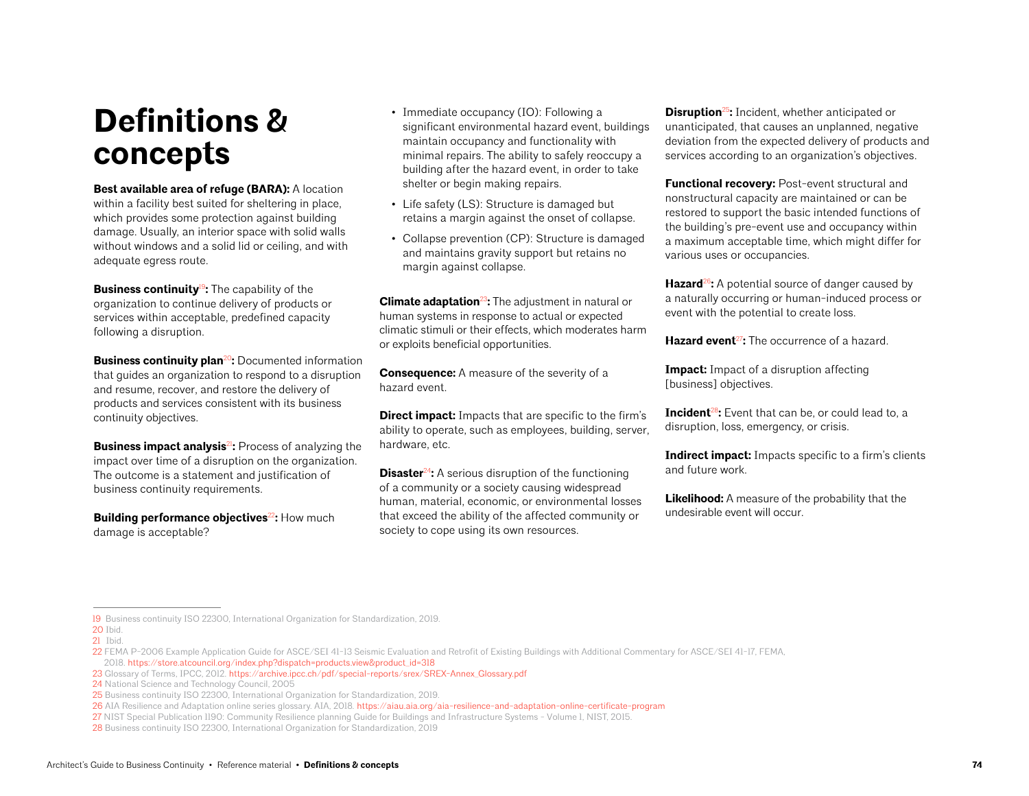# Definitions & concepts

**Best available area of refuge (BARA):** A location within a facility best suited for sheltering in place, which provides some protection against building damage. Usually, an interior space with solid walls without windows and a solid lid or ceiling, and with adequate egress route.

**Business continuity**[19]**:** The capability of the organization to continue delivery of products or services within acceptable, predefined capacity following a disruption.

**Business continuity plan**[20]**:** Documented information that guides an organization to respond to a disruption and resume, recover, and restore the delivery of products and services consistent with its business continuity objectives.

**Business impact analysis**[21]**:** Process of analyzing the impact over time of a disruption on the organization. The outcome is a statement and justification of business continuity requirements.

**Building performance objectives**[22]**:** How much damage is acceptable?

- Immediate occupancy (IO): Following a significant environmental hazard event, buildings maintain occupancy and functionality with minimal repairs. The ability to safely reoccupy a building after the hazard event, in order to take shelter or begin making repairs.
- Life safety (LS): Structure is damaged but retains a margin against the onset of collapse.
- Collapse prevention (CP): Structure is damaged and maintains gravity support but retains no margin against collapse.

**Climate adaptation**[23]**:** The adjustment in natural or human systems in response to actual or expected climatic stimuli or their effects, which moderates harm or exploits beneficial opportunities.

**Consequence:** A measure of the severity of a hazard event.

**Direct impact:** Impacts that are specific to the firm's ability to operate, such as employees, building, server, hardware, etc.

**Disaster**[24]**:** A serious disruption of the functioning of a community or a society causing widespread human, material, economic, or environmental losses that exceed the ability of the affected community or society to cope using its own resources.

**Disruption**[25]**:** Incident, whether anticipated or unanticipated, that causes an unplanned, negative deviation from the expected delivery of products and services according to an organization's objectives.

**Functional recovery:** Post-event structural and nonstructural capacity are maintained or can be restored to support the basic intended functions of the building's pre-event use and occupancy within a maximum acceptable time, which might differ for various uses or occupancies.

**Hazard**[26]**:** A potential source of danger caused by a naturally occurring or human-induced process or event with the potential to create loss.

**Hazard event**[27]**:** The occurrence of a hazard.

**Impact:** Impact of a disruption affecting [business] objectives.

**Incident**[28]**:** Event that can be, or could lead to, a disruption, loss, emergency, or crisis.

**Indirect impact:** Impacts specific to a firm's clients and future work.

**Likelihood:** A measure of the probability that the undesirable event will occur.

---

19 Business continuity ISO 22300, International Organization for Standardization, 2019.
20 Ibid.
21 Ibid.
22 FEMA P-2006 Example Application Guide for ASCE/SEI 41-13 Seismic Evaluation and Retrofit of Existing Buildings with Additional Commentary for ASCE/SEI 41-17, FEMA, 2018. https://store.atcouncil.org/index.php?dispatch=products.view&product_id=318
23 Glossary of Terms, IPCC, 2012. https://archive.ipcc.ch/pdf/special-reports/srex/SREX-Annex_Glossary.pdf
24 National Science and Technology Council, 2005
25 Business continuity ISO 22300, International Organization for Standardization, 2019.
26 AIA Resilience and Adaptation online series glossary. AIA, 2018. https://aiau.aia.org/aia-resilience-and-adaptation-online-certificate-program
27 NIST Special Publication 1190: Community Resilience planning Guide for Buildings and Infrastructure Systems - Volume 1, NIST, 2015.
28 Business continuity ISO 22300, International Organization for Standardization, 2019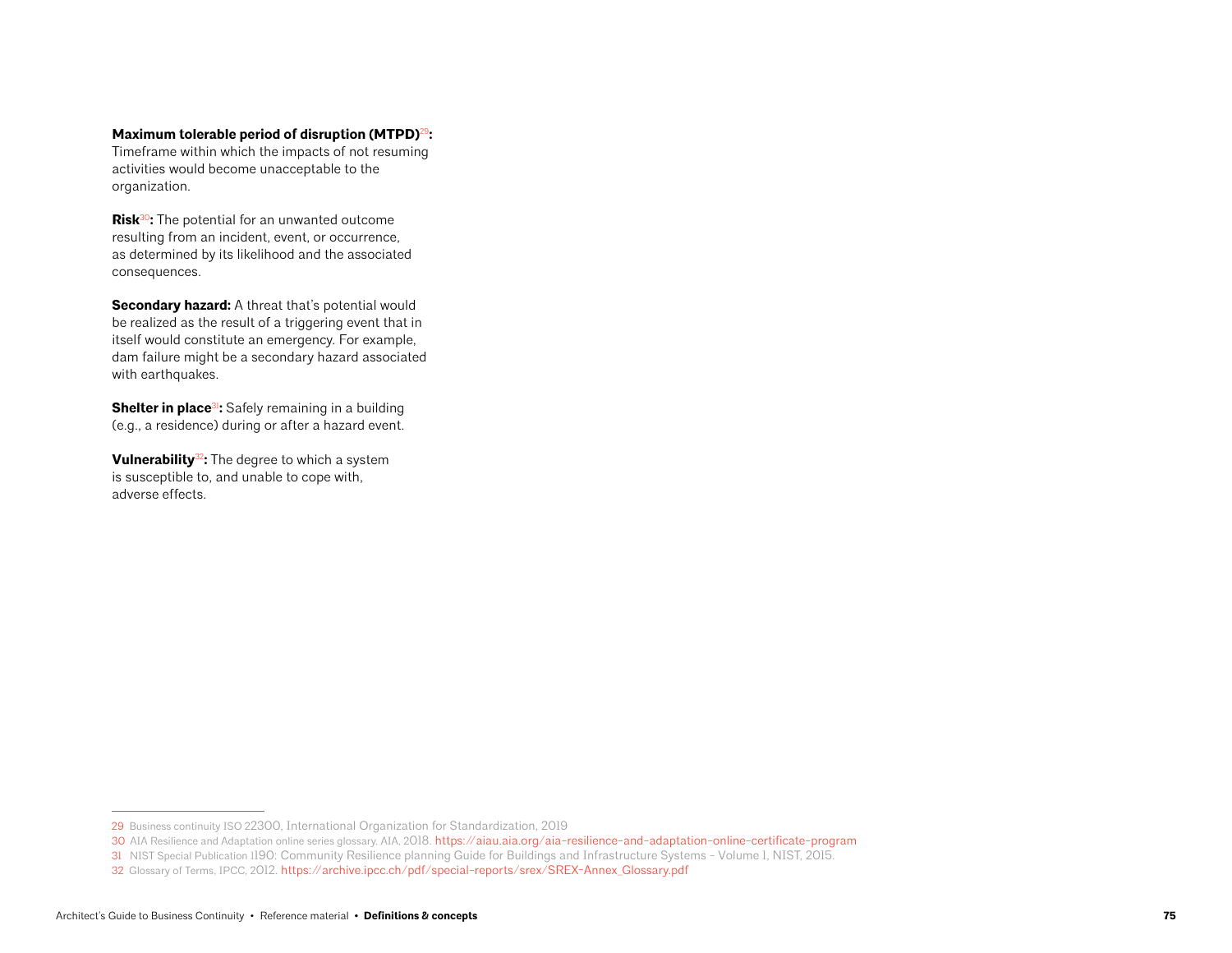**Maximum tolerable period of disruption (MTPD)[29]:** Timeframe within which the impacts of not resuming activities would become unacceptable to the organization.

**Risk[30]:** The potential for an unwanted outcome resulting from an incident, event, or occurrence, as determined by its likelihood and the associated consequences.

**Secondary hazard:** A threat that's potential would be realized as the result of a triggering event that in itself would constitute an emergency. For example, dam failure might be a secondary hazard associated with earthquakes.

**Shelter in place[31]:** Safely remaining in a building (e.g., a residence) during or after a hazard event.

**Vulnerability[32]:** The degree to which a system is susceptible to, and unable to cope with, adverse effects.

---

29 Business continuity ISO 22300, International Organization for Standardization, 2019

30 AIA Resilience and Adaptation online series glossary. AIA, 2018. https://aiau.aia.org/aia-resilience-and-adaptation-online-certificate-program

31 NIST Special Publication 1190: Community Resilience planning Guide for Buildings and Infrastructure Systems – Volume 1, NIST, 2015.

32 Glossary of Terms, IPCC, 2012. https://archive.ipcc.ch/pdf/special-reports/srex/SREX-Annex_Glossary.pdf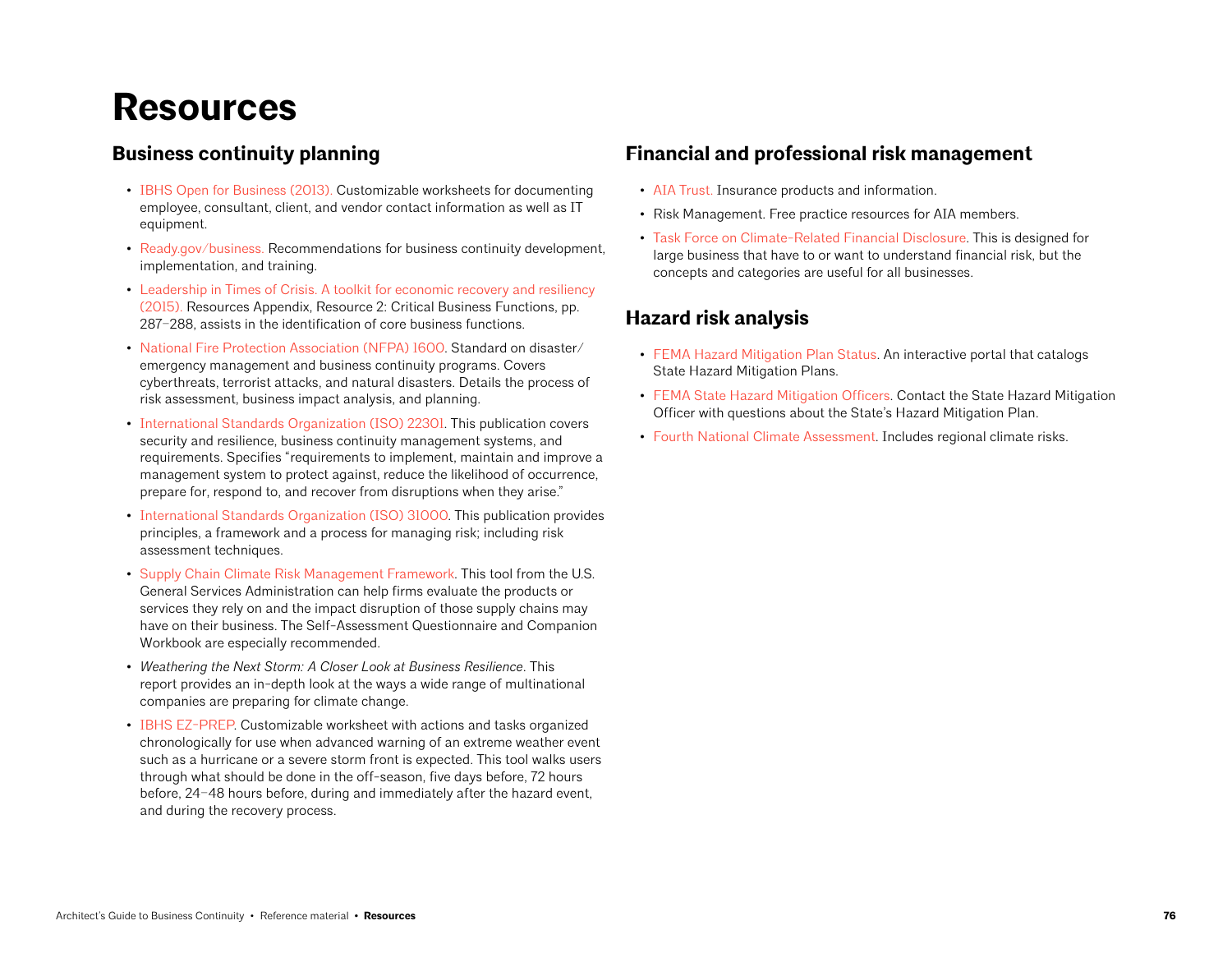# Resources

## Business continuity planning

- IBHS Open for Business (2013). Customizable worksheets for documenting employee, consultant, client, and vendor contact information as well as IT equipment.
- Ready.gov/business. Recommendations for business continuity development, implementation, and training.
- Leadership in Times of Crisis. A toolkit for economic recovery and resiliency (2015). Resources Appendix, Resource 2: Critical Business Functions, pp. 287–288, assists in the identification of core business functions.
- National Fire Protection Association (NFPA) 1600. Standard on disaster/emergency management and business continuity programs. Covers cyberthreats, terrorist attacks, and natural disasters. Details the process of risk assessment, business impact analysis, and planning.
- International Standards Organization (ISO) 22301. This publication covers security and resilience, business continuity management systems, and requirements. Specifies "requirements to implement, maintain and improve a management system to protect against, reduce the likelihood of occurrence, prepare for, respond to, and recover from disruptions when they arise."
- International Standards Organization (ISO) 31000. This publication provides principles, a framework and a process for managing risk; including risk assessment techniques.
- Supply Chain Climate Risk Management Framework. This tool from the U.S. General Services Administration can help firms evaluate the products or services they rely on and the impact disruption of those supply chains may have on their business. The Self-Assessment Questionnaire and Companion Workbook are especially recommended.
- *Weathering the Next Storm: A Closer Look at Business Resilience*. This report provides an in-depth look at the ways a wide range of multinational companies are preparing for climate change.
- IBHS EZ-PREP. Customizable worksheet with actions and tasks organized chronologically for use when advanced warning of an extreme weather event such as a hurricane or a severe storm front is expected. This tool walks users through what should be done in the off-season, five days before, 72 hours before, 24–48 hours before, during and immediately after the hazard event, and during the recovery process.

## Financial and professional risk management

- AIA Trust. Insurance products and information.
- Risk Management. Free practice resources for AIA members.
- Task Force on Climate-Related Financial Disclosure. This is designed for large business that have to or want to understand financial risk, but the concepts and categories are useful for all businesses.

## Hazard risk analysis

- FEMA Hazard Mitigation Plan Status. An interactive portal that catalogs State Hazard Mitigation Plans.
- FEMA State Hazard Mitigation Officers. Contact the State Hazard Mitigation Officer with questions about the State's Hazard Mitigation Plan.
- Fourth National Climate Assessment. Includes regional climate risks.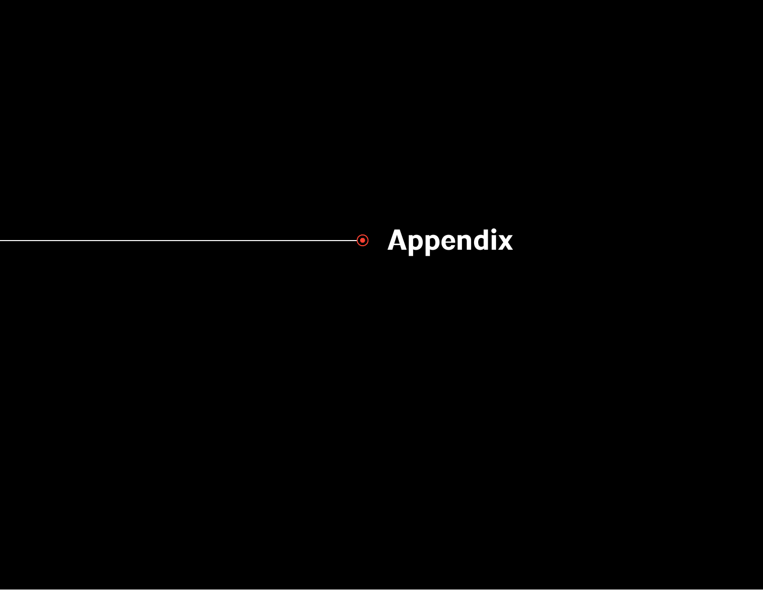# Appendix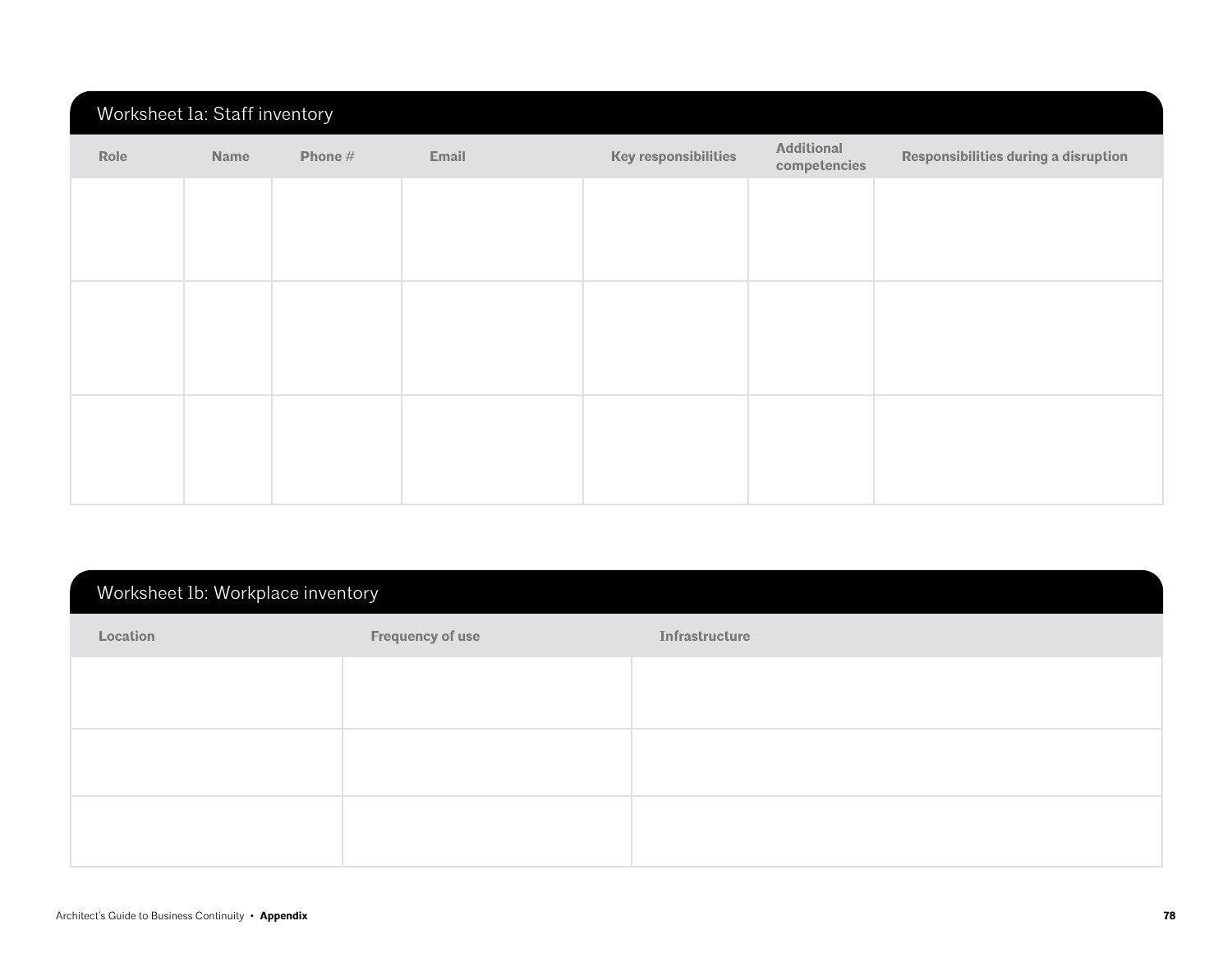## Worksheet 1a: Staff inventory

| Role | Name | Phone # | Email | Key responsibilities | Additional competencies | Responsibilities during a disruption |
| --- | --- | --- | --- | --- | --- | --- |
| | | | | | | |
| | | | | | | |
| | | | | | | |

## Worksheet 1b: Workplace inventory

| Location | Frequency of use | Infrastructure |
| --- | --- | --- |
| | | |
| | | |
| | | |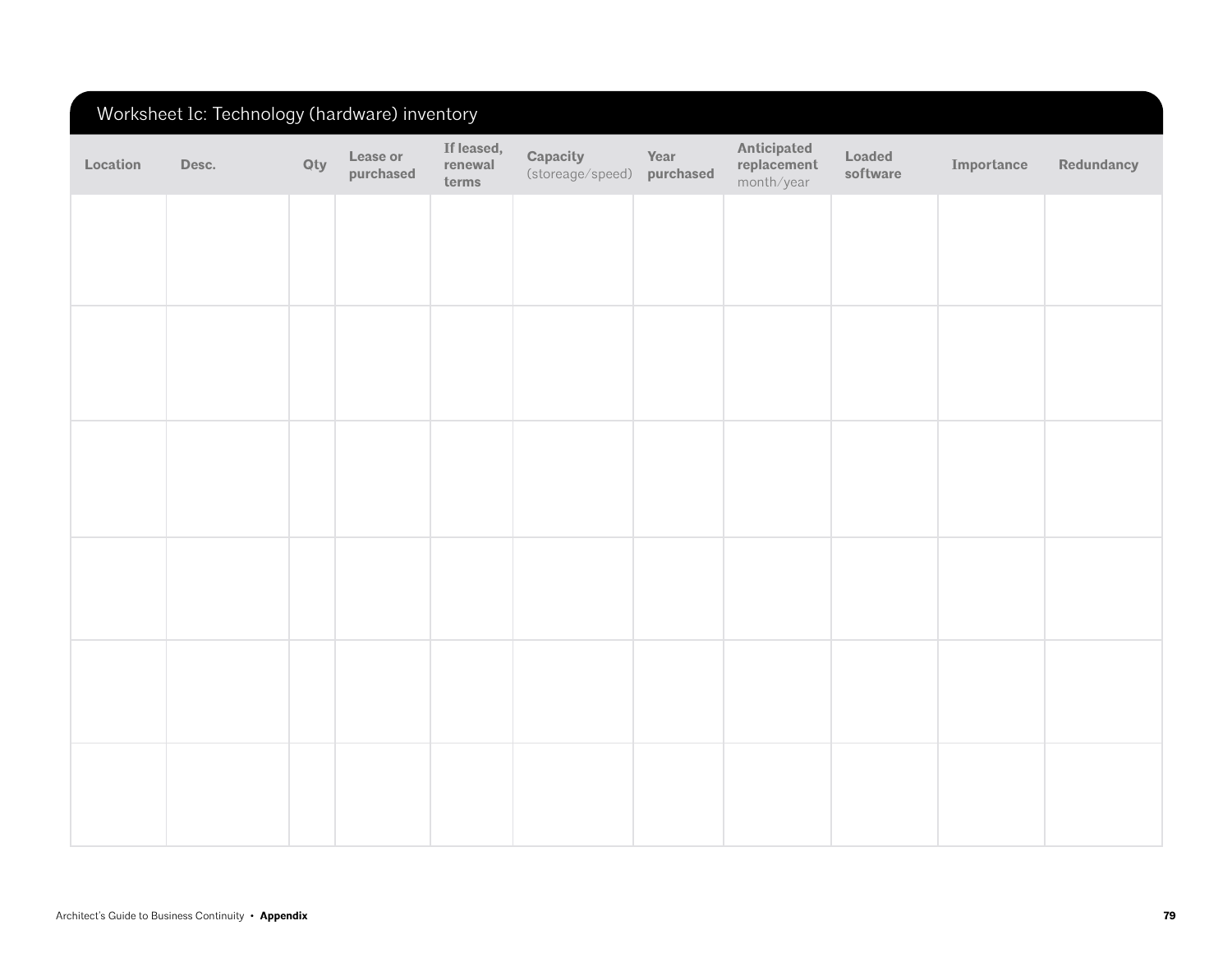## Worksheet 1c: Technology (hardware) inventory

| Location | Desc. | Qty | Lease or purchased | If leased, renewal terms | Capacity (storeage/speed) | Year purchased | Anticipated replacement month/year | Loaded software | Importance | Redundancy |
|---|---|---|---|---|---|---|---|---|---|---|
| | | | | | | | | | | |
| | | | | | | | | | | |
| | | | | | | | | | | |
| | | | | | | | | | | |
| | | | | | | | | | | |
| | | | | | | | | | | |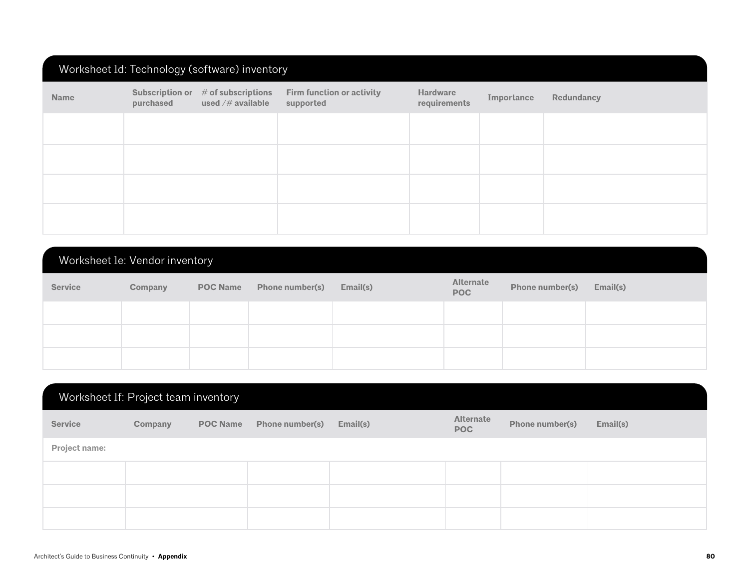## Worksheet 1d: Technology (software) inventory

| Name | Subscription or purchased | # of subscriptions used / # available | Firm function or activity supported | Hardware requirements | Importance | Redundancy |
|---|---|---|---|---|---|---|
| | | | | | | |
| | | | | | | |
| | | | | | | |
| | | | | | | |

## Worksheet 1e: Vendor inventory

| Service | Company | POC Name | Phone number(s) | Email(s) | Alternate POC | Phone number(s) | Email(s) |
|---|---|---|---|---|---|---|---|
| | | | | | | | |
| | | | | | | | |
| | | | | | | | |

## Worksheet 1f: Project team inventory

| Service | Company | POC Name | Phone number(s) | Email(s) | Alternate POC | Phone number(s) | Email(s) |
|---|---|---|---|---|---|---|---|
| Project name: | | | | | | | |
| | | | | | | | |
| | | | | | | | |
| | | | | | | | |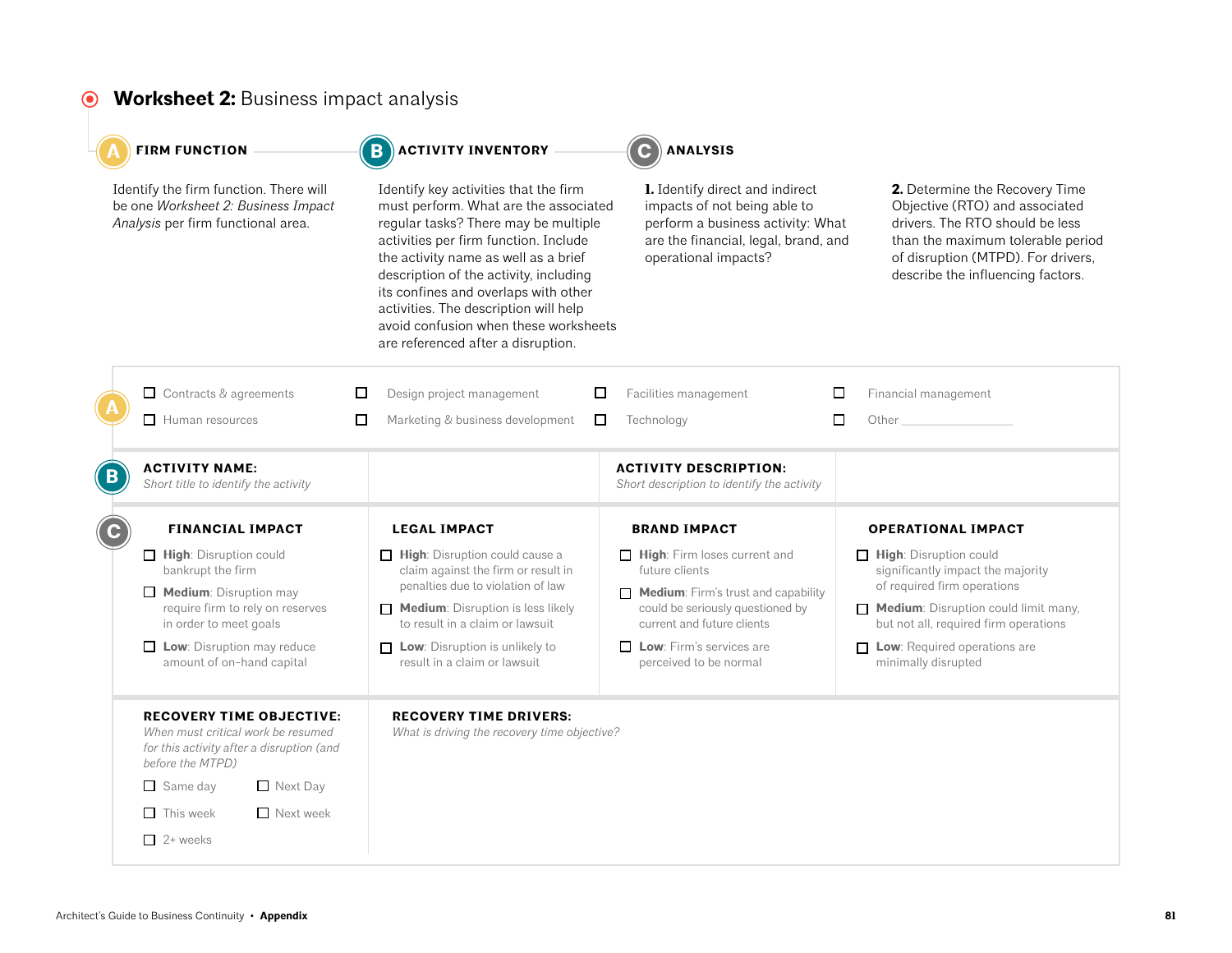# **Worksheet 2:** Business impact analysis

**A FIRM FUNCTION**

Identify the firm function. There will be one *Worksheet 2: Business Impact Analysis* per firm functional area.

**B ACTIVITY INVENTORY**

Identify key activities that the firm must perform. What are the associated regular tasks? There may be multiple activities per firm function. Include the activity name as well as a brief description of the activity, including its confines and overlaps with other activities. The description will help avoid confusion when these worksheets are referenced after a disruption.

**C ANALYSIS**

**1.** Identify direct and indirect impacts of not being able to perform a business activity: What are the financial, legal, brand, and operational impacts?

**2.** Determine the Recovery Time Objective (RTO) and associated drivers. The RTO should be less than the maximum tolerable period of disruption (MTPD). For drivers, describe the influencing factors.

---

**A**

- ☐ Contracts & agreements
- ☐ Design project management
- ☐ Facilities management
- ☐ Financial management
- ☐ Human resources
- ☐ Marketing & business development
- ☐ Technology
- ☐ Other ________________

**B**

| **ACTIVITY NAME:** *Short title to identify the activity* | | **ACTIVITY DESCRIPTION:** *Short description to identify the activity* | |
|---|---|---|---|

**C**

| **FINANCIAL IMPACT** | **LEGAL IMPACT** | **BRAND IMPACT** | **OPERATIONAL IMPACT** |
|---|---|---|---|
| ☐ **High**: Disruption could bankrupt the firm | ☐ **High**: Disruption could cause a claim against the firm or result in penalties due to violation of law | ☐ **High**: Firm loses current and future clients | ☐ **High**: Disruption could significantly impact the majority of required firm operations |
| ☐ **Medium**: Disruption may require firm to rely on reserves in order to meet goals | ☐ **Medium**: Disruption is less likely to result in a claim or lawsuit | ☐ **Medium**: Firm's trust and capability could be seriously questioned by current and future clients | ☐ **Medium**: Disruption could limit many, but not all, required firm operations |
| ☐ **Low**: Disruption may reduce amount of on-hand capital | ☐ **Low**: Disruption is unlikely to result in a claim or lawsuit | ☐ **Low**: Firm's services are perceived to be normal | ☐ **Low**: Required operations are minimally disrupted |

**RECOVERY TIME OBJECTIVE:**
*When must critical work be resumed for this activity after a disruption (and before the MTPD)*

- ☐ Same day
- ☐ Next Day
- ☐ This week
- ☐ Next week
- ☐ 2+ weeks

**RECOVERY TIME DRIVERS:**
*What is driving the recovery time objective?*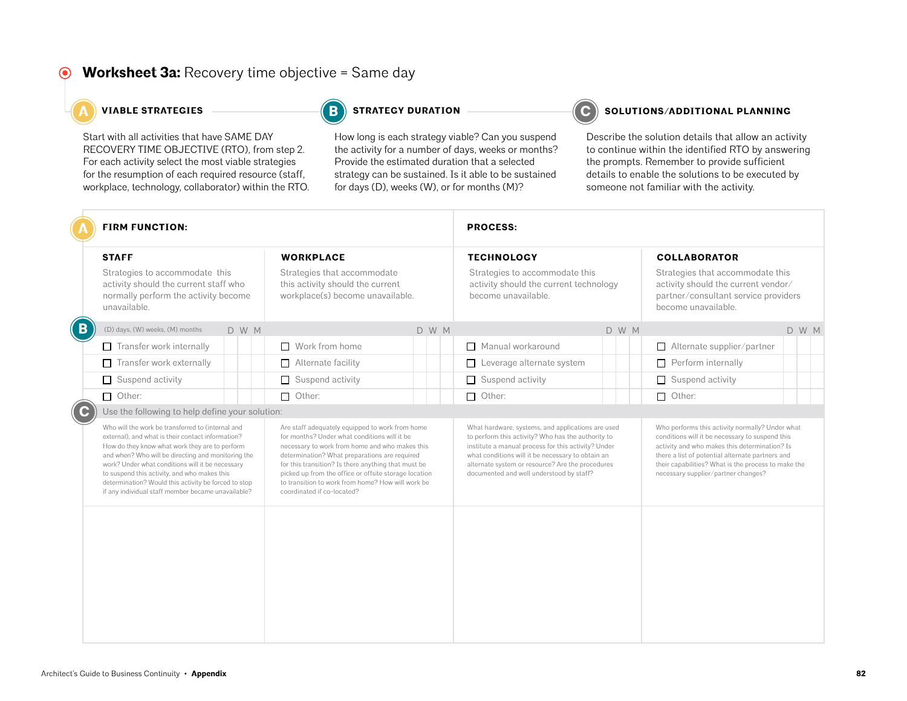## Worksheet 3a: Recovery time objective = Same day

### A VIABLE STRATEGIES

Start with all activities that have SAME DAY RECOVERY TIME OBJECTIVE (RTO), from step 2. For each activity select the most viable strategies for the resumption of each required resource (staff, workplace, technology, collaborator) within the RTO.

### B STRATEGY DURATION

How long is each strategy viable? Can you suspend the activity for a number of days, weeks or months? Provide the estimated duration that a selected strategy can be sustained. Is it able to be sustained for days (D), weeks (W), or for months (M)?

### C SOLUTIONS/ADDITIONAL PLANNING

Describe the solution details that allow an activity to continue within the identified RTO by answering the prompts. Remember to provide sufficient details to enable the solutions to be executed by someone not familiar with the activity.

**A FIRM FUNCTION:**

**PROCESS:**

| STAFF | D | W | M | WORKPLACE | D | W | M | TECHNOLOGY | D | W | M | COLLABORATOR | D | W | M |
|---|---|---|---|---|---|---|---|---|---|---|---|---|---|---|---|
| Strategies to accommodate this activity should the current staff who normally perform the activity become unavailable. | | | | Strategies that accommodate this activity should the current workplace(s) become unavailable. | | | | Strategies to accommodate this activity should the current technology become unavailable. | | | | Strategies that accommodate this activity should the current vendor/partner/consultant service providers become unavailable. | | | |
| **B** (D) days, (W) weeks, (M) months | D | W | M | | D | W | M | | D | W | M | | D | W | M |
| ☐ Transfer work internally | | | | ☐ Work from home | | | | ☐ Manual workaround | | | | ☐ Alternate supplier/partner | | | |
| ☐ Transfer work externally | | | | ☐ Alternate facility | | | | ☐ Leverage alternate system | | | | ☐ Perform internally | | | |
| ☐ Suspend activity | | | | ☐ Suspend activity | | | | ☐ Suspend activity | | | | ☐ Suspend activity | | | |
| ☐ Other: | | | | ☐ Other: | | | | ☐ Other: | | | | ☐ Other: | | | |

**C** Use the following to help define your solution:

| Staff | Workplace | Technology | Collaborator |
|---|---|---|---|
| Who will the work be transferred to (internal and external), and what is their contact information? How do they know what work they are to perform and when? Who will be directing and monitoring the work? Under what conditions will it be necessary to suspend this activity, and who makes this determination? Would this activity be forced to stop if any individual staff member became unavailable? | Are staff adequately equipped to work from home for months? Under what conditions will it be necessary to work from home and who makes this determination? What preparations are required for this transition? Is there anything that must be picked up from the office or offsite storage location to transition to work from home? How will work be coordinated if co-located? | What hardware, systems, and applications are used to perform this activity? Who has the authority to institute a manual process for this activity? Under what conditions will it be necessary to obtain an alternate system or resource? Are the procedures documented and well understood by staff? | Who performs this activity normally? Under what conditions will it be necessary to suspend this activity and who makes this determination? Is there a list of potential alternate partners and their capabilities? What is the process to make the necessary supplier/partner changes? |
| | | | |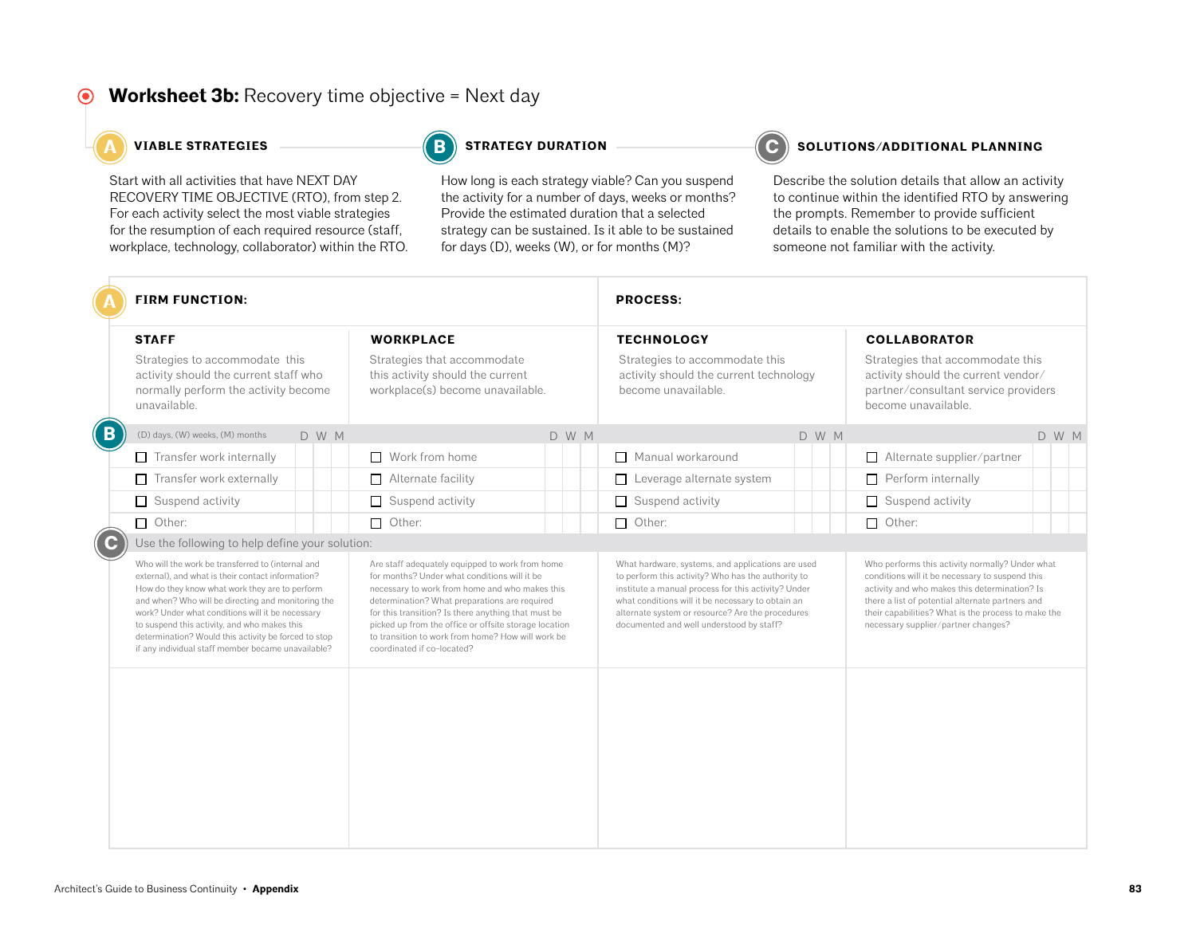# Worksheet 3b: Recovery time objective = Next day

### A VIABLE STRATEGIES

Start with all activities that have NEXT DAY RECOVERY TIME OBJECTIVE (RTO), from step 2. For each activity select the most viable strategies for the resumption of each required resource (staff, workplace, technology, collaborator) within the RTO.

### B STRATEGY DURATION

How long is each strategy viable? Can you suspend the activity for a number of days, weeks or months? Provide the estimated duration that a selected strategy can be sustained. Is it able to be sustained for days (D), weeks (W), or for months (M)?

### C SOLUTIONS/ADDITIONAL PLANNING

Describe the solution details that allow an activity to continue within the identified RTO by answering the prompts. Remember to provide sufficient details to enable the solutions to be executed by someone not familiar with the activity.

**A FIRM FUNCTION:**

**PROCESS:**

| STAFF | D | W | M | WORKPLACE | D | W | M | TECHNOLOGY | D | W | M | COLLABORATOR | D | W | M |
|---|---|---|---|---|---|---|---|---|---|---|---|---|---|---|---|
| Strategies to accommodate this activity should the current staff who normally perform the activity become unavailable. | | | | Strategies that accommodate this activity should the current workplace(s) become unavailable. | | | | Strategies to accommodate this activity should the current technology become unavailable. | | | | Strategies that accommodate this activity should the current vendor/partner/consultant service providers become unavailable. | | | |
| **B** (D) days, (W) weeks, (M) months | | | | | | | | | | | | | | | |
| ☐ Transfer work internally | | | | ☐ Work from home | | | | ☐ Manual workaround | | | | ☐ Alternate supplier/partner | | | |
| ☐ Transfer work externally | | | | ☐ Alternate facility | | | | ☐ Leverage alternate system | | | | ☐ Perform internally | | | |
| ☐ Suspend activity | | | | ☐ Suspend activity | | | | ☐ Suspend activity | | | | ☐ Suspend activity | | | |
| ☐ Other: | | | | ☐ Other: | | | | ☐ Other: | | | | ☐ Other: | | | |

**C** Use the following to help define your solution:

| STAFF | WORKPLACE | TECHNOLOGY | COLLABORATOR |
|---|---|---|---|
| Who will the work be transferred to (internal and external), and what is their contact information? How do they know what work they are to perform and when? Who will be directing and monitoring the work? Under what conditions will it be necessary to suspend this activity, and who makes this determination? Would this activity be forced to stop if any individual staff member became unavailable? | Are staff adequately equipped to work from home for months? Under what conditions will it be necessary to work from home and who makes this determination? What preparations are required for this transition? Is there anything that must be picked up from the office or offsite storage location to transition to work from home? How will work be coordinated if co-located? | What hardware, systems, and applications are used to perform this activity? Who has the authority to institute a manual process for this activity? Under what conditions will it be necessary to obtain an alternate system or resource? Are the procedures documented and well understood by staff? | Who performs this activity normally? Under what conditions will it be necessary to suspend this activity and who makes this determination? Is there a list of potential alternate partners and their capabilities? What is the process to make the necessary supplier/partner changes? |
| | | | |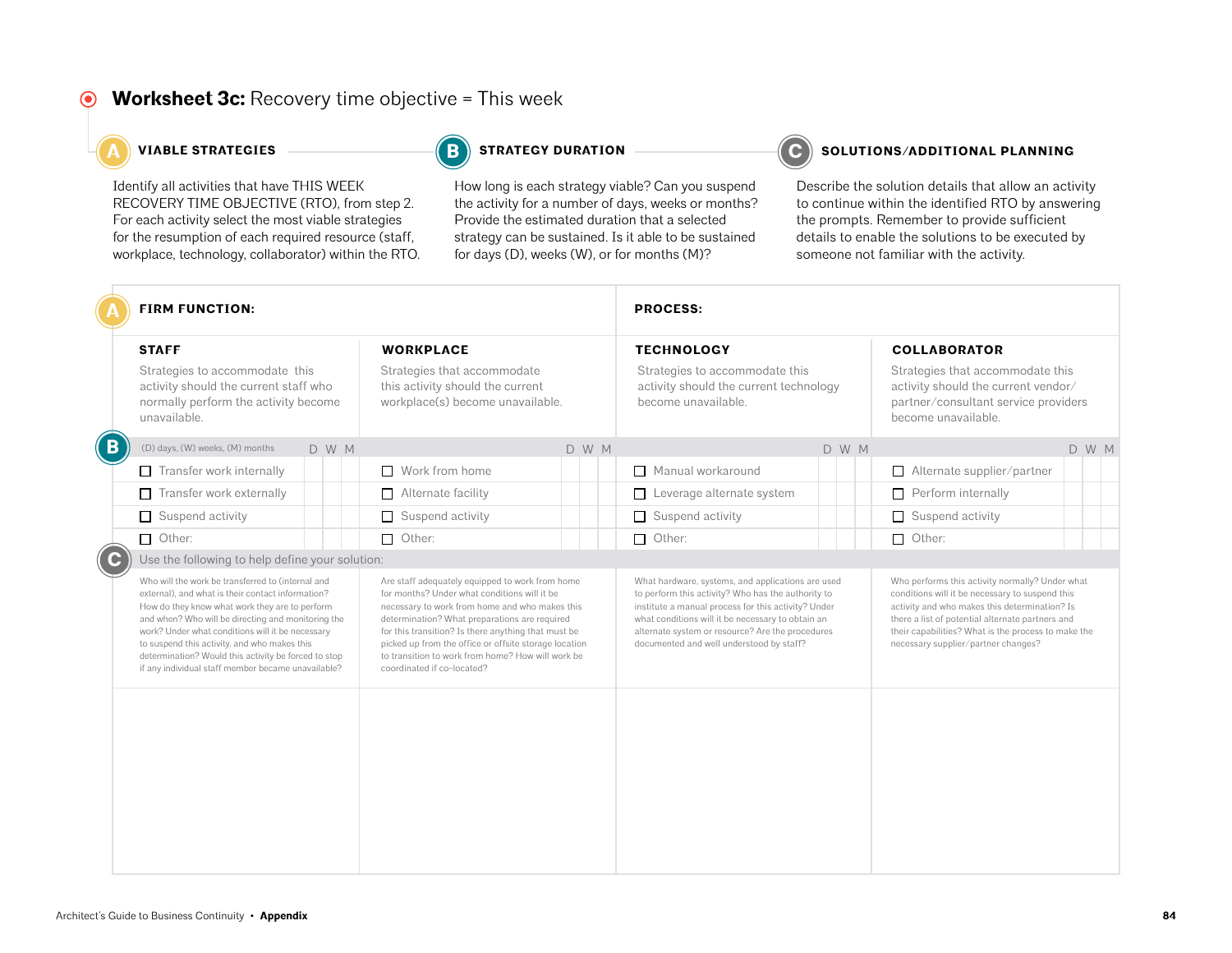# Worksheet 3c: Recovery time objective = This week

**A — VIABLE STRATEGIES**

Identify all activities that have THIS WEEK RECOVERY TIME OBJECTIVE (RTO), from step 2. For each activity select the most viable strategies for the resumption of each required resource (staff, workplace, technology, collaborator) within the RTO.

**B — STRATEGY DURATION**

How long is each strategy viable? Can you suspend the activity for a number of days, weeks or months? Provide the estimated duration that a selected strategy can be sustained. Is it able to be sustained for days (D), weeks (W), or for months (M)?

**C — SOLUTIONS/ADDITIONAL PLANNING**

Describe the solution details that allow an activity to continue within the identified RTO by answering the prompts. Remember to provide sufficient details to enable the solutions to be executed by someone not familiar with the activity.

**A — FIRM FUNCTION:**

**PROCESS:**

| **STAFF** | D | W | M | **WORKPLACE** | D | W | M | **TECHNOLOGY** | D | W | M | **COLLABORATOR** | D | W | M |
|---|---|---|---|---|---|---|---|---|---|---|---|---|---|---|---|
| Strategies to accommodate this activity should the current staff who normally perform the activity become unavailable. | | | | Strategies that accommodate this activity should the current workplace(s) become unavailable. | | | | Strategies to accommodate this activity should the current technology become unavailable. | | | | Strategies that accommodate this activity should the current vendor/partner/consultant service providers become unavailable. | | | |
| **B** (D) days, (W) weeks, (M) months | | | | | | | | | | | | | | | |
| ☐ Transfer work internally | | | | ☐ Work from home | | | | ☐ Manual workaround | | | | ☐ Alternate supplier/partner | | | |
| ☐ Transfer work externally | | | | ☐ Alternate facility | | | | ☐ Leverage alternate system | | | | ☐ Perform internally | | | |
| ☐ Suspend activity | | | | ☐ Suspend activity | | | | ☐ Suspend activity | | | | ☐ Suspend activity | | | |
| ☐ Other: | | | | ☐ Other: | | | | ☐ Other: | | | | ☐ Other: | | | |

**C** — Use the following to help define your solution:

| STAFF | WORKPLACE | TECHNOLOGY | COLLABORATOR |
|---|---|---|---|
| Who will the work be transferred to (internal and external), and what is their contact information? How do they know what work they are to perform and when? Who will be directing and monitoring the work? Under what conditions will it be necessary to suspend this activity, and who makes this determination? Would this activity be forced to stop if any individual staff member became unavailable? | Are staff adequately equipped to work from home for months? Under what conditions will it be necessary to work from home and who makes this determination? What preparations are required for this transition? Is there anything that must be picked up from the office or offsite storage location to transition to work from home? How will work be coordinated if co-located? | What hardware, systems, and applications are used to perform this activity? Who has the authority to institute a manual process for this activity? Under what conditions will it be necessary to obtain an alternate system or resource? Are the procedures documented and well understood by staff? | Who performs this activity normally? Under what conditions will it be necessary to suspend this activity and who makes this determination? Is there a list of potential alternate partners and their capabilities? What is the process to make the necessary supplier/partner changes? |
| | | | |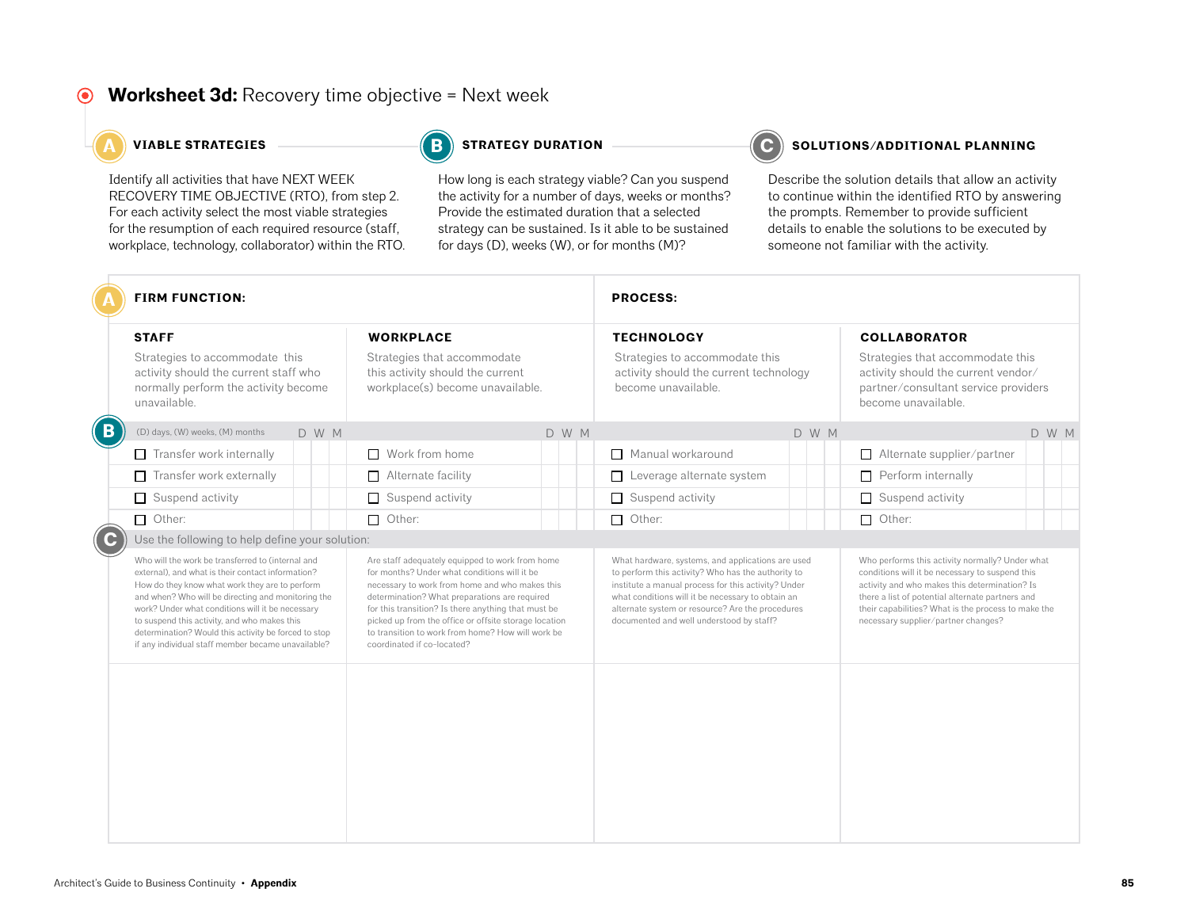# Worksheet 3d: Recovery time objective = Next week

### A VIABLE STRATEGIES

Identify all activities that have NEXT WEEK RECOVERY TIME OBJECTIVE (RTO), from step 2. For each activity select the most viable strategies for the resumption of each required resource (staff, workplace, technology, collaborator) within the RTO.

### B STRATEGY DURATION

How long is each strategy viable? Can you suspend the activity for a number of days, weeks or months? Provide the estimated duration that a selected strategy can be sustained. Is it able to be sustained for days (D), weeks (W), or for months (M)?

### C SOLUTIONS/ADDITIONAL PLANNING

Describe the solution details that allow an activity to continue within the identified RTO by answering the prompts. Remember to provide sufficient details to enable the solutions to be executed by someone not familiar with the activity.

**A FIRM FUNCTION:**

**PROCESS:**

| STAFF | D | W | M | WORKPLACE | D | W | M | TECHNOLOGY | D | W | M | COLLABORATOR | D | W | M |
|---|---|---|---|---|---|---|---|---|---|---|---|---|---|---|---|
| Strategies to accommodate this activity should the current staff who normally perform the activity become unavailable. | | | | Strategies that accommodate this activity should the current workplace(s) become unavailable. | | | | Strategies to accommodate this activity should the current technology become unavailable. | | | | Strategies that accommodate this activity should the current vendor/partner/consultant service providers become unavailable. | | | |
| **B** (D) days, (W) weeks, (M) months | | | | | | | | | | | | | | | |
| ☐ Transfer work internally | | | | ☐ Work from home | | | | ☐ Manual workaround | | | | ☐ Alternate supplier/partner | | | |
| ☐ Transfer work externally | | | | ☐ Alternate facility | | | | ☐ Leverage alternate system | | | | ☐ Perform internally | | | |
| ☐ Suspend activity | | | | ☐ Suspend activity | | | | ☐ Suspend activity | | | | ☐ Suspend activity | | | |
| ☐ Other: | | | | ☐ Other: | | | | ☐ Other: | | | | ☐ Other: | | | |

**C** Use the following to help define your solution:

| STAFF | WORKPLACE | TECHNOLOGY | COLLABORATOR |
|---|---|---|---|
| Who will the work be transferred to (internal and external), and what is their contact information? How do they know what work they are to perform and when? Who will be directing and monitoring the work? Under what conditions will it be necessary to suspend this activity, and who makes this determination? Would this activity be forced to stop if any individual staff member became unavailable? | Are staff adequately equipped to work from home for months? Under what conditions will it be necessary to work from home and who makes this determination? What preparations are required for this transition? Is there anything that must be picked up from the office or offsite storage location to transition to work from home? How will work be coordinated if co-located? | What hardware, systems, and applications are used to perform this activity? Who has the authority to institute a manual process for this activity? Under what conditions will it be necessary to obtain an alternate system or resource? Are the procedures documented and well understood by staff? | Who performs this activity normally? Under what conditions will it be necessary to suspend this activity and who makes this determination? Is there a list of potential alternate partners and their capabilities? What is the process to make the necessary supplier/partner changes? |
| | | | |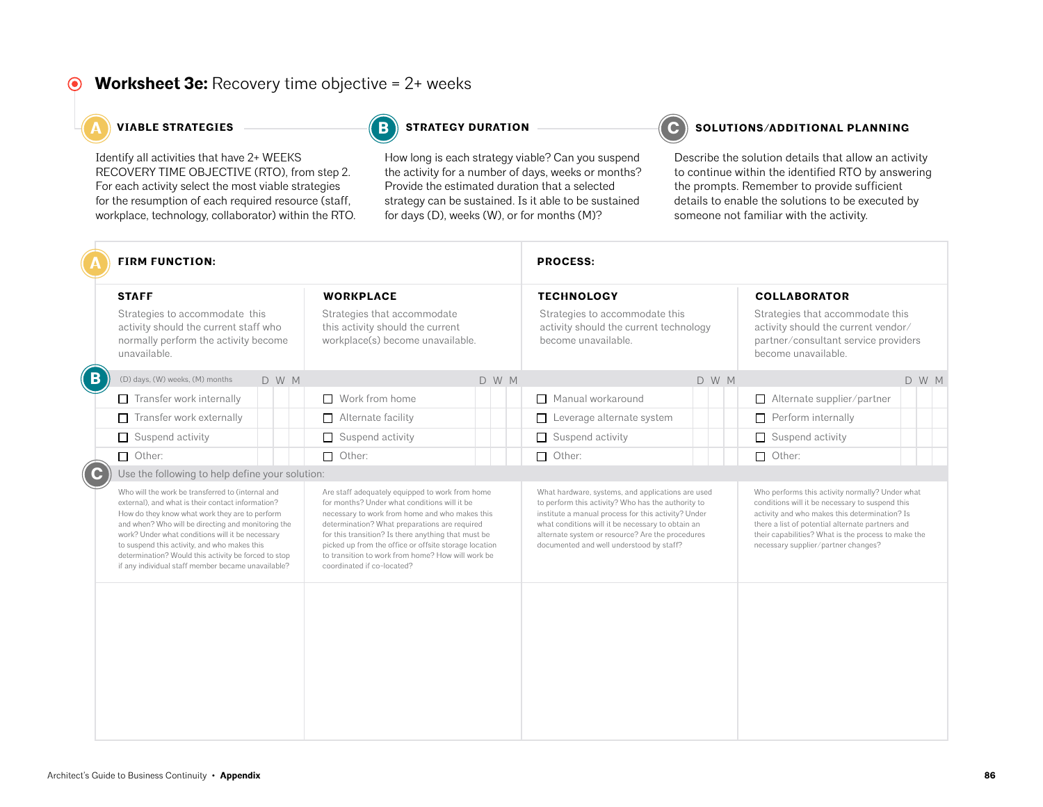## Worksheet 3e: Recovery time objective = 2+ weeks

### A VIABLE STRATEGIES

Identify all activities that have 2+ WEEKS RECOVERY TIME OBJECTIVE (RTO), from step 2. For each activity select the most viable strategies for the resumption of each required resource (staff, workplace, technology, collaborator) within the RTO.

### B STRATEGY DURATION

How long is each strategy viable? Can you suspend the activity for a number of days, weeks or months? Provide the estimated duration that a selected strategy can be sustained. Is it able to be sustained for days (D), weeks (W), or for months (M)?

### C SOLUTIONS/ADDITIONAL PLANNING

Describe the solution details that allow an activity to continue within the identified RTO by answering the prompts. Remember to provide sufficient details to enable the solutions to be executed by someone not familiar with the activity.

| **A FIRM FUNCTION:** | | | | | | | | | | | | | | | |
|---|---|---|---|---|---|---|---|---|---|---|---|---|---|---|---|
| **PROCESS:** | | | | | | | | | | | | | | | |
| **STAFF**<br>Strategies to accommodate this activity should the current staff who normally perform the activity become unavailable. | | | | **WORKPLACE**<br>Strategies that accommodate this activity should the current workplace(s) become unavailable. | | | | **TECHNOLOGY**<br>Strategies to accommodate this activity should the current technology become unavailable. | | | | **COLLABORATOR**<br>Strategies that accommodate this activity should the current vendor/partner/consultant service providers become unavailable. | | | |
| **B** (D) days, (W) weeks, (M) months | D | W | M | | D | W | M | | D | W | M | | D | W | M |
| ☐ Transfer work internally | | | | ☐ Work from home | | | | ☐ Manual workaround | | | | ☐ Alternate supplier/partner | | | |
| ☐ Transfer work externally | | | | ☐ Alternate facility | | | | ☐ Leverage alternate system | | | | ☐ Perform internally | | | |
| ☐ Suspend activity | | | | ☐ Suspend activity | | | | ☐ Suspend activity | | | | ☐ Suspend activity | | | |
| ☐ Other: | | | | ☐ Other: | | | | ☐ Other: | | | | ☐ Other: | | | |

**C** Use the following to help define your solution:

| STAFF | WORKPLACE | TECHNOLOGY | COLLABORATOR |
|---|---|---|---|
| Who will the work be transferred to (internal and external), and what is their contact information? How do they know what work they are to perform and when? Who will be directing and monitoring the work? Under what conditions will it be necessary to suspend this activity, and who makes this determination? Would this activity be forced to stop if any individual staff member became unavailable? | Are staff adequately equipped to work from home for months? Under what conditions will it be necessary to work from home and who makes this determination? What preparations are required for this transition? Is there anything that must be picked up from the office or offsite storage location to transition to work from home? How will work be coordinated if co-located? | What hardware, systems, and applications are used to perform this activity? Who has the authority to institute a manual process for this activity? Under what conditions will it be necessary to obtain an alternate system or resource? Are the procedures documented and well understood by staff? | Who performs this activity normally? Under what conditions will it be necessary to suspend this activity and who makes this determination? Is there a list of potential alternate partners and their capabilities? What is the process to make the necessary supplier/partner changes? |
| | | | |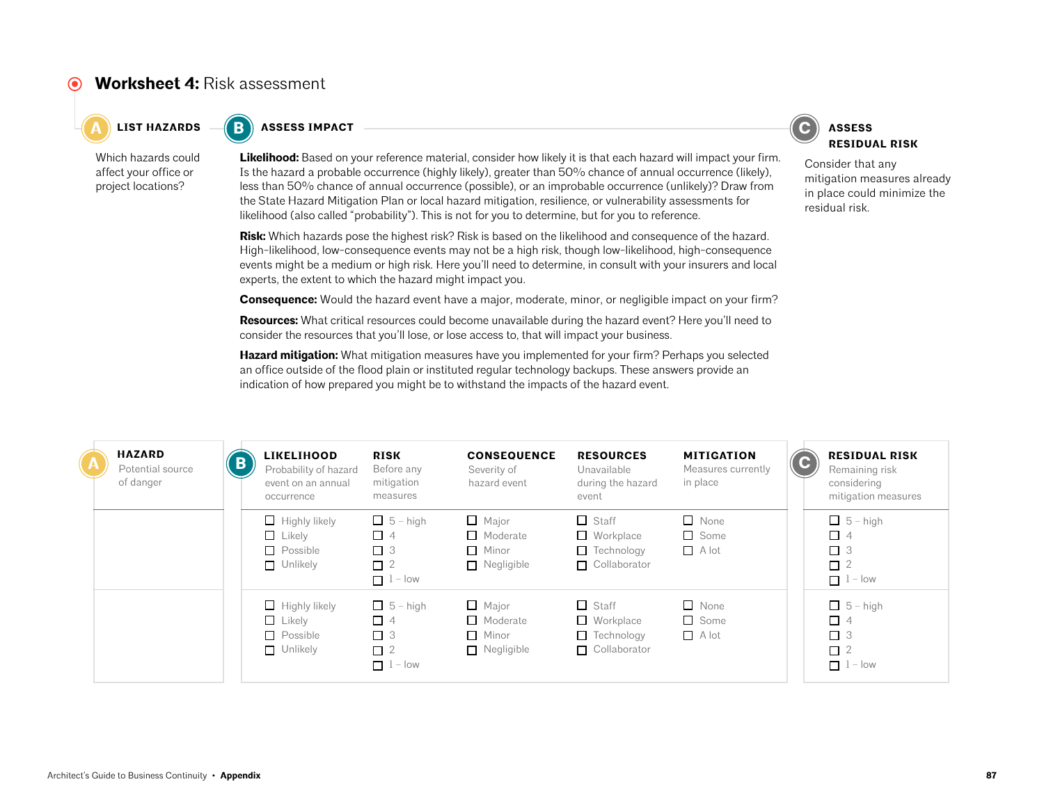# Worksheet 4: Risk assessment

## A LIST HAZARDS

Which hazards could affect your office or project locations?

## B ASSESS IMPACT

**Likelihood:** Based on your reference material, consider how likely it is that each hazard will impact your firm. Is the hazard a probable occurrence (highly likely), greater than 50% chance of annual occurrence (likely), less than 50% chance of annual occurrence (possible), or an improbable occurrence (unlikely)? Draw from the State Hazard Mitigation Plan or local hazard mitigation, resilience, or vulnerability assessments for likelihood (also called "probability"). This is not for you to determine, but for you to reference.

**Risk:** Which hazards pose the highest risk? Risk is based on the likelihood and consequence of the hazard. High-likelihood, low-consequence events may not be a high risk, though low-likelihood, high-consequence events might be a medium or high risk. Here you'll need to determine, in consult with your insurers and local experts, the extent to which the hazard might impact you.

**Consequence:** Would the hazard event have a major, moderate, minor, or negligible impact on your firm?

**Resources:** What critical resources could become unavailable during the hazard event? Here you'll need to consider the resources that you'll lose, or lose access to, that will impact your business.

**Hazard mitigation:** What mitigation measures have you implemented for your firm? Perhaps you selected an office outside of the flood plain or instituted regular technology backups. These answers provide an indication of how prepared you might be to withstand the impacts of the hazard event.

## C ASSESS RESIDUAL RISK

Consider that any mitigation measures already in place could minimize the residual risk.

| A: HAZARD<br>Potential source of danger | B: LIKELIHOOD<br>Probability of hazard event on an annual occurrence | RISK<br>Before any mitigation measures | CONSEQUENCE<br>Severity of hazard event | RESOURCES<br>Unavailable during the hazard event | MITIGATION<br>Measures currently in place | C: RESIDUAL RISK<br>Remaining risk considering mitigation measures |
|---|---|---|---|---|---|---|
| | ☐ Highly likely<br>☐ Likely<br>☐ Possible<br>☐ Unlikely | ☐ 5 – high<br>☐ 4<br>☐ 3<br>☐ 2<br>☐ 1 – low | ☐ Major<br>☐ Moderate<br>☐ Minor<br>☐ Negligible | ☐ Staff<br>☐ Workplace<br>☐ Technology<br>☐ Collaborator | ☐ None<br>☐ Some<br>☐ A lot | ☐ 5 – high<br>☐ 4<br>☐ 3<br>☐ 2<br>☐ 1 – low |
| | ☐ Highly likely<br>☐ Likely<br>☐ Possible<br>☐ Unlikely | ☐ 5 – high<br>☐ 4<br>☐ 3<br>☐ 2<br>☐ 1 – low | ☐ Major<br>☐ Moderate<br>☐ Minor<br>☐ Negligible | ☐ Staff<br>☐ Workplace<br>☐ Technology<br>☐ Collaborator | ☐ None<br>☐ Some<br>☐ A lot | ☐ 5 – high<br>☐ 4<br>☐ 3<br>☐ 2<br>☐ 1 – low |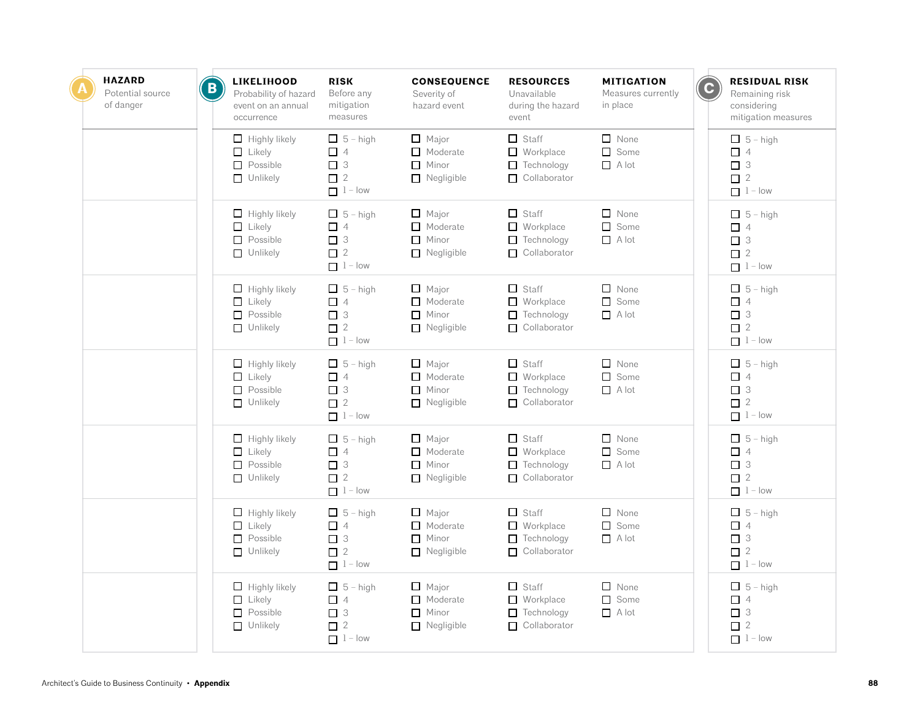| **A** **HAZARD** Potential source of danger | **B** **LIKELIHOOD** Probability of hazard event on an annual occurrence | **RISK** Before any mitigation measures | **CONSEQUENCE** Severity of hazard event | **RESOURCES** Unavailable during the hazard event | **MITIGATION** Measures currently in place | **C** **RESIDUAL RISK** Remaining risk considering mitigation measures |
|---|---|---|---|---|---|---|
| | ☐ Highly likely<br>☐ Likely<br>☐ Possible<br>☐ Unlikely | ☐ 5 – high<br>☐ 4<br>☐ 3<br>☐ 2<br>☐ 1 – low | ☐ Major<br>☐ Moderate<br>☐ Minor<br>☐ Negligible | ☐ Staff<br>☐ Workplace<br>☐ Technology<br>☐ Collaborator | ☐ None<br>☐ Some<br>☐ A lot | ☐ 5 – high<br>☐ 4<br>☐ 3<br>☐ 2<br>☐ 1 – low |
| | ☐ Highly likely<br>☐ Likely<br>☐ Possible<br>☐ Unlikely | ☐ 5 – high<br>☐ 4<br>☐ 3<br>☐ 2<br>☐ 1 – low | ☐ Major<br>☐ Moderate<br>☐ Minor<br>☐ Negligible | ☐ Staff<br>☐ Workplace<br>☐ Technology<br>☐ Collaborator | ☐ None<br>☐ Some<br>☐ A lot | ☐ 5 – high<br>☐ 4<br>☐ 3<br>☐ 2<br>☐ 1 – low |
| | ☐ Highly likely<br>☐ Likely<br>☐ Possible<br>☐ Unlikely | ☐ 5 – high<br>☐ 4<br>☐ 3<br>☐ 2<br>☐ 1 – low | ☐ Major<br>☐ Moderate<br>☐ Minor<br>☐ Negligible | ☐ Staff<br>☐ Workplace<br>☐ Technology<br>☐ Collaborator | ☐ None<br>☐ Some<br>☐ A lot | ☐ 5 – high<br>☐ 4<br>☐ 3<br>☐ 2<br>☐ 1 – low |
| | ☐ Highly likely<br>☐ Likely<br>☐ Possible<br>☐ Unlikely | ☐ 5 – high<br>☐ 4<br>☐ 3<br>☐ 2<br>☐ 1 – low | ☐ Major<br>☐ Moderate<br>☐ Minor<br>☐ Negligible | ☐ Staff<br>☐ Workplace<br>☐ Technology<br>☐ Collaborator | ☐ None<br>☐ Some<br>☐ A lot | ☐ 5 – high<br>☐ 4<br>☐ 3<br>☐ 2<br>☐ 1 – low |
| | ☐ Highly likely<br>☐ Likely<br>☐ Possible<br>☐ Unlikely | ☐ 5 – high<br>☐ 4<br>☐ 3<br>☐ 2<br>☐ 1 – low | ☐ Major<br>☐ Moderate<br>☐ Minor<br>☐ Negligible | ☐ Staff<br>☐ Workplace<br>☐ Technology<br>☐ Collaborator | ☐ None<br>☐ Some<br>☐ A lot | ☐ 5 – high<br>☐ 4<br>☐ 3<br>☐ 2<br>☐ 1 – low |
| | ☐ Highly likely<br>☐ Likely<br>☐ Possible<br>☐ Unlikely | ☐ 5 – high<br>☐ 4<br>☐ 3<br>☐ 2<br>☐ 1 – low | ☐ Major<br>☐ Moderate<br>☐ Minor<br>☐ Negligible | ☐ Staff<br>☐ Workplace<br>☐ Technology<br>☐ Collaborator | ☐ None<br>☐ Some<br>☐ A lot | ☐ 5 – high<br>☐ 4<br>☐ 3<br>☐ 2<br>☐ 1 – low |
| | ☐ Highly likely<br>☐ Likely<br>☐ Possible<br>☐ Unlikely | ☐ 5 – high<br>☐ 4<br>☐ 3<br>☐ 2<br>☐ 1 – low | ☐ Major<br>☐ Moderate<br>☐ Minor<br>☐ Negligible | ☐ Staff<br>☐ Workplace<br>☐ Technology<br>☐ Collaborator | ☐ None<br>☐ Some<br>☐ A lot | ☐ 5 – high<br>☐ 4<br>☐ 3<br>☐ 2<br>☐ 1 – low |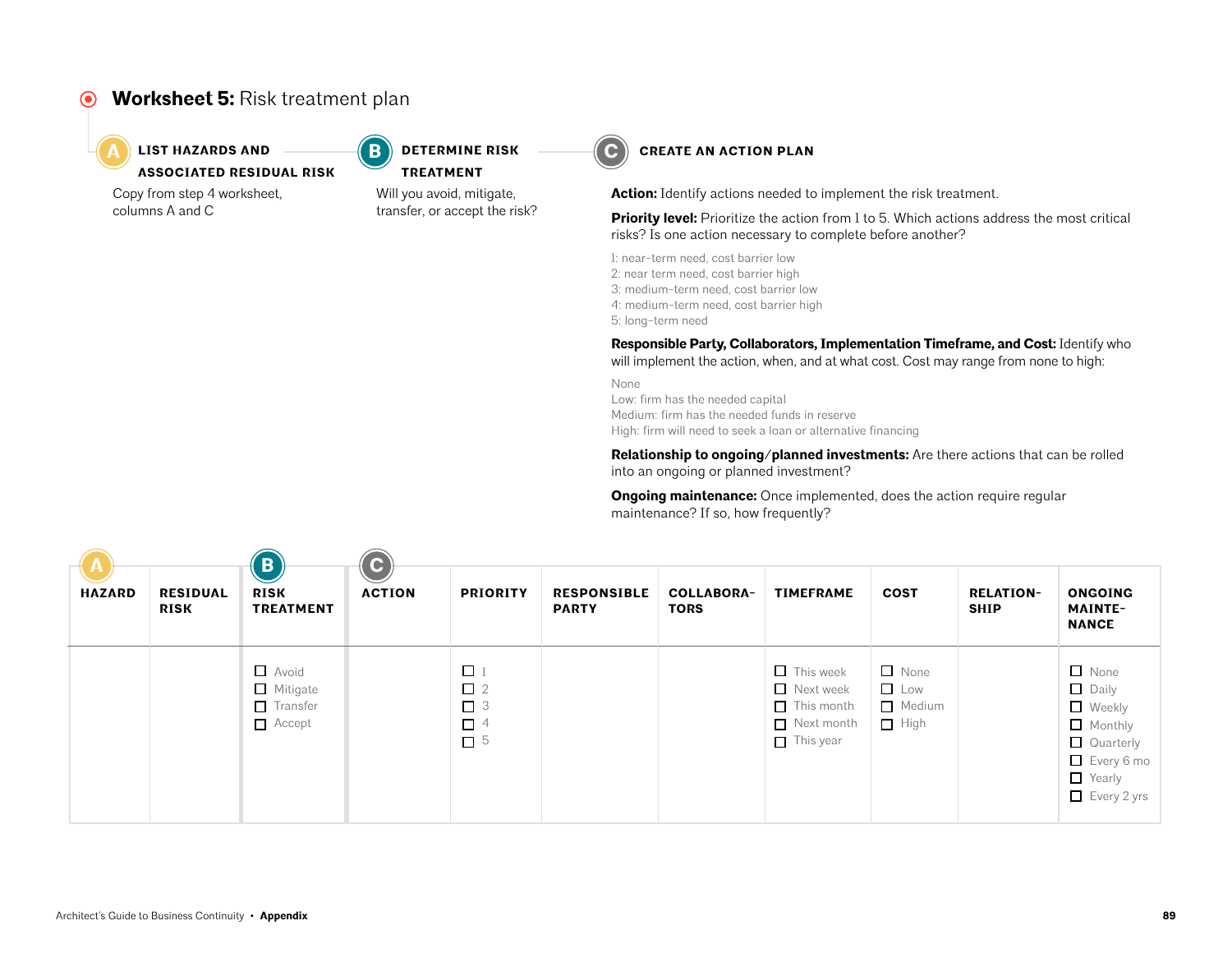# Worksheet 5: Risk treatment plan

**A — LIST HAZARDS AND ASSOCIATED RESIDUAL RISK**

Copy from step 4 worksheet, columns A and C

**B — DETERMINE RISK TREATMENT**

Will you avoid, mitigate, transfer, or accept the risk?

**C — CREATE AN ACTION PLAN**

**Action:** Identify actions needed to implement the risk treatment.

**Priority level:** Prioritize the action from 1 to 5. Which actions address the most critical risks? Is one action necessary to complete before another?

1: near-term need, cost barrier low
2: near term need, cost barrier high
3: medium-term need, cost barrier low
4: medium-term need, cost barrier high
5: long-term need

**Responsible Party, Collaborators, Implementation Timeframe, and Cost:** Identify who will implement the action, when, and at what cost. Cost may range from none to high:

None
Low: firm has the needed capital
Medium: firm has the needed funds in reserve
High: firm will need to seek a loan or alternative financing

**Relationship to ongoing/planned investments:** Are there actions that can be rolled into an ongoing or planned investment?

**Ongoing maintenance:** Once implemented, does the action require regular maintenance? If so, how frequently?

| A HAZARD | RESIDUAL RISK | B RISK TREATMENT | C ACTION | PRIORITY | RESPONSIBLE PARTY | COLLABORATORS | TIMEFRAME | COST | RELATIONSHIP | ONGOING MAINTENANCE |
|---|---|---|---|---|---|---|---|---|---|---|
| | | ☐ Avoid<br>☐ Mitigate<br>☐ Transfer<br>☐ Accept | | ☐ 1<br>☐ 2<br>☐ 3<br>☐ 4<br>☐ 5 | | | ☐ This week<br>☐ Next week<br>☐ This month<br>☐ Next month<br>☐ This year | ☐ None<br>☐ Low<br>☐ Medium<br>☐ High | | ☐ None<br>☐ Daily<br>☐ Weekly<br>☐ Monthly<br>☐ Quarterly<br>☐ Every 6 mo<br>☐ Yearly<br>☐ Every 2 yrs |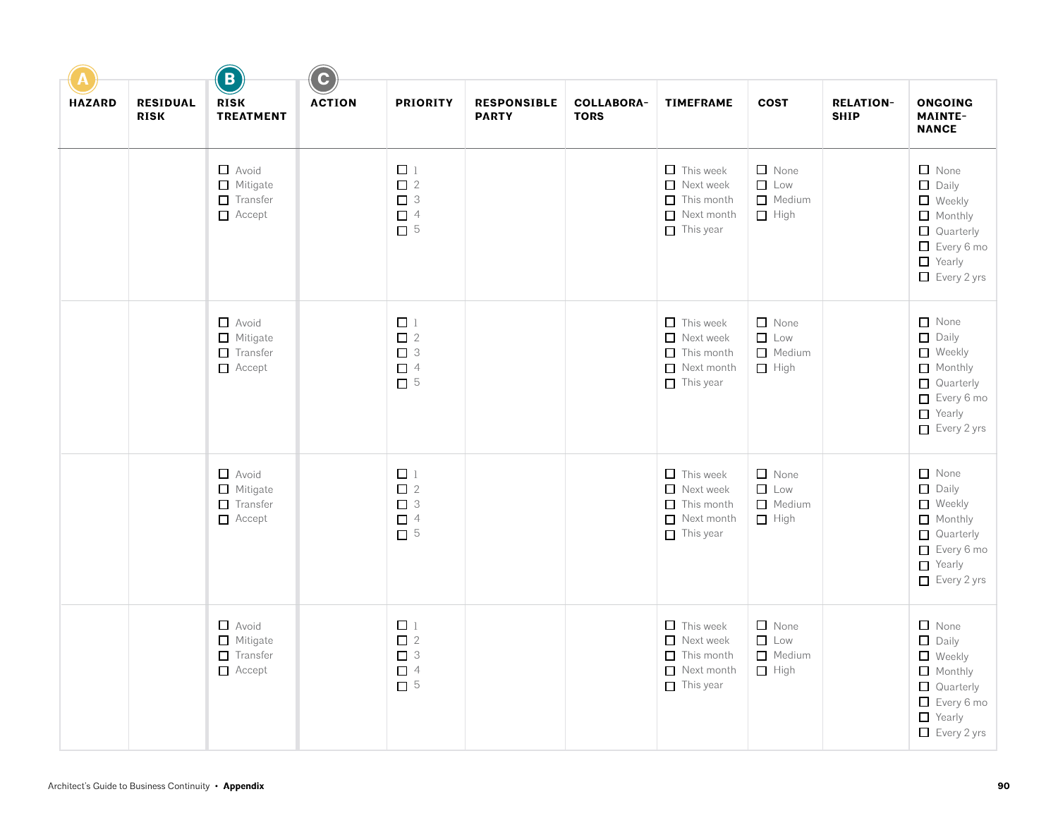| A HAZARD | RESIDUAL RISK | B RISK TREATMENT | C ACTION | PRIORITY | RESPONSIBLE PARTY | COLLABORATORS | TIMEFRAME | COST | RELATIONSHIP | ONGOING MAINTENANCE |
|---|---|---|---|---|---|---|---|---|---|---|
| | | ☐ Avoid<br>☐ Mitigate<br>☐ Transfer<br>☐ Accept | | ☐ 1<br>☐ 2<br>☐ 3<br>☐ 4<br>☐ 5 | | | ☐ This week<br>☐ Next week<br>☐ This month<br>☐ Next month<br>☐ This year | ☐ None<br>☐ Low<br>☐ Medium<br>☐ High | | ☐ None<br>☐ Daily<br>☐ Weekly<br>☐ Monthly<br>☐ Quarterly<br>☐ Every 6 mo<br>☐ Yearly<br>☐ Every 2 yrs |
| | | ☐ Avoid<br>☐ Mitigate<br>☐ Transfer<br>☐ Accept | | ☐ 1<br>☐ 2<br>☐ 3<br>☐ 4<br>☐ 5 | | | ☐ This week<br>☐ Next week<br>☐ This month<br>☐ Next month<br>☐ This year | ☐ None<br>☐ Low<br>☐ Medium<br>☐ High | | ☐ None<br>☐ Daily<br>☐ Weekly<br>☐ Monthly<br>☐ Quarterly<br>☐ Every 6 mo<br>☐ Yearly<br>☐ Every 2 yrs |
| | | ☐ Avoid<br>☐ Mitigate<br>☐ Transfer<br>☐ Accept | | ☐ 1<br>☐ 2<br>☐ 3<br>☐ 4<br>☐ 5 | | | ☐ This week<br>☐ Next week<br>☐ This month<br>☐ Next month<br>☐ This year | ☐ None<br>☐ Low<br>☐ Medium<br>☐ High | | ☐ None<br>☐ Daily<br>☐ Weekly<br>☐ Monthly<br>☐ Quarterly<br>☐ Every 6 mo<br>☐ Yearly<br>☐ Every 2 yrs |
| | | ☐ Avoid<br>☐ Mitigate<br>☐ Transfer<br>☐ Accept | | ☐ 1<br>☐ 2<br>☐ 3<br>☐ 4<br>☐ 5 | | | ☐ This week<br>☐ Next week<br>☐ This month<br>☐ Next month<br>☐ This year | ☐ None<br>☐ Low<br>☐ Medium<br>☐ High | | ☐ None<br>☐ Daily<br>☐ Weekly<br>☐ Monthly<br>☐ Quarterly<br>☐ Every 6 mo<br>☐ Yearly<br>☐ Every 2 yrs |